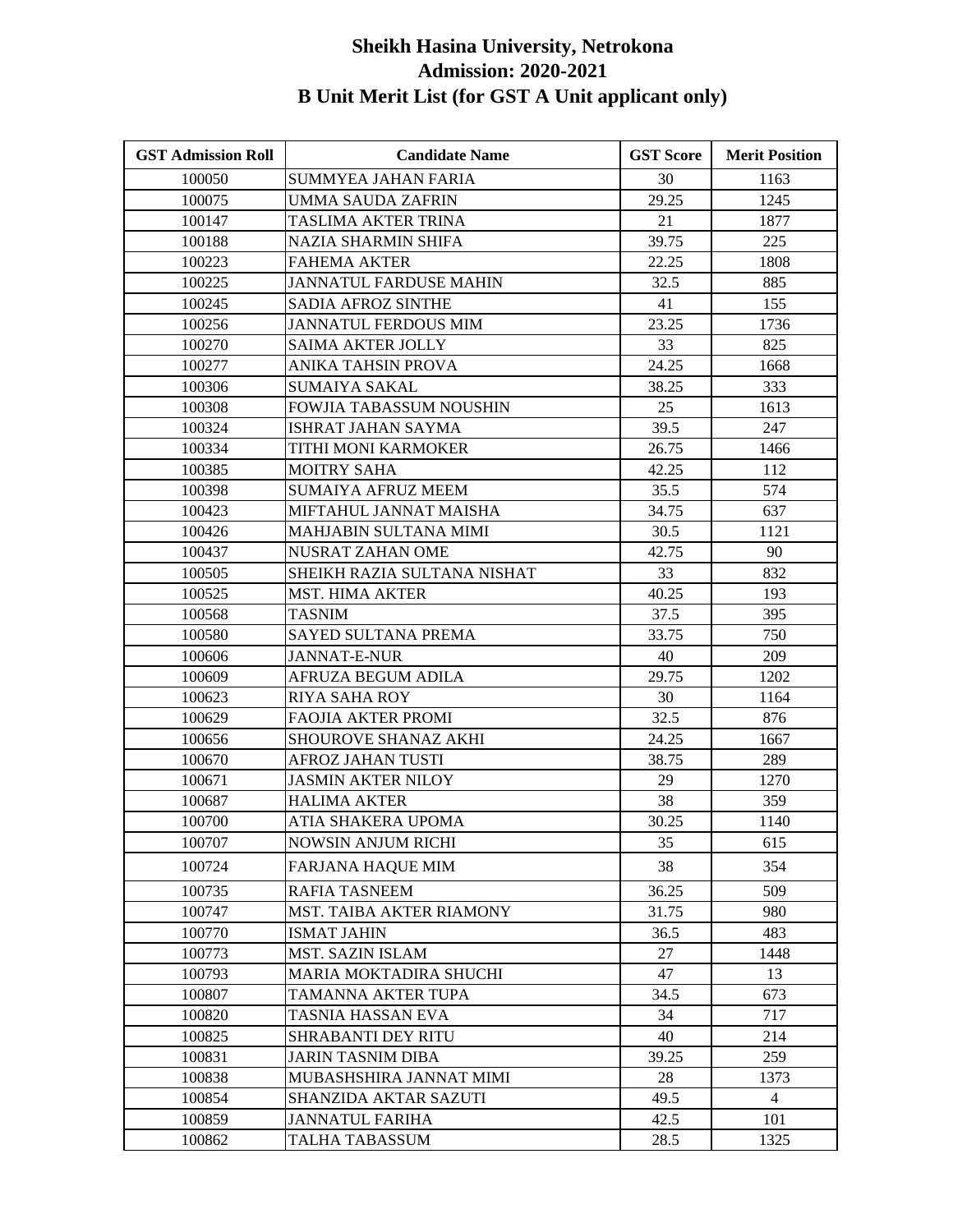# Sheikh Hasina University, Netrokona
## Admission: 2020-2021
## B Unit Merit List (for GST A Unit applicant only)

| GST Admission Roll | Candidate Name | GST Score | Merit Position |
|---|---|---|---|
| 100050 | SUMMYEA JAHAN FARIA | 30 | 1163 |
| 100075 | UMMA SAUDA ZAFRIN | 29.25 | 1245 |
| 100147 | TASLIMA AKTER TRINA | 21 | 1877 |
| 100188 | NAZIA SHARMIN SHIFA | 39.75 | 225 |
| 100223 | FAHEMA AKTER | 22.25 | 1808 |
| 100225 | JANNATUL FARDUSE MAHIN | 32.5 | 885 |
| 100245 | SADIA AFROZ SINTHE | 41 | 155 |
| 100256 | JANNATUL FERDOUS MIM | 23.25 | 1736 |
| 100270 | SAIMA AKTER JOLLY | 33 | 825 |
| 100277 | ANIKA TAHSIN PROVA | 24.25 | 1668 |
| 100306 | SUMAIYA SAKAL | 38.25 | 333 |
| 100308 | FOWJIA TABASSUM NOUSHIN | 25 | 1613 |
| 100324 | ISHRAT JAHAN SAYMA | 39.5 | 247 |
| 100334 | TITHI MONI KARMOKER | 26.75 | 1466 |
| 100385 | MOITRY SAHA | 42.25 | 112 |
| 100398 | SUMAIYA AFRUZ MEEM | 35.5 | 574 |
| 100423 | MIFTAHUL JANNAT MAISHA | 34.75 | 637 |
| 100426 | MAHJABIN SULTANA MIMI | 30.5 | 1121 |
| 100437 | NUSRAT ZAHAN OME | 42.75 | 90 |
| 100505 | SHEIKH RAZIA SULTANA NISHAT | 33 | 832 |
| 100525 | MST. HIMA AKTER | 40.25 | 193 |
| 100568 | TASNIM | 37.5 | 395 |
| 100580 | SAYED SULTANA PREMA | 33.75 | 750 |
| 100606 | JANNAT-E-NUR | 40 | 209 |
| 100609 | AFRUZA BEGUM ADILA | 29.75 | 1202 |
| 100623 | RIYA SAHA ROY | 30 | 1164 |
| 100629 | FAOJIA AKTER PROMI | 32.5 | 876 |
| 100656 | SHOUROVE SHANAZ AKHI | 24.25 | 1667 |
| 100670 | AFROZ JAHAN TUSTI | 38.75 | 289 |
| 100671 | JASMIN AKTER NILOY | 29 | 1270 |
| 100687 | HALIMA AKTER | 38 | 359 |
| 100700 | ATIA SHAKERA UPOMA | 30.25 | 1140 |
| 100707 | NOWSIN ANJUM RICHI | 35 | 615 |
| 100724 | FARJANA HAQUE MIM | 38 | 354 |
| 100735 | RAFIA TASNEEM | 36.25 | 509 |
| 100747 | MST. TAIBA AKTER RIAMONY | 31.75 | 980 |
| 100770 | ISMAT JAHIN | 36.5 | 483 |
| 100773 | MST. SAZIN ISLAM | 27 | 1448 |
| 100793 | MARIA MOKTADIRA SHUCHI | 47 | 13 |
| 100807 | TAMANNA AKTER TUPA | 34.5 | 673 |
| 100820 | TASNIA HASSAN EVA | 34 | 717 |
| 100825 | SHRABANTI DEY RITU | 40 | 214 |
| 100831 | JARIN TASNIM DIBA | 39.25 | 259 |
| 100838 | MUBASHSHIRA JANNAT MIMI | 28 | 1373 |
| 100854 | SHANZIDA AKTAR SAZUTI | 49.5 | 4 |
| 100859 | JANNATUL FARIHA | 42.5 | 101 |
| 100862 | TALHA TABASSUM | 28.5 | 1325 |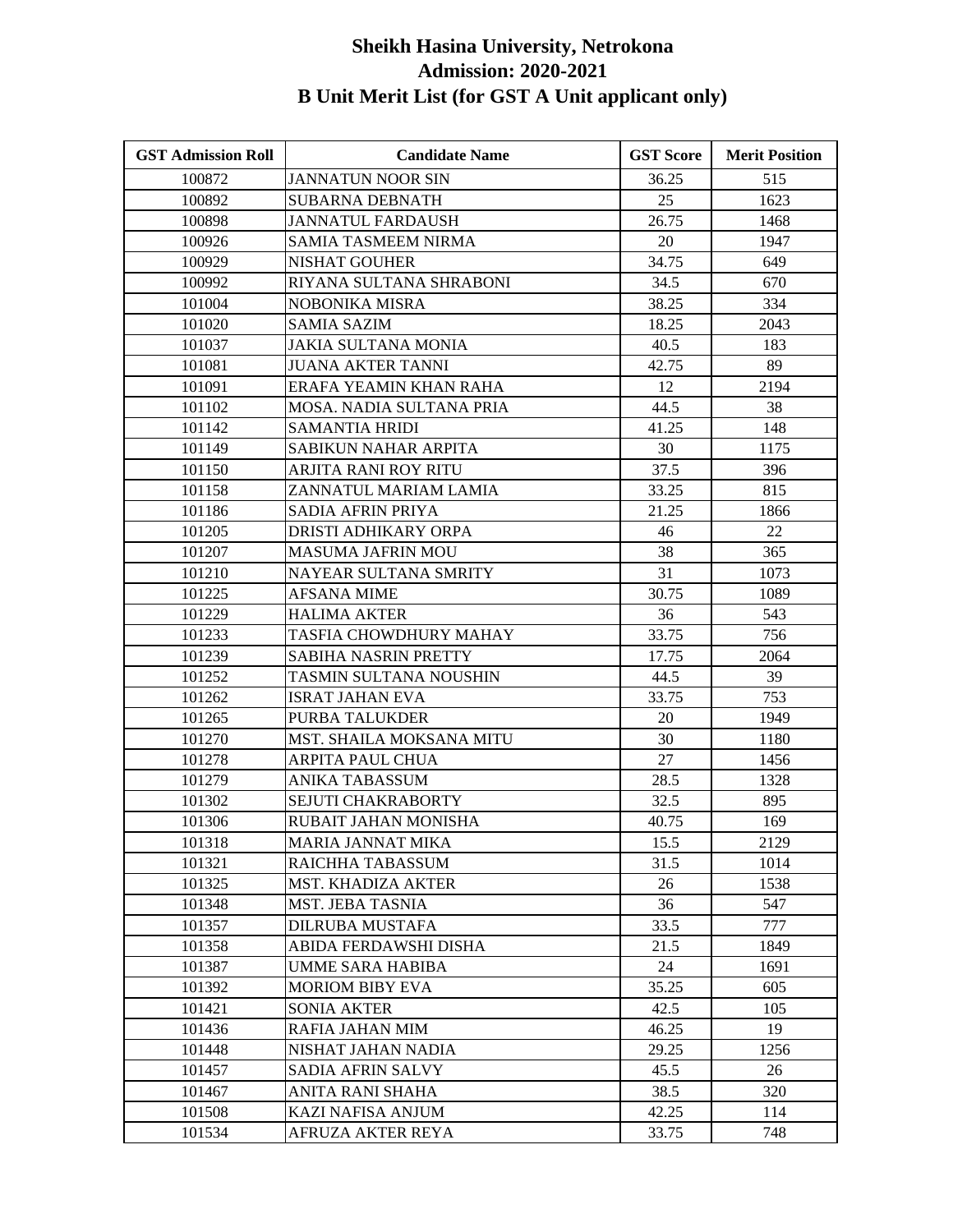# Sheikh Hasina University, Netrokona
## Admission: 2020-2021
## B Unit Merit List (for GST A Unit applicant only)

| GST Admission Roll | Candidate Name | GST Score | Merit Position |
|---|---|---|---|
| 100872 | JANNATUN NOOR SIN | 36.25 | 515 |
| 100892 | SUBARNA DEBNATH | 25 | 1623 |
| 100898 | JANNATUL FARDAUSH | 26.75 | 1468 |
| 100926 | SAMIA TASMEEM NIRMA | 20 | 1947 |
| 100929 | NISHAT GOUHER | 34.75 | 649 |
| 100992 | RIYANA SULTANA SHRABONI | 34.5 | 670 |
| 101004 | NOBONIKA MISRA | 38.25 | 334 |
| 101020 | SAMIA SAZIM | 18.25 | 2043 |
| 101037 | JAKIA SULTANA MONIA | 40.5 | 183 |
| 101081 | JUANA AKTER TANNI | 42.75 | 89 |
| 101091 | ERAFA YEAMIN KHAN RAHA | 12 | 2194 |
| 101102 | MOSA. NADIA SULTANA PRIA | 44.5 | 38 |
| 101142 | SAMANTIA HRIDI | 41.25 | 148 |
| 101149 | SABIKUN NAHAR ARPITA | 30 | 1175 |
| 101150 | ARJITA RANI ROY RITU | 37.5 | 396 |
| 101158 | ZANNATUL MARIAM LAMIA | 33.25 | 815 |
| 101186 | SADIA AFRIN PRIYA | 21.25 | 1866 |
| 101205 | DRISTI ADHIKARY ORPA | 46 | 22 |
| 101207 | MASUMA JAFRIN MOU | 38 | 365 |
| 101210 | NAYEAR SULTANA SMRITY | 31 | 1073 |
| 101225 | AFSANA MIME | 30.75 | 1089 |
| 101229 | HALIMA AKTER | 36 | 543 |
| 101233 | TASFIA CHOWDHURY MAHAY | 33.75 | 756 |
| 101239 | SABIHA NASRIN PRETTY | 17.75 | 2064 |
| 101252 | TASMIN SULTANA NOUSHIN | 44.5 | 39 |
| 101262 | ISRAT JAHAN EVA | 33.75 | 753 |
| 101265 | PURBA TALUKDER | 20 | 1949 |
| 101270 | MST. SHAILA MOKSANA MITU | 30 | 1180 |
| 101278 | ARPITA PAUL CHUA | 27 | 1456 |
| 101279 | ANIKA TABASSUM | 28.5 | 1328 |
| 101302 | SEJUTI CHAKRABORTY | 32.5 | 895 |
| 101306 | RUBAIT JAHAN MONISHA | 40.75 | 169 |
| 101318 | MARIA JANNAT MIKA | 15.5 | 2129 |
| 101321 | RAICHHA TABASSUM | 31.5 | 1014 |
| 101325 | MST. KHADIZA AKTER | 26 | 1538 |
| 101348 | MST. JEBA TASNIA | 36 | 547 |
| 101357 | DILRUBA MUSTAFA | 33.5 | 777 |
| 101358 | ABIDA FERDAWSHI DISHA | 21.5 | 1849 |
| 101387 | UMME SARA HABIBA | 24 | 1691 |
| 101392 | MORIOM BIBY EVA | 35.25 | 605 |
| 101421 | SONIA AKTER | 42.5 | 105 |
| 101436 | RAFIA JAHAN MIM | 46.25 | 19 |
| 101448 | NISHAT JAHAN NADIA | 29.25 | 1256 |
| 101457 | SADIA AFRIN SALVY | 45.5 | 26 |
| 101467 | ANITA RANI SHAHA | 38.5 | 320 |
| 101508 | KAZI NAFISA ANJUM | 42.25 | 114 |
| 101534 | AFRUZA AKTER REYA | 33.75 | 748 |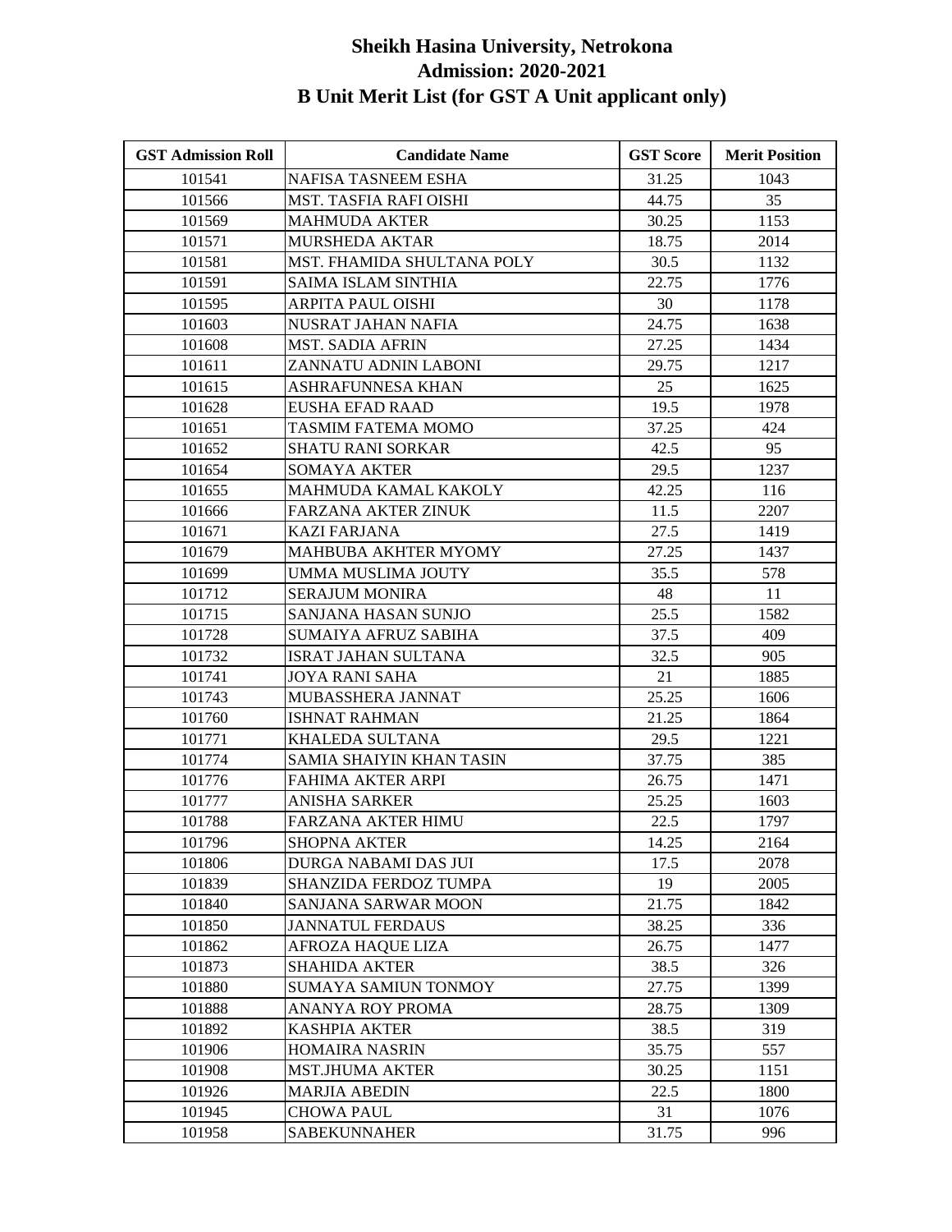# Sheikh Hasina University, Netrokona
## Admission: 2020-2021
## B Unit Merit List (for GST A Unit applicant only)

| GST Admission Roll | Candidate Name | GST Score | Merit Position |
|---|---|---|---|
| 101541 | NAFISA TASNEEM ESHA | 31.25 | 1043 |
| 101566 | MST. TASFIA RAFI OISHI | 44.75 | 35 |
| 101569 | MAHMUDA AKTER | 30.25 | 1153 |
| 101571 | MURSHEDA AKTAR | 18.75 | 2014 |
| 101581 | MST. FHAMIDA SHULTANA POLY | 30.5 | 1132 |
| 101591 | SAIMA ISLAM SINTHIA | 22.75 | 1776 |
| 101595 | ARPITA PAUL OISHI | 30 | 1178 |
| 101603 | NUSRAT JAHAN NAFIA | 24.75 | 1638 |
| 101608 | MST. SADIA AFRIN | 27.25 | 1434 |
| 101611 | ZANNATU ADNIN LABONI | 29.75 | 1217 |
| 101615 | ASHRAFUNNESA KHAN | 25 | 1625 |
| 101628 | EUSHA EFAD RAAD | 19.5 | 1978 |
| 101651 | TASMIM FATEMA MOMO | 37.25 | 424 |
| 101652 | SHATU RANI SORKAR | 42.5 | 95 |
| 101654 | SOMAYA AKTER | 29.5 | 1237 |
| 101655 | MAHMUDA KAMAL KAKOLY | 42.25 | 116 |
| 101666 | FARZANA AKTER ZINUK | 11.5 | 2207 |
| 101671 | KAZI FARJANA | 27.5 | 1419 |
| 101679 | MAHBUBA AKHTER MYOMY | 27.25 | 1437 |
| 101699 | UMMA MUSLIMA JOUTY | 35.5 | 578 |
| 101712 | SERAJUM MONIRA | 48 | 11 |
| 101715 | SANJANA HASAN SUNJO | 25.5 | 1582 |
| 101728 | SUMAIYA AFRUZ SABIHA | 37.5 | 409 |
| 101732 | ISRAT JAHAN SULTANA | 32.5 | 905 |
| 101741 | JOYA RANI SAHA | 21 | 1885 |
| 101743 | MUBASSHERA JANNAT | 25.25 | 1606 |
| 101760 | ISHNAT RAHMAN | 21.25 | 1864 |
| 101771 | KHALEDA SULTANA | 29.5 | 1221 |
| 101774 | SAMIA SHAIYIN KHAN TASIN | 37.75 | 385 |
| 101776 | FAHIMA AKTER ARPI | 26.75 | 1471 |
| 101777 | ANISHA SARKER | 25.25 | 1603 |
| 101788 | FARZANA AKTER HIMU | 22.5 | 1797 |
| 101796 | SHOPNA AKTER | 14.25 | 2164 |
| 101806 | DURGA NABAMI DAS JUI | 17.5 | 2078 |
| 101839 | SHANZIDA FERDOZ TUMPA | 19 | 2005 |
| 101840 | SANJANA SARWAR MOON | 21.75 | 1842 |
| 101850 | JANNATUL FERDAUS | 38.25 | 336 |
| 101862 | AFROZA HAQUE LIZA | 26.75 | 1477 |
| 101873 | SHAHIDA AKTER | 38.5 | 326 |
| 101880 | SUMAYA SAMIUN TONMOY | 27.75 | 1399 |
| 101888 | ANANYA ROY PROMA | 28.75 | 1309 |
| 101892 | KASHPIA AKTER | 38.5 | 319 |
| 101906 | HOMAIRA NASRIN | 35.75 | 557 |
| 101908 | MST.JHUMA AKTER | 30.25 | 1151 |
| 101926 | MARJIA ABEDIN | 22.5 | 1800 |
| 101945 | CHOWA PAUL | 31 | 1076 |
| 101958 | SABEKUNNAHER | 31.75 | 996 |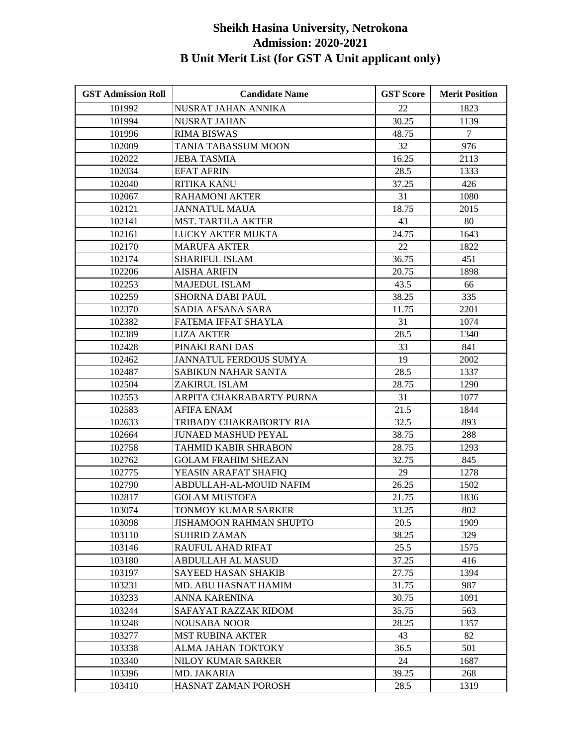# Sheikh Hasina University, Netrokona
## Admission: 2020-2021
## B Unit Merit List (for GST A Unit applicant only)

| GST Admission Roll | Candidate Name | GST Score | Merit Position |
|---|---|---|---|
| 101992 | NUSRAT JAHAN ANNIKA | 22 | 1823 |
| 101994 | NUSRAT JAHAN | 30.25 | 1139 |
| 101996 | RIMA BISWAS | 48.75 | 7 |
| 102009 | TANIA TABASSUM MOON | 32 | 976 |
| 102022 | JEBA TASMIA | 16.25 | 2113 |
| 102034 | EFAT AFRIN | 28.5 | 1333 |
| 102040 | RITIKA KANU | 37.25 | 426 |
| 102067 | RAHAMONI AKTER | 31 | 1080 |
| 102121 | JANNATUL MAUA | 18.75 | 2015 |
| 102141 | MST. TARTILA AKTER | 43 | 80 |
| 102161 | LUCKY AKTER MUKTA | 24.75 | 1643 |
| 102170 | MARUFA AKTER | 22 | 1822 |
| 102174 | SHARIFUL ISLAM | 36.75 | 451 |
| 102206 | AISHA ARIFIN | 20.75 | 1898 |
| 102253 | MAJEDUL ISLAM | 43.5 | 66 |
| 102259 | SHORNA DABI PAUL | 38.25 | 335 |
| 102370 | SADIA AFSANA SARA | 11.75 | 2201 |
| 102382 | FATEMA IFFAT SHAYLA | 31 | 1074 |
| 102389 | LIZA AKTER | 28.5 | 1340 |
| 102428 | PINAKI RANI DAS | 33 | 841 |
| 102462 | JANNATUL FERDOUS SUMYA | 19 | 2002 |
| 102487 | SABIKUN NAHAR SANTA | 28.5 | 1337 |
| 102504 | ZAKIRUL ISLAM | 28.75 | 1290 |
| 102553 | ARPITA CHAKRABARTY PURNA | 31 | 1077 |
| 102583 | AFIFA ENAM | 21.5 | 1844 |
| 102633 | TRIBADY CHAKRABORTY RIA | 32.5 | 893 |
| 102664 | JUNAED MASHUD PEYAL | 38.75 | 288 |
| 102758 | TAHMID KABIR SHRABON | 28.75 | 1293 |
| 102762 | GOLAM FRAHIM SHEZAN | 32.75 | 845 |
| 102775 | YEASIN ARAFAT SHAFIQ | 29 | 1278 |
| 102790 | ABDULLAH-AL-MOUID NAFIM | 26.25 | 1502 |
| 102817 | GOLAM MUSTOFA | 21.75 | 1836 |
| 103074 | TONMOY KUMAR SARKER | 33.25 | 802 |
| 103098 | JISHAMOON RAHMAN SHUPTO | 20.5 | 1909 |
| 103110 | SUHRID ZAMAN | 38.25 | 329 |
| 103146 | RAUFUL AHAD RIFAT | 25.5 | 1575 |
| 103180 | ABDULLAH AL MASUD | 37.25 | 416 |
| 103197 | SAYEED HASAN SHAKIB | 27.75 | 1394 |
| 103231 | MD. ABU HASNAT HAMIM | 31.75 | 987 |
| 103233 | ANNA KARENINA | 30.75 | 1091 |
| 103244 | SAFAYAT RAZZAK RIDOM | 35.75 | 563 |
| 103248 | NOUSABA NOOR | 28.25 | 1357 |
| 103277 | MST RUBINA AKTER | 43 | 82 |
| 103338 | ALMA JAHAN TOKTOKY | 36.5 | 501 |
| 103340 | NILOY KUMAR SARKER | 24 | 1687 |
| 103396 | MD. JAKARIA | 39.25 | 268 |
| 103410 | HASNAT ZAMAN POROSH | 28.5 | 1319 |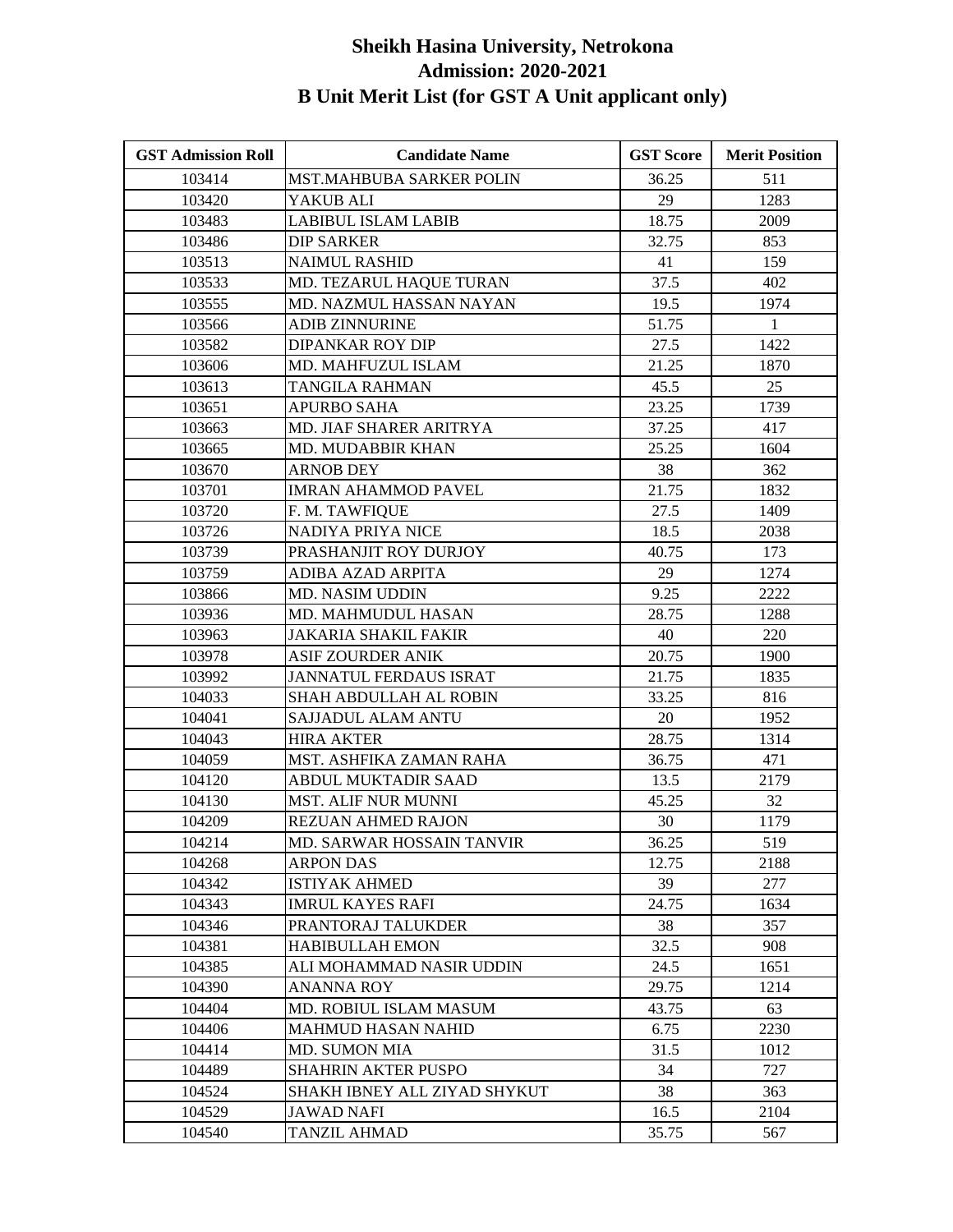# Sheikh Hasina University, Netrokona
## Admission: 2020-2021
## B Unit Merit List (for GST A Unit applicant only)

| GST Admission Roll | Candidate Name | GST Score | Merit Position |
|---|---|---|---|
| 103414 | MST.MAHBUBA SARKER POLIN | 36.25 | 511 |
| 103420 | YAKUB ALI | 29 | 1283 |
| 103483 | LABIBUL ISLAM LABIB | 18.75 | 2009 |
| 103486 | DIP SARKER | 32.75 | 853 |
| 103513 | NAIMUL RASHID | 41 | 159 |
| 103533 | MD. TEZARUL HAQUE TURAN | 37.5 | 402 |
| 103555 | MD. NAZMUL HASSAN NAYAN | 19.5 | 1974 |
| 103566 | ADIB ZINNURINE | 51.75 | 1 |
| 103582 | DIPANKAR ROY DIP | 27.5 | 1422 |
| 103606 | MD. MAHFUZUL ISLAM | 21.25 | 1870 |
| 103613 | TANGILA RAHMAN | 45.5 | 25 |
| 103651 | APURBO SAHA | 23.25 | 1739 |
| 103663 | MD. JIAF SHARER ARITRYA | 37.25 | 417 |
| 103665 | MD. MUDABBIR KHAN | 25.25 | 1604 |
| 103670 | ARNOB DEY | 38 | 362 |
| 103701 | IMRAN AHAMMOD PAVEL | 21.75 | 1832 |
| 103720 | F. M. TAWFIQUE | 27.5 | 1409 |
| 103726 | NADIYA PRIYA NICE | 18.5 | 2038 |
| 103739 | PRASHANJIT ROY DURJOY | 40.75 | 173 |
| 103759 | ADIBA AZAD ARPITA | 29 | 1274 |
| 103866 | MD. NASIM UDDIN | 9.25 | 2222 |
| 103936 | MD. MAHMUDUL HASAN | 28.75 | 1288 |
| 103963 | JAKARIA SHAKIL FAKIR | 40 | 220 |
| 103978 | ASIF ZOURDER ANIK | 20.75 | 1900 |
| 103992 | JANNATUL FERDAUS ISRAT | 21.75 | 1835 |
| 104033 | SHAH ABDULLAH AL ROBIN | 33.25 | 816 |
| 104041 | SAJJADUL ALAM ANTU | 20 | 1952 |
| 104043 | HIRA AKTER | 28.75 | 1314 |
| 104059 | MST. ASHFIKA ZAMAN RAHA | 36.75 | 471 |
| 104120 | ABDUL MUKTADIR SAAD | 13.5 | 2179 |
| 104130 | MST. ALIF NUR MUNNI | 45.25 | 32 |
| 104209 | REZUAN AHMED RAJON | 30 | 1179 |
| 104214 | MD. SARWAR HOSSAIN TANVIR | 36.25 | 519 |
| 104268 | ARPON DAS | 12.75 | 2188 |
| 104342 | ISTIYAK AHMED | 39 | 277 |
| 104343 | IMRUL KAYES RAFI | 24.75 | 1634 |
| 104346 | PRANTORAJ TALUKDER | 38 | 357 |
| 104381 | HABIBULLAH EMON | 32.5 | 908 |
| 104385 | ALI MOHAMMAD NASIR UDDIN | 24.5 | 1651 |
| 104390 | ANANNA ROY | 29.75 | 1214 |
| 104404 | MD. ROBIUL ISLAM MASUM | 43.75 | 63 |
| 104406 | MAHMUD HASAN NAHID | 6.75 | 2230 |
| 104414 | MD. SUMON MIA | 31.5 | 1012 |
| 104489 | SHAHRIN AKTER PUSPO | 34 | 727 |
| 104524 | SHAKH IBNEY ALL ZIYAD SHYKUT | 38 | 363 |
| 104529 | JAWAD NAFI | 16.5 | 2104 |
| 104540 | TANZIL AHMAD | 35.75 | 567 |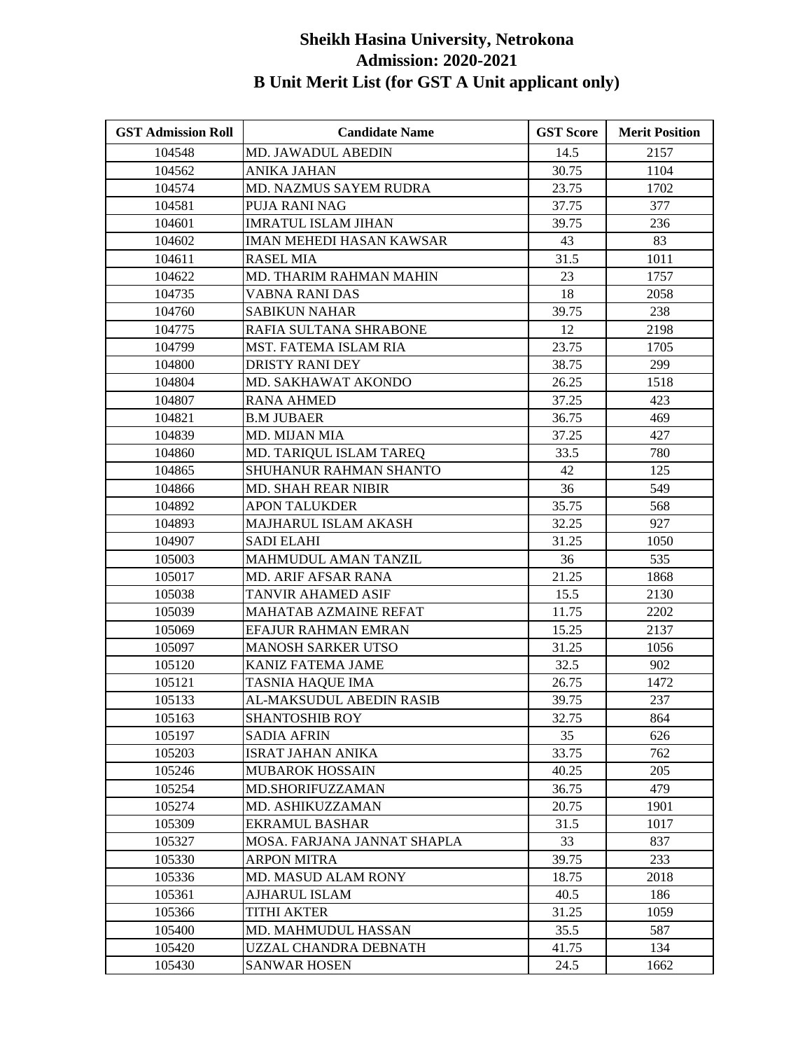# Sheikh Hasina University, Netrokona
## Admission: 2020-2021
## B Unit Merit List (for GST A Unit applicant only)

| GST Admission Roll | Candidate Name | GST Score | Merit Position |
|---|---|---|---|
| 104548 | MD. JAWADUL ABEDIN | 14.5 | 2157 |
| 104562 | ANIKA JAHAN | 30.75 | 1104 |
| 104574 | MD. NAZMUS SAYEM RUDRA | 23.75 | 1702 |
| 104581 | PUJA RANI NAG | 37.75 | 377 |
| 104601 | IMRATUL ISLAM JIHAN | 39.75 | 236 |
| 104602 | IMAN MEHEDI HASAN KAWSAR | 43 | 83 |
| 104611 | RASEL MIA | 31.5 | 1011 |
| 104622 | MD. THARIM RAHMAN MAHIN | 23 | 1757 |
| 104735 | VABNA RANI DAS | 18 | 2058 |
| 104760 | SABIKUN NAHAR | 39.75 | 238 |
| 104775 | RAFIA SULTANA SHRABONE | 12 | 2198 |
| 104799 | MST. FATEMA ISLAM RIA | 23.75 | 1705 |
| 104800 | DRISTY RANI DEY | 38.75 | 299 |
| 104804 | MD. SAKHAWAT AKONDO | 26.25 | 1518 |
| 104807 | RANA AHMED | 37.25 | 423 |
| 104821 | B.M JUBAER | 36.75 | 469 |
| 104839 | MD. MIJAN MIA | 37.25 | 427 |
| 104860 | MD. TARIQUL ISLAM TAREQ | 33.5 | 780 |
| 104865 | SHUHANUR RAHMAN SHANTO | 42 | 125 |
| 104866 | MD. SHAH REAR NIBIR | 36 | 549 |
| 104892 | APON TALUKDER | 35.75 | 568 |
| 104893 | MAJHARUL ISLAM AKASH | 32.25 | 927 |
| 104907 | SADI ELAHI | 31.25 | 1050 |
| 105003 | MAHMUDUL AMAN TANZIL | 36 | 535 |
| 105017 | MD. ARIF AFSAR RANA | 21.25 | 1868 |
| 105038 | TANVIR AHAMED ASIF | 15.5 | 2130 |
| 105039 | MAHATAB AZMAINE REFAT | 11.75 | 2202 |
| 105069 | EFAJUR RAHMAN EMRAN | 15.25 | 2137 |
| 105097 | MANOSH SARKER UTSO | 31.25 | 1056 |
| 105120 | KANIZ FATEMA JAME | 32.5 | 902 |
| 105121 | TASNIA HAQUE IMA | 26.75 | 1472 |
| 105133 | AL-MAKSUDUL ABEDIN RASIB | 39.75 | 237 |
| 105163 | SHANTOSHIB ROY | 32.75 | 864 |
| 105197 | SADIA AFRIN | 35 | 626 |
| 105203 | ISRAT JAHAN ANIKA | 33.75 | 762 |
| 105246 | MUBAROK HOSSAIN | 40.25 | 205 |
| 105254 | MD.SHORIFUZZAMAN | 36.75 | 479 |
| 105274 | MD. ASHIKUZZAMAN | 20.75 | 1901 |
| 105309 | EKRAMUL BASHAR | 31.5 | 1017 |
| 105327 | MOSA. FARJANA JANNAT SHAPLA | 33 | 837 |
| 105330 | ARPON MITRA | 39.75 | 233 |
| 105336 | MD. MASUD ALAM RONY | 18.75 | 2018 |
| 105361 | AJHARUL ISLAM | 40.5 | 186 |
| 105366 | TITHI AKTER | 31.25 | 1059 |
| 105400 | MD. MAHMUDUL HASSAN | 35.5 | 587 |
| 105420 | UZZAL CHANDRA DEBNATH | 41.75 | 134 |
| 105430 | SANWAR HOSEN | 24.5 | 1662 |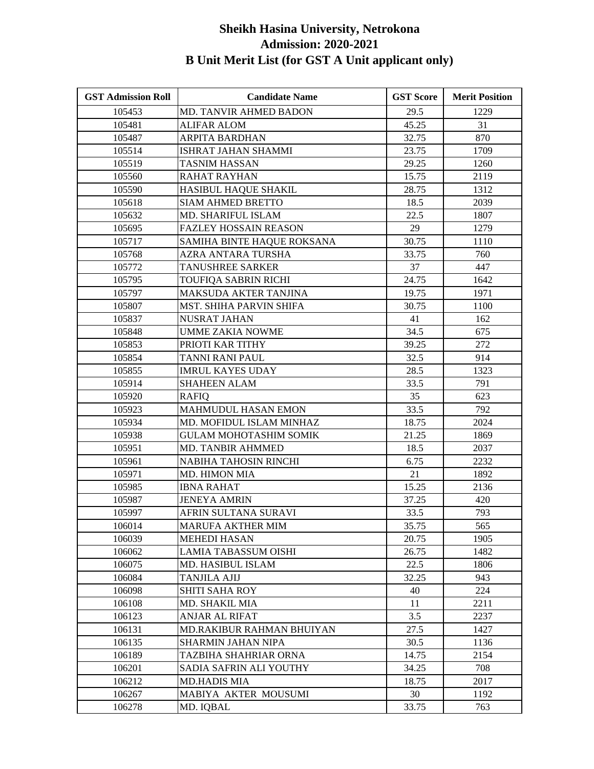# Sheikh Hasina University, Netrokona
## Admission: 2020-2021
## B Unit Merit List (for GST A Unit applicant only)

| GST Admission Roll | Candidate Name | GST Score | Merit Position |
|---|---|---|---|
| 105453 | MD. TANVIR AHMED BADON | 29.5 | 1229 |
| 105481 | ALIFAR ALOM | 45.25 | 31 |
| 105487 | ARPITA BARDHAN | 32.75 | 870 |
| 105514 | ISHRAT JAHAN SHAMMI | 23.75 | 1709 |
| 105519 | TASNIM HASSAN | 29.25 | 1260 |
| 105560 | RAHAT RAYHAN | 15.75 | 2119 |
| 105590 | HASIBUL HAQUE SHAKIL | 28.75 | 1312 |
| 105618 | SIAM AHMED BRETTO | 18.5 | 2039 |
| 105632 | MD. SHARIFUL ISLAM | 22.5 | 1807 |
| 105695 | FAZLEY HOSSAIN REASON | 29 | 1279 |
| 105717 | SAMIHA BINTE HAQUE ROKSANA | 30.75 | 1110 |
| 105768 | AZRA ANTARA TURSHA | 33.75 | 760 |
| 105772 | TANUSHREE SARKER | 37 | 447 |
| 105795 | TOUFIQA SABRIN RICHI | 24.75 | 1642 |
| 105797 | MAKSUDA AKTER TANJINA | 19.75 | 1971 |
| 105807 | MST. SHIHA PARVIN SHIFA | 30.75 | 1100 |
| 105837 | NUSRAT JAHAN | 41 | 162 |
| 105848 | UMME ZAKIA NOWME | 34.5 | 675 |
| 105853 | PRIOTI KAR TITHY | 39.25 | 272 |
| 105854 | TANNI RANI PAUL | 32.5 | 914 |
| 105855 | IMRUL KAYES UDAY | 28.5 | 1323 |
| 105914 | SHAHEEN ALAM | 33.5 | 791 |
| 105920 | RAFIQ | 35 | 623 |
| 105923 | MAHMUDUL HASAN EMON | 33.5 | 792 |
| 105934 | MD. MOFIDUL ISLAM MINHAZ | 18.75 | 2024 |
| 105938 | GULAM MOHOTASHIM SOMIK | 21.25 | 1869 |
| 105951 | MD. TANBIR AHMMED | 18.5 | 2037 |
| 105961 | NABIHA TAHOSIN RINCHI | 6.75 | 2232 |
| 105971 | MD. HIMON MIA | 21 | 1892 |
| 105985 | IBNA RAHAT | 15.25 | 2136 |
| 105987 | JENEYA AMRIN | 37.25 | 420 |
| 105997 | AFRIN SULTANA SURAVI | 33.5 | 793 |
| 106014 | MARUFA AKTHER MIM | 35.75 | 565 |
| 106039 | MEHEDI HASAN | 20.75 | 1905 |
| 106062 | LAMIA TABASSUM OISHI | 26.75 | 1482 |
| 106075 | MD. HASIBUL ISLAM | 22.5 | 1806 |
| 106084 | TANJILA AJIJ | 32.25 | 943 |
| 106098 | SHITI SAHA ROY | 40 | 224 |
| 106108 | MD. SHAKIL MIA | 11 | 2211 |
| 106123 | ANJAR AL RIFAT | 3.5 | 2237 |
| 106131 | MD.RAKIBUR RAHMAN BHUIYAN | 27.5 | 1427 |
| 106135 | SHARMIN JAHAN NIPA | 30.5 | 1136 |
| 106189 | TAZBIHA SHAHRIAR ORNA | 14.75 | 2154 |
| 106201 | SADIA SAFRIN ALI YOUTHY | 34.25 | 708 |
| 106212 | MD.HADIS MIA | 18.75 | 2017 |
| 106267 | MABIYA AKTER MOUSUMI | 30 | 1192 |
| 106278 | MD. IQBAL | 33.75 | 763 |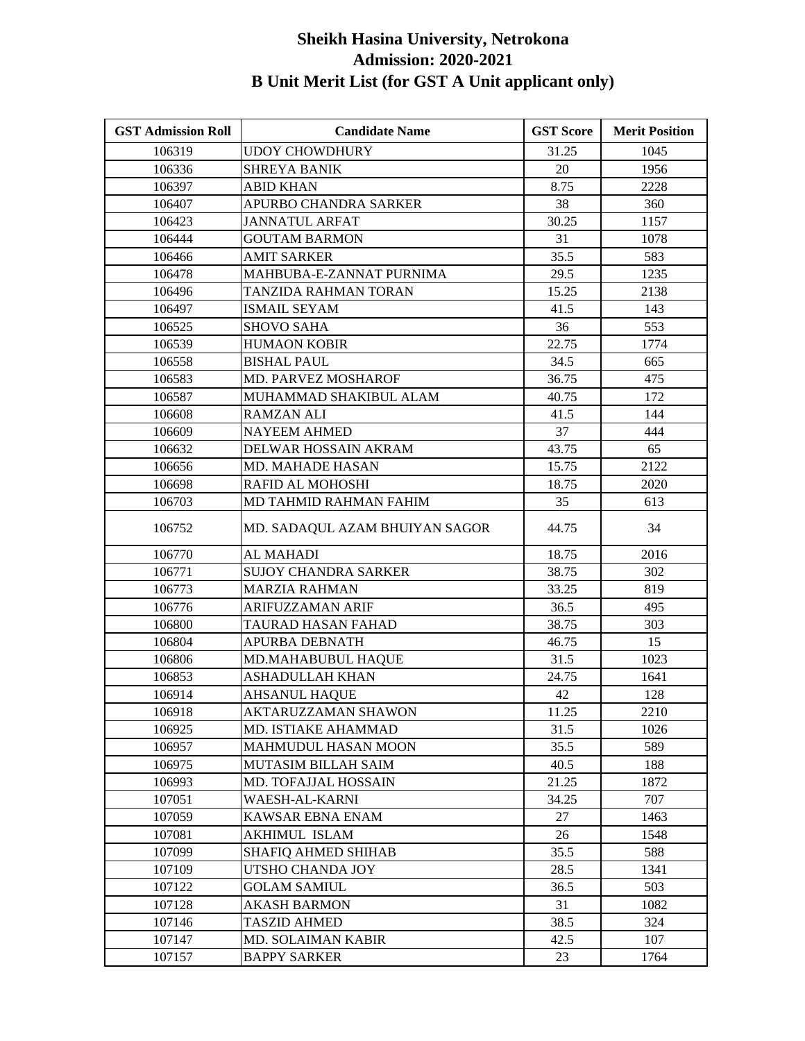# Sheikh Hasina University, Netrokona
## Admission: 2020-2021
## B Unit Merit List (for GST A Unit applicant only)

| GST Admission Roll | Candidate Name | GST Score | Merit Position |
|---|---|---|---|
| 106319 | UDOY CHOWDHURY | 31.25 | 1045 |
| 106336 | SHREYA BANIK | 20 | 1956 |
| 106397 | ABID KHAN | 8.75 | 2228 |
| 106407 | APURBO CHANDRA SARKER | 38 | 360 |
| 106423 | JANNATUL ARFAT | 30.25 | 1157 |
| 106444 | GOUTAM BARMON | 31 | 1078 |
| 106466 | AMIT SARKER | 35.5 | 583 |
| 106478 | MAHBUBA-E-ZANNAT PURNIMA | 29.5 | 1235 |
| 106496 | TANZIDA RAHMAN TORAN | 15.25 | 2138 |
| 106497 | ISMAIL SEYAM | 41.5 | 143 |
| 106525 | SHOVO SAHA | 36 | 553 |
| 106539 | HUMAON KOBIR | 22.75 | 1774 |
| 106558 | BISHAL PAUL | 34.5 | 665 |
| 106583 | MD. PARVEZ MOSHAROF | 36.75 | 475 |
| 106587 | MUHAMMAD SHAKIBUL ALAM | 40.75 | 172 |
| 106608 | RAMZAN ALI | 41.5 | 144 |
| 106609 | NAYEEM AHMED | 37 | 444 |
| 106632 | DELWAR HOSSAIN AKRAM | 43.75 | 65 |
| 106656 | MD. MAHADE HASAN | 15.75 | 2122 |
| 106698 | RAFID AL MOHOSHI | 18.75 | 2020 |
| 106703 | MD TAHMID RAHMAN FAHIM | 35 | 613 |
| 106752 | MD. SADAQUL AZAM BHUIYAN SAGOR | 44.75 | 34 |
| 106770 | AL MAHADI | 18.75 | 2016 |
| 106771 | SUJOY CHANDRA SARKER | 38.75 | 302 |
| 106773 | MARZIA RAHMAN | 33.25 | 819 |
| 106776 | ARIFUZZAMAN ARIF | 36.5 | 495 |
| 106800 | TAURAD HASAN FAHAD | 38.75 | 303 |
| 106804 | APURBA DEBNATH | 46.75 | 15 |
| 106806 | MD.MAHABUBUL HAQUE | 31.5 | 1023 |
| 106853 | ASHADULLAH KHAN | 24.75 | 1641 |
| 106914 | AHSANUL HAQUE | 42 | 128 |
| 106918 | AKTARUZZAMAN SHAWON | 11.25 | 2210 |
| 106925 | MD. ISTIAKE AHAMMAD | 31.5 | 1026 |
| 106957 | MAHMUDUL HASAN MOON | 35.5 | 589 |
| 106975 | MUTASIM BILLAH SAIM | 40.5 | 188 |
| 106993 | MD. TOFAJJAL HOSSAIN | 21.25 | 1872 |
| 107051 | WAESH-AL-KARNI | 34.25 | 707 |
| 107059 | KAWSAR EBNA ENAM | 27 | 1463 |
| 107081 | AKHIMUL ISLAM | 26 | 1548 |
| 107099 | SHAFIQ AHMED SHIHAB | 35.5 | 588 |
| 107109 | UTSHO CHANDA JOY | 28.5 | 1341 |
| 107122 | GOLAM SAMIUL | 36.5 | 503 |
| 107128 | AKASH BARMON | 31 | 1082 |
| 107146 | TASZID AHMED | 38.5 | 324 |
| 107147 | MD. SOLAIMAN KABIR | 42.5 | 107 |
| 107157 | BAPPY SARKER | 23 | 1764 |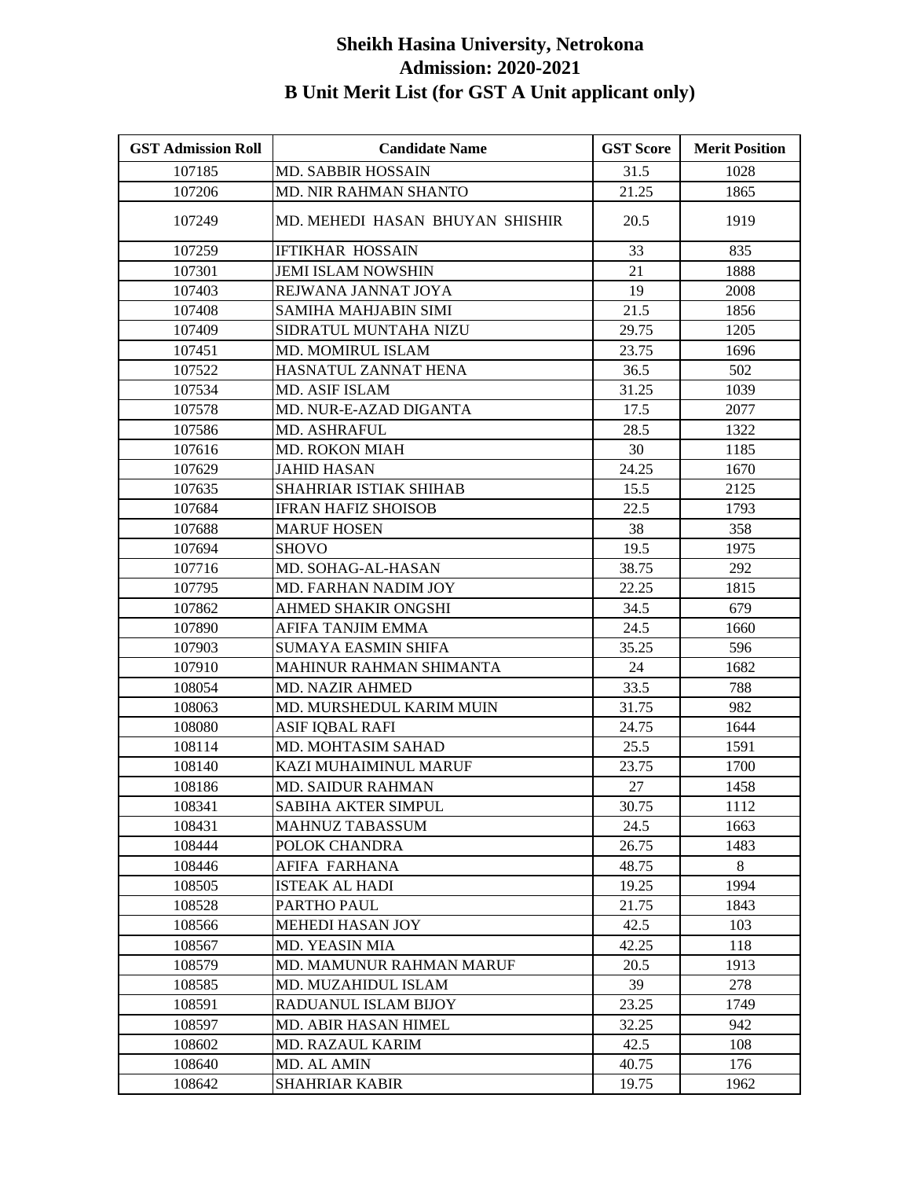# Sheikh Hasina University, Netrokona
## Admission: 2020-2021
## B Unit Merit List (for GST A Unit applicant only)

| GST Admission Roll | Candidate Name | GST Score | Merit Position |
|---|---|---|---|
| 107185 | MD. SABBIR HOSSAIN | 31.5 | 1028 |
| 107206 | MD. NIR RAHMAN SHANTO | 21.25 | 1865 |
| 107249 | MD. MEHEDI HASAN BHUYAN SHISHIR | 20.5 | 1919 |
| 107259 | IFTIKHAR HOSSAIN | 33 | 835 |
| 107301 | JEMI ISLAM NOWSHIN | 21 | 1888 |
| 107403 | REJWANA JANNAT JOYA | 19 | 2008 |
| 107408 | SAMIHA MAHJABIN SIMI | 21.5 | 1856 |
| 107409 | SIDRATUL MUNTAHA NIZU | 29.75 | 1205 |
| 107451 | MD. MOMIRUL ISLAM | 23.75 | 1696 |
| 107522 | HASNATUL ZANNAT HENA | 36.5 | 502 |
| 107534 | MD. ASIF ISLAM | 31.25 | 1039 |
| 107578 | MD. NUR-E-AZAD DIGANTA | 17.5 | 2077 |
| 107586 | MD. ASHRAFUL | 28.5 | 1322 |
| 107616 | MD. ROKON MIAH | 30 | 1185 |
| 107629 | JAHID HASAN | 24.25 | 1670 |
| 107635 | SHAHRIAR ISTIAK SHIHAB | 15.5 | 2125 |
| 107684 | IFRAN HAFIZ SHOISOB | 22.5 | 1793 |
| 107688 | MARUF HOSEN | 38 | 358 |
| 107694 | SHOVO | 19.5 | 1975 |
| 107716 | MD. SOHAG-AL-HASAN | 38.75 | 292 |
| 107795 | MD. FARHAN NADIM JOY | 22.25 | 1815 |
| 107862 | AHMED SHAKIR ONGSHI | 34.5 | 679 |
| 107890 | AFIFA TANJIM EMMA | 24.5 | 1660 |
| 107903 | SUMAYA EASMIN SHIFA | 35.25 | 596 |
| 107910 | MAHINUR RAHMAN SHIMANTA | 24 | 1682 |
| 108054 | MD. NAZIR AHMED | 33.5 | 788 |
| 108063 | MD. MURSHEDUL KARIM MUIN | 31.75 | 982 |
| 108080 | ASIF IQBAL RAFI | 24.75 | 1644 |
| 108114 | MD. MOHTASIM SAHAD | 25.5 | 1591 |
| 108140 | KAZI MUHAIMINUL MARUF | 23.75 | 1700 |
| 108186 | MD. SAIDUR RAHMAN | 27 | 1458 |
| 108341 | SABIHA AKTER SIMPUL | 30.75 | 1112 |
| 108431 | MAHNUZ TABASSUM | 24.5 | 1663 |
| 108444 | POLOK CHANDRA | 26.75 | 1483 |
| 108446 | AFIFA FARHANA | 48.75 | 8 |
| 108505 | ISTEAK AL HADI | 19.25 | 1994 |
| 108528 | PARTHO PAUL | 21.75 | 1843 |
| 108566 | MEHEDI HASAN JOY | 42.5 | 103 |
| 108567 | MD. YEASIN MIA | 42.25 | 118 |
| 108579 | MD. MAMUNUR RAHMAN MARUF | 20.5 | 1913 |
| 108585 | MD. MUZAHIDUL ISLAM | 39 | 278 |
| 108591 | RADUANUL ISLAM BIJOY | 23.25 | 1749 |
| 108597 | MD. ABIR HASAN HIMEL | 32.25 | 942 |
| 108602 | MD. RAZAUL KARIM | 42.5 | 108 |
| 108640 | MD. AL AMIN | 40.75 | 176 |
| 108642 | SHAHRIAR KABIR | 19.75 | 1962 |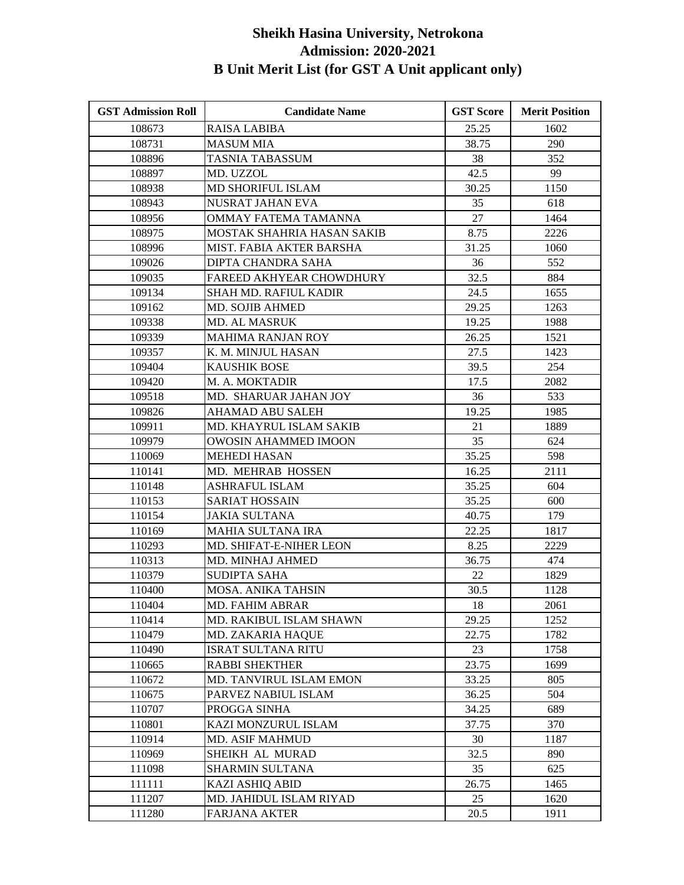# Sheikh Hasina University, Netrokona
## Admission: 2020-2021
## B Unit Merit List (for GST A Unit applicant only)

| GST Admission Roll | Candidate Name | GST Score | Merit Position |
|---|---|---|---|
| 108673 | RAISA LABIBA | 25.25 | 1602 |
| 108731 | MASUM MIA | 38.75 | 290 |
| 108896 | TASNIA TABASSUM | 38 | 352 |
| 108897 | MD. UZZOL | 42.5 | 99 |
| 108938 | MD SHORIFUL ISLAM | 30.25 | 1150 |
| 108943 | NUSRAT JAHAN EVA | 35 | 618 |
| 108956 | OMMAY FATEMA TAMANNA | 27 | 1464 |
| 108975 | MOSTAK SHAHRIA HASAN SAKIB | 8.75 | 2226 |
| 108996 | MIST. FABIA AKTER BARSHA | 31.25 | 1060 |
| 109026 | DIPTA CHANDRA SAHA | 36 | 552 |
| 109035 | FAREED AKHYEAR CHOWDHURY | 32.5 | 884 |
| 109134 | SHAH MD. RAFIUL KADIR | 24.5 | 1655 |
| 109162 | MD. SOJIB AHMED | 29.25 | 1263 |
| 109338 | MD. AL MASRUK | 19.25 | 1988 |
| 109339 | MAHIMA RANJAN ROY | 26.25 | 1521 |
| 109357 | K. M. MINJUL HASAN | 27.5 | 1423 |
| 109404 | KAUSHIK BOSE | 39.5 | 254 |
| 109420 | M. A. MOKTADIR | 17.5 | 2082 |
| 109518 | MD. SHARUAR JAHAN JOY | 36 | 533 |
| 109826 | AHAMAD ABU SALEH | 19.25 | 1985 |
| 109911 | MD. KHAYRUL ISLAM SAKIB | 21 | 1889 |
| 109979 | OWOSIN AHAMMED IMOON | 35 | 624 |
| 110069 | MEHEDI HASAN | 35.25 | 598 |
| 110141 | MD. MEHRAB HOSSEN | 16.25 | 2111 |
| 110148 | ASHRAFUL ISLAM | 35.25 | 604 |
| 110153 | SARIAT HOSSAIN | 35.25 | 600 |
| 110154 | JAKIA SULTANA | 40.75 | 179 |
| 110169 | MAHIA SULTANA IRA | 22.25 | 1817 |
| 110293 | MD. SHIFAT-E-NIHER LEON | 8.25 | 2229 |
| 110313 | MD. MINHAJ AHMED | 36.75 | 474 |
| 110379 | SUDIPTA SAHA | 22 | 1829 |
| 110400 | MOSA. ANIKA TAHSIN | 30.5 | 1128 |
| 110404 | MD. FAHIM ABRAR | 18 | 2061 |
| 110414 | MD. RAKIBUL ISLAM SHAWN | 29.25 | 1252 |
| 110479 | MD. ZAKARIA HAQUE | 22.75 | 1782 |
| 110490 | ISRAT SULTANA RITU | 23 | 1758 |
| 110665 | RABBI SHEKTHER | 23.75 | 1699 |
| 110672 | MD. TANVIRUL ISLAM EMON | 33.25 | 805 |
| 110675 | PARVEZ NABIUL ISLAM | 36.25 | 504 |
| 110707 | PROGGA SINHA | 34.25 | 689 |
| 110801 | KAZI MONZURUL ISLAM | 37.75 | 370 |
| 110914 | MD. ASIF MAHMUD | 30 | 1187 |
| 110969 | SHEIKH AL MURAD | 32.5 | 890 |
| 111098 | SHARMIN SULTANA | 35 | 625 |
| 111111 | KAZI ASHIQ ABID | 26.75 | 1465 |
| 111207 | MD. JAHIDUL ISLAM RIYAD | 25 | 1620 |
| 111280 | FARJANA AKTER | 20.5 | 1911 |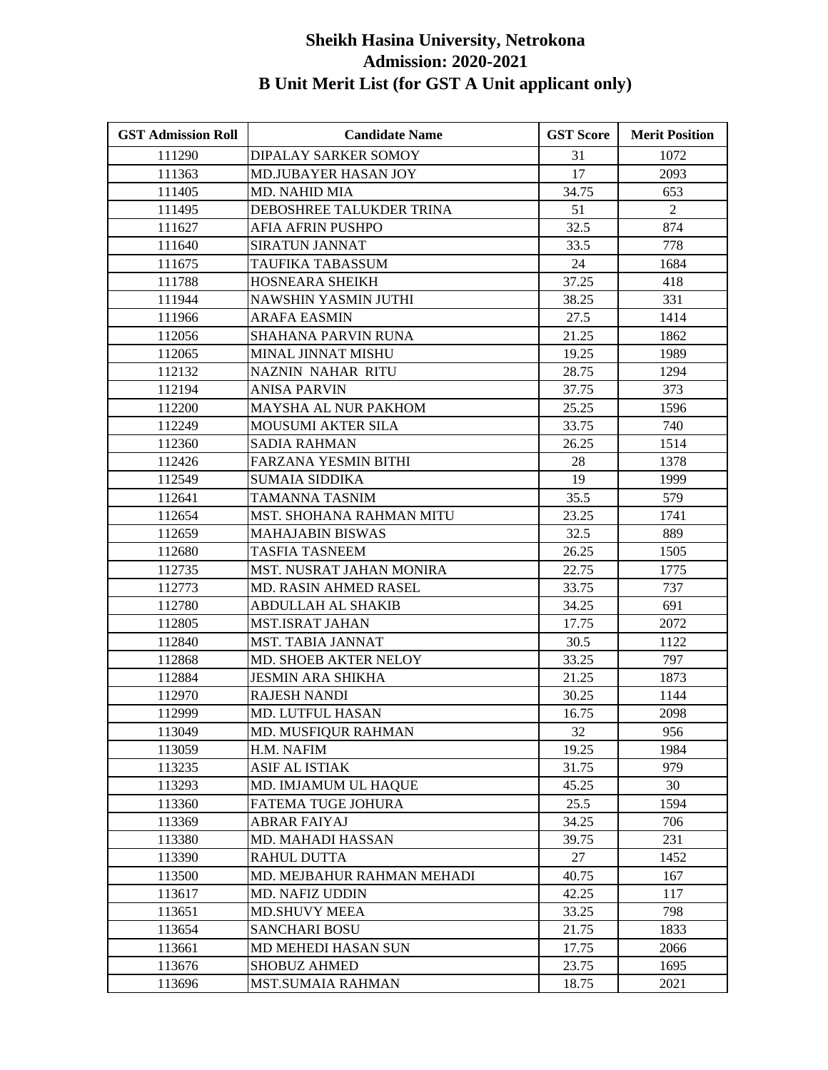# Sheikh Hasina University, Netrokona
## Admission: 2020-2021
## B Unit Merit List (for GST A Unit applicant only)

| GST Admission Roll | Candidate Name | GST Score | Merit Position |
|---|---|---|---|
| 111290 | DIPALAY SARKER SOMOY | 31 | 1072 |
| 111363 | MD.JUBAYER HASAN JOY | 17 | 2093 |
| 111405 | MD. NAHID MIA | 34.75 | 653 |
| 111495 | DEBOSHREE TALUKDER TRINA | 51 | 2 |
| 111627 | AFIA AFRIN PUSHPO | 32.5 | 874 |
| 111640 | SIRATUN JANNAT | 33.5 | 778 |
| 111675 | TAUFIKA TABASSUM | 24 | 1684 |
| 111788 | HOSNEARA SHEIKH | 37.25 | 418 |
| 111944 | NAWSHIN YASMIN JUTHI | 38.25 | 331 |
| 111966 | ARAFA EASMIN | 27.5 | 1414 |
| 112056 | SHAHANA PARVIN RUNA | 21.25 | 1862 |
| 112065 | MINAL JINNAT MISHU | 19.25 | 1989 |
| 112132 | NAZNIN NAHAR RITU | 28.75 | 1294 |
| 112194 | ANISA PARVIN | 37.75 | 373 |
| 112200 | MAYSHA AL NUR PAKHOM | 25.25 | 1596 |
| 112249 | MOUSUMI AKTER SILA | 33.75 | 740 |
| 112360 | SADIA RAHMAN | 26.25 | 1514 |
| 112426 | FARZANA YESMIN BITHI | 28 | 1378 |
| 112549 | SUMAIA SIDDIKA | 19 | 1999 |
| 112641 | TAMANNA TASNIM | 35.5 | 579 |
| 112654 | MST. SHOHANA RAHMAN MITU | 23.25 | 1741 |
| 112659 | MAHAJABIN BISWAS | 32.5 | 889 |
| 112680 | TASFIA TASNEEM | 26.25 | 1505 |
| 112735 | MST. NUSRAT JAHAN MONIRA | 22.75 | 1775 |
| 112773 | MD. RASIN AHMED RASEL | 33.75 | 737 |
| 112780 | ABDULLAH AL SHAKIB | 34.25 | 691 |
| 112805 | MST.ISRAT JAHAN | 17.75 | 2072 |
| 112840 | MST. TABIA JANNAT | 30.5 | 1122 |
| 112868 | MD. SHOEB AKTER NELOY | 33.25 | 797 |
| 112884 | JESMIN ARA SHIKHA | 21.25 | 1873 |
| 112970 | RAJESH NANDI | 30.25 | 1144 |
| 112999 | MD. LUTFUL HASAN | 16.75 | 2098 |
| 113049 | MD. MUSFIQUR RAHMAN | 32 | 956 |
| 113059 | H.M. NAFIM | 19.25 | 1984 |
| 113235 | ASIF AL ISTIAK | 31.75 | 979 |
| 113293 | MD. IMJAMUM UL HAQUE | 45.25 | 30 |
| 113360 | FATEMA TUGE JOHURA | 25.5 | 1594 |
| 113369 | ABRAR FAIYAJ | 34.25 | 706 |
| 113380 | MD. MAHADI HASSAN | 39.75 | 231 |
| 113390 | RAHUL DUTTA | 27 | 1452 |
| 113500 | MD. MEJBAHUR RAHMAN MEHADI | 40.75 | 167 |
| 113617 | MD. NAFIZ UDDIN | 42.25 | 117 |
| 113651 | MD.SHUVY MEEA | 33.25 | 798 |
| 113654 | SANCHARI BOSU | 21.75 | 1833 |
| 113661 | MD MEHEDI HASAN SUN | 17.75 | 2066 |
| 113676 | SHOBUZ AHMED | 23.75 | 1695 |
| 113696 | MST.SUMAIA RAHMAN | 18.75 | 2021 |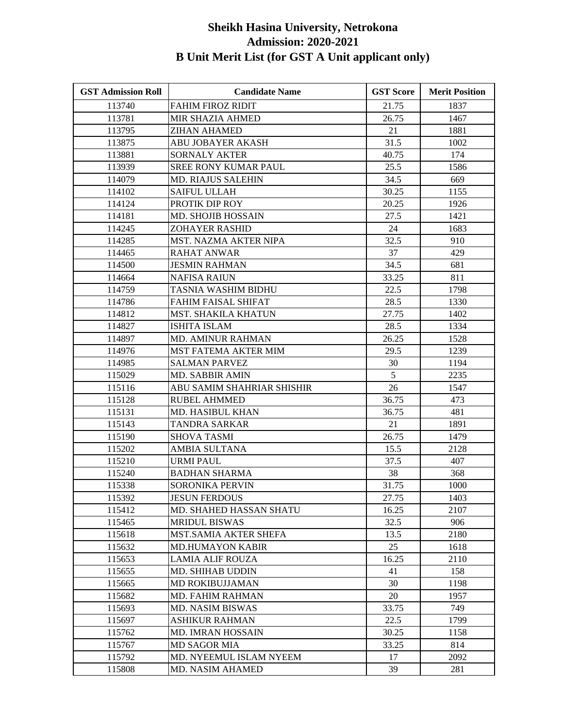# Sheikh Hasina University, Netrokona
## Admission: 2020-2021
## B Unit Merit List (for GST A Unit applicant only)

| GST Admission Roll | Candidate Name | GST Score | Merit Position |
|---|---|---|---|
| 113740 | FAHIM FIROZ RIDIT | 21.75 | 1837 |
| 113781 | MIR SHAZIA AHMED | 26.75 | 1467 |
| 113795 | ZIHAN AHAMED | 21 | 1881 |
| 113875 | ABU JOBAYER AKASH | 31.5 | 1002 |
| 113881 | SORNALY AKTER | 40.75 | 174 |
| 113939 | SREE RONY KUMAR PAUL | 25.5 | 1586 |
| 114079 | MD. RIAJUS SALEHIN | 34.5 | 669 |
| 114102 | SAIFUL ULLAH | 30.25 | 1155 |
| 114124 | PROTIK DIP ROY | 20.25 | 1926 |
| 114181 | MD. SHOJIB HOSSAIN | 27.5 | 1421 |
| 114245 | ZOHAYER RASHID | 24 | 1683 |
| 114285 | MST. NAZMA AKTER NIPA | 32.5 | 910 |
| 114465 | RAHAT ANWAR | 37 | 429 |
| 114500 | JESMIN RAHMAN | 34.5 | 681 |
| 114664 | NAFISA RAIUN | 33.25 | 811 |
| 114759 | TASNIA WASHIM BIDHU | 22.5 | 1798 |
| 114786 | FAHIM FAISAL SHIFAT | 28.5 | 1330 |
| 114812 | MST. SHAKILA KHATUN | 27.75 | 1402 |
| 114827 | ISHITA ISLAM | 28.5 | 1334 |
| 114897 | MD. AMINUR RAHMAN | 26.25 | 1528 |
| 114976 | MST FATEMA AKTER MIM | 29.5 | 1239 |
| 114985 | SALMAN PARVEZ | 30 | 1194 |
| 115029 | MD. SABBIR AMIN | 5 | 2235 |
| 115116 | ABU SAMIM SHAHRIAR SHISHIR | 26 | 1547 |
| 115128 | RUBEL AHMMED | 36.75 | 473 |
| 115131 | MD. HASIBUL KHAN | 36.75 | 481 |
| 115143 | TANDRA SARKAR | 21 | 1891 |
| 115190 | SHOVA TASMI | 26.75 | 1479 |
| 115202 | AMBIA SULTANA | 15.5 | 2128 |
| 115210 | URMI PAUL | 37.5 | 407 |
| 115240 | BADHAN SHARMA | 38 | 368 |
| 115338 | SORONIKA PERVIN | 31.75 | 1000 |
| 115392 | JESUN FERDOUS | 27.75 | 1403 |
| 115412 | MD. SHAHED HASSAN SHATU | 16.25 | 2107 |
| 115465 | MRIDUL BISWAS | 32.5 | 906 |
| 115618 | MST.SAMIA AKTER SHEFA | 13.5 | 2180 |
| 115632 | MD.HUMAYON KABIR | 25 | 1618 |
| 115653 | LAMIA ALIF ROUZA | 16.25 | 2110 |
| 115655 | MD. SHIHAB UDDIN | 41 | 158 |
| 115665 | MD ROKIBUJJAMAN | 30 | 1198 |
| 115682 | MD. FAHIM RAHMAN | 20 | 1957 |
| 115693 | MD. NASIM BISWAS | 33.75 | 749 |
| 115697 | ASHIKUR RAHMAN | 22.5 | 1799 |
| 115762 | MD. IMRAN HOSSAIN | 30.25 | 1158 |
| 115767 | MD SAGOR MIA | 33.25 | 814 |
| 115792 | MD. NYEEMUL ISLAM NYEEM | 17 | 2092 |
| 115808 | MD. NASIM AHAMED | 39 | 281 |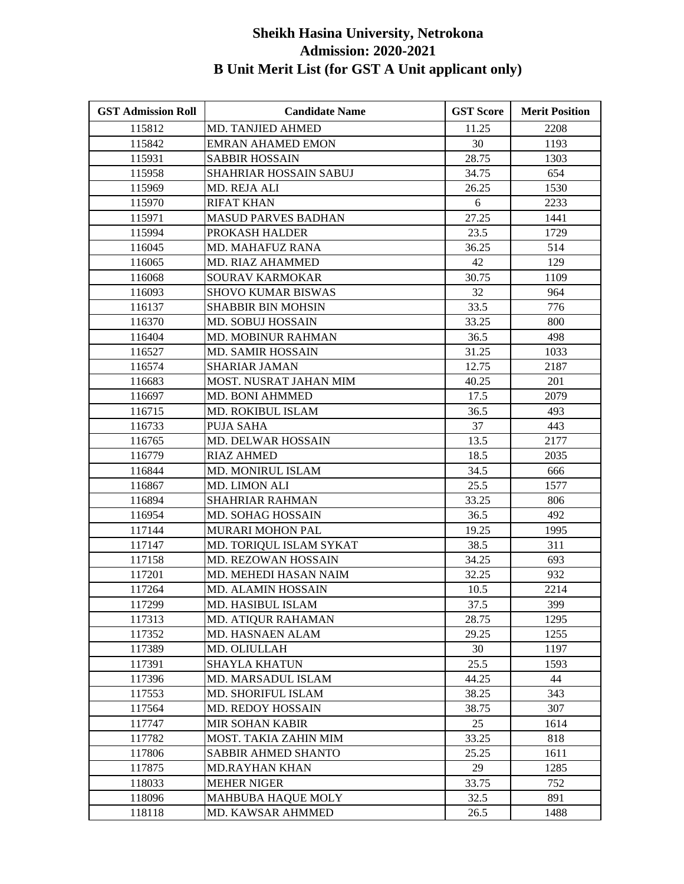# Sheikh Hasina University, Netrokona
## Admission: 2020-2021
## B Unit Merit List (for GST A Unit applicant only)

| GST Admission Roll | Candidate Name | GST Score | Merit Position |
|---|---|---|---|
| 115812 | MD. TANJIED AHMED | 11.25 | 2208 |
| 115842 | EMRAN AHAMED EMON | 30 | 1193 |
| 115931 | SABBIR HOSSAIN | 28.75 | 1303 |
| 115958 | SHAHRIAR HOSSAIN SABUJ | 34.75 | 654 |
| 115969 | MD. REJA ALI | 26.25 | 1530 |
| 115970 | RIFAT KHAN | 6 | 2233 |
| 115971 | MASUD PARVES BADHAN | 27.25 | 1441 |
| 115994 | PROKASH HALDER | 23.5 | 1729 |
| 116045 | MD. MAHAFUZ RANA | 36.25 | 514 |
| 116065 | MD. RIAZ AHAMMED | 42 | 129 |
| 116068 | SOURAV KARMOKAR | 30.75 | 1109 |
| 116093 | SHOVO KUMAR BISWAS | 32 | 964 |
| 116137 | SHABBIR BIN MOHSIN | 33.5 | 776 |
| 116370 | MD. SOBUJ HOSSAIN | 33.25 | 800 |
| 116404 | MD. MOBINUR RAHMAN | 36.5 | 498 |
| 116527 | MD. SAMIR HOSSAIN | 31.25 | 1033 |
| 116574 | SHARIAR JAMAN | 12.75 | 2187 |
| 116683 | MOST. NUSRAT JAHAN MIM | 40.25 | 201 |
| 116697 | MD. BONI AHMMED | 17.5 | 2079 |
| 116715 | MD. ROKIBUL ISLAM | 36.5 | 493 |
| 116733 | PUJA SAHA | 37 | 443 |
| 116765 | MD. DELWAR HOSSAIN | 13.5 | 2177 |
| 116779 | RIAZ AHMED | 18.5 | 2035 |
| 116844 | MD. MONIRUL ISLAM | 34.5 | 666 |
| 116867 | MD. LIMON ALI | 25.5 | 1577 |
| 116894 | SHAHRIAR RAHMAN | 33.25 | 806 |
| 116954 | MD. SOHAG HOSSAIN | 36.5 | 492 |
| 117144 | MURARI MOHON PAL | 19.25 | 1995 |
| 117147 | MD. TORIQUL ISLAM SYKAT | 38.5 | 311 |
| 117158 | MD. REZOWAN HOSSAIN | 34.25 | 693 |
| 117201 | MD. MEHEDI HASAN NAIM | 32.25 | 932 |
| 117264 | MD. ALAMIN HOSSAIN | 10.5 | 2214 |
| 117299 | MD. HASIBUL ISLAM | 37.5 | 399 |
| 117313 | MD. ATIQUR RAHAMAN | 28.75 | 1295 |
| 117352 | MD. HASNAEN ALAM | 29.25 | 1255 |
| 117389 | MD. OLIULLAH | 30 | 1197 |
| 117391 | SHAYLA KHATUN | 25.5 | 1593 |
| 117396 | MD. MARSADUL ISLAM | 44.25 | 44 |
| 117553 | MD. SHORIFUL ISLAM | 38.25 | 343 |
| 117564 | MD. REDOY HOSSAIN | 38.75 | 307 |
| 117747 | MIR SOHAN KABIR | 25 | 1614 |
| 117782 | MOST. TAKIA ZAHIN MIM | 33.25 | 818 |
| 117806 | SABBIR AHMED SHANTO | 25.25 | 1611 |
| 117875 | MD.RAYHAN KHAN | 29 | 1285 |
| 118033 | MEHER NIGER | 33.75 | 752 |
| 118096 | MAHBUBA HAQUE MOLY | 32.5 | 891 |
| 118118 | MD. KAWSAR AHMMED | 26.5 | 1488 |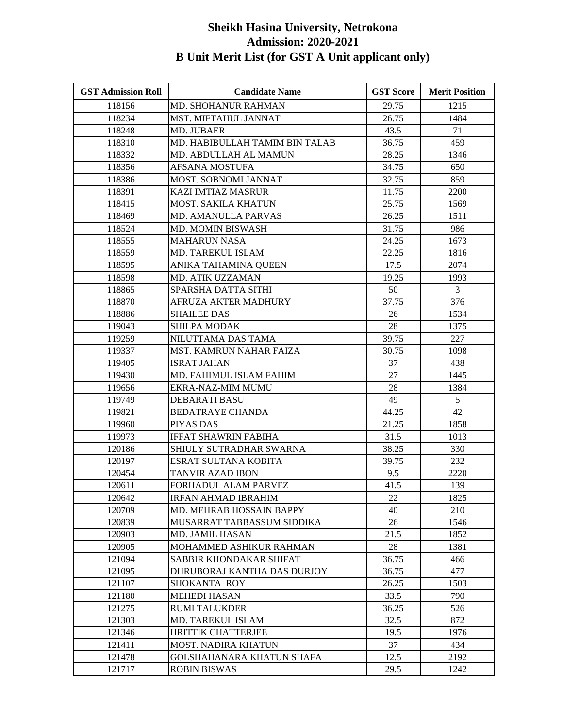# Sheikh Hasina University, Netrokona
## Admission: 2020-2021
## B Unit Merit List (for GST A Unit applicant only)

| GST Admission Roll | Candidate Name | GST Score | Merit Position |
|---|---|---|---|
| 118156 | MD. SHOHANUR RAHMAN | 29.75 | 1215 |
| 118234 | MST. MIFTAHUL JANNAT | 26.75 | 1484 |
| 118248 | MD. JUBAER | 43.5 | 71 |
| 118310 | MD. HABIBULLAH TAMIM BIN TALAB | 36.75 | 459 |
| 118332 | MD. ABDULLAH AL MAMUN | 28.25 | 1346 |
| 118356 | AFSANA MOSTUFA | 34.75 | 650 |
| 118386 | MOST. SOBNOMI JANNAT | 32.75 | 859 |
| 118391 | KAZI IMTIAZ MASRUR | 11.75 | 2200 |
| 118415 | MOST. SAKILA KHATUN | 25.75 | 1569 |
| 118469 | MD. AMANULLA PARVAS | 26.25 | 1511 |
| 118524 | MD. MOMIN BISWASH | 31.75 | 986 |
| 118555 | MAHARUN NASA | 24.25 | 1673 |
| 118559 | MD. TAREKUL ISLAM | 22.25 | 1816 |
| 118595 | ANIKA TAHAMINA QUEEN | 17.5 | 2074 |
| 118598 | MD. ATIK UZZAMAN | 19.25 | 1993 |
| 118865 | SPARSHA DATTA SITHI | 50 | 3 |
| 118870 | AFRUZA AKTER MADHURY | 37.75 | 376 |
| 118886 | SHAILEE DAS | 26 | 1534 |
| 119043 | SHILPA MODAK | 28 | 1375 |
| 119259 | NILUTTAMA DAS TAMA | 39.75 | 227 |
| 119337 | MST. KAMRUN NAHAR FAIZA | 30.75 | 1098 |
| 119405 | ISRAT JAHAN | 37 | 438 |
| 119430 | MD. FAHIMUL ISLAM FAHIM | 27 | 1445 |
| 119656 | EKRA-NAZ-MIM MUMU | 28 | 1384 |
| 119749 | DEBARATI BASU | 49 | 5 |
| 119821 | BEDATRAYE CHANDA | 44.25 | 42 |
| 119960 | PIYAS DAS | 21.25 | 1858 |
| 119973 | IFFAT SHAWRIN FABIHA | 31.5 | 1013 |
| 120186 | SHIULY SUTRADHAR SWARNA | 38.25 | 330 |
| 120197 | ESRAT SULTANA KOBITA | 39.75 | 232 |
| 120454 | TANVIR AZAD IBON | 9.5 | 2220 |
| 120611 | FORHADUL ALAM PARVEZ | 41.5 | 139 |
| 120642 | IRFAN AHMAD IBRAHIM | 22 | 1825 |
| 120709 | MD. MEHRAB HOSSAIN BAPPY | 40 | 210 |
| 120839 | MUSARRAT TABBASSUM SIDDIKA | 26 | 1546 |
| 120903 | MD. JAMIL HASAN | 21.5 | 1852 |
| 120905 | MOHAMMED ASHIKUR RAHMAN | 28 | 1381 |
| 121094 | SABBIR KHONDAKAR SHIFAT | 36.75 | 466 |
| 121095 | DHRUBORAJ KANTHA DAS DURJOY | 36.75 | 477 |
| 121107 | SHOKANTA ROY | 26.25 | 1503 |
| 121180 | MEHEDI HASAN | 33.5 | 790 |
| 121275 | RUMI TALUKDER | 36.25 | 526 |
| 121303 | MD. TAREKUL ISLAM | 32.5 | 872 |
| 121346 | HRITTIK CHATTERJEE | 19.5 | 1976 |
| 121411 | MOST. NADIRA KHATUN | 37 | 434 |
| 121478 | GOLSHAHANARA KHATUN SHAFA | 12.5 | 2192 |
| 121717 | ROBIN BISWAS | 29.5 | 1242 |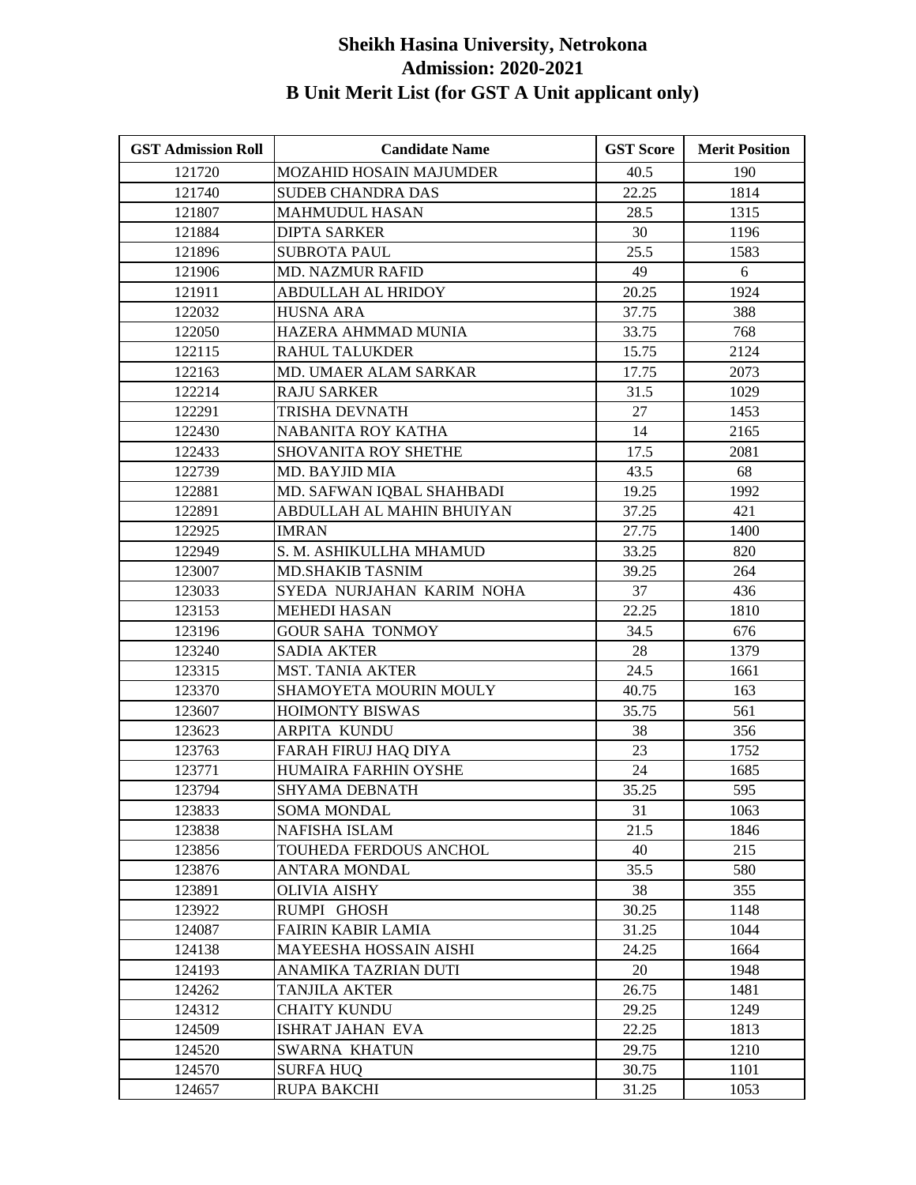# Sheikh Hasina University, Netrokona
## Admission: 2020-2021
## B Unit Merit List (for GST A Unit applicant only)

| GST Admission Roll | Candidate Name | GST Score | Merit Position |
|---|---|---|---|
| 121720 | MOZAHID HOSAIN MAJUMDER | 40.5 | 190 |
| 121740 | SUDEB CHANDRA DAS | 22.25 | 1814 |
| 121807 | MAHMUDUL HASAN | 28.5 | 1315 |
| 121884 | DIPTA SARKER | 30 | 1196 |
| 121896 | SUBROTA PAUL | 25.5 | 1583 |
| 121906 | MD. NAZMUR RAFID | 49 | 6 |
| 121911 | ABDULLAH AL HRIDOY | 20.25 | 1924 |
| 122032 | HUSNA ARA | 37.75 | 388 |
| 122050 | HAZERA AHMMAD MUNIA | 33.75 | 768 |
| 122115 | RAHUL TALUKDER | 15.75 | 2124 |
| 122163 | MD. UMAER ALAM SARKAR | 17.75 | 2073 |
| 122214 | RAJU SARKER | 31.5 | 1029 |
| 122291 | TRISHA DEVNATH | 27 | 1453 |
| 122430 | NABANITA ROY KATHA | 14 | 2165 |
| 122433 | SHOVANITA ROY SHETHE | 17.5 | 2081 |
| 122739 | MD. BAYJID MIA | 43.5 | 68 |
| 122881 | MD. SAFWAN IQBAL SHAHBADI | 19.25 | 1992 |
| 122891 | ABDULLAH AL MAHIN BHUIYAN | 37.25 | 421 |
| 122925 | IMRAN | 27.75 | 1400 |
| 122949 | S. M. ASHIKULLHA MHAMUD | 33.25 | 820 |
| 123007 | MD.SHAKIB TASNIM | 39.25 | 264 |
| 123033 | SYEDA NURJAHAN KARIM NOHA | 37 | 436 |
| 123153 | MEHEDI HASAN | 22.25 | 1810 |
| 123196 | GOUR SAHA TONMOY | 34.5 | 676 |
| 123240 | SADIA AKTER | 28 | 1379 |
| 123315 | MST. TANIA AKTER | 24.5 | 1661 |
| 123370 | SHAMOYETA MOURIN MOULY | 40.75 | 163 |
| 123607 | HOIMONTY BISWAS | 35.75 | 561 |
| 123623 | ARPITA KUNDU | 38 | 356 |
| 123763 | FARAH FIRUJ HAQ DIYA | 23 | 1752 |
| 123771 | HUMAIRA FARHIN OYSHE | 24 | 1685 |
| 123794 | SHYAMA DEBNATH | 35.25 | 595 |
| 123833 | SOMA MONDAL | 31 | 1063 |
| 123838 | NAFISHA ISLAM | 21.5 | 1846 |
| 123856 | TOUHEDA FERDOUS ANCHOL | 40 | 215 |
| 123876 | ANTARA MONDAL | 35.5 | 580 |
| 123891 | OLIVIA AISHY | 38 | 355 |
| 123922 | RUMPI GHOSH | 30.25 | 1148 |
| 124087 | FAIRIN KABIR LAMIA | 31.25 | 1044 |
| 124138 | MAYEESHA HOSSAIN AISHI | 24.25 | 1664 |
| 124193 | ANAMIKA TAZRIAN DUTI | 20 | 1948 |
| 124262 | TANJILA AKTER | 26.75 | 1481 |
| 124312 | CHAITY KUNDU | 29.25 | 1249 |
| 124509 | ISHRAT JAHAN EVA | 22.25 | 1813 |
| 124520 | SWARNA KHATUN | 29.75 | 1210 |
| 124570 | SURFA HUQ | 30.75 | 1101 |
| 124657 | RUPA BAKCHI | 31.25 | 1053 |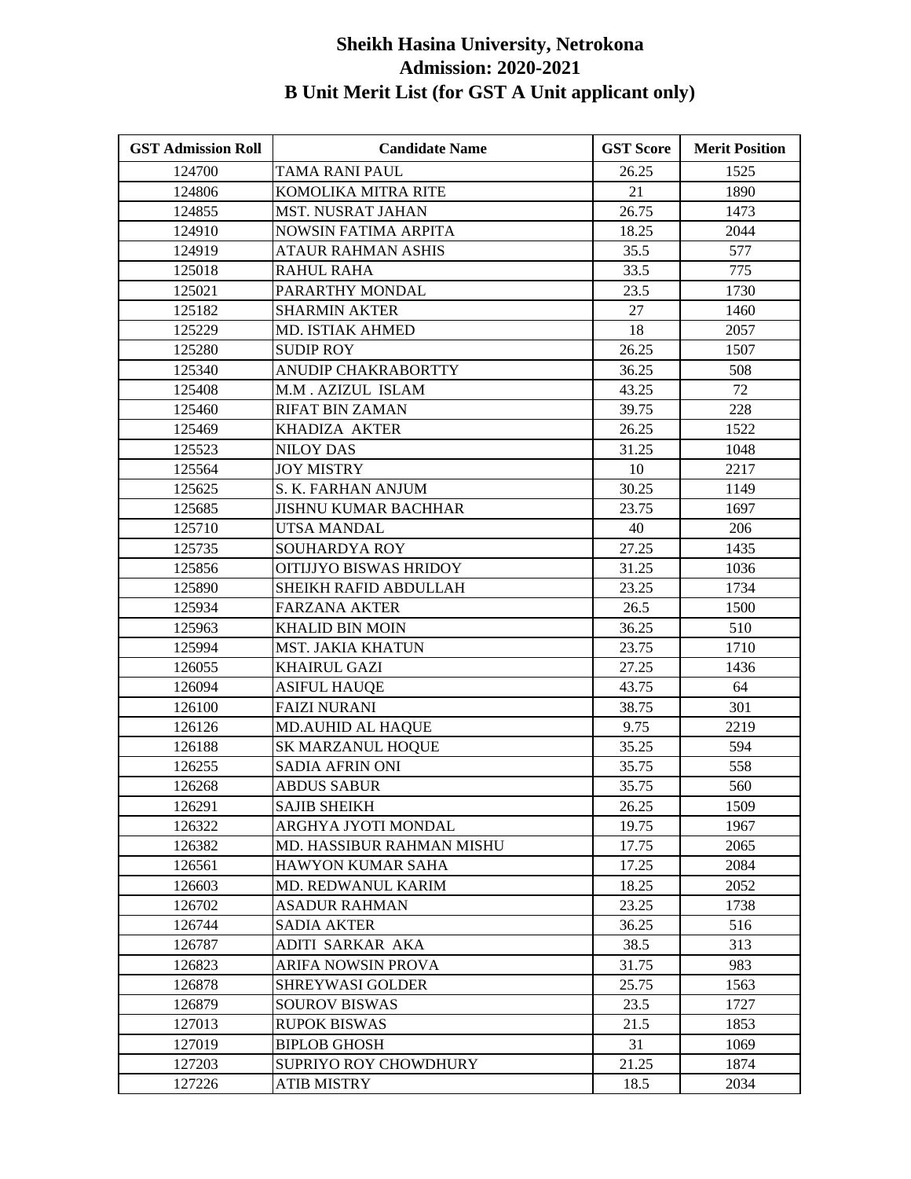# Sheikh Hasina University, Netrokona
## Admission: 2020-2021
## B Unit Merit List (for GST A Unit applicant only)

| GST Admission Roll | Candidate Name | GST Score | Merit Position |
|---|---|---|---|
| 124700 | TAMA RANI PAUL | 26.25 | 1525 |
| 124806 | KOMOLIKA MITRA RITE | 21 | 1890 |
| 124855 | MST. NUSRAT JAHAN | 26.75 | 1473 |
| 124910 | NOWSIN FATIMA ARPITA | 18.25 | 2044 |
| 124919 | ATAUR RAHMAN ASHIS | 35.5 | 577 |
| 125018 | RAHUL RAHA | 33.5 | 775 |
| 125021 | PARARTHY MONDAL | 23.5 | 1730 |
| 125182 | SHARMIN AKTER | 27 | 1460 |
| 125229 | MD. ISTIAK AHMED | 18 | 2057 |
| 125280 | SUDIP ROY | 26.25 | 1507 |
| 125340 | ANUDIP CHAKRABORTTY | 36.25 | 508 |
| 125408 | M.M . AZIZUL ISLAM | 43.25 | 72 |
| 125460 | RIFAT BIN ZAMAN | 39.75 | 228 |
| 125469 | KHADIZA AKTER | 26.25 | 1522 |
| 125523 | NILOY DAS | 31.25 | 1048 |
| 125564 | JOY MISTRY | 10 | 2217 |
| 125625 | S. K. FARHAN ANJUM | 30.25 | 1149 |
| 125685 | JISHNU KUMAR BACHHAR | 23.75 | 1697 |
| 125710 | UTSA MANDAL | 40 | 206 |
| 125735 | SOUHARDYA ROY | 27.25 | 1435 |
| 125856 | OITIJJYO BISWAS HRIDOY | 31.25 | 1036 |
| 125890 | SHEIKH RAFID ABDULLAH | 23.25 | 1734 |
| 125934 | FARZANA AKTER | 26.5 | 1500 |
| 125963 | KHALID BIN MOIN | 36.25 | 510 |
| 125994 | MST. JAKIA KHATUN | 23.75 | 1710 |
| 126055 | KHAIRUL GAZI | 27.25 | 1436 |
| 126094 | ASIFUL HAUQE | 43.75 | 64 |
| 126100 | FAIZI NURANI | 38.75 | 301 |
| 126126 | MD.AUHID AL HAQUE | 9.75 | 2219 |
| 126188 | SK MARZANUL HOQUE | 35.25 | 594 |
| 126255 | SADIA AFRIN ONI | 35.75 | 558 |
| 126268 | ABDUS SABUR | 35.75 | 560 |
| 126291 | SAJIB SHEIKH | 26.25 | 1509 |
| 126322 | ARGHYA JYOTI MONDAL | 19.75 | 1967 |
| 126382 | MD. HASSIBUR RAHMAN MISHU | 17.75 | 2065 |
| 126561 | HAWYON KUMAR SAHA | 17.25 | 2084 |
| 126603 | MD. REDWANUL KARIM | 18.25 | 2052 |
| 126702 | ASADUR RAHMAN | 23.25 | 1738 |
| 126744 | SADIA AKTER | 36.25 | 516 |
| 126787 | ADITI SARKAR AKA | 38.5 | 313 |
| 126823 | ARIFA NOWSIN PROVA | 31.75 | 983 |
| 126878 | SHREYWASI GOLDER | 25.75 | 1563 |
| 126879 | SOUROV BISWAS | 23.5 | 1727 |
| 127013 | RUPOK BISWAS | 21.5 | 1853 |
| 127019 | BIPLOB GHOSH | 31 | 1069 |
| 127203 | SUPRIYO ROY CHOWDHURY | 21.25 | 1874 |
| 127226 | ATIB MISTRY | 18.5 | 2034 |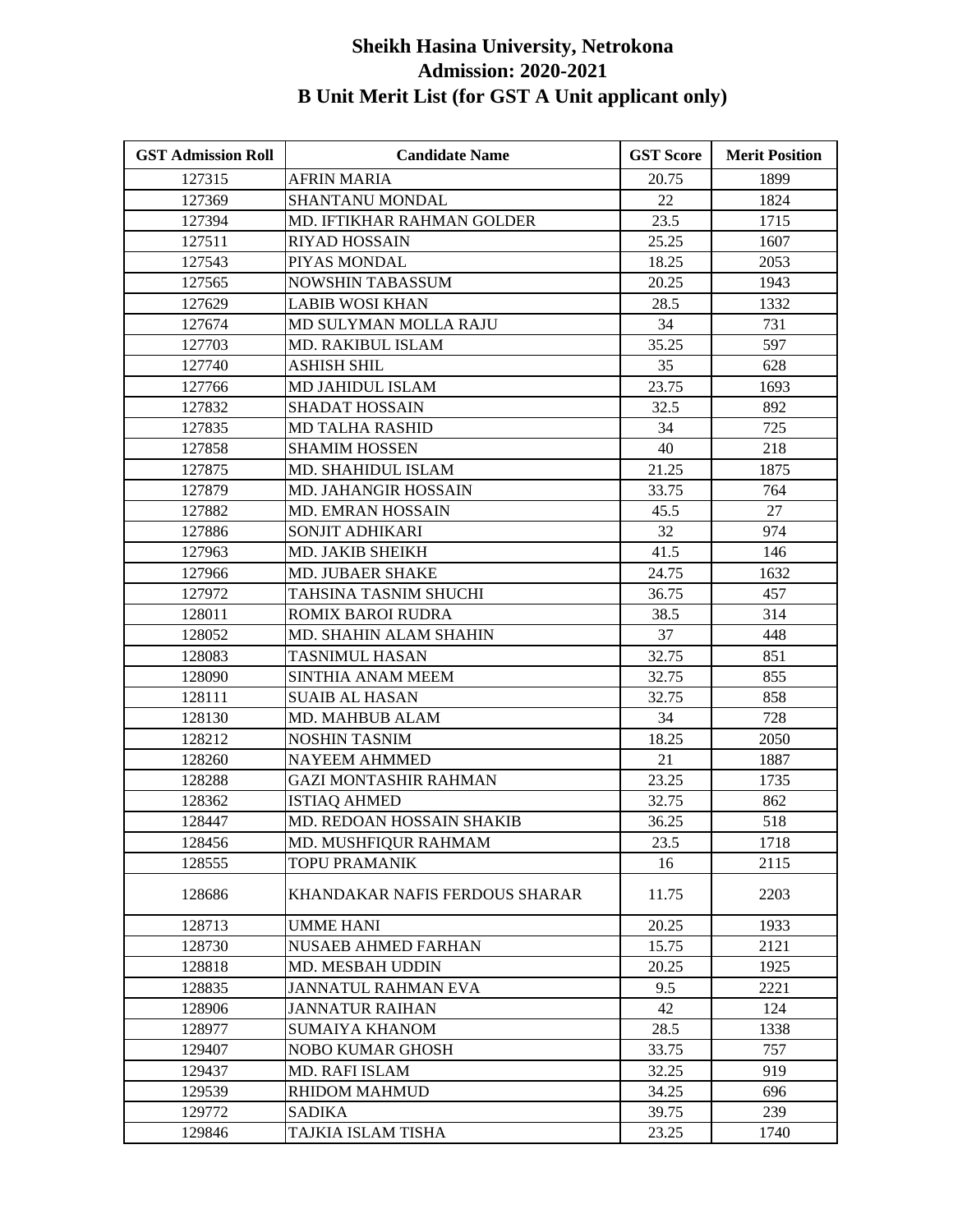# Sheikh Hasina University, Netrokona
## Admission: 2020-2021
## B Unit Merit List (for GST A Unit applicant only)

| GST Admission Roll | Candidate Name | GST Score | Merit Position |
|---|---|---|---|
| 127315 | AFRIN MARIA | 20.75 | 1899 |
| 127369 | SHANTANU MONDAL | 22 | 1824 |
| 127394 | MD. IFTIKHAR RAHMAN GOLDER | 23.5 | 1715 |
| 127511 | RIYAD HOSSAIN | 25.25 | 1607 |
| 127543 | PIYAS MONDAL | 18.25 | 2053 |
| 127565 | NOWSHIN TABASSUM | 20.25 | 1943 |
| 127629 | LABIB WOSI KHAN | 28.5 | 1332 |
| 127674 | MD SULYMAN MOLLA RAJU | 34 | 731 |
| 127703 | MD. RAKIBUL ISLAM | 35.25 | 597 |
| 127740 | ASHISH SHIL | 35 | 628 |
| 127766 | MD JAHIDUL ISLAM | 23.75 | 1693 |
| 127832 | SHADAT HOSSAIN | 32.5 | 892 |
| 127835 | MD TALHA RASHID | 34 | 725 |
| 127858 | SHAMIM HOSSEN | 40 | 218 |
| 127875 | MD. SHAHIDUL ISLAM | 21.25 | 1875 |
| 127879 | MD. JAHANGIR HOSSAIN | 33.75 | 764 |
| 127882 | MD. EMRAN HOSSAIN | 45.5 | 27 |
| 127886 | SONJIT ADHIKARI | 32 | 974 |
| 127963 | MD. JAKIB SHEIKH | 41.5 | 146 |
| 127966 | MD. JUBAER SHAKE | 24.75 | 1632 |
| 127972 | TAHSINA TASNIM SHUCHI | 36.75 | 457 |
| 128011 | ROMIX BAROI RUDRA | 38.5 | 314 |
| 128052 | MD. SHAHIN ALAM SHAHIN | 37 | 448 |
| 128083 | TASNIMUL HASAN | 32.75 | 851 |
| 128090 | SINTHIA ANAM MEEM | 32.75 | 855 |
| 128111 | SUAIB AL HASAN | 32.75 | 858 |
| 128130 | MD. MAHBUB ALAM | 34 | 728 |
| 128212 | NOSHIN TASNIM | 18.25 | 2050 |
| 128260 | NAYEEM AHMMED | 21 | 1887 |
| 128288 | GAZI MONTASHIR RAHMAN | 23.25 | 1735 |
| 128362 | ISTIAQ AHMED | 32.75 | 862 |
| 128447 | MD. REDOAN HOSSAIN SHAKIB | 36.25 | 518 |
| 128456 | MD. MUSHFIQUR RAHMAM | 23.5 | 1718 |
| 128555 | TOPU PRAMANIK | 16 | 2115 |
| 128686 | KHANDAKAR NAFIS FERDOUS SHARAR | 11.75 | 2203 |
| 128713 | UMME HANI | 20.25 | 1933 |
| 128730 | NUSAEB AHMED FARHAN | 15.75 | 2121 |
| 128818 | MD. MESBAH UDDIN | 20.25 | 1925 |
| 128835 | JANNATUL RAHMAN EVA | 9.5 | 2221 |
| 128906 | JANNATUR RAIHAN | 42 | 124 |
| 128977 | SUMAIYA KHANOM | 28.5 | 1338 |
| 129407 | NOBO KUMAR GHOSH | 33.75 | 757 |
| 129437 | MD. RAFI ISLAM | 32.25 | 919 |
| 129539 | RHIDOM MAHMUD | 34.25 | 696 |
| 129772 | SADIKA | 39.75 | 239 |
| 129846 | TAJKIA ISLAM TISHA | 23.25 | 1740 |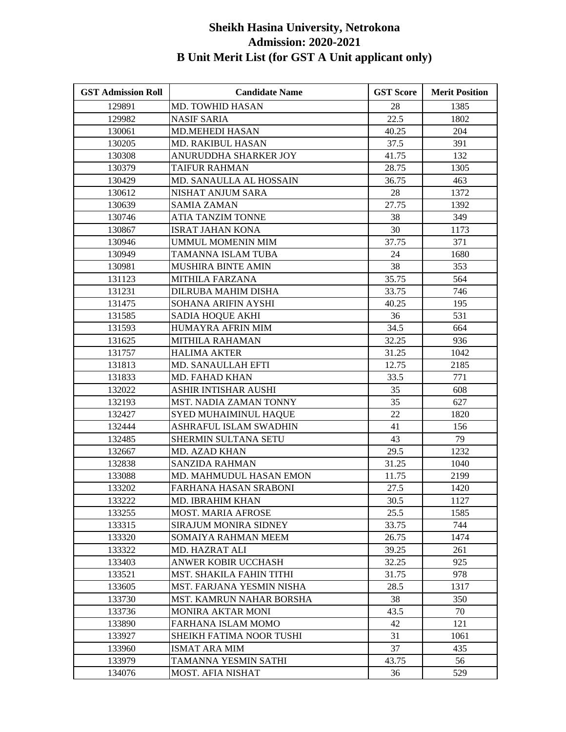# Sheikh Hasina University, Netrokona
## Admission: 2020-2021
## B Unit Merit List (for GST A Unit applicant only)

| GST Admission Roll | Candidate Name | GST Score | Merit Position |
|---|---|---|---|
| 129891 | MD. TOWHID HASAN | 28 | 1385 |
| 129982 | NASIF SARIA | 22.5 | 1802 |
| 130061 | MD.MEHEDI HASAN | 40.25 | 204 |
| 130205 | MD. RAKIBUL HASAN | 37.5 | 391 |
| 130308 | ANURUDDHA SHARKER JOY | 41.75 | 132 |
| 130379 | TAIFUR RAHMAN | 28.75 | 1305 |
| 130429 | MD. SANAULLA AL HOSSAIN | 36.75 | 463 |
| 130612 | NISHAT ANJUM SARA | 28 | 1372 |
| 130639 | SAMIA ZAMAN | 27.75 | 1392 |
| 130746 | ATIA TANZIM TONNE | 38 | 349 |
| 130867 | ISRAT JAHAN KONA | 30 | 1173 |
| 130946 | UMMUL MOMENIN MIM | 37.75 | 371 |
| 130949 | TAMANNA ISLAM TUBA | 24 | 1680 |
| 130981 | MUSHIRA BINTE AMIN | 38 | 353 |
| 131123 | MITHILA FARZANA | 35.75 | 564 |
| 131231 | DILRUBA MAHIM DISHA | 33.75 | 746 |
| 131475 | SOHANA ARIFIN AYSHI | 40.25 | 195 |
| 131585 | SADIA HOQUE AKHI | 36 | 531 |
| 131593 | HUMAYRA AFRIN MIM | 34.5 | 664 |
| 131625 | MITHILA RAHAMAN | 32.25 | 936 |
| 131757 | HALIMA AKTER | 31.25 | 1042 |
| 131813 | MD. SANAULLAH EFTI | 12.75 | 2185 |
| 131833 | MD. FAHAD KHAN | 33.5 | 771 |
| 132022 | ASHIR INTISHAR AUSHI | 35 | 608 |
| 132193 | MST. NADIA ZAMAN TONNY | 35 | 627 |
| 132427 | SYED MUHAIMINUL HAQUE | 22 | 1820 |
| 132444 | ASHRAFUL ISLAM SWADHIN | 41 | 156 |
| 132485 | SHERMIN SULTANA SETU | 43 | 79 |
| 132667 | MD. AZAD KHAN | 29.5 | 1232 |
| 132838 | SANZIDA RAHMAN | 31.25 | 1040 |
| 133088 | MD. MAHMUDUL HASAN EMON | 11.75 | 2199 |
| 133202 | FARHANA HASAN SRABONI | 27.5 | 1420 |
| 133222 | MD. IBRAHIM KHAN | 30.5 | 1127 |
| 133255 | MOST. MARIA AFROSE | 25.5 | 1585 |
| 133315 | SIRAJUM MONIRA SIDNEY | 33.75 | 744 |
| 133320 | SOMAIYA RAHMAN MEEM | 26.75 | 1474 |
| 133322 | MD. HAZRAT ALI | 39.25 | 261 |
| 133403 | ANWER KOBIR UCCHASH | 32.25 | 925 |
| 133521 | MST. SHAKILA FAHIN TITHI | 31.75 | 978 |
| 133605 | MST. FARJANA YESMIN NISHA | 28.5 | 1317 |
| 133730 | MST. KAMRUN NAHAR BORSHA | 38 | 350 |
| 133736 | MONIRA AKTAR MONI | 43.5 | 70 |
| 133890 | FARHANA ISLAM MOMO | 42 | 121 |
| 133927 | SHEIKH FATIMA NOOR TUSHI | 31 | 1061 |
| 133960 | ISMAT ARA MIM | 37 | 435 |
| 133979 | TAMANNA YESMIN SATHI | 43.75 | 56 |
| 134076 | MOST. AFIA NISHAT | 36 | 529 |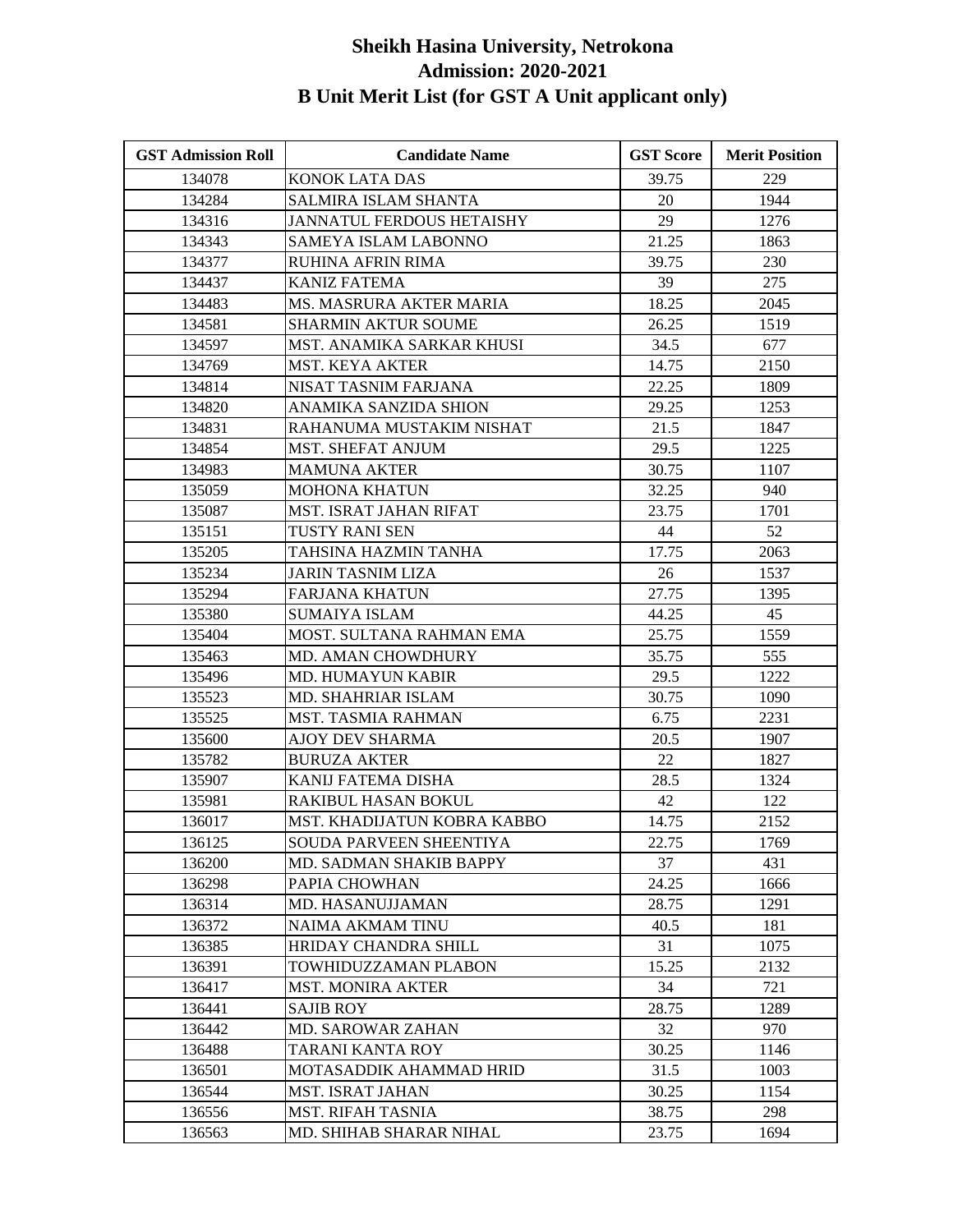# Sheikh Hasina University, Netrokona
## Admission: 2020-2021
## B Unit Merit List (for GST A Unit applicant only)

| GST Admission Roll | Candidate Name | GST Score | Merit Position |
|---|---|---|---|
| 134078 | KONOK LATA DAS | 39.75 | 229 |
| 134284 | SALMIRA ISLAM SHANTA | 20 | 1944 |
| 134316 | JANNATUL FERDOUS HETAISHY | 29 | 1276 |
| 134343 | SAMEYA ISLAM LABONNO | 21.25 | 1863 |
| 134377 | RUHINA AFRIN RIMA | 39.75 | 230 |
| 134437 | KANIZ FATEMA | 39 | 275 |
| 134483 | MS. MASRURA AKTER MARIA | 18.25 | 2045 |
| 134581 | SHARMIN AKTUR SOUME | 26.25 | 1519 |
| 134597 | MST. ANAMIKA SARKAR KHUSI | 34.5 | 677 |
| 134769 | MST. KEYA AKTER | 14.75 | 2150 |
| 134814 | NISAT TASNIM FARJANA | 22.25 | 1809 |
| 134820 | ANAMIKA SANZIDA SHION | 29.25 | 1253 |
| 134831 | RAHANUMA MUSTAKIM NISHAT | 21.5 | 1847 |
| 134854 | MST. SHEFAT ANJUM | 29.5 | 1225 |
| 134983 | MAMUNA AKTER | 30.75 | 1107 |
| 135059 | MOHONA KHATUN | 32.25 | 940 |
| 135087 | MST. ISRAT JAHAN RIFAT | 23.75 | 1701 |
| 135151 | TUSTY RANI SEN | 44 | 52 |
| 135205 | TAHSINA HAZMIN TANHA | 17.75 | 2063 |
| 135234 | JARIN TASNIM LIZA | 26 | 1537 |
| 135294 | FARJANA KHATUN | 27.75 | 1395 |
| 135380 | SUMAIYA ISLAM | 44.25 | 45 |
| 135404 | MOST. SULTANA RAHMAN EMA | 25.75 | 1559 |
| 135463 | MD. AMAN CHOWDHURY | 35.75 | 555 |
| 135496 | MD. HUMAYUN KABIR | 29.5 | 1222 |
| 135523 | MD. SHAHRIAR ISLAM | 30.75 | 1090 |
| 135525 | MST. TASMIA RAHMAN | 6.75 | 2231 |
| 135600 | AJOY DEV SHARMA | 20.5 | 1907 |
| 135782 | BURUZA AKTER | 22 | 1827 |
| 135907 | KANIJ FATEMA DISHA | 28.5 | 1324 |
| 135981 | RAKIBUL HASAN BOKUL | 42 | 122 |
| 136017 | MST. KHADIJATUN KOBRA KABBO | 14.75 | 2152 |
| 136125 | SOUDA PARVEEN SHEENTIYA | 22.75 | 1769 |
| 136200 | MD. SADMAN SHAKIB BAPPY | 37 | 431 |
| 136298 | PAPIA CHOWHAN | 24.25 | 1666 |
| 136314 | MD. HASANUJJAMAN | 28.75 | 1291 |
| 136372 | NAIMA AKMAM TINU | 40.5 | 181 |
| 136385 | HRIDAY CHANDRA SHILL | 31 | 1075 |
| 136391 | TOWHIDUZZAMAN PLABON | 15.25 | 2132 |
| 136417 | MST. MONIRA AKTER | 34 | 721 |
| 136441 | SAJIB ROY | 28.75 | 1289 |
| 136442 | MD. SAROWAR ZAHAN | 32 | 970 |
| 136488 | TARANI KANTA ROY | 30.25 | 1146 |
| 136501 | MOTASADDIK AHAMMAD HRID | 31.5 | 1003 |
| 136544 | MST. ISRAT JAHAN | 30.25 | 1154 |
| 136556 | MST. RIFAH TASNIA | 38.75 | 298 |
| 136563 | MD. SHIHAB SHARAR NIHAL | 23.75 | 1694 |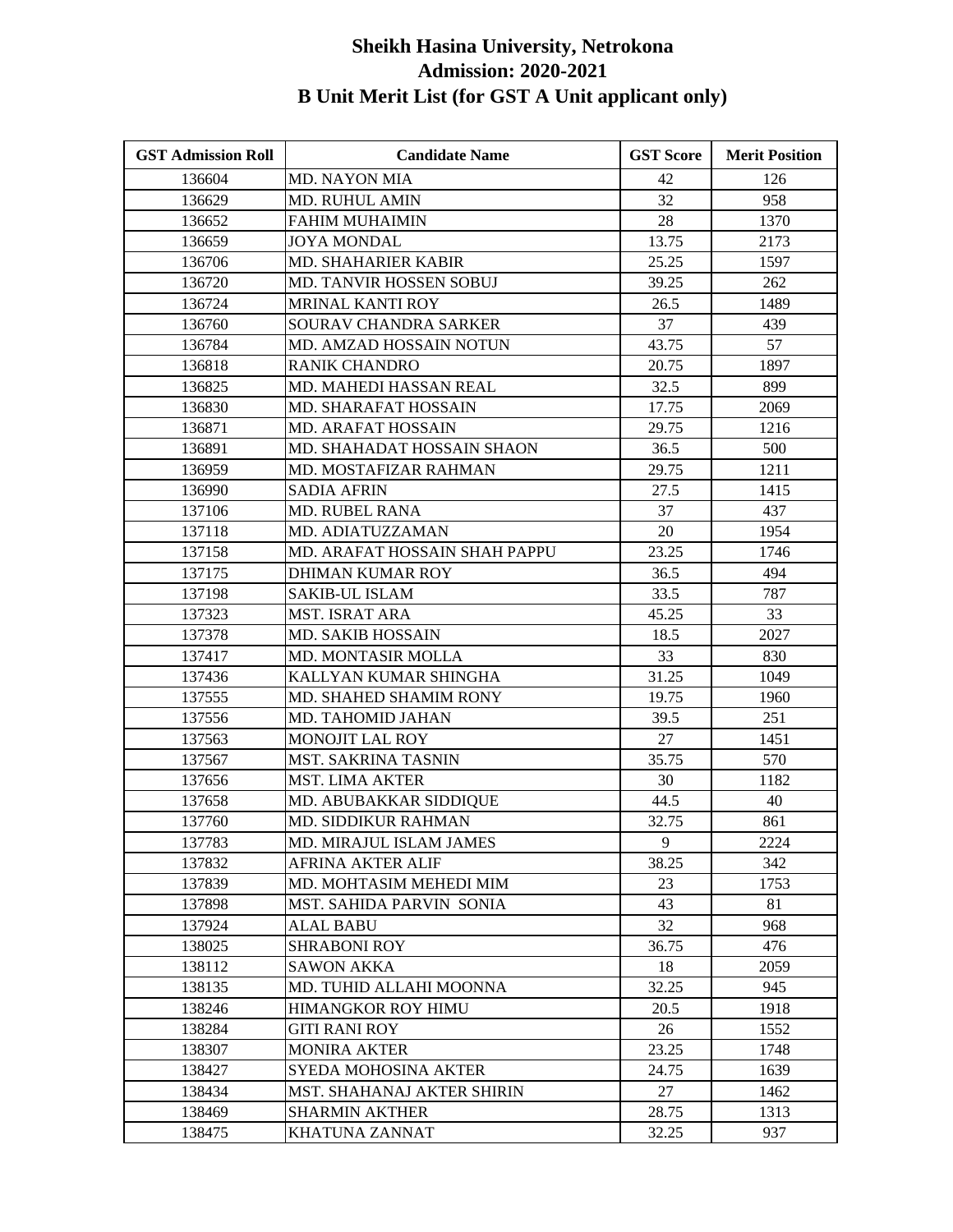# Sheikh Hasina University, Netrokona
## Admission: 2020-2021
## B Unit Merit List (for GST A Unit applicant only)

| GST Admission Roll | Candidate Name | GST Score | Merit Position |
|---|---|---|---|
| 136604 | MD. NAYON MIA | 42 | 126 |
| 136629 | MD. RUHUL AMIN | 32 | 958 |
| 136652 | FAHIM MUHAIMIN | 28 | 1370 |
| 136659 | JOYA MONDAL | 13.75 | 2173 |
| 136706 | MD. SHAHARIER KABIR | 25.25 | 1597 |
| 136720 | MD. TANVIR HOSSEN SOBUJ | 39.25 | 262 |
| 136724 | MRINAL KANTI ROY | 26.5 | 1489 |
| 136760 | SOURAV CHANDRA SARKER | 37 | 439 |
| 136784 | MD. AMZAD HOSSAIN NOTUN | 43.75 | 57 |
| 136818 | RANIK CHANDRO | 20.75 | 1897 |
| 136825 | MD. MAHEDI HASSAN REAL | 32.5 | 899 |
| 136830 | MD. SHARAFAT HOSSAIN | 17.75 | 2069 |
| 136871 | MD. ARAFAT HOSSAIN | 29.75 | 1216 |
| 136891 | MD. SHAHADAT HOSSAIN SHAON | 36.5 | 500 |
| 136959 | MD. MOSTAFIZAR RAHMAN | 29.75 | 1211 |
| 136990 | SADIA AFRIN | 27.5 | 1415 |
| 137106 | MD. RUBEL RANA | 37 | 437 |
| 137118 | MD. ADIATUZZAMAN | 20 | 1954 |
| 137158 | MD. ARAFAT HOSSAIN SHAH PAPPU | 23.25 | 1746 |
| 137175 | DHIMAN KUMAR ROY | 36.5 | 494 |
| 137198 | SAKIB-UL ISLAM | 33.5 | 787 |
| 137323 | MST. ISRAT ARA | 45.25 | 33 |
| 137378 | MD. SAKIB HOSSAIN | 18.5 | 2027 |
| 137417 | MD. MONTASIR MOLLA | 33 | 830 |
| 137436 | KALLYAN KUMAR SHINGHA | 31.25 | 1049 |
| 137555 | MD. SHAHED SHAMIM RONY | 19.75 | 1960 |
| 137556 | MD. TAHOMID JAHAN | 39.5 | 251 |
| 137563 | MONOJIT LAL ROY | 27 | 1451 |
| 137567 | MST. SAKRINA TASNIN | 35.75 | 570 |
| 137656 | MST. LIMA AKTER | 30 | 1182 |
| 137658 | MD. ABUBAKKAR SIDDIQUE | 44.5 | 40 |
| 137760 | MD. SIDDIKUR RAHMAN | 32.75 | 861 |
| 137783 | MD. MIRAJUL ISLAM JAMES | 9 | 2224 |
| 137832 | AFRINA AKTER ALIF | 38.25 | 342 |
| 137839 | MD. MOHTASIM MEHEDI MIM | 23 | 1753 |
| 137898 | MST. SAHIDA PARVIN SONIA | 43 | 81 |
| 137924 | ALAL BABU | 32 | 968 |
| 138025 | SHRABONI ROY | 36.75 | 476 |
| 138112 | SAWON AKKA | 18 | 2059 |
| 138135 | MD. TUHID ALLAHI MOONNA | 32.25 | 945 |
| 138246 | HIMANGKOR ROY HIMU | 20.5 | 1918 |
| 138284 | GITI RANI ROY | 26 | 1552 |
| 138307 | MONIRA AKTER | 23.25 | 1748 |
| 138427 | SYEDA MOHOSINA AKTER | 24.75 | 1639 |
| 138434 | MST. SHAHANAJ AKTER SHIRIN | 27 | 1462 |
| 138469 | SHARMIN AKTHER | 28.75 | 1313 |
| 138475 | KHATUNA ZANNAT | 32.25 | 937 |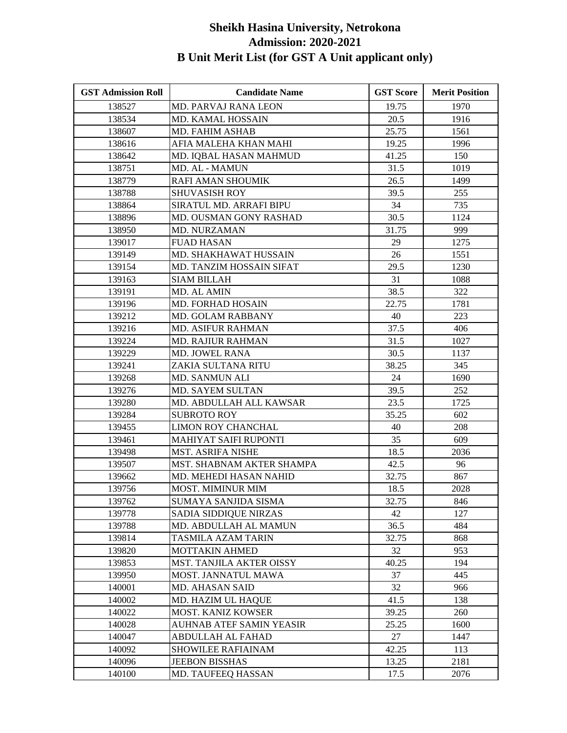# Sheikh Hasina University, Netrokona
## Admission: 2020-2021
## B Unit Merit List (for GST A Unit applicant only)

| GST Admission Roll | Candidate Name | GST Score | Merit Position |
|---|---|---|---|
| 138527 | MD. PARVAJ RANA LEON | 19.75 | 1970 |
| 138534 | MD. KAMAL HOSSAIN | 20.5 | 1916 |
| 138607 | MD. FAHIM ASHAB | 25.75 | 1561 |
| 138616 | AFIA MALEHA KHAN MAHI | 19.25 | 1996 |
| 138642 | MD. IQBAL HASAN MAHMUD | 41.25 | 150 |
| 138751 | MD. AL - MAMUN | 31.5 | 1019 |
| 138779 | RAFI AMAN SHOUMIK | 26.5 | 1499 |
| 138788 | SHUVASISH ROY | 39.5 | 255 |
| 138864 | SIRATUL MD. ARRAFI BIPU | 34 | 735 |
| 138896 | MD. OUSMAN GONY RASHAD | 30.5 | 1124 |
| 138950 | MD. NURZAMAN | 31.75 | 999 |
| 139017 | FUAD HASAN | 29 | 1275 |
| 139149 | MD. SHAKHAWAT HUSSAIN | 26 | 1551 |
| 139154 | MD. TANZIM HOSSAIN SIFAT | 29.5 | 1230 |
| 139163 | SIAM BILLAH | 31 | 1088 |
| 139191 | MD. AL AMIN | 38.5 | 322 |
| 139196 | MD. FORHAD HOSAIN | 22.75 | 1781 |
| 139212 | MD. GOLAM RABBANY | 40 | 223 |
| 139216 | MD. ASIFUR RAHMAN | 37.5 | 406 |
| 139224 | MD. RAJIUR RAHMAN | 31.5 | 1027 |
| 139229 | MD. JOWEL RANA | 30.5 | 1137 |
| 139241 | ZAKIA SULTANA RITU | 38.25 | 345 |
| 139268 | MD. SANMUN ALI | 24 | 1690 |
| 139276 | MD. SAYEM SULTAN | 39.5 | 252 |
| 139280 | MD. ABDULLAH ALL KAWSAR | 23.5 | 1725 |
| 139284 | SUBROTO ROY | 35.25 | 602 |
| 139455 | LIMON ROY CHANCHAL | 40 | 208 |
| 139461 | MAHIYAT SAIFI RUPONTI | 35 | 609 |
| 139498 | MST. ASRIFA NISHE | 18.5 | 2036 |
| 139507 | MST. SHABNAM AKTER SHAMPA | 42.5 | 96 |
| 139662 | MD. MEHEDI HASAN NAHID | 32.75 | 867 |
| 139756 | MOST. MIMINUR MIM | 18.5 | 2028 |
| 139762 | SUMAYA SANJIDA SISMA | 32.75 | 846 |
| 139778 | SADIA SIDDIQUE NIRZAS | 42 | 127 |
| 139788 | MD. ABDULLAH AL MAMUN | 36.5 | 484 |
| 139814 | TASMILA AZAM TARIN | 32.75 | 868 |
| 139820 | MOTTAKIN AHMED | 32 | 953 |
| 139853 | MST. TANJILA AKTER OISSY | 40.25 | 194 |
| 139950 | MOST. JANNATUL MAWA | 37 | 445 |
| 140001 | MD. AHASAN SAID | 32 | 966 |
| 140002 | MD. HAZIM UL HAQUE | 41.5 | 138 |
| 140022 | MOST. KANIZ KOWSER | 39.25 | 260 |
| 140028 | AUHNAB ATEF SAMIN YEASIR | 25.25 | 1600 |
| 140047 | ABDULLAH AL FAHAD | 27 | 1447 |
| 140092 | SHOWILEE RAFIAINAM | 42.25 | 113 |
| 140096 | JEEBON BISSHAS | 13.25 | 2181 |
| 140100 | MD. TAUFEEQ HASSAN | 17.5 | 2076 |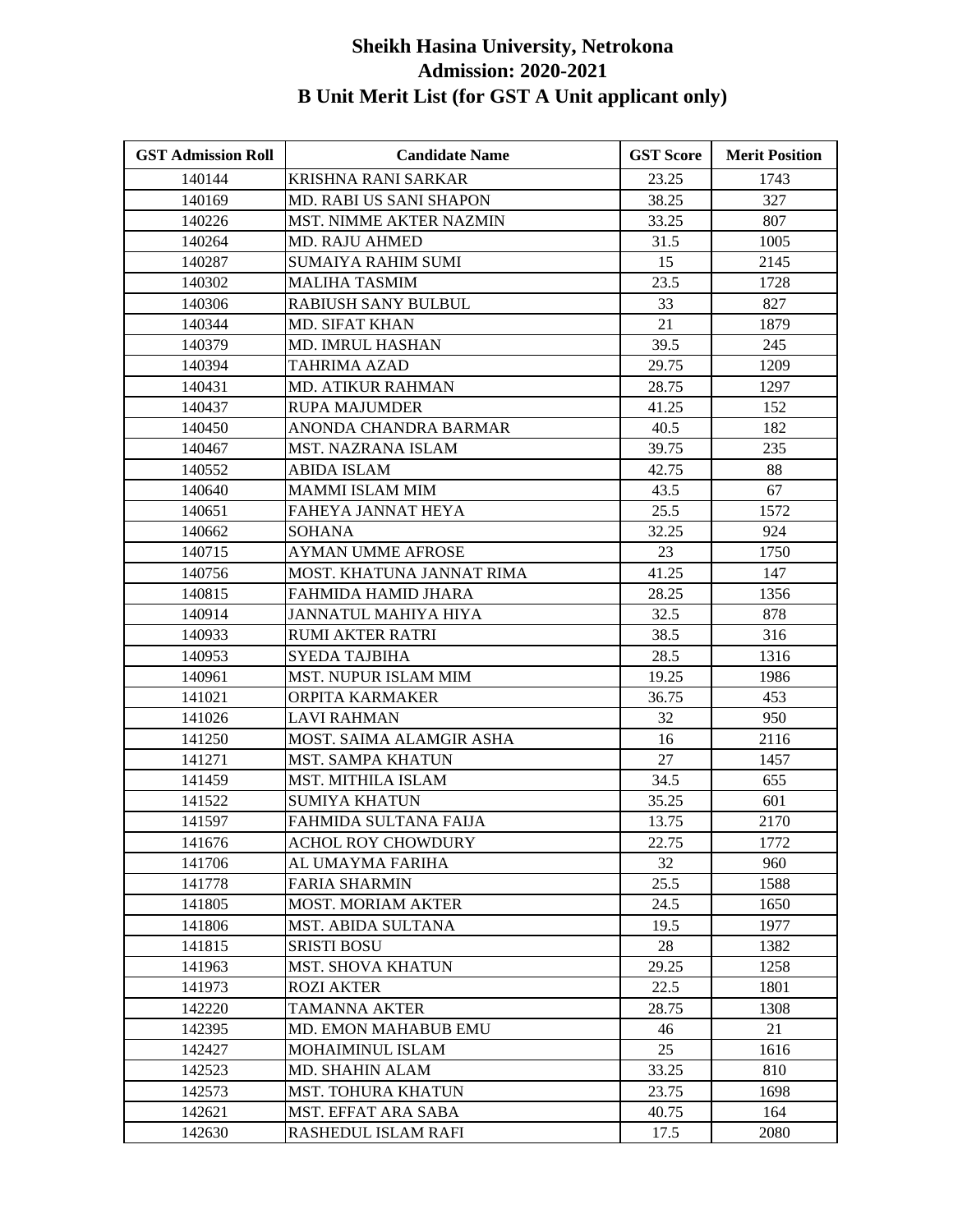# Sheikh Hasina University, Netrokona
## Admission: 2020-2021
## B Unit Merit List (for GST A Unit applicant only)

| GST Admission Roll | Candidate Name | GST Score | Merit Position |
|---|---|---|---|
| 140144 | KRISHNA RANI SARKAR | 23.25 | 1743 |
| 140169 | MD. RABI US SANI SHAPON | 38.25 | 327 |
| 140226 | MST. NIMME AKTER NAZMIN | 33.25 | 807 |
| 140264 | MD. RAJU AHMED | 31.5 | 1005 |
| 140287 | SUMAIYA RAHIM SUMI | 15 | 2145 |
| 140302 | MALIHA TASMIM | 23.5 | 1728 |
| 140306 | RABIUSH SANY BULBUL | 33 | 827 |
| 140344 | MD. SIFAT KHAN | 21 | 1879 |
| 140379 | MD. IMRUL HASHAN | 39.5 | 245 |
| 140394 | TAHRIMA AZAD | 29.75 | 1209 |
| 140431 | MD. ATIKUR RAHMAN | 28.75 | 1297 |
| 140437 | RUPA MAJUMDER | 41.25 | 152 |
| 140450 | ANONDA CHANDRA BARMAR | 40.5 | 182 |
| 140467 | MST. NAZRANA ISLAM | 39.75 | 235 |
| 140552 | ABIDA ISLAM | 42.75 | 88 |
| 140640 | MAMMI ISLAM MIM | 43.5 | 67 |
| 140651 | FAHEYA JANNAT HEYA | 25.5 | 1572 |
| 140662 | SOHANA | 32.25 | 924 |
| 140715 | AYMAN UMME AFROSE | 23 | 1750 |
| 140756 | MOST. KHATUNA JANNAT RIMA | 41.25 | 147 |
| 140815 | FAHMIDA HAMID JHARA | 28.25 | 1356 |
| 140914 | JANNATUL MAHIYA HIYA | 32.5 | 878 |
| 140933 | RUMI AKTER RATRI | 38.5 | 316 |
| 140953 | SYEDA TAJBIHA | 28.5 | 1316 |
| 140961 | MST. NUPUR ISLAM MIM | 19.25 | 1986 |
| 141021 | ORPITA KARMAKER | 36.75 | 453 |
| 141026 | LAVI RAHMAN | 32 | 950 |
| 141250 | MOST. SAIMA ALAMGIR ASHA | 16 | 2116 |
| 141271 | MST. SAMPA KHATUN | 27 | 1457 |
| 141459 | MST. MITHILA ISLAM | 34.5 | 655 |
| 141522 | SUMIYA KHATUN | 35.25 | 601 |
| 141597 | FAHMIDA SULTANA FAIJA | 13.75 | 2170 |
| 141676 | ACHOL ROY CHOWDURY | 22.75 | 1772 |
| 141706 | AL UMAYMA FARIHA | 32 | 960 |
| 141778 | FARIA SHARMIN | 25.5 | 1588 |
| 141805 | MOST. MORIAM AKTER | 24.5 | 1650 |
| 141806 | MST. ABIDA SULTANA | 19.5 | 1977 |
| 141815 | SRISTI BOSU | 28 | 1382 |
| 141963 | MST. SHOVA KHATUN | 29.25 | 1258 |
| 141973 | ROZI AKTER | 22.5 | 1801 |
| 142220 | TAMANNA AKTER | 28.75 | 1308 |
| 142395 | MD. EMON MAHABUB EMU | 46 | 21 |
| 142427 | MOHAIMINUL ISLAM | 25 | 1616 |
| 142523 | MD. SHAHIN ALAM | 33.25 | 810 |
| 142573 | MST. TOHURA KHATUN | 23.75 | 1698 |
| 142621 | MST. EFFAT ARA SABA | 40.75 | 164 |
| 142630 | RASHEDUL ISLAM RAFI | 17.5 | 2080 |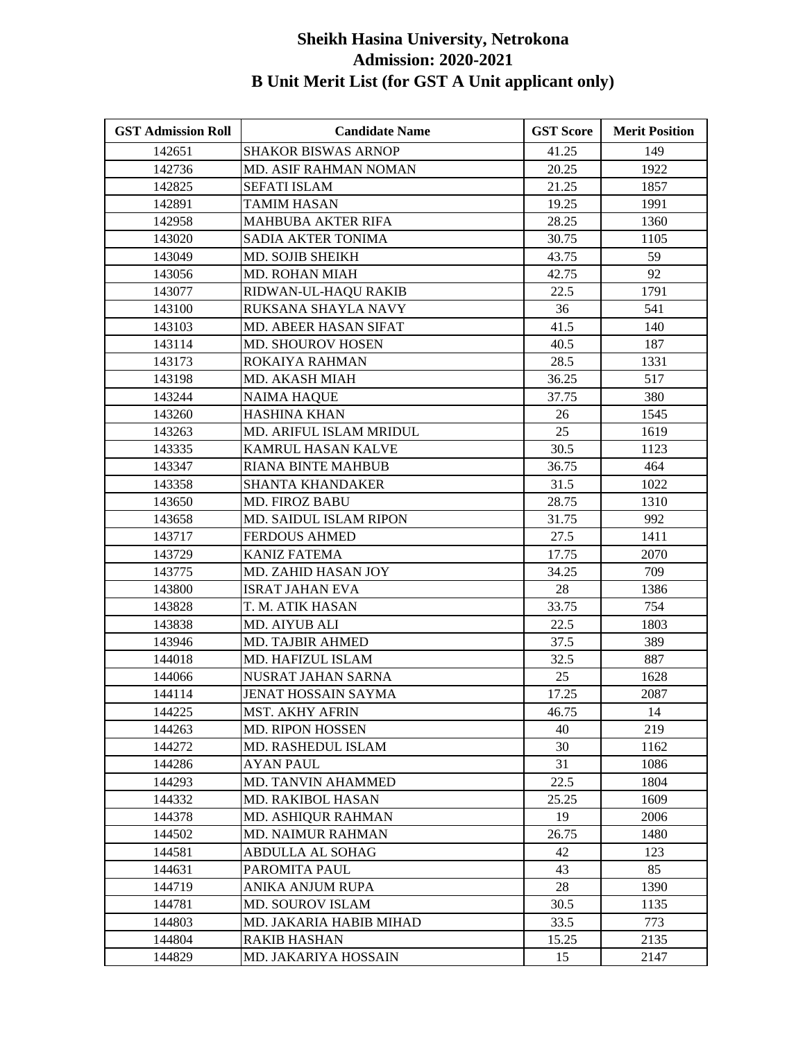# Sheikh Hasina University, Netrokona
## Admission: 2020-2021
## B Unit Merit List (for GST A Unit applicant only)

| GST Admission Roll | Candidate Name | GST Score | Merit Position |
|---|---|---|---|
| 142651 | SHAKOR BISWAS ARNOP | 41.25 | 149 |
| 142736 | MD. ASIF RAHMAN NOMAN | 20.25 | 1922 |
| 142825 | SEFATI ISLAM | 21.25 | 1857 |
| 142891 | TAMIM HASAN | 19.25 | 1991 |
| 142958 | MAHBUBA AKTER RIFA | 28.25 | 1360 |
| 143020 | SADIA AKTER TONIMA | 30.75 | 1105 |
| 143049 | MD. SOJIB SHEIKH | 43.75 | 59 |
| 143056 | MD. ROHAN MIAH | 42.75 | 92 |
| 143077 | RIDWAN-UL-HAQU RAKIB | 22.5 | 1791 |
| 143100 | RUKSANA SHAYLA NAVY | 36 | 541 |
| 143103 | MD. ABEER HASAN SIFAT | 41.5 | 140 |
| 143114 | MD. SHOUROV HOSEN | 40.5 | 187 |
| 143173 | ROKAIYA RAHMAN | 28.5 | 1331 |
| 143198 | MD. AKASH MIAH | 36.25 | 517 |
| 143244 | NAIMA HAQUE | 37.75 | 380 |
| 143260 | HASHINA KHAN | 26 | 1545 |
| 143263 | MD. ARIFUL ISLAM MRIDUL | 25 | 1619 |
| 143335 | KAMRUL HASAN KALVE | 30.5 | 1123 |
| 143347 | RIANA BINTE MAHBUB | 36.75 | 464 |
| 143358 | SHANTA KHANDAKER | 31.5 | 1022 |
| 143650 | MD. FIROZ BABU | 28.75 | 1310 |
| 143658 | MD. SAIDUL ISLAM RIPON | 31.75 | 992 |
| 143717 | FERDOUS AHMED | 27.5 | 1411 |
| 143729 | KANIZ FATEMA | 17.75 | 2070 |
| 143775 | MD. ZAHID HASAN JOY | 34.25 | 709 |
| 143800 | ISRAT JAHAN EVA | 28 | 1386 |
| 143828 | T. M. ATIK HASAN | 33.75 | 754 |
| 143838 | MD. AIYUB ALI | 22.5 | 1803 |
| 143946 | MD. TAJBIR AHMED | 37.5 | 389 |
| 144018 | MD. HAFIZUL ISLAM | 32.5 | 887 |
| 144066 | NUSRAT JAHAN SARNA | 25 | 1628 |
| 144114 | JENAT HOSSAIN SAYMA | 17.25 | 2087 |
| 144225 | MST. AKHY AFRIN | 46.75 | 14 |
| 144263 | MD. RIPON HOSSEN | 40 | 219 |
| 144272 | MD. RASHEDUL ISLAM | 30 | 1162 |
| 144286 | AYAN PAUL | 31 | 1086 |
| 144293 | MD. TANVIN AHAMMED | 22.5 | 1804 |
| 144332 | MD. RAKIBOL HASAN | 25.25 | 1609 |
| 144378 | MD. ASHIQUR RAHMAN | 19 | 2006 |
| 144502 | MD. NAIMUR RAHMAN | 26.75 | 1480 |
| 144581 | ABDULLA AL SOHAG | 42 | 123 |
| 144631 | PAROMITA PAUL | 43 | 85 |
| 144719 | ANIKA ANJUM RUPA | 28 | 1390 |
| 144781 | MD. SOUROV ISLAM | 30.5 | 1135 |
| 144803 | MD. JAKARIA HABIB MIHAD | 33.5 | 773 |
| 144804 | RAKIB HASHAN | 15.25 | 2135 |
| 144829 | MD. JAKARIYA HOSSAIN | 15 | 2147 |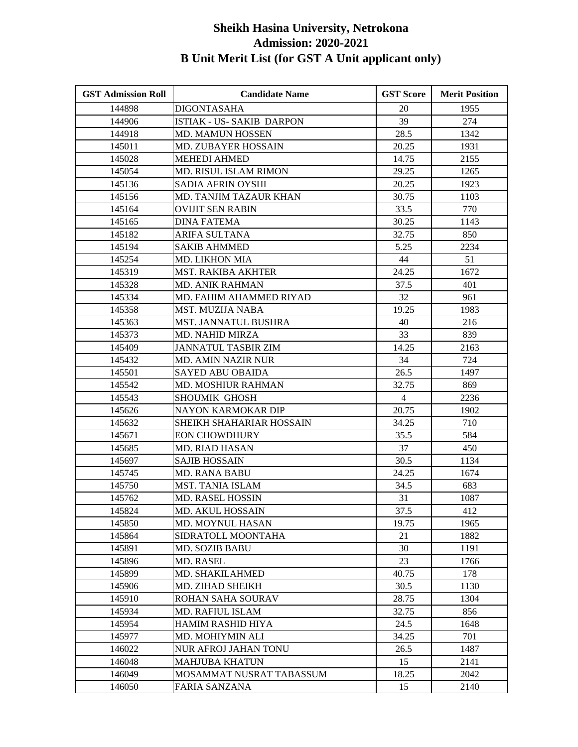# Sheikh Hasina University, Netrokona
## Admission: 2020-2021
## B Unit Merit List (for GST A Unit applicant only)

| GST Admission Roll | Candidate Name | GST Score | Merit Position |
|---|---|---|---|
| 144898 | DIGONTASAHA | 20 | 1955 |
| 144906 | ISTIAK - US- SAKIB DARPON | 39 | 274 |
| 144918 | MD. MAMUN HOSSEN | 28.5 | 1342 |
| 145011 | MD. ZUBAYER HOSSAIN | 20.25 | 1931 |
| 145028 | MEHEDI AHMED | 14.75 | 2155 |
| 145054 | MD. RISUL ISLAM RIMON | 29.25 | 1265 |
| 145136 | SADIA AFRIN OYSHI | 20.25 | 1923 |
| 145156 | MD. TANJIM TAZAUR KHAN | 30.75 | 1103 |
| 145164 | OVIJIT SEN RABIN | 33.5 | 770 |
| 145165 | DINA FATEMA | 30.25 | 1143 |
| 145182 | ARIFA SULTANA | 32.75 | 850 |
| 145194 | SAKIB AHMMED | 5.25 | 2234 |
| 145254 | MD. LIKHON MIA | 44 | 51 |
| 145319 | MST. RAKIBA AKHTER | 24.25 | 1672 |
| 145328 | MD. ANIK RAHMAN | 37.5 | 401 |
| 145334 | MD. FAHIM AHAMMED RIYAD | 32 | 961 |
| 145358 | MST. MUZIJA NABA | 19.25 | 1983 |
| 145363 | MST. JANNATUL BUSHRA | 40 | 216 |
| 145373 | MD. NAHID MIRZA | 33 | 839 |
| 145409 | JANNATUL TASBIR ZIM | 14.25 | 2163 |
| 145432 | MD. AMIN NAZIR NUR | 34 | 724 |
| 145501 | SAYED ABU OBAIDA | 26.5 | 1497 |
| 145542 | MD. MOSHIUR RAHMAN | 32.75 | 869 |
| 145543 | SHOUMIK GHOSH | 4 | 2236 |
| 145626 | NAYON KARMOKAR DIP | 20.75 | 1902 |
| 145632 | SHEIKH SHAHARIAR HOSSAIN | 34.25 | 710 |
| 145671 | EON CHOWDHURY | 35.5 | 584 |
| 145685 | MD. RIAD HASAN | 37 | 450 |
| 145697 | SAJIB HOSSAIN | 30.5 | 1134 |
| 145745 | MD. RANA BABU | 24.25 | 1674 |
| 145750 | MST. TANIA ISLAM | 34.5 | 683 |
| 145762 | MD. RASEL HOSSIN | 31 | 1087 |
| 145824 | MD. AKUL HOSSAIN | 37.5 | 412 |
| 145850 | MD. MOYNUL HASAN | 19.75 | 1965 |
| 145864 | SIDRATOLL MOONTAHA | 21 | 1882 |
| 145891 | MD. SOZIB BABU | 30 | 1191 |
| 145896 | MD. RASEL | 23 | 1766 |
| 145899 | MD. SHAKILAHMED | 40.75 | 178 |
| 145906 | MD. ZIHAD SHEIKH | 30.5 | 1130 |
| 145910 | ROHAN SAHA SOURAV | 28.75 | 1304 |
| 145934 | MD. RAFIUL ISLAM | 32.75 | 856 |
| 145954 | HAMIM RASHID HIYA | 24.5 | 1648 |
| 145977 | MD. MOHIYMIN ALI | 34.25 | 701 |
| 146022 | NUR AFROJ JAHAN TONU | 26.5 | 1487 |
| 146048 | MAHJUBA KHATUN | 15 | 2141 |
| 146049 | MOSAMMAT NUSRAT TABASSUM | 18.25 | 2042 |
| 146050 | FARIA SANZANA | 15 | 2140 |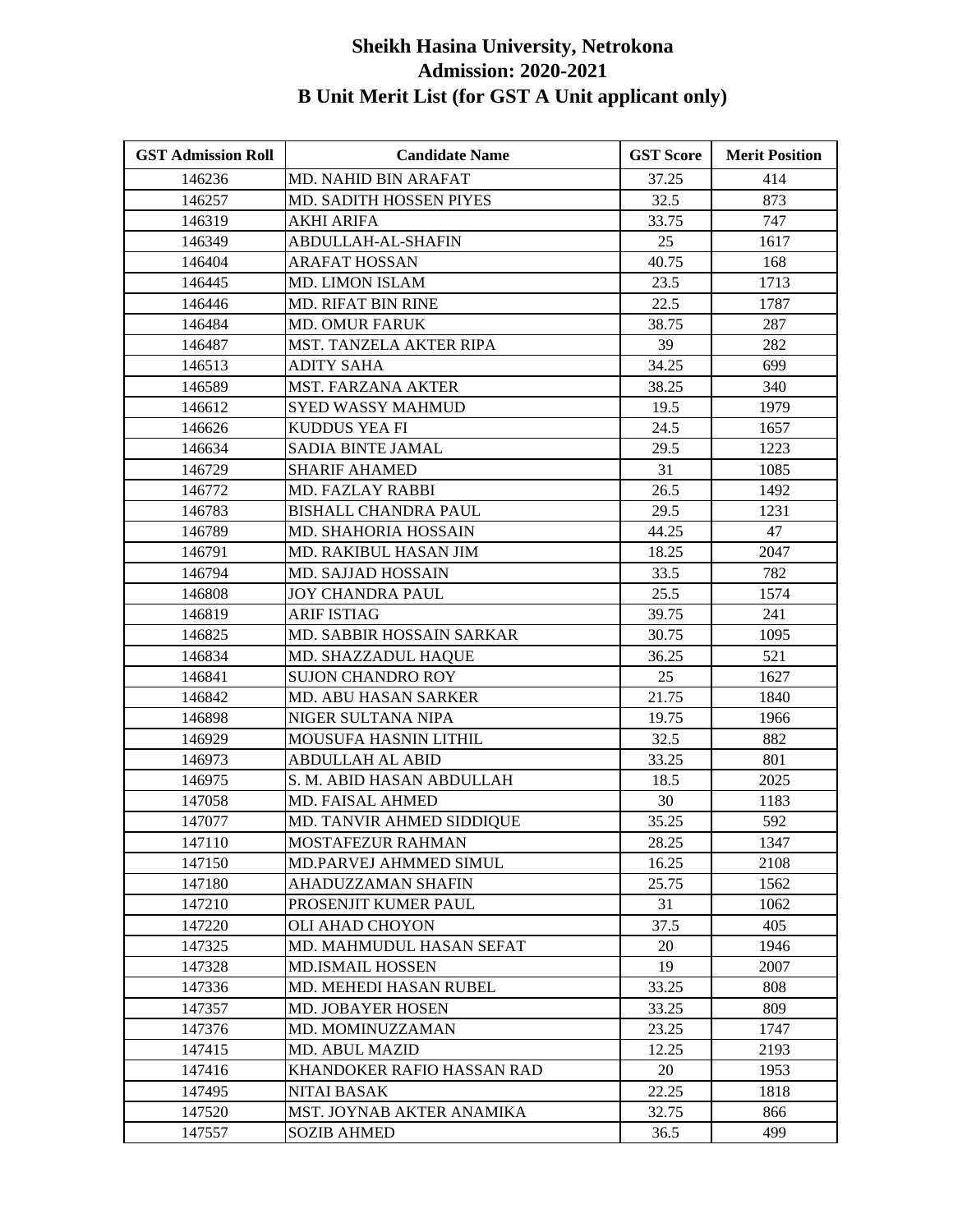# Sheikh Hasina University, Netrokona
## Admission: 2020-2021
## B Unit Merit List (for GST A Unit applicant only)

| GST Admission Roll | Candidate Name | GST Score | Merit Position |
|---|---|---|---|
| 146236 | MD. NAHID BIN ARAFAT | 37.25 | 414 |
| 146257 | MD. SADITH HOSSEN PIYES | 32.5 | 873 |
| 146319 | AKHI ARIFA | 33.75 | 747 |
| 146349 | ABDULLAH-AL-SHAFIN | 25 | 1617 |
| 146404 | ARAFAT HOSSAN | 40.75 | 168 |
| 146445 | MD. LIMON ISLAM | 23.5 | 1713 |
| 146446 | MD. RIFAT BIN RINE | 22.5 | 1787 |
| 146484 | MD. OMUR FARUK | 38.75 | 287 |
| 146487 | MST. TANZELA AKTER RIPA | 39 | 282 |
| 146513 | ADITY SAHA | 34.25 | 699 |
| 146589 | MST. FARZANA AKTER | 38.25 | 340 |
| 146612 | SYED WASSY MAHMUD | 19.5 | 1979 |
| 146626 | KUDDUS YEA FI | 24.5 | 1657 |
| 146634 | SADIA BINTE JAMAL | 29.5 | 1223 |
| 146729 | SHARIF AHAMED | 31 | 1085 |
| 146772 | MD. FAZLAY RABBI | 26.5 | 1492 |
| 146783 | BISHALL CHANDRA PAUL | 29.5 | 1231 |
| 146789 | MD. SHAHORIA HOSSAIN | 44.25 | 47 |
| 146791 | MD. RAKIBUL HASAN JIM | 18.25 | 2047 |
| 146794 | MD. SAJJAD HOSSAIN | 33.5 | 782 |
| 146808 | JOY CHANDRA PAUL | 25.5 | 1574 |
| 146819 | ARIF ISTIAG | 39.75 | 241 |
| 146825 | MD. SABBIR HOSSAIN SARKAR | 30.75 | 1095 |
| 146834 | MD. SHAZZADUL HAQUE | 36.25 | 521 |
| 146841 | SUJON CHANDRO ROY | 25 | 1627 |
| 146842 | MD. ABU HASAN SARKER | 21.75 | 1840 |
| 146898 | NIGER SULTANA NIPA | 19.75 | 1966 |
| 146929 | MOUSUFA HASNIN LITHIL | 32.5 | 882 |
| 146973 | ABDULLAH AL ABID | 33.25 | 801 |
| 146975 | S. M. ABID HASAN ABDULLAH | 18.5 | 2025 |
| 147058 | MD. FAISAL AHMED | 30 | 1183 |
| 147077 | MD. TANVIR AHMED SIDDIQUE | 35.25 | 592 |
| 147110 | MOSTAFEZUR RAHMAN | 28.25 | 1347 |
| 147150 | MD.PARVEJ AHMMED SIMUL | 16.25 | 2108 |
| 147180 | AHADUZZAMAN SHAFIN | 25.75 | 1562 |
| 147210 | PROSENJIT KUMER PAUL | 31 | 1062 |
| 147220 | OLI AHAD CHOYON | 37.5 | 405 |
| 147325 | MD. MAHMUDUL HASAN SEFAT | 20 | 1946 |
| 147328 | MD.ISMAIL HOSSEN | 19 | 2007 |
| 147336 | MD. MEHEDI HASAN RUBEL | 33.25 | 808 |
| 147357 | MD. JOBAYER HOSEN | 33.25 | 809 |
| 147376 | MD. MOMINUZZAMAN | 23.25 | 1747 |
| 147415 | MD. ABUL MAZID | 12.25 | 2193 |
| 147416 | KHANDOKER RAFIO HASSAN RAD | 20 | 1953 |
| 147495 | NITAI BASAK | 22.25 | 1818 |
| 147520 | MST. JOYNAB AKTER ANAMIKA | 32.75 | 866 |
| 147557 | SOZIB AHMED | 36.5 | 499 |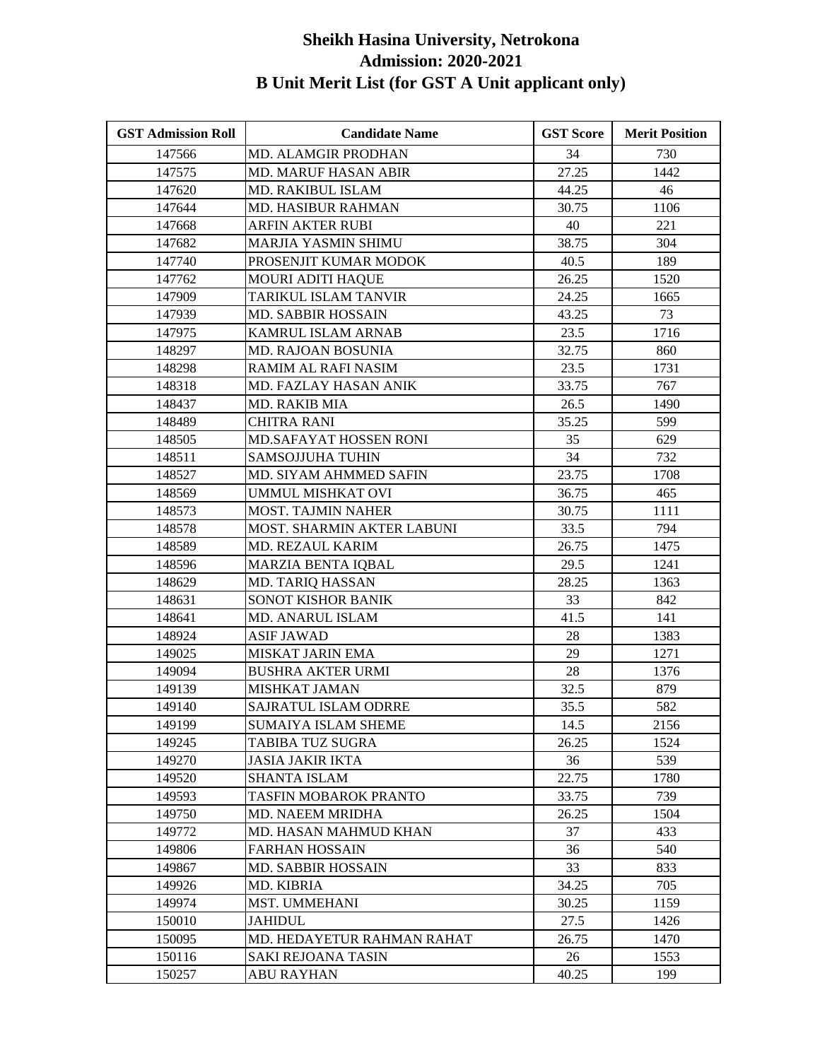# Sheikh Hasina University, Netrokona
## Admission: 2020-2021
## B Unit Merit List (for GST A Unit applicant only)

| GST Admission Roll | Candidate Name | GST Score | Merit Position |
|---|---|---|---|
| 147566 | MD. ALAMGIR PRODHAN | 34 | 730 |
| 147575 | MD. MARUF HASAN ABIR | 27.25 | 1442 |
| 147620 | MD. RAKIBUL ISLAM | 44.25 | 46 |
| 147644 | MD. HASIBUR RAHMAN | 30.75 | 1106 |
| 147668 | ARFIN AKTER RUBI | 40 | 221 |
| 147682 | MARJIA YASMIN SHIMU | 38.75 | 304 |
| 147740 | PROSENJIT KUMAR MODOK | 40.5 | 189 |
| 147762 | MOURI ADITI HAQUE | 26.25 | 1520 |
| 147909 | TARIKUL ISLAM TANVIR | 24.25 | 1665 |
| 147939 | MD. SABBIR HOSSAIN | 43.25 | 73 |
| 147975 | KAMRUL ISLAM ARNAB | 23.5 | 1716 |
| 148297 | MD. RAJOAN BOSUNIA | 32.75 | 860 |
| 148298 | RAMIM AL RAFI NASIM | 23.5 | 1731 |
| 148318 | MD. FAZLAY HASAN ANIK | 33.75 | 767 |
| 148437 | MD. RAKIB MIA | 26.5 | 1490 |
| 148489 | CHITRA RANI | 35.25 | 599 |
| 148505 | MD.SAFAYAT HOSSEN RONI | 35 | 629 |
| 148511 | SAMSOJJUHA TUHIN | 34 | 732 |
| 148527 | MD. SIYAM AHMMED SAFIN | 23.75 | 1708 |
| 148569 | UMMUL MISHKAT OVI | 36.75 | 465 |
| 148573 | MOST. TAJMIN NAHER | 30.75 | 1111 |
| 148578 | MOST. SHARMIN AKTER LABUNI | 33.5 | 794 |
| 148589 | MD. REZAUL KARIM | 26.75 | 1475 |
| 148596 | MARZIA BENTA IQBAL | 29.5 | 1241 |
| 148629 | MD. TARIQ HASSAN | 28.25 | 1363 |
| 148631 | SONOT KISHOR BANIK | 33 | 842 |
| 148641 | MD. ANARUL ISLAM | 41.5 | 141 |
| 148924 | ASIF JAWAD | 28 | 1383 |
| 149025 | MISKAT JARIN EMA | 29 | 1271 |
| 149094 | BUSHRA AKTER URMI | 28 | 1376 |
| 149139 | MISHKAT JAMAN | 32.5 | 879 |
| 149140 | SAJRATUL ISLAM ODRRE | 35.5 | 582 |
| 149199 | SUMAIYA ISLAM SHEME | 14.5 | 2156 |
| 149245 | TABIBA TUZ SUGRA | 26.25 | 1524 |
| 149270 | JASIA JAKIR IKTA | 36 | 539 |
| 149520 | SHANTA ISLAM | 22.75 | 1780 |
| 149593 | TASFIN MOBAROK PRANTO | 33.75 | 739 |
| 149750 | MD. NAEEM MRIDHA | 26.25 | 1504 |
| 149772 | MD. HASAN MAHMUD KHAN | 37 | 433 |
| 149806 | FARHAN HOSSAIN | 36 | 540 |
| 149867 | MD. SABBIR HOSSAIN | 33 | 833 |
| 149926 | MD. KIBRIA | 34.25 | 705 |
| 149974 | MST. UMMEHANI | 30.25 | 1159 |
| 150010 | JAHIDUL | 27.5 | 1426 |
| 150095 | MD. HEDAYETUR RAHMAN RAHAT | 26.75 | 1470 |
| 150116 | SAKI REJOANA TASIN | 26 | 1553 |
| 150257 | ABU RAYHAN | 40.25 | 199 |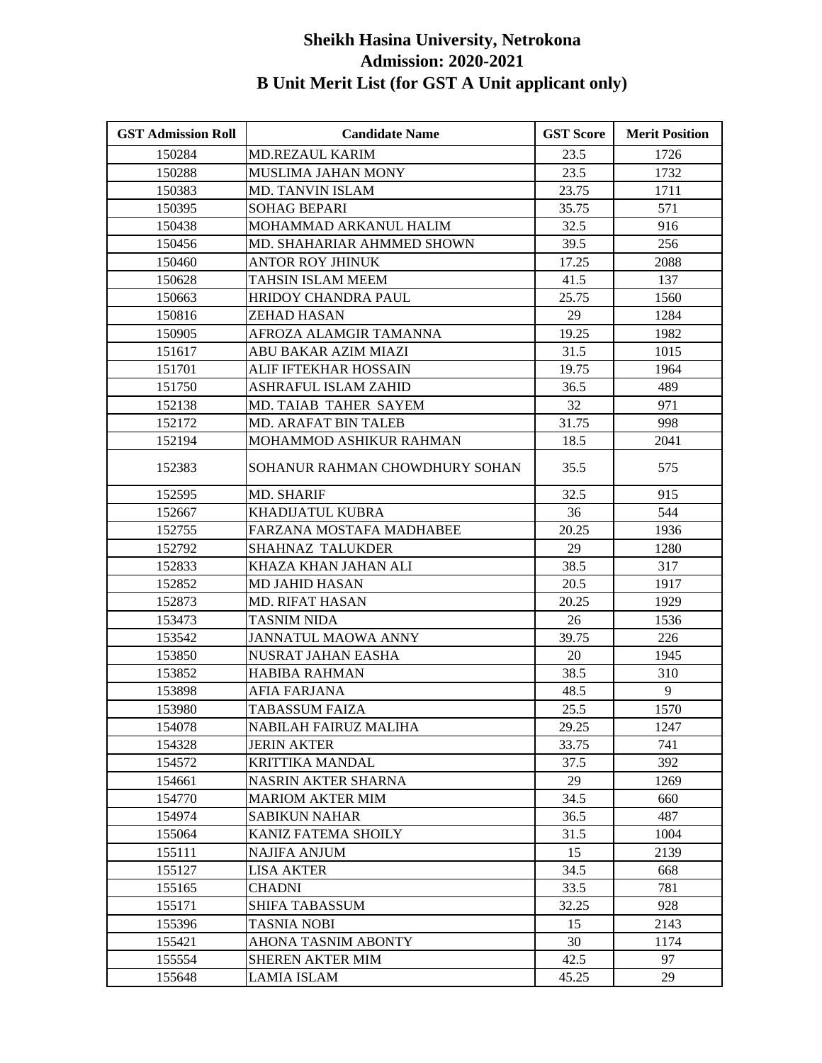# Sheikh Hasina University, Netrokona
## Admission: 2020-2021
## B Unit Merit List (for GST A Unit applicant only)

| GST Admission Roll | Candidate Name | GST Score | Merit Position |
|---|---|---|---|
| 150284 | MD.REZAUL KARIM | 23.5 | 1726 |
| 150288 | MUSLIMA JAHAN MONY | 23.5 | 1732 |
| 150383 | MD. TANVIN ISLAM | 23.75 | 1711 |
| 150395 | SOHAG BEPARI | 35.75 | 571 |
| 150438 | MOHAMMAD ARKANUL HALIM | 32.5 | 916 |
| 150456 | MD. SHAHARIAR AHMMED SHOWN | 39.5 | 256 |
| 150460 | ANTOR ROY JHINUK | 17.25 | 2088 |
| 150628 | TAHSIN ISLAM MEEM | 41.5 | 137 |
| 150663 | HRIDOY CHANDRA PAUL | 25.75 | 1560 |
| 150816 | ZEHAD HASAN | 29 | 1284 |
| 150905 | AFROZA ALAMGIR TAMANNA | 19.25 | 1982 |
| 151617 | ABU BAKAR AZIM MIAZI | 31.5 | 1015 |
| 151701 | ALIF IFTEKHAR HOSSAIN | 19.75 | 1964 |
| 151750 | ASHRAFUL ISLAM ZAHID | 36.5 | 489 |
| 152138 | MD. TAIAB TAHER SAYEM | 32 | 971 |
| 152172 | MD. ARAFAT BIN TALEB | 31.75 | 998 |
| 152194 | MOHAMMOD ASHIKUR RAHMAN | 18.5 | 2041 |
| 152383 | SOHANUR RAHMAN CHOWDHURY SOHAN | 35.5 | 575 |
| 152595 | MD. SHARIF | 32.5 | 915 |
| 152667 | KHADIJATUL KUBRA | 36 | 544 |
| 152755 | FARZANA MOSTAFA MADHABEE | 20.25 | 1936 |
| 152792 | SHAHNAZ TALUKDER | 29 | 1280 |
| 152833 | KHAZA KHAN JAHAN ALI | 38.5 | 317 |
| 152852 | MD JAHID HASAN | 20.5 | 1917 |
| 152873 | MD. RIFAT HASAN | 20.25 | 1929 |
| 153473 | TASNIM NIDA | 26 | 1536 |
| 153542 | JANNATUL MAOWA ANNY | 39.75 | 226 |
| 153850 | NUSRAT JAHAN EASHA | 20 | 1945 |
| 153852 | HABIBA RAHMAN | 38.5 | 310 |
| 153898 | AFIA FARJANA | 48.5 | 9 |
| 153980 | TABASSUM FAIZA | 25.5 | 1570 |
| 154078 | NABILAH FAIRUZ MALIHA | 29.25 | 1247 |
| 154328 | JERIN AKTER | 33.75 | 741 |
| 154572 | KRITTIKA MANDAL | 37.5 | 392 |
| 154661 | NASRIN AKTER SHARNA | 29 | 1269 |
| 154770 | MARIOM AKTER MIM | 34.5 | 660 |
| 154974 | SABIKUN NAHAR | 36.5 | 487 |
| 155064 | KANIZ FATEMA SHOILY | 31.5 | 1004 |
| 155111 | NAJIFA ANJUM | 15 | 2139 |
| 155127 | LISA AKTER | 34.5 | 668 |
| 155165 | CHADNI | 33.5 | 781 |
| 155171 | SHIFA TABASSUM | 32.25 | 928 |
| 155396 | TASNIA NOBI | 15 | 2143 |
| 155421 | AHONA TASNIM ABONTY | 30 | 1174 |
| 155554 | SHEREN AKTER MIM | 42.5 | 97 |
| 155648 | LAMIA ISLAM | 45.25 | 29 |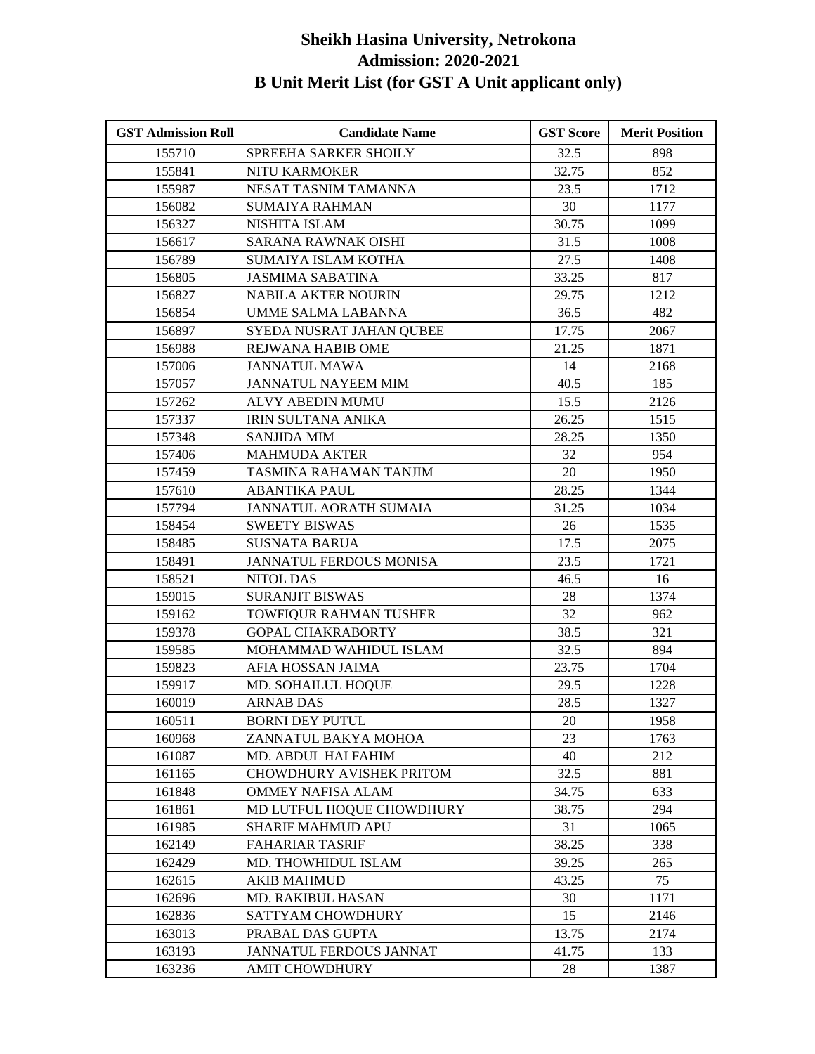# Sheikh Hasina University, Netrokona
## Admission: 2020-2021
## B Unit Merit List (for GST A Unit applicant only)

| GST Admission Roll | Candidate Name | GST Score | Merit Position |
|---|---|---|---|
| 155710 | SPREEHA SARKER SHOILY | 32.5 | 898 |
| 155841 | NITU KARMOKER | 32.75 | 852 |
| 155987 | NESAT TASNIM TAMANNA | 23.5 | 1712 |
| 156082 | SUMAIYA RAHMAN | 30 | 1177 |
| 156327 | NISHITA ISLAM | 30.75 | 1099 |
| 156617 | SARANA RAWNAK OISHI | 31.5 | 1008 |
| 156789 | SUMAIYA ISLAM KOTHA | 27.5 | 1408 |
| 156805 | JASMIMA SABATINA | 33.25 | 817 |
| 156827 | NABILA AKTER NOURIN | 29.75 | 1212 |
| 156854 | UMME SALMA LABANNA | 36.5 | 482 |
| 156897 | SYEDA NUSRAT JAHAN QUBEE | 17.75 | 2067 |
| 156988 | REJWANA HABIB OME | 21.25 | 1871 |
| 157006 | JANNATUL MAWA | 14 | 2168 |
| 157057 | JANNATUL NAYEEM MIM | 40.5 | 185 |
| 157262 | ALVY ABEDIN MUMU | 15.5 | 2126 |
| 157337 | IRIN SULTANA ANIKA | 26.25 | 1515 |
| 157348 | SANJIDA MIM | 28.25 | 1350 |
| 157406 | MAHMUDA AKTER | 32 | 954 |
| 157459 | TASMINA RAHAMAN TANJIM | 20 | 1950 |
| 157610 | ABANTIKA PAUL | 28.25 | 1344 |
| 157794 | JANNATUL AORATH SUMAIA | 31.25 | 1034 |
| 158454 | SWEETY BISWAS | 26 | 1535 |
| 158485 | SUSNATA BARUA | 17.5 | 2075 |
| 158491 | JANNATUL FERDOUS MONISA | 23.5 | 1721 |
| 158521 | NITOL DAS | 46.5 | 16 |
| 159015 | SURANJIT BISWAS | 28 | 1374 |
| 159162 | TOWFIQUR RAHMAN TUSHER | 32 | 962 |
| 159378 | GOPAL CHAKRABORTY | 38.5 | 321 |
| 159585 | MOHAMMAD WAHIDUL ISLAM | 32.5 | 894 |
| 159823 | AFIA HOSSAN JAIMA | 23.75 | 1704 |
| 159917 | MD. SOHAILUL HOQUE | 29.5 | 1228 |
| 160019 | ARNAB DAS | 28.5 | 1327 |
| 160511 | BORNI DEY PUTUL | 20 | 1958 |
| 160968 | ZANNATUL BAKYA MOHOA | 23 | 1763 |
| 161087 | MD. ABDUL HAI FAHIM | 40 | 212 |
| 161165 | CHOWDHURY AVISHEK PRITOM | 32.5 | 881 |
| 161848 | OMMEY NAFISA ALAM | 34.75 | 633 |
| 161861 | MD LUTFUL HOQUE CHOWDHURY | 38.75 | 294 |
| 161985 | SHARIF MAHMUD APU | 31 | 1065 |
| 162149 | FAHARIAR TASRIF | 38.25 | 338 |
| 162429 | MD. THOWHIDUL ISLAM | 39.25 | 265 |
| 162615 | AKIB MAHMUD | 43.25 | 75 |
| 162696 | MD. RAKIBUL HASAN | 30 | 1171 |
| 162836 | SATTYAM CHOWDHURY | 15 | 2146 |
| 163013 | PRABAL DAS GUPTA | 13.75 | 2174 |
| 163193 | JANNATUL FERDOUS JANNAT | 41.75 | 133 |
| 163236 | AMIT CHOWDHURY | 28 | 1387 |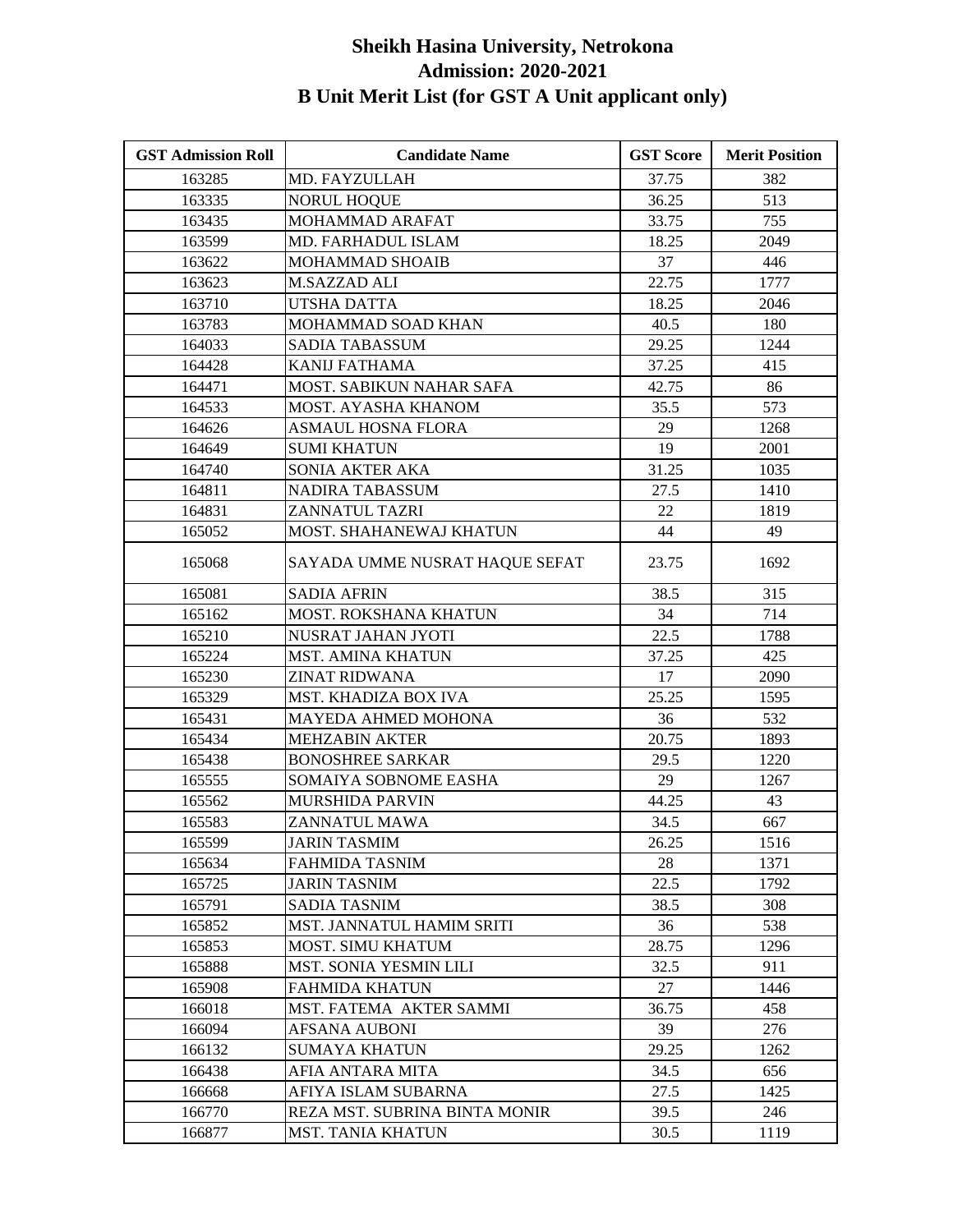# Sheikh Hasina University, Netrokona
## Admission: 2020-2021
## B Unit Merit List (for GST A Unit applicant only)

| GST Admission Roll | Candidate Name | GST Score | Merit Position |
|---|---|---|---|
| 163285 | MD. FAYZULLAH | 37.75 | 382 |
| 163335 | NORUL HOQUE | 36.25 | 513 |
| 163435 | MOHAMMAD ARAFAT | 33.75 | 755 |
| 163599 | MD. FARHADUL ISLAM | 18.25 | 2049 |
| 163622 | MOHAMMAD SHOAIB | 37 | 446 |
| 163623 | M.SAZZAD ALI | 22.75 | 1777 |
| 163710 | UTSHA DATTA | 18.25 | 2046 |
| 163783 | MOHAMMAD SOAD KHAN | 40.5 | 180 |
| 164033 | SADIA TABASSUM | 29.25 | 1244 |
| 164428 | KANIJ FATHAMA | 37.25 | 415 |
| 164471 | MOST. SABIKUN NAHAR SAFA | 42.75 | 86 |
| 164533 | MOST. AYASHA KHANOM | 35.5 | 573 |
| 164626 | ASMAUL HOSNA FLORA | 29 | 1268 |
| 164649 | SUMI KHATUN | 19 | 2001 |
| 164740 | SONIA AKTER AKA | 31.25 | 1035 |
| 164811 | NADIRA TABASSUM | 27.5 | 1410 |
| 164831 | ZANNATUL TAZRI | 22 | 1819 |
| 165052 | MOST. SHAHANEWAJ KHATUN | 44 | 49 |
| 165068 | SAYADA UMME NUSRAT HAQUE SEFAT | 23.75 | 1692 |
| 165081 | SADIA AFRIN | 38.5 | 315 |
| 165162 | MOST. ROKSHANA KHATUN | 34 | 714 |
| 165210 | NUSRAT JAHAN JYOTI | 22.5 | 1788 |
| 165224 | MST. AMINA KHATUN | 37.25 | 425 |
| 165230 | ZINAT RIDWANA | 17 | 2090 |
| 165329 | MST. KHADIZA BOX IVA | 25.25 | 1595 |
| 165431 | MAYEDA AHMED MOHONA | 36 | 532 |
| 165434 | MEHZABIN AKTER | 20.75 | 1893 |
| 165438 | BONOSHREE SARKAR | 29.5 | 1220 |
| 165555 | SOMAIYA SOBNOME EASHA | 29 | 1267 |
| 165562 | MURSHIDA PARVIN | 44.25 | 43 |
| 165583 | ZANNATUL MAWA | 34.5 | 667 |
| 165599 | JARIN TASMIM | 26.25 | 1516 |
| 165634 | FAHMIDA TASNIM | 28 | 1371 |
| 165725 | JARIN TASNIM | 22.5 | 1792 |
| 165791 | SADIA TASNIM | 38.5 | 308 |
| 165852 | MST. JANNATUL HAMIM SRITI | 36 | 538 |
| 165853 | MOST. SIMU KHATUM | 28.75 | 1296 |
| 165888 | MST. SONIA YESMIN LILI | 32.5 | 911 |
| 165908 | FAHMIDA KHATUN | 27 | 1446 |
| 166018 | MST. FATEMA AKTER SAMMI | 36.75 | 458 |
| 166094 | AFSANA AUBONI | 39 | 276 |
| 166132 | SUMAYA KHATUN | 29.25 | 1262 |
| 166438 | AFIA ANTARA MITA | 34.5 | 656 |
| 166668 | AFIYA ISLAM SUBARNA | 27.5 | 1425 |
| 166770 | REZA MST. SUBRINA BINTA MONIR | 39.5 | 246 |
| 166877 | MST. TANIA KHATUN | 30.5 | 1119 |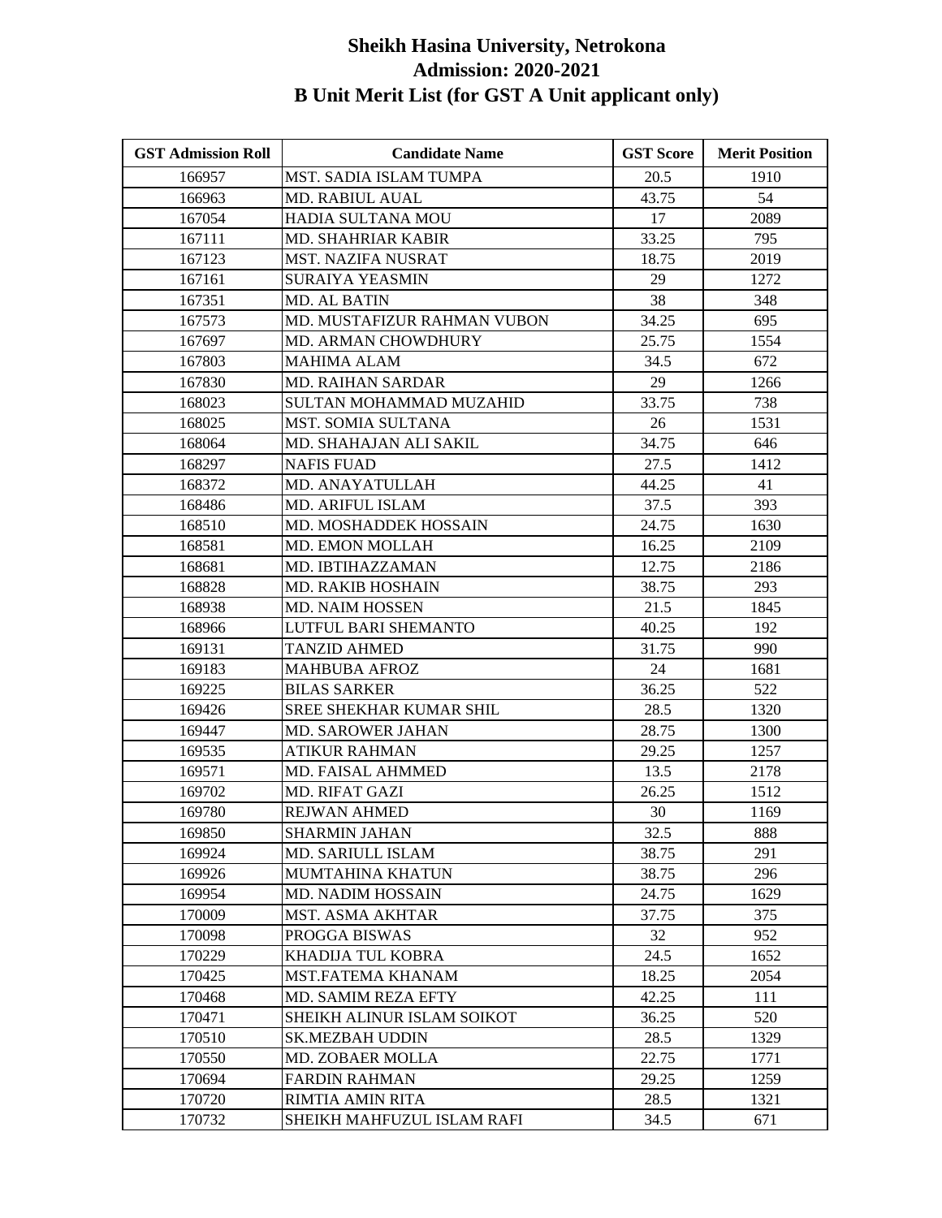# Sheikh Hasina University, Netrokona
## Admission: 2020-2021
## B Unit Merit List (for GST A Unit applicant only)

| GST Admission Roll | Candidate Name | GST Score | Merit Position |
|---|---|---|---|
| 166957 | MST. SADIA ISLAM TUMPA | 20.5 | 1910 |
| 166963 | MD. RABIUL AUAL | 43.75 | 54 |
| 167054 | HADIA SULTANA MOU | 17 | 2089 |
| 167111 | MD. SHAHRIAR KABIR | 33.25 | 795 |
| 167123 | MST. NAZIFA NUSRAT | 18.75 | 2019 |
| 167161 | SURAIYA YEASMIN | 29 | 1272 |
| 167351 | MD. AL BATIN | 38 | 348 |
| 167573 | MD. MUSTAFIZUR RAHMAN VUBON | 34.25 | 695 |
| 167697 | MD. ARMAN CHOWDHURY | 25.75 | 1554 |
| 167803 | MAHIMA ALAM | 34.5 | 672 |
| 167830 | MD. RAIHAN SARDAR | 29 | 1266 |
| 168023 | SULTAN MOHAMMAD MUZAHID | 33.75 | 738 |
| 168025 | MST. SOMIA SULTANA | 26 | 1531 |
| 168064 | MD. SHAHAJAN ALI SAKIL | 34.75 | 646 |
| 168297 | NAFIS FUAD | 27.5 | 1412 |
| 168372 | MD. ANAYATULLAH | 44.25 | 41 |
| 168486 | MD. ARIFUL ISLAM | 37.5 | 393 |
| 168510 | MD. MOSHADDEK HOSSAIN | 24.75 | 1630 |
| 168581 | MD. EMON MOLLAH | 16.25 | 2109 |
| 168681 | MD. IBTIHAZZAMAN | 12.75 | 2186 |
| 168828 | MD. RAKIB HOSHAIN | 38.75 | 293 |
| 168938 | MD. NAIM HOSSEN | 21.5 | 1845 |
| 168966 | LUTFUL BARI SHEMANTO | 40.25 | 192 |
| 169131 | TANZID AHMED | 31.75 | 990 |
| 169183 | MAHBUBA AFROZ | 24 | 1681 |
| 169225 | BILAS SARKER | 36.25 | 522 |
| 169426 | SREE SHEKHAR KUMAR SHIL | 28.5 | 1320 |
| 169447 | MD. SAROWER JAHAN | 28.75 | 1300 |
| 169535 | ATIKUR RAHMAN | 29.25 | 1257 |
| 169571 | MD. FAISAL AHMMED | 13.5 | 2178 |
| 169702 | MD. RIFAT GAZI | 26.25 | 1512 |
| 169780 | REJWAN AHMED | 30 | 1169 |
| 169850 | SHARMIN JAHAN | 32.5 | 888 |
| 169924 | MD. SARIULL ISLAM | 38.75 | 291 |
| 169926 | MUMTAHINA KHATUN | 38.75 | 296 |
| 169954 | MD. NADIM HOSSAIN | 24.75 | 1629 |
| 170009 | MST. ASMA AKHTAR | 37.75 | 375 |
| 170098 | PROGGA BISWAS | 32 | 952 |
| 170229 | KHADIJA TUL KOBRA | 24.5 | 1652 |
| 170425 | MST.FATEMA KHANAM | 18.25 | 2054 |
| 170468 | MD. SAMIM REZA EFTY | 42.25 | 111 |
| 170471 | SHEIKH ALINUR ISLAM SOIKOT | 36.25 | 520 |
| 170510 | SK.MEZBAH UDDIN | 28.5 | 1329 |
| 170550 | MD. ZOBAER MOLLA | 22.75 | 1771 |
| 170694 | FARDIN RAHMAN | 29.25 | 1259 |
| 170720 | RIMTIA AMIN RITA | 28.5 | 1321 |
| 170732 | SHEIKH MAHFUZUL ISLAM RAFI | 34.5 | 671 |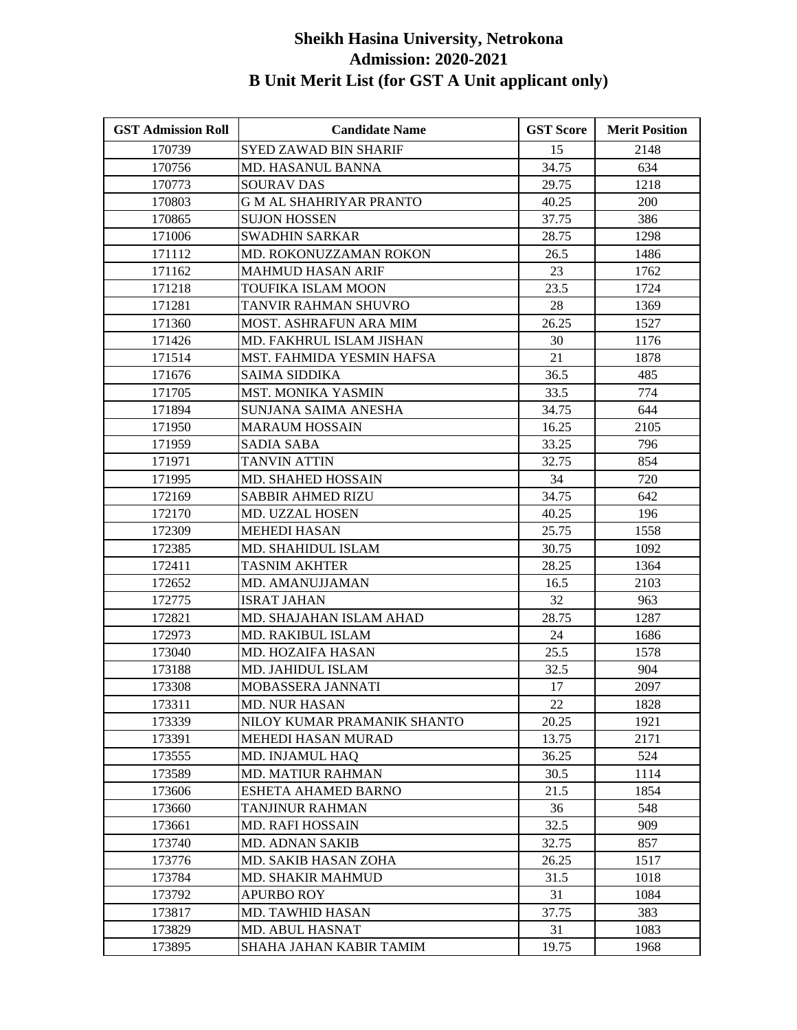# Sheikh Hasina University, Netrokona
## Admission: 2020-2021
## B Unit Merit List (for GST A Unit applicant only)

| GST Admission Roll | Candidate Name | GST Score | Merit Position |
|---|---|---|---|
| 170739 | SYED ZAWAD BIN SHARIF | 15 | 2148 |
| 170756 | MD. HASANUL BANNA | 34.75 | 634 |
| 170773 | SOURAV DAS | 29.75 | 1218 |
| 170803 | G M AL SHAHRIYAR PRANTO | 40.25 | 200 |
| 170865 | SUJON HOSSEN | 37.75 | 386 |
| 171006 | SWADHIN SARKAR | 28.75 | 1298 |
| 171112 | MD. ROKONUZZAMAN ROKON | 26.5 | 1486 |
| 171162 | MAHMUD HASAN ARIF | 23 | 1762 |
| 171218 | TOUFIKA ISLAM MOON | 23.5 | 1724 |
| 171281 | TANVIR RAHMAN SHUVRO | 28 | 1369 |
| 171360 | MOST. ASHRAFUN ARA MIM | 26.25 | 1527 |
| 171426 | MD. FAKHRUL ISLAM JISHAN | 30 | 1176 |
| 171514 | MST. FAHMIDA YESMIN HAFSA | 21 | 1878 |
| 171676 | SAIMA SIDDIKA | 36.5 | 485 |
| 171705 | MST. MONIKA YASMIN | 33.5 | 774 |
| 171894 | SUNJANA SAIMA ANESHA | 34.75 | 644 |
| 171950 | MARAUM HOSSAIN | 16.25 | 2105 |
| 171959 | SADIA SABA | 33.25 | 796 |
| 171971 | TANVIN ATTIN | 32.75 | 854 |
| 171995 | MD. SHAHED HOSSAIN | 34 | 720 |
| 172169 | SABBIR AHMED RIZU | 34.75 | 642 |
| 172170 | MD. UZZAL HOSEN | 40.25 | 196 |
| 172309 | MEHEDI HASAN | 25.75 | 1558 |
| 172385 | MD. SHAHIDUL ISLAM | 30.75 | 1092 |
| 172411 | TASNIM AKHTER | 28.25 | 1364 |
| 172652 | MD. AMANUJJAMAN | 16.5 | 2103 |
| 172775 | ISRAT JAHAN | 32 | 963 |
| 172821 | MD. SHAJAHAN ISLAM AHAD | 28.75 | 1287 |
| 172973 | MD. RAKIBUL ISLAM | 24 | 1686 |
| 173040 | MD. HOZAIFA HASAN | 25.5 | 1578 |
| 173188 | MD. JAHIDUL ISLAM | 32.5 | 904 |
| 173308 | MOBASSERA JANNATI | 17 | 2097 |
| 173311 | MD. NUR HASAN | 22 | 1828 |
| 173339 | NILOY KUMAR PRAMANIK SHANTO | 20.25 | 1921 |
| 173391 | MEHEDI HASAN MURAD | 13.75 | 2171 |
| 173555 | MD. INJAMUL HAQ | 36.25 | 524 |
| 173589 | MD. MATIUR RAHMAN | 30.5 | 1114 |
| 173606 | ESHETA AHAMED BARNO | 21.5 | 1854 |
| 173660 | TANJINUR RAHMAN | 36 | 548 |
| 173661 | MD. RAFI HOSSAIN | 32.5 | 909 |
| 173740 | MD. ADNAN SAKIB | 32.75 | 857 |
| 173776 | MD. SAKIB HASAN ZOHA | 26.25 | 1517 |
| 173784 | MD. SHAKIR MAHMUD | 31.5 | 1018 |
| 173792 | APURBO ROY | 31 | 1084 |
| 173817 | MD. TAWHID HASAN | 37.75 | 383 |
| 173829 | MD. ABUL HASNAT | 31 | 1083 |
| 173895 | SHAHA JAHAN KABIR TAMIM | 19.75 | 1968 |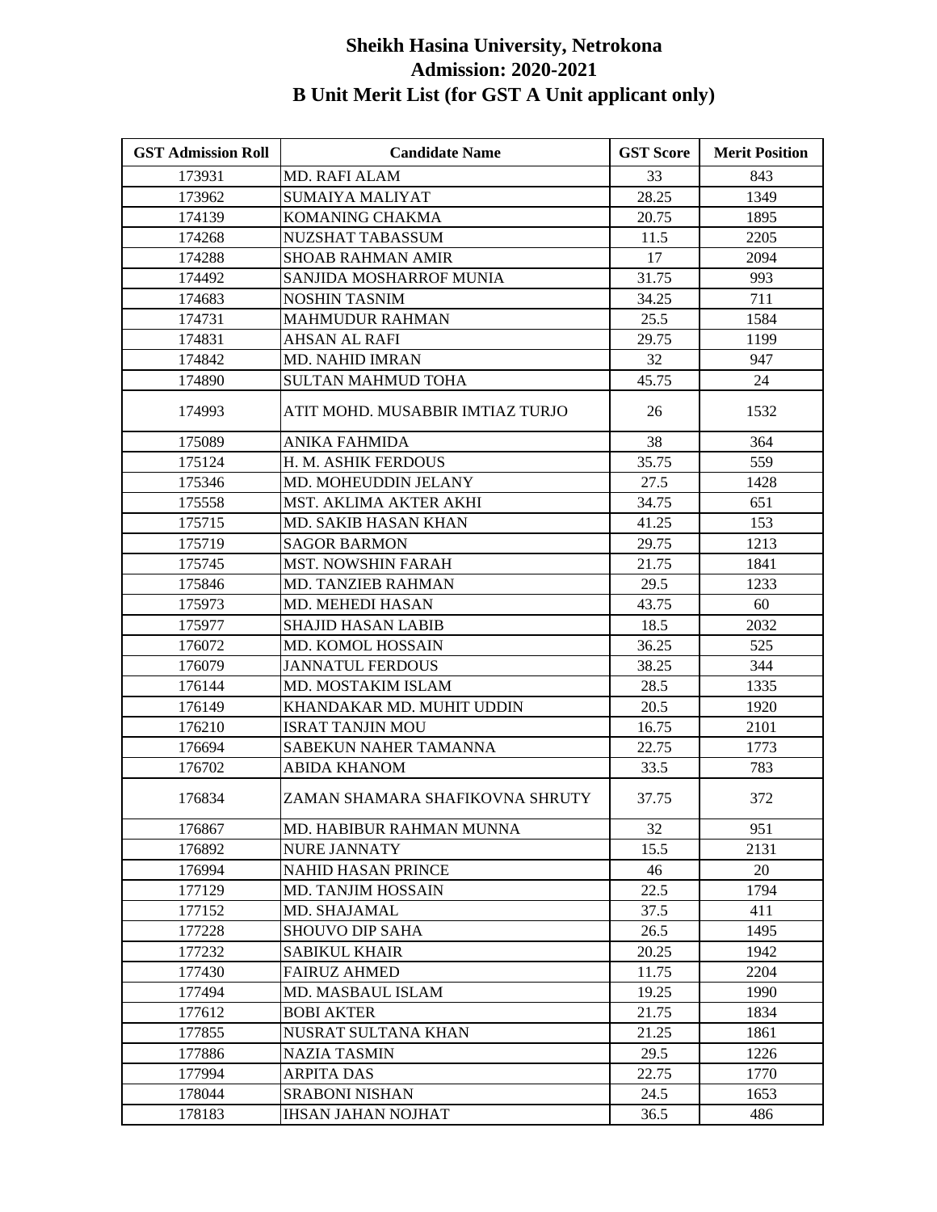# Sheikh Hasina University, Netrokona
## Admission: 2020-2021
## B Unit Merit List (for GST A Unit applicant only)

| GST Admission Roll | Candidate Name | GST Score | Merit Position |
|---|---|---|---|
| 173931 | MD. RAFI ALAM | 33 | 843 |
| 173962 | SUMAIYA MALIYAT | 28.25 | 1349 |
| 174139 | KOMANING CHAKMA | 20.75 | 1895 |
| 174268 | NUZSHAT TABASSUM | 11.5 | 2205 |
| 174288 | SHOAB RAHMAN AMIR | 17 | 2094 |
| 174492 | SANJIDA MOSHARROF MUNIA | 31.75 | 993 |
| 174683 | NOSHIN TASNIM | 34.25 | 711 |
| 174731 | MAHMUDUR RAHMAN | 25.5 | 1584 |
| 174831 | AHSAN AL RAFI | 29.75 | 1199 |
| 174842 | MD. NAHID IMRAN | 32 | 947 |
| 174890 | SULTAN MAHMUD TOHA | 45.75 | 24 |
| 174993 | ATIT MOHD. MUSABBIR IMTIAZ TURJO | 26 | 1532 |
| 175089 | ANIKA FAHMIDA | 38 | 364 |
| 175124 | H. M. ASHIK FERDOUS | 35.75 | 559 |
| 175346 | MD. MOHEUDDIN JELANY | 27.5 | 1428 |
| 175558 | MST. AKLIMA AKTER AKHI | 34.75 | 651 |
| 175715 | MD. SAKIB HASAN KHAN | 41.25 | 153 |
| 175719 | SAGOR BARMON | 29.75 | 1213 |
| 175745 | MST. NOWSHIN FARAH | 21.75 | 1841 |
| 175846 | MD. TANZIEB RAHMAN | 29.5 | 1233 |
| 175973 | MD. MEHEDI HASAN | 43.75 | 60 |
| 175977 | SHAJID HASAN LABIB | 18.5 | 2032 |
| 176072 | MD. KOMOL HOSSAIN | 36.25 | 525 |
| 176079 | JANNATUL FERDOUS | 38.25 | 344 |
| 176144 | MD. MOSTAKIM ISLAM | 28.5 | 1335 |
| 176149 | KHANDAKAR MD. MUHIT UDDIN | 20.5 | 1920 |
| 176210 | ISRAT TANJIN MOU | 16.75 | 2101 |
| 176694 | SABEKUN NAHER TAMANNA | 22.75 | 1773 |
| 176702 | ABIDA KHANOM | 33.5 | 783 |
| 176834 | ZAMAN SHAMARA SHAFIKOVNA SHRUTY | 37.75 | 372 |
| 176867 | MD. HABIBUR RAHMAN MUNNA | 32 | 951 |
| 176892 | NURE JANNATY | 15.5 | 2131 |
| 176994 | NAHID HASAN PRINCE | 46 | 20 |
| 177129 | MD. TANJIM HOSSAIN | 22.5 | 1794 |
| 177152 | MD. SHAJAMAL | 37.5 | 411 |
| 177228 | SHOUVO DIP SAHA | 26.5 | 1495 |
| 177232 | SABIKUL KHAIR | 20.25 | 1942 |
| 177430 | FAIRUZ AHMED | 11.75 | 2204 |
| 177494 | MD. MASBAUL ISLAM | 19.25 | 1990 |
| 177612 | BOBI AKTER | 21.75 | 1834 |
| 177855 | NUSRAT SULTANA KHAN | 21.25 | 1861 |
| 177886 | NAZIA TASMIN | 29.5 | 1226 |
| 177994 | ARPITA DAS | 22.75 | 1770 |
| 178044 | SRABONI NISHAN | 24.5 | 1653 |
| 178183 | IHSAN JAHAN NOJHAT | 36.5 | 486 |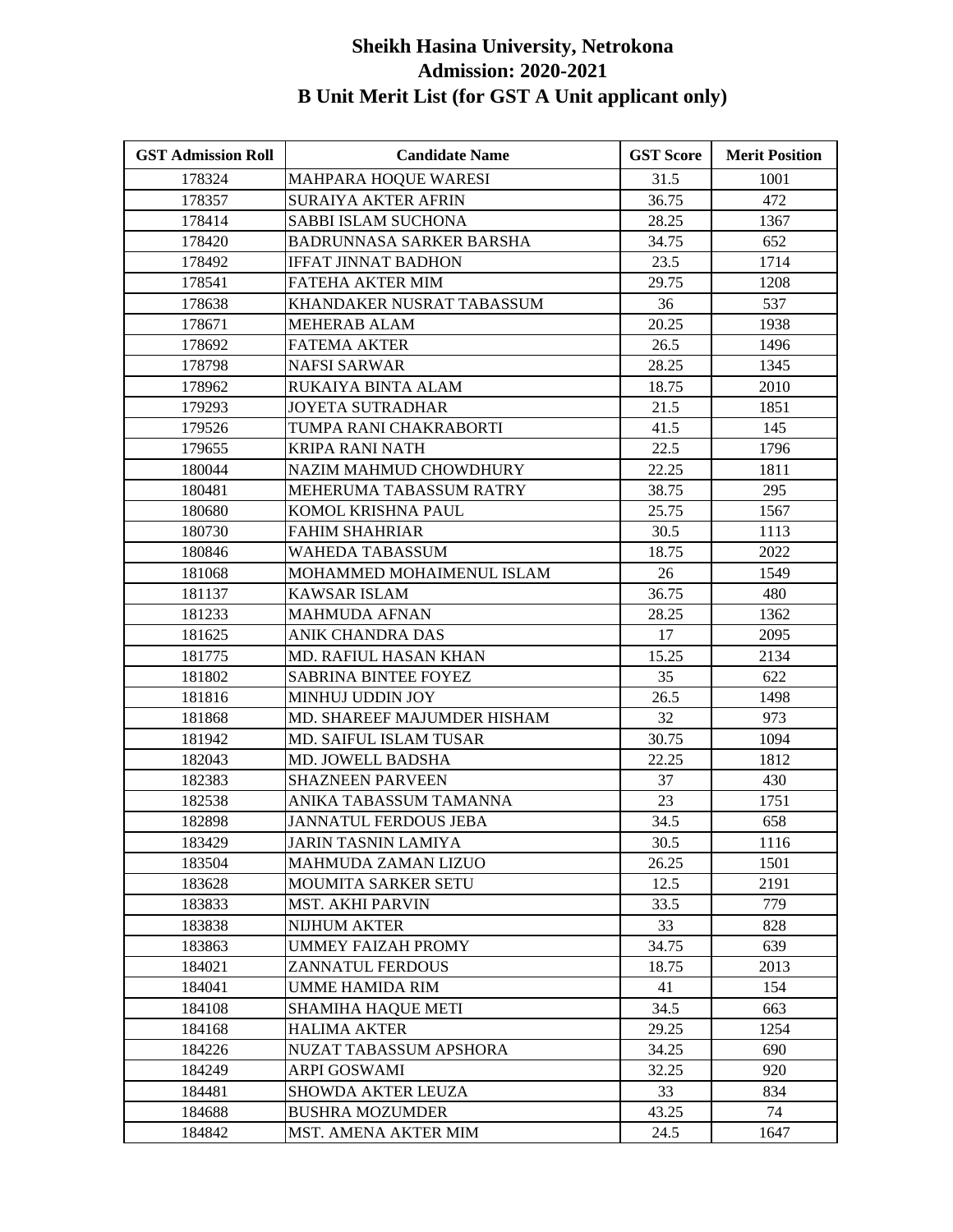# Sheikh Hasina University, Netrokona
## Admission: 2020-2021
## B Unit Merit List (for GST A Unit applicant only)

| GST Admission Roll | Candidate Name | GST Score | Merit Position |
|---|---|---|---|
| 178324 | MAHPARA HOQUE WARESI | 31.5 | 1001 |
| 178357 | SURAIYA AKTER AFRIN | 36.75 | 472 |
| 178414 | SABBI ISLAM SUCHONA | 28.25 | 1367 |
| 178420 | BADRUNNASA SARKER BARSHA | 34.75 | 652 |
| 178492 | IFFAT JINNAT BADHON | 23.5 | 1714 |
| 178541 | FATEHA AKTER MIM | 29.75 | 1208 |
| 178638 | KHANDAKER NUSRAT TABASSUM | 36 | 537 |
| 178671 | MEHERAB ALAM | 20.25 | 1938 |
| 178692 | FATEMA AKTER | 26.5 | 1496 |
| 178798 | NAFSI SARWAR | 28.25 | 1345 |
| 178962 | RUKAIYA BINTA ALAM | 18.75 | 2010 |
| 179293 | JOYETA SUTRADHAR | 21.5 | 1851 |
| 179526 | TUMPA RANI CHAKRABORTI | 41.5 | 145 |
| 179655 | KRIPA RANI NATH | 22.5 | 1796 |
| 180044 | NAZIM MAHMUD CHOWDHURY | 22.25 | 1811 |
| 180481 | MEHERUMA TABASSUM RATRY | 38.75 | 295 |
| 180680 | KOMOL KRISHNA PAUL | 25.75 | 1567 |
| 180730 | FAHIM SHAHRIAR | 30.5 | 1113 |
| 180846 | WAHEDA TABASSUM | 18.75 | 2022 |
| 181068 | MOHAMMED MOHAIMENUL ISLAM | 26 | 1549 |
| 181137 | KAWSAR ISLAM | 36.75 | 480 |
| 181233 | MAHMUDA AFNAN | 28.25 | 1362 |
| 181625 | ANIK CHANDRA DAS | 17 | 2095 |
| 181775 | MD. RAFIUL HASAN KHAN | 15.25 | 2134 |
| 181802 | SABRINA BINTEE FOYEZ | 35 | 622 |
| 181816 | MINHUJ UDDIN JOY | 26.5 | 1498 |
| 181868 | MD. SHAREEF MAJUMDER HISHAM | 32 | 973 |
| 181942 | MD. SAIFUL ISLAM TUSAR | 30.75 | 1094 |
| 182043 | MD. JOWELL BADSHA | 22.25 | 1812 |
| 182383 | SHAZNEEN PARVEEN | 37 | 430 |
| 182538 | ANIKA TABASSUM TAMANNA | 23 | 1751 |
| 182898 | JANNATUL FERDOUS JEBA | 34.5 | 658 |
| 183429 | JARIN TASNIN LAMIYA | 30.5 | 1116 |
| 183504 | MAHMUDA ZAMAN LIZUO | 26.25 | 1501 |
| 183628 | MOUMITA SARKER SETU | 12.5 | 2191 |
| 183833 | MST. AKHI PARVIN | 33.5 | 779 |
| 183838 | NIJHUM AKTER | 33 | 828 |
| 183863 | UMMEY FAIZAH PROMY | 34.75 | 639 |
| 184021 | ZANNATUL FERDOUS | 18.75 | 2013 |
| 184041 | UMME HAMIDA RIM | 41 | 154 |
| 184108 | SHAMIHA HAQUE METI | 34.5 | 663 |
| 184168 | HALIMA AKTER | 29.25 | 1254 |
| 184226 | NUZAT TABASSUM APSHORA | 34.25 | 690 |
| 184249 | ARPI GOSWAMI | 32.25 | 920 |
| 184481 | SHOWDA AKTER LEUZA | 33 | 834 |
| 184688 | BUSHRA MOZUMDER | 43.25 | 74 |
| 184842 | MST. AMENA AKTER MIM | 24.5 | 1647 |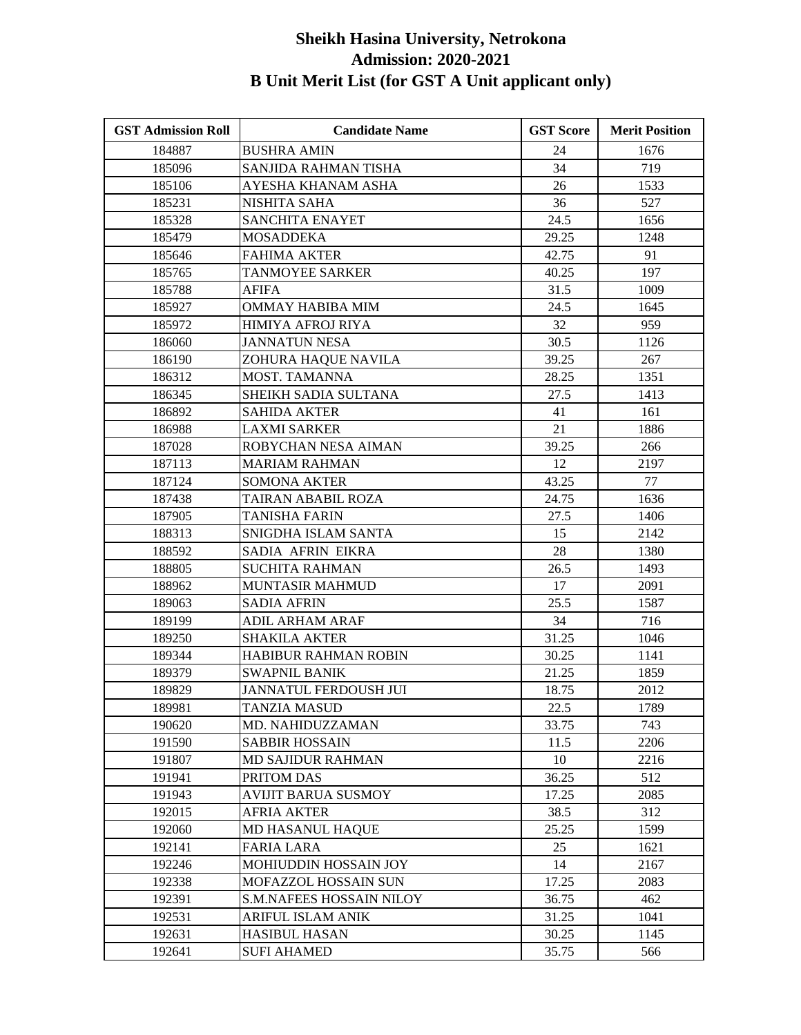# Sheikh Hasina University, Netrokona
## Admission: 2020-2021
## B Unit Merit List (for GST A Unit applicant only)

| GST Admission Roll | Candidate Name | GST Score | Merit Position |
|---|---|---|---|
| 184887 | BUSHRA AMIN | 24 | 1676 |
| 185096 | SANJIDA RAHMAN TISHA | 34 | 719 |
| 185106 | AYESHA KHANAM ASHA | 26 | 1533 |
| 185231 | NISHITA SAHA | 36 | 527 |
| 185328 | SANCHITA ENAYET | 24.5 | 1656 |
| 185479 | MOSADDEKA | 29.25 | 1248 |
| 185646 | FAHIMA AKTER | 42.75 | 91 |
| 185765 | TANMOYEE SARKER | 40.25 | 197 |
| 185788 | AFIFA | 31.5 | 1009 |
| 185927 | OMMAY HABIBA MIM | 24.5 | 1645 |
| 185972 | HIMIYA AFROJ RIYA | 32 | 959 |
| 186060 | JANNATUN NESA | 30.5 | 1126 |
| 186190 | ZOHURA HAQUE NAVILA | 39.25 | 267 |
| 186312 | MOST. TAMANNA | 28.25 | 1351 |
| 186345 | SHEIKH SADIA SULTANA | 27.5 | 1413 |
| 186892 | SAHIDA AKTER | 41 | 161 |
| 186988 | LAXMI SARKER | 21 | 1886 |
| 187028 | ROBYCHAN NESA AIMAN | 39.25 | 266 |
| 187113 | MARIAM RAHMAN | 12 | 2197 |
| 187124 | SOMONA AKTER | 43.25 | 77 |
| 187438 | TAIRAN ABABIL ROZA | 24.75 | 1636 |
| 187905 | TANISHA FARIN | 27.5 | 1406 |
| 188313 | SNIGDHA ISLAM SANTA | 15 | 2142 |
| 188592 | SADIA AFRIN EIKRA | 28 | 1380 |
| 188805 | SUCHITA RAHMAN | 26.5 | 1493 |
| 188962 | MUNTASIR MAHMUD | 17 | 2091 |
| 189063 | SADIA AFRIN | 25.5 | 1587 |
| 189199 | ADIL ARHAM ARAF | 34 | 716 |
| 189250 | SHAKILA AKTER | 31.25 | 1046 |
| 189344 | HABIBUR RAHMAN ROBIN | 30.25 | 1141 |
| 189379 | SWAPNIL BANIK | 21.25 | 1859 |
| 189829 | JANNATUL FERDOUSH JUI | 18.75 | 2012 |
| 189981 | TANZIA MASUD | 22.5 | 1789 |
| 190620 | MD. NAHIDUZZAMAN | 33.75 | 743 |
| 191590 | SABBIR HOSSAIN | 11.5 | 2206 |
| 191807 | MD SAJIDUR RAHMAN | 10 | 2216 |
| 191941 | PRITOM DAS | 36.25 | 512 |
| 191943 | AVIJIT BARUA SUSMOY | 17.25 | 2085 |
| 192015 | AFRIA AKTER | 38.5 | 312 |
| 192060 | MD HASANUL HAQUE | 25.25 | 1599 |
| 192141 | FARIA LARA | 25 | 1621 |
| 192246 | MOHIUDDIN HOSSAIN JOY | 14 | 2167 |
| 192338 | MOFAZZOL HOSSAIN SUN | 17.25 | 2083 |
| 192391 | S.M.NAFEES HOSSAIN NILOY | 36.75 | 462 |
| 192531 | ARIFUL ISLAM ANIK | 31.25 | 1041 |
| 192631 | HASIBUL HASAN | 30.25 | 1145 |
| 192641 | SUFI AHAMED | 35.75 | 566 |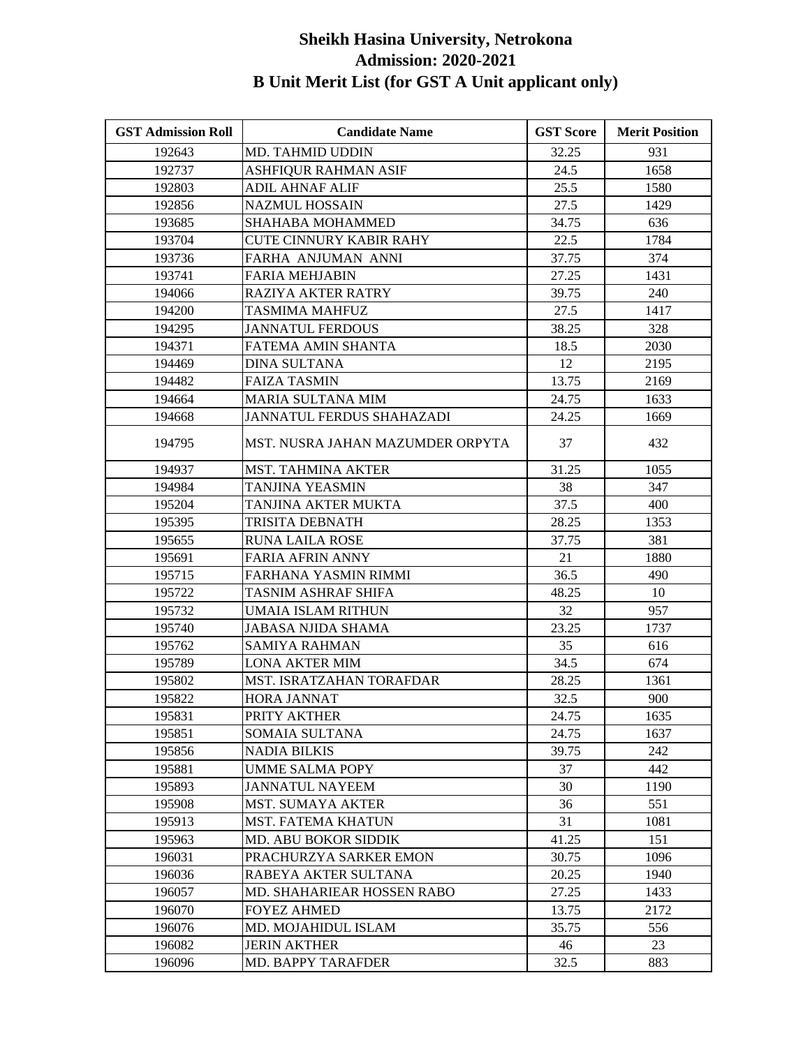# Sheikh Hasina University, Netrokona
## Admission: 2020-2021
## B Unit Merit List (for GST A Unit applicant only)

| GST Admission Roll | Candidate Name | GST Score | Merit Position |
|---|---|---|---|
| 192643 | MD. TAHMID UDDIN | 32.25 | 931 |
| 192737 | ASHFIQUR RAHMAN ASIF | 24.5 | 1658 |
| 192803 | ADIL AHNAF ALIF | 25.5 | 1580 |
| 192856 | NAZMUL HOSSAIN | 27.5 | 1429 |
| 193685 | SHAHABA MOHAMMED | 34.75 | 636 |
| 193704 | CUTE CINNURY KABIR RAHY | 22.5 | 1784 |
| 193736 | FARHA ANJUMAN ANNI | 37.75 | 374 |
| 193741 | FARIA MEHJABIN | 27.25 | 1431 |
| 194066 | RAZIYA AKTER RATRY | 39.75 | 240 |
| 194200 | TASMIMA MAHFUZ | 27.5 | 1417 |
| 194295 | JANNATUL FERDOUS | 38.25 | 328 |
| 194371 | FATEMA AMIN SHANTA | 18.5 | 2030 |
| 194469 | DINA SULTANA | 12 | 2195 |
| 194482 | FAIZA TASMIN | 13.75 | 2169 |
| 194664 | MARIA SULTANA MIM | 24.75 | 1633 |
| 194668 | JANNATUL FERDUS SHAHAZADI | 24.25 | 1669 |
| 194795 | MST. NUSRA JAHAN MAZUMDER ORPYTA | 37 | 432 |
| 194937 | MST. TAHMINA AKTER | 31.25 | 1055 |
| 194984 | TANJINA YEASMIN | 38 | 347 |
| 195204 | TANJINA AKTER MUKTA | 37.5 | 400 |
| 195395 | TRISITA DEBNATH | 28.25 | 1353 |
| 195655 | RUNA LAILA ROSE | 37.75 | 381 |
| 195691 | FARIA AFRIN ANNY | 21 | 1880 |
| 195715 | FARHANA YASMIN RIMMI | 36.5 | 490 |
| 195722 | TASNIM ASHRAF SHIFA | 48.25 | 10 |
| 195732 | UMAIA ISLAM RITHUN | 32 | 957 |
| 195740 | JABASA NJIDA SHAMA | 23.25 | 1737 |
| 195762 | SAMIYA RAHMAN | 35 | 616 |
| 195789 | LONA AKTER MIM | 34.5 | 674 |
| 195802 | MST. ISRATZAHAN TORAFDAR | 28.25 | 1361 |
| 195822 | HORA JANNAT | 32.5 | 900 |
| 195831 | PRITY AKTHER | 24.75 | 1635 |
| 195851 | SOMAIA SULTANA | 24.75 | 1637 |
| 195856 | NADIA BILKIS | 39.75 | 242 |
| 195881 | UMME SALMA POPY | 37 | 442 |
| 195893 | JANNATUL NAYEEM | 30 | 1190 |
| 195908 | MST. SUMAYA AKTER | 36 | 551 |
| 195913 | MST. FATEMA KHATUN | 31 | 1081 |
| 195963 | MD. ABU BOKOR SIDDIK | 41.25 | 151 |
| 196031 | PRACHURZYA SARKER EMON | 30.75 | 1096 |
| 196036 | RABEYA AKTER SULTANA | 20.25 | 1940 |
| 196057 | MD. SHAHARIEAR HOSSEN RABO | 27.25 | 1433 |
| 196070 | FOYEZ AHMED | 13.75 | 2172 |
| 196076 | MD. MOJAHIDUL ISLAM | 35.75 | 556 |
| 196082 | JERIN AKTHER | 46 | 23 |
| 196096 | MD. BAPPY TARAFDER | 32.5 | 883 |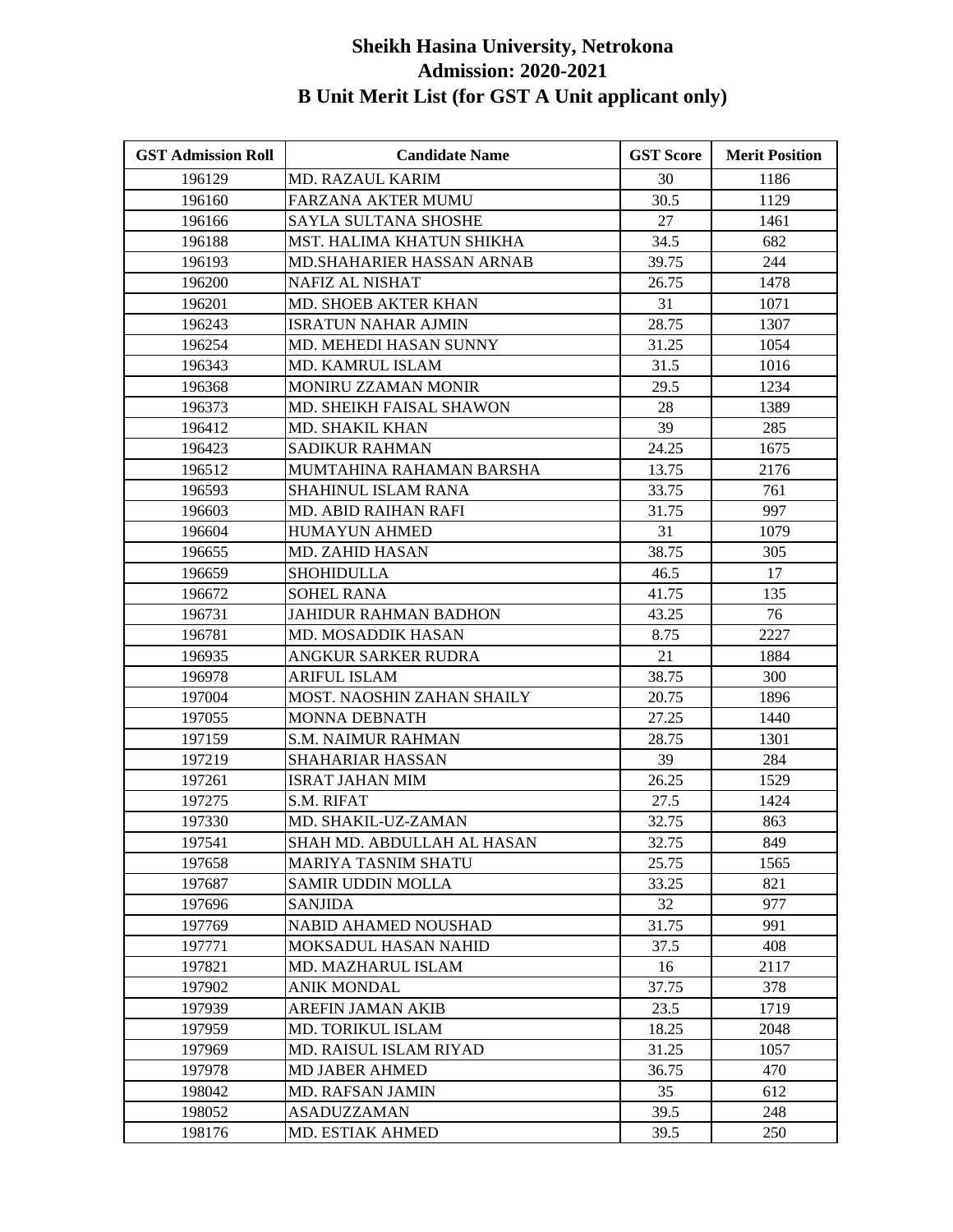# Sheikh Hasina University, Netrokona
## Admission: 2020-2021
## B Unit Merit List (for GST A Unit applicant only)

| GST Admission Roll | Candidate Name | GST Score | Merit Position |
|---|---|---|---|
| 196129 | MD. RAZAUL KARIM | 30 | 1186 |
| 196160 | FARZANA AKTER MUMU | 30.5 | 1129 |
| 196166 | SAYLA SULTANA SHOSHE | 27 | 1461 |
| 196188 | MST. HALIMA KHATUN SHIKHA | 34.5 | 682 |
| 196193 | MD.SHAHARIER HASSAN ARNAB | 39.75 | 244 |
| 196200 | NAFIZ AL NISHAT | 26.75 | 1478 |
| 196201 | MD. SHOEB AKTER KHAN | 31 | 1071 |
| 196243 | ISRATUN NAHAR AJMIN | 28.75 | 1307 |
| 196254 | MD. MEHEDI HASAN SUNNY | 31.25 | 1054 |
| 196343 | MD. KAMRUL ISLAM | 31.5 | 1016 |
| 196368 | MONIRU ZZAMAN MONIR | 29.5 | 1234 |
| 196373 | MD. SHEIKH FAISAL SHAWON | 28 | 1389 |
| 196412 | MD. SHAKIL KHAN | 39 | 285 |
| 196423 | SADIKUR RAHMAN | 24.25 | 1675 |
| 196512 | MUMTAHINA RAHAMAN BARSHA | 13.75 | 2176 |
| 196593 | SHAHINUL ISLAM RANA | 33.75 | 761 |
| 196603 | MD. ABID RAIHAN RAFI | 31.75 | 997 |
| 196604 | HUMAYUN AHMED | 31 | 1079 |
| 196655 | MD. ZAHID HASAN | 38.75 | 305 |
| 196659 | SHOHIDULLA | 46.5 | 17 |
| 196672 | SOHEL RANA | 41.75 | 135 |
| 196731 | JAHIDUR RAHMAN BADHON | 43.25 | 76 |
| 196781 | MD. MOSADDIK HASAN | 8.75 | 2227 |
| 196935 | ANGKUR SARKER RUDRA | 21 | 1884 |
| 196978 | ARIFUL ISLAM | 38.75 | 300 |
| 197004 | MOST. NAOSHIN ZAHAN SHAILY | 20.75 | 1896 |
| 197055 | MONNA DEBNATH | 27.25 | 1440 |
| 197159 | S.M. NAIMUR RAHMAN | 28.75 | 1301 |
| 197219 | SHAHARIAR HASSAN | 39 | 284 |
| 197261 | ISRAT JAHAN MIM | 26.25 | 1529 |
| 197275 | S.M. RIFAT | 27.5 | 1424 |
| 197330 | MD. SHAKIL-UZ-ZAMAN | 32.75 | 863 |
| 197541 | SHAH MD. ABDULLAH AL HASAN | 32.75 | 849 |
| 197658 | MARIYA TASNIM SHATU | 25.75 | 1565 |
| 197687 | SAMIR UDDIN MOLLA | 33.25 | 821 |
| 197696 | SANJIDA | 32 | 977 |
| 197769 | NABID AHAMED NOUSHAD | 31.75 | 991 |
| 197771 | MOKSADUL HASAN NAHID | 37.5 | 408 |
| 197821 | MD. MAZHARUL ISLAM | 16 | 2117 |
| 197902 | ANIK MONDAL | 37.75 | 378 |
| 197939 | AREFIN JAMAN AKIB | 23.5 | 1719 |
| 197959 | MD. TORIKUL ISLAM | 18.25 | 2048 |
| 197969 | MD. RAISUL ISLAM RIYAD | 31.25 | 1057 |
| 197978 | MD JABER AHMED | 36.75 | 470 |
| 198042 | MD. RAFSAN JAMIN | 35 | 612 |
| 198052 | ASADUZZAMAN | 39.5 | 248 |
| 198176 | MD. ESTIAK AHMED | 39.5 | 250 |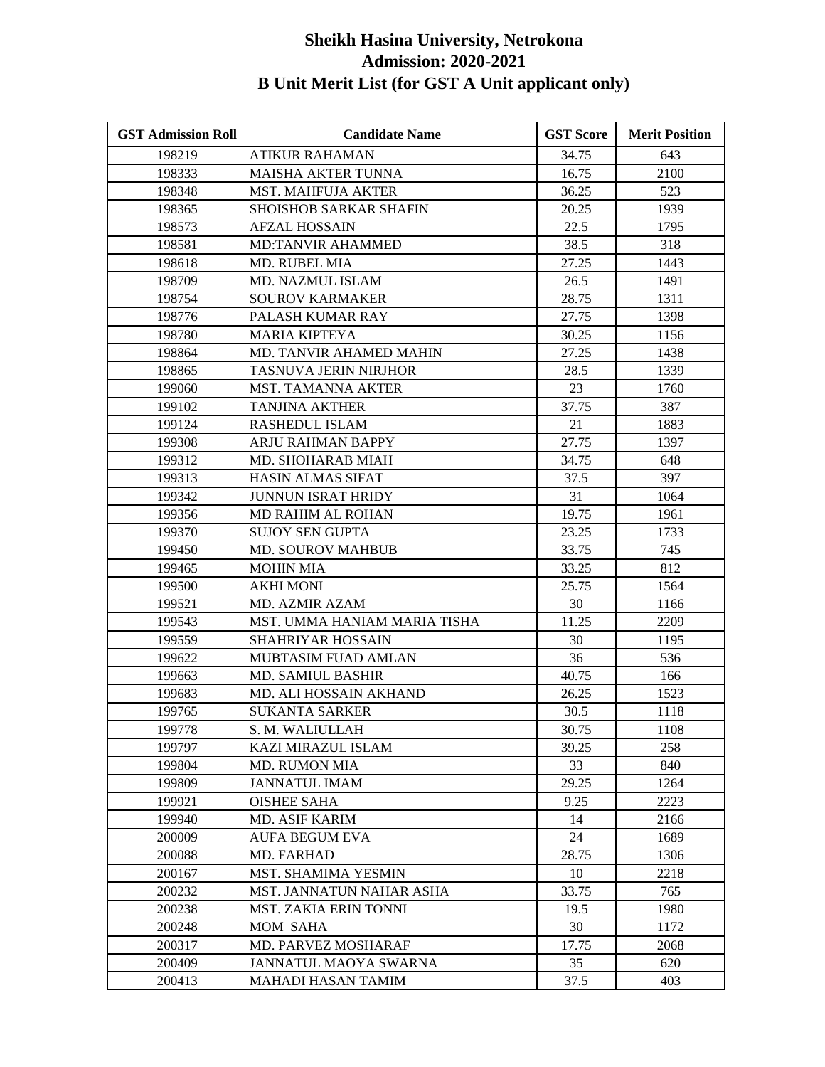# Sheikh Hasina University, Netrokona
## Admission: 2020-2021
## B Unit Merit List (for GST A Unit applicant only)

| GST Admission Roll | Candidate Name | GST Score | Merit Position |
|---|---|---|---|
| 198219 | ATIKUR RAHAMAN | 34.75 | 643 |
| 198333 | MAISHA AKTER TUNNA | 16.75 | 2100 |
| 198348 | MST. MAHFUJA AKTER | 36.25 | 523 |
| 198365 | SHOISHOB SARKAR SHAFIN | 20.25 | 1939 |
| 198573 | AFZAL HOSSAIN | 22.5 | 1795 |
| 198581 | MD:TANVIR AHAMMED | 38.5 | 318 |
| 198618 | MD. RUBEL MIA | 27.25 | 1443 |
| 198709 | MD. NAZMUL ISLAM | 26.5 | 1491 |
| 198754 | SOUROV KARMAKER | 28.75 | 1311 |
| 198776 | PALASH KUMAR RAY | 27.75 | 1398 |
| 198780 | MARIA KIPTEYA | 30.25 | 1156 |
| 198864 | MD. TANVIR AHAMED MAHIN | 27.25 | 1438 |
| 198865 | TASNUVA JERIN NIRJHOR | 28.5 | 1339 |
| 199060 | MST. TAMANNA AKTER | 23 | 1760 |
| 199102 | TANJINA AKTHER | 37.75 | 387 |
| 199124 | RASHEDUL ISLAM | 21 | 1883 |
| 199308 | ARJU RAHMAN BAPPY | 27.75 | 1397 |
| 199312 | MD. SHOHARAB MIAH | 34.75 | 648 |
| 199313 | HASIN ALMAS SIFAT | 37.5 | 397 |
| 199342 | JUNNUN ISRAT HRIDY | 31 | 1064 |
| 199356 | MD RAHIM AL ROHAN | 19.75 | 1961 |
| 199370 | SUJOY SEN GUPTA | 23.25 | 1733 |
| 199450 | MD. SOUROV MAHBUB | 33.75 | 745 |
| 199465 | MOHIN MIA | 33.25 | 812 |
| 199500 | AKHI MONI | 25.75 | 1564 |
| 199521 | MD. AZMIR AZAM | 30 | 1166 |
| 199543 | MST. UMMA HANIAM MARIA TISHA | 11.25 | 2209 |
| 199559 | SHAHRIYAR HOSSAIN | 30 | 1195 |
| 199622 | MUBTASIM FUAD AMLAN | 36 | 536 |
| 199663 | MD. SAMIUL BASHIR | 40.75 | 166 |
| 199683 | MD. ALI HOSSAIN AKHAND | 26.25 | 1523 |
| 199765 | SUKANTA SARKER | 30.5 | 1118 |
| 199778 | S. M. WALIULLAH | 30.75 | 1108 |
| 199797 | KAZI MIRAZUL ISLAM | 39.25 | 258 |
| 199804 | MD. RUMON MIA | 33 | 840 |
| 199809 | JANNATUL IMAM | 29.25 | 1264 |
| 199921 | OISHEE SAHA | 9.25 | 2223 |
| 199940 | MD. ASIF KARIM | 14 | 2166 |
| 200009 | AUFA BEGUM EVA | 24 | 1689 |
| 200088 | MD. FARHAD | 28.75 | 1306 |
| 200167 | MST. SHAMIMA YESMIN | 10 | 2218 |
| 200232 | MST. JANNATUN NAHAR ASHA | 33.75 | 765 |
| 200238 | MST. ZAKIA ERIN TONNI | 19.5 | 1980 |
| 200248 | MOM SAHA | 30 | 1172 |
| 200317 | MD. PARVEZ MOSHARAF | 17.75 | 2068 |
| 200409 | JANNATUL MAOYA SWARNA | 35 | 620 |
| 200413 | MAHADI HASAN TAMIM | 37.5 | 403 |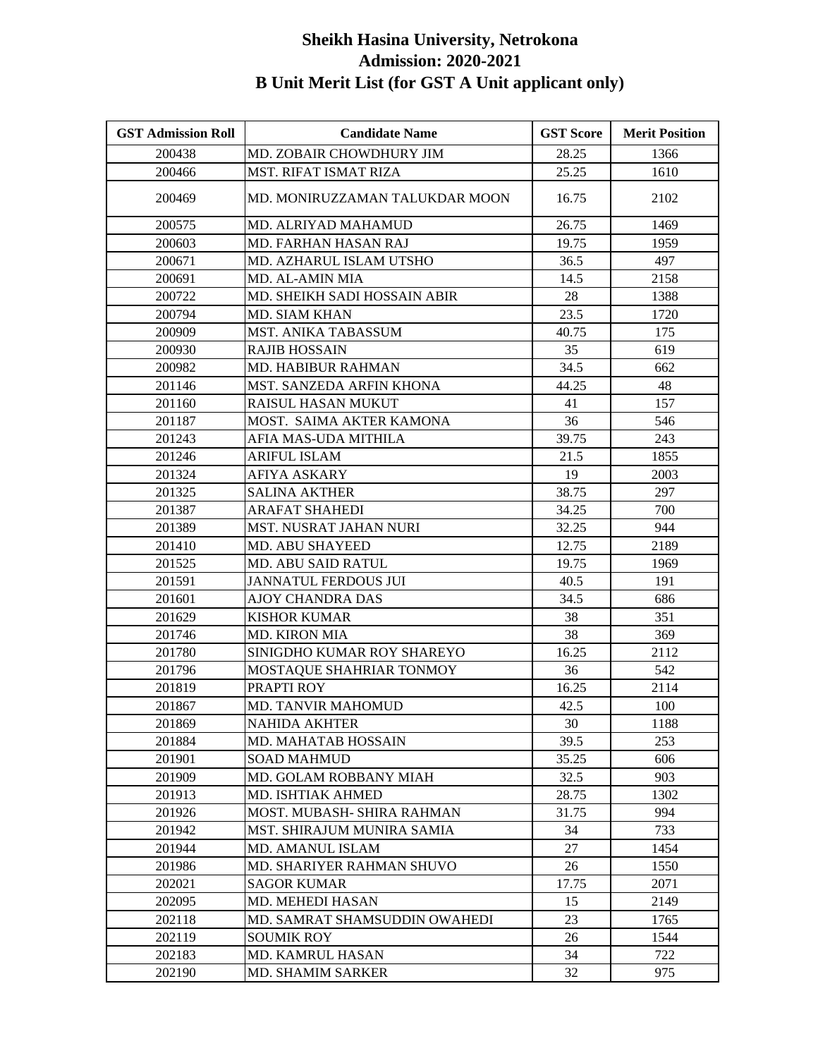# Sheikh Hasina University, Netrokona
## Admission: 2020-2021
## B Unit Merit List (for GST A Unit applicant only)

| GST Admission Roll | Candidate Name | GST Score | Merit Position |
|---|---|---|---|
| 200438 | MD. ZOBAIR CHOWDHURY JIM | 28.25 | 1366 |
| 200466 | MST. RIFAT ISMAT RIZA | 25.25 | 1610 |
| 200469 | MD. MONIRUZZAMAN TALUKDAR MOON | 16.75 | 2102 |
| 200575 | MD. ALRIYAD MAHAMUD | 26.75 | 1469 |
| 200603 | MD. FARHAN HASAN RAJ | 19.75 | 1959 |
| 200671 | MD. AZHARUL ISLAM UTSHO | 36.5 | 497 |
| 200691 | MD. AL-AMIN MIA | 14.5 | 2158 |
| 200722 | MD. SHEIKH SADI HOSSAIN ABIR | 28 | 1388 |
| 200794 | MD. SIAM KHAN | 23.5 | 1720 |
| 200909 | MST. ANIKA TABASSUM | 40.75 | 175 |
| 200930 | RAJIB HOSSAIN | 35 | 619 |
| 200982 | MD. HABIBUR RAHMAN | 34.5 | 662 |
| 201146 | MST. SANZEDA ARFIN KHONA | 44.25 | 48 |
| 201160 | RAISUL HASAN MUKUT | 41 | 157 |
| 201187 | MOST. SAIMA AKTER KAMONA | 36 | 546 |
| 201243 | AFIA MAS-UDA MITHILA | 39.75 | 243 |
| 201246 | ARIFUL ISLAM | 21.5 | 1855 |
| 201324 | AFIYA ASKARY | 19 | 2003 |
| 201325 | SALINA AKTHER | 38.75 | 297 |
| 201387 | ARAFAT SHAHEDI | 34.25 | 700 |
| 201389 | MST. NUSRAT JAHAN NURI | 32.25 | 944 |
| 201410 | MD. ABU SHAYEED | 12.75 | 2189 |
| 201525 | MD. ABU SAID RATUL | 19.75 | 1969 |
| 201591 | JANNATUL FERDOUS JUI | 40.5 | 191 |
| 201601 | AJOY CHANDRA DAS | 34.5 | 686 |
| 201629 | KISHOR KUMAR | 38 | 351 |
| 201746 | MD. KIRON MIA | 38 | 369 |
| 201780 | SINIGDHO KUMAR ROY SHAREYO | 16.25 | 2112 |
| 201796 | MOSTAQUE SHAHRIAR TONMOY | 36 | 542 |
| 201819 | PRAPTI ROY | 16.25 | 2114 |
| 201867 | MD. TANVIR MAHOMUD | 42.5 | 100 |
| 201869 | NAHIDA AKHTER | 30 | 1188 |
| 201884 | MD. MAHATAB HOSSAIN | 39.5 | 253 |
| 201901 | SOAD MAHMUD | 35.25 | 606 |
| 201909 | MD. GOLAM ROBBANY MIAH | 32.5 | 903 |
| 201913 | MD. ISHTIAK AHMED | 28.75 | 1302 |
| 201926 | MOST. MUBASH- SHIRA RAHMAN | 31.75 | 994 |
| 201942 | MST. SHIRAJUM MUNIRA SAMIA | 34 | 733 |
| 201944 | MD. AMANUL ISLAM | 27 | 1454 |
| 201986 | MD. SHARIYER RAHMAN SHUVO | 26 | 1550 |
| 202021 | SAGOR KUMAR | 17.75 | 2071 |
| 202095 | MD. MEHEDI HASAN | 15 | 2149 |
| 202118 | MD. SAMRAT SHAMSUDDIN OWAHEDI | 23 | 1765 |
| 202119 | SOUMIK ROY | 26 | 1544 |
| 202183 | MD. KAMRUL HASAN | 34 | 722 |
| 202190 | MD. SHAMIM SARKER | 32 | 975 |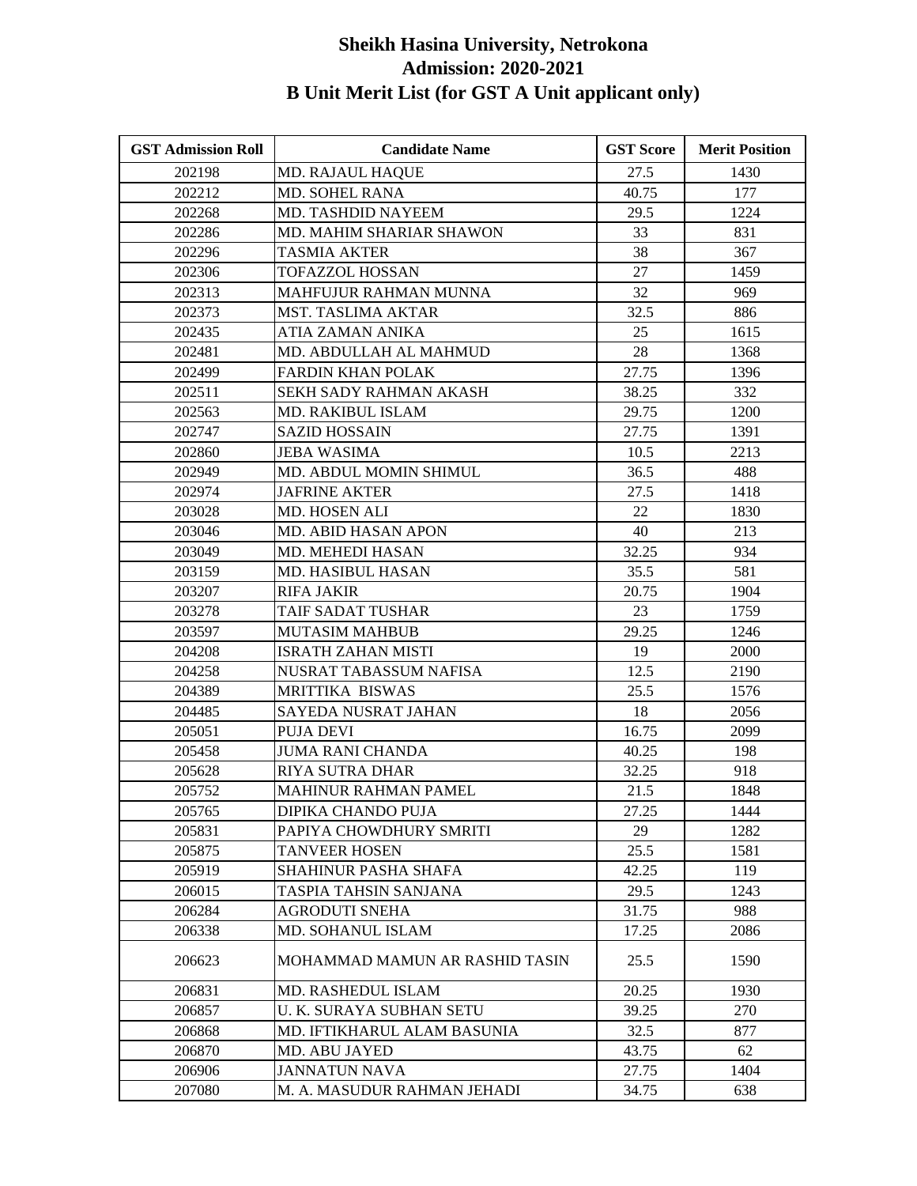# Sheikh Hasina University, Netrokona
## Admission: 2020-2021
## B Unit Merit List (for GST A Unit applicant only)

| GST Admission Roll | Candidate Name | GST Score | Merit Position |
|---|---|---|---|
| 202198 | MD. RAJAUL HAQUE | 27.5 | 1430 |
| 202212 | MD. SOHEL RANA | 40.75 | 177 |
| 202268 | MD. TASHDID NAYEEM | 29.5 | 1224 |
| 202286 | MD. MAHIM SHARIAR SHAWON | 33 | 831 |
| 202296 | TASMIA AKTER | 38 | 367 |
| 202306 | TOFAZZOL HOSSAN | 27 | 1459 |
| 202313 | MAHFUJUR RAHMAN MUNNA | 32 | 969 |
| 202373 | MST. TASLIMA AKTAR | 32.5 | 886 |
| 202435 | ATIA ZAMAN ANIKA | 25 | 1615 |
| 202481 | MD. ABDULLAH AL MAHMUD | 28 | 1368 |
| 202499 | FARDIN KHAN POLAK | 27.75 | 1396 |
| 202511 | SEKH SADY RAHMAN AKASH | 38.25 | 332 |
| 202563 | MD. RAKIBUL ISLAM | 29.75 | 1200 |
| 202747 | SAZID HOSSAIN | 27.75 | 1391 |
| 202860 | JEBA WASIMA | 10.5 | 2213 |
| 202949 | MD. ABDUL MOMIN SHIMUL | 36.5 | 488 |
| 202974 | JAFRINE AKTER | 27.5 | 1418 |
| 203028 | MD. HOSEN ALI | 22 | 1830 |
| 203046 | MD. ABID HASAN APON | 40 | 213 |
| 203049 | MD. MEHEDI HASAN | 32.25 | 934 |
| 203159 | MD. HASIBUL HASAN | 35.5 | 581 |
| 203207 | RIFA JAKIR | 20.75 | 1904 |
| 203278 | TAIF SADAT TUSHAR | 23 | 1759 |
| 203597 | MUTASIM MAHBUB | 29.25 | 1246 |
| 204208 | ISRATH ZAHAN MISTI | 19 | 2000 |
| 204258 | NUSRAT TABASSUM NAFISA | 12.5 | 2190 |
| 204389 | MRITTIKA BISWAS | 25.5 | 1576 |
| 204485 | SAYEDA NUSRAT JAHAN | 18 | 2056 |
| 205051 | PUJA DEVI | 16.75 | 2099 |
| 205458 | JUMA RANI CHANDA | 40.25 | 198 |
| 205628 | RIYA SUTRA DHAR | 32.25 | 918 |
| 205752 | MAHINUR RAHMAN PAMEL | 21.5 | 1848 |
| 205765 | DIPIKA CHANDO PUJA | 27.25 | 1444 |
| 205831 | PAPIYA CHOWDHURY SMRITI | 29 | 1282 |
| 205875 | TANVEER HOSEN | 25.5 | 1581 |
| 205919 | SHAHINUR PASHA SHAFA | 42.25 | 119 |
| 206015 | TASPIA TAHSIN SANJANA | 29.5 | 1243 |
| 206284 | AGRODUTI SNEHA | 31.75 | 988 |
| 206338 | MD. SOHANUL ISLAM | 17.25 | 2086 |
| 206623 | MOHAMMAD MAMUN AR RASHID TASIN | 25.5 | 1590 |
| 206831 | MD. RASHEDUL ISLAM | 20.25 | 1930 |
| 206857 | U. K. SURAYA SUBHAN SETU | 39.25 | 270 |
| 206868 | MD. IFTIKHARUL ALAM BASUNIA | 32.5 | 877 |
| 206870 | MD. ABU JAYED | 43.75 | 62 |
| 206906 | JANNATUN NAVA | 27.75 | 1404 |
| 207080 | M. A. MASUDUR RAHMAN JEHADI | 34.75 | 638 |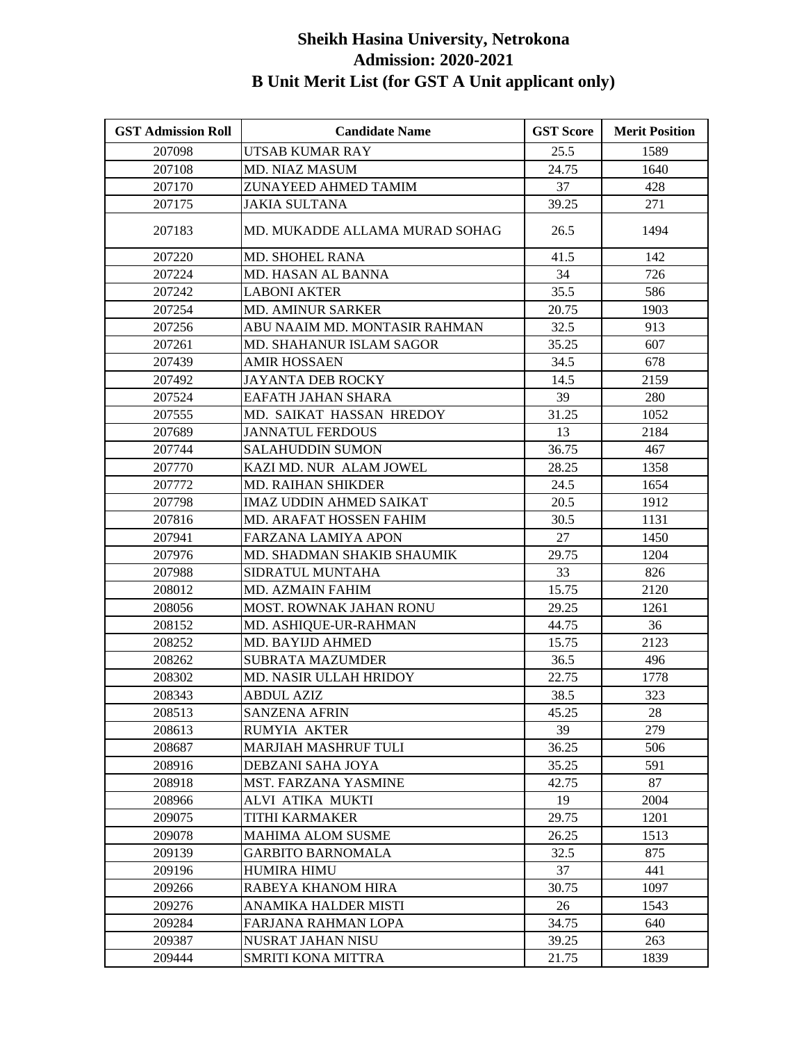# Sheikh Hasina University, Netrokona
## Admission: 2020-2021
## B Unit Merit List (for GST A Unit applicant only)

| GST Admission Roll | Candidate Name | GST Score | Merit Position |
|---|---|---|---|
| 207098 | UTSAB KUMAR RAY | 25.5 | 1589 |
| 207108 | MD. NIAZ MASUM | 24.75 | 1640 |
| 207170 | ZUNAYEED AHMED TAMIM | 37 | 428 |
| 207175 | JAKIA SULTANA | 39.25 | 271 |
| 207183 | MD. MUKADDE ALLAMA MURAD SOHAG | 26.5 | 1494 |
| 207220 | MD. SHOHEL RANA | 41.5 | 142 |
| 207224 | MD. HASAN AL BANNA | 34 | 726 |
| 207242 | LABONI AKTER | 35.5 | 586 |
| 207254 | MD. AMINUR SARKER | 20.75 | 1903 |
| 207256 | ABU NAAIM MD. MONTASIR RAHMAN | 32.5 | 913 |
| 207261 | MD. SHAHANUR ISLAM SAGOR | 35.25 | 607 |
| 207439 | AMIR HOSSAEN | 34.5 | 678 |
| 207492 | JAYANTA DEB ROCKY | 14.5 | 2159 |
| 207524 | EAFATH JAHAN SHARA | 39 | 280 |
| 207555 | MD. SAIKAT HASSAN HREDOY | 31.25 | 1052 |
| 207689 | JANNATUL FERDOUS | 13 | 2184 |
| 207744 | SALAHUDDIN SUMON | 36.75 | 467 |
| 207770 | KAZI MD. NUR ALAM JOWEL | 28.25 | 1358 |
| 207772 | MD. RAIHAN SHIKDER | 24.5 | 1654 |
| 207798 | IMAZ UDDIN AHMED SAIKAT | 20.5 | 1912 |
| 207816 | MD. ARAFAT HOSSEN FAHIM | 30.5 | 1131 |
| 207941 | FARZANA LAMIYA APON | 27 | 1450 |
| 207976 | MD. SHADMAN SHAKIB SHAUMIK | 29.75 | 1204 |
| 207988 | SIDRATUL MUNTAHA | 33 | 826 |
| 208012 | MD. AZMAIN FAHIM | 15.75 | 2120 |
| 208056 | MOST. ROWNAK JAHAN RONU | 29.25 | 1261 |
| 208152 | MD. ASHIQUE-UR-RAHMAN | 44.75 | 36 |
| 208252 | MD. BAYIJD AHMED | 15.75 | 2123 |
| 208262 | SUBRATA MAZUMDER | 36.5 | 496 |
| 208302 | MD. NASIR ULLAH HRIDOY | 22.75 | 1778 |
| 208343 | ABDUL AZIZ | 38.5 | 323 |
| 208513 | SANZENA AFRIN | 45.25 | 28 |
| 208613 | RUMYIA AKTER | 39 | 279 |
| 208687 | MARJIAH MASHRUF TULI | 36.25 | 506 |
| 208916 | DEBZANI SAHA JOYA | 35.25 | 591 |
| 208918 | MST. FARZANA YASMINE | 42.75 | 87 |
| 208966 | ALVI ATIKA MUKTI | 19 | 2004 |
| 209075 | TITHI KARMAKER | 29.75 | 1201 |
| 209078 | MAHIMA ALOM SUSME | 26.25 | 1513 |
| 209139 | GARBITO BARNOMALA | 32.5 | 875 |
| 209196 | HUMIRA HIMU | 37 | 441 |
| 209266 | RABEYA KHANOM HIRA | 30.75 | 1097 |
| 209276 | ANAMIKA HALDER MISTI | 26 | 1543 |
| 209284 | FARJANA RAHMAN LOPA | 34.75 | 640 |
| 209387 | NUSRAT JAHAN NISU | 39.25 | 263 |
| 209444 | SMRITI KONA MITTRA | 21.75 | 1839 |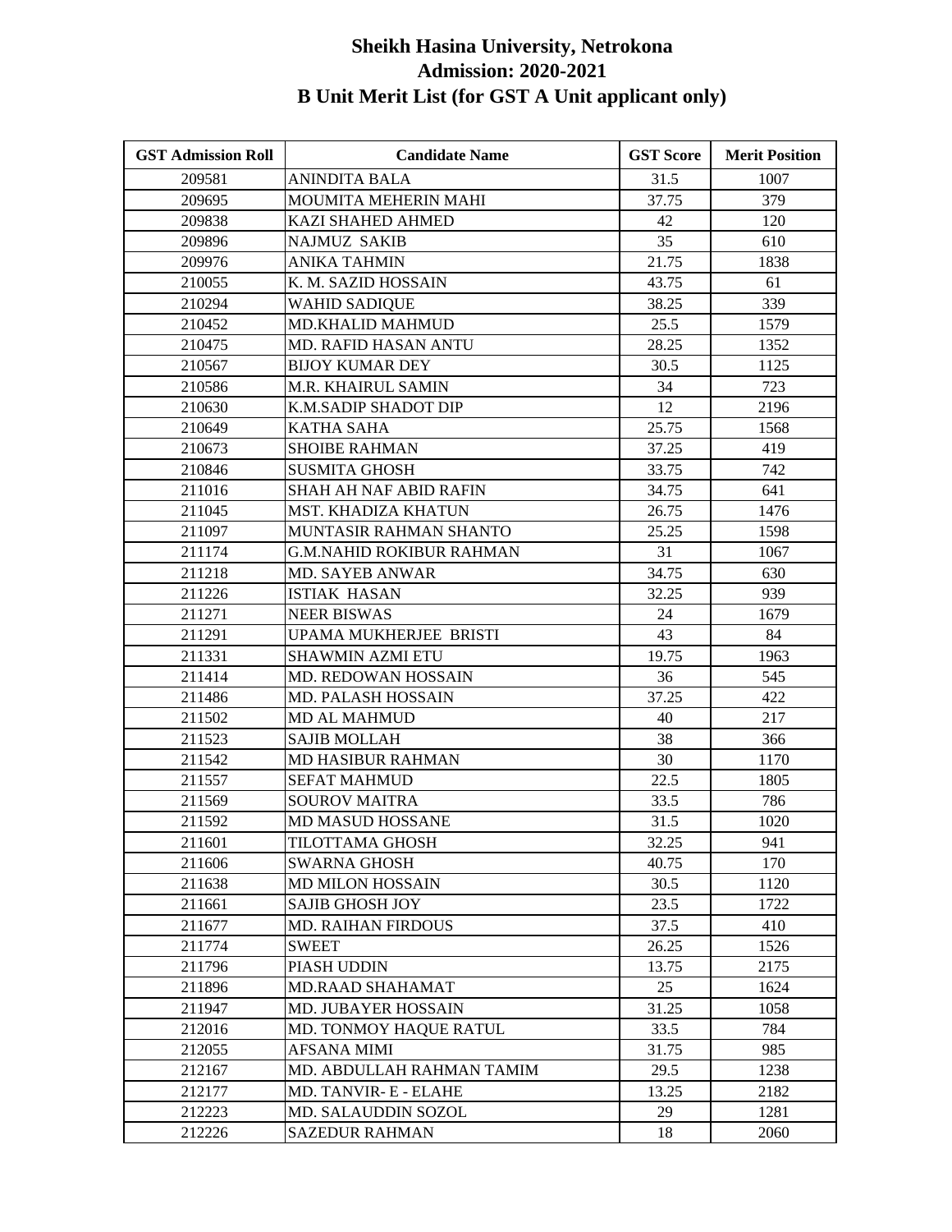# Sheikh Hasina University, Netrokona
## Admission: 2020-2021
## B Unit Merit List (for GST A Unit applicant only)

| GST Admission Roll | Candidate Name | GST Score | Merit Position |
|---|---|---|---|
| 209581 | ANINDITA BALA | 31.5 | 1007 |
| 209695 | MOUMITA MEHERIN MAHI | 37.75 | 379 |
| 209838 | KAZI SHAHED AHMED | 42 | 120 |
| 209896 | NAJMUZ SAKIB | 35 | 610 |
| 209976 | ANIKA TAHMIN | 21.75 | 1838 |
| 210055 | K. M. SAZID HOSSAIN | 43.75 | 61 |
| 210294 | WAHID SADIQUE | 38.25 | 339 |
| 210452 | MD.KHALID MAHMUD | 25.5 | 1579 |
| 210475 | MD. RAFID HASAN ANTU | 28.25 | 1352 |
| 210567 | BIJOY KUMAR DEY | 30.5 | 1125 |
| 210586 | M.R. KHAIRUL SAMIN | 34 | 723 |
| 210630 | K.M.SADIP SHADOT DIP | 12 | 2196 |
| 210649 | KATHA SAHA | 25.75 | 1568 |
| 210673 | SHOIBE RAHMAN | 37.25 | 419 |
| 210846 | SUSMITA GHOSH | 33.75 | 742 |
| 211016 | SHAH AH NAF ABID RAFIN | 34.75 | 641 |
| 211045 | MST. KHADIZA KHATUN | 26.75 | 1476 |
| 211097 | MUNTASIR RAHMAN SHANTO | 25.25 | 1598 |
| 211174 | G.M.NAHID ROKIBUR RAHMAN | 31 | 1067 |
| 211218 | MD. SAYEB ANWAR | 34.75 | 630 |
| 211226 | ISTIAK HASAN | 32.25 | 939 |
| 211271 | NEER BISWAS | 24 | 1679 |
| 211291 | UPAMA MUKHERJEE BRISTI | 43 | 84 |
| 211331 | SHAWMIN AZMI ETU | 19.75 | 1963 |
| 211414 | MD. REDOWAN HOSSAIN | 36 | 545 |
| 211486 | MD. PALASH HOSSAIN | 37.25 | 422 |
| 211502 | MD AL MAHMUD | 40 | 217 |
| 211523 | SAJIB MOLLAH | 38 | 366 |
| 211542 | MD HASIBUR RAHMAN | 30 | 1170 |
| 211557 | SEFAT MAHMUD | 22.5 | 1805 |
| 211569 | SOUROV MAITRA | 33.5 | 786 |
| 211592 | MD MASUD HOSSANE | 31.5 | 1020 |
| 211601 | TILOTTAMA GHOSH | 32.25 | 941 |
| 211606 | SWARNA GHOSH | 40.75 | 170 |
| 211638 | MD MILON HOSSAIN | 30.5 | 1120 |
| 211661 | SAJIB GHOSH JOY | 23.5 | 1722 |
| 211677 | MD. RAIHAN FIRDOUS | 37.5 | 410 |
| 211774 | SWEET | 26.25 | 1526 |
| 211796 | PIASH UDDIN | 13.75 | 2175 |
| 211896 | MD.RAAD SHAHAMAT | 25 | 1624 |
| 211947 | MD. JUBAYER HOSSAIN | 31.25 | 1058 |
| 212016 | MD. TONMOY HAQUE RATUL | 33.5 | 784 |
| 212055 | AFSANA MIMI | 31.75 | 985 |
| 212167 | MD. ABDULLAH RAHMAN TAMIM | 29.5 | 1238 |
| 212177 | MD. TANVIR- E - ELAHE | 13.25 | 2182 |
| 212223 | MD. SALAUDDIN SOZOL | 29 | 1281 |
| 212226 | SAZEDUR RAHMAN | 18 | 2060 |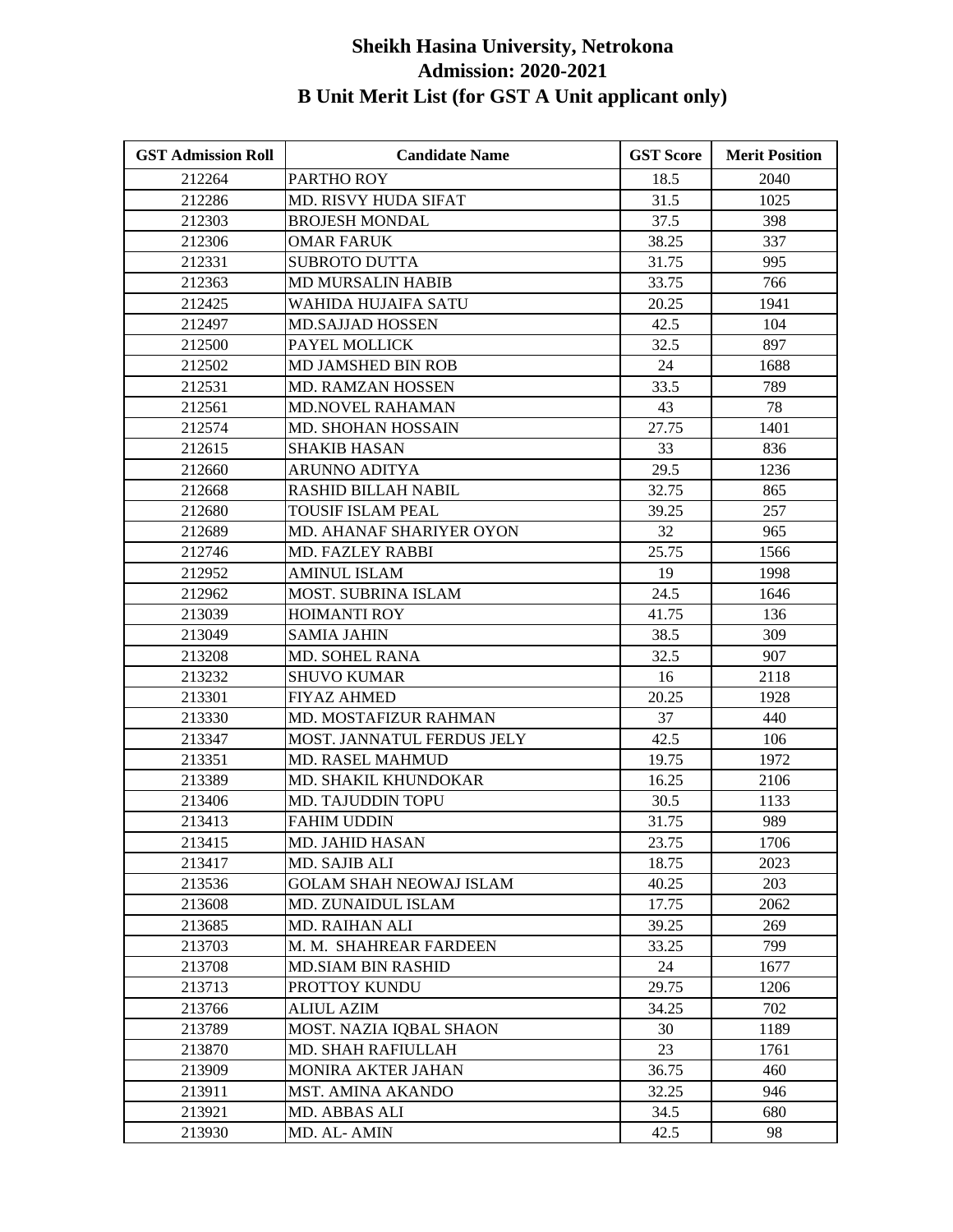# Sheikh Hasina University, Netrokona
## Admission: 2020-2021
## B Unit Merit List (for GST A Unit applicant only)

| GST Admission Roll | Candidate Name | GST Score | Merit Position |
|---|---|---|---|
| 212264 | PARTHO ROY | 18.5 | 2040 |
| 212286 | MD. RISVY HUDA SIFAT | 31.5 | 1025 |
| 212303 | BROJESH MONDAL | 37.5 | 398 |
| 212306 | OMAR FARUK | 38.25 | 337 |
| 212331 | SUBROTO DUTTA | 31.75 | 995 |
| 212363 | MD MURSALIN HABIB | 33.75 | 766 |
| 212425 | WAHIDA HUJAIFA SATU | 20.25 | 1941 |
| 212497 | MD.SAJJAD HOSSEN | 42.5 | 104 |
| 212500 | PAYEL MOLLICK | 32.5 | 897 |
| 212502 | MD JAMSHED BIN ROB | 24 | 1688 |
| 212531 | MD. RAMZAN HOSSEN | 33.5 | 789 |
| 212561 | MD.NOVEL RAHAMAN | 43 | 78 |
| 212574 | MD. SHOHAN HOSSAIN | 27.75 | 1401 |
| 212615 | SHAKIB HASAN | 33 | 836 |
| 212660 | ARUNNO ADITYA | 29.5 | 1236 |
| 212668 | RASHID BILLAH NABIL | 32.75 | 865 |
| 212680 | TOUSIF ISLAM PEAL | 39.25 | 257 |
| 212689 | MD. AHANAF SHARIYER OYON | 32 | 965 |
| 212746 | MD. FAZLEY RABBI | 25.75 | 1566 |
| 212952 | AMINUL ISLAM | 19 | 1998 |
| 212962 | MOST. SUBRINA ISLAM | 24.5 | 1646 |
| 213039 | HOIMANTI ROY | 41.75 | 136 |
| 213049 | SAMIA JAHIN | 38.5 | 309 |
| 213208 | MD. SOHEL RANA | 32.5 | 907 |
| 213232 | SHUVO KUMAR | 16 | 2118 |
| 213301 | FIYAZ AHMED | 20.25 | 1928 |
| 213330 | MD. MOSTAFIZUR RAHMAN | 37 | 440 |
| 213347 | MOST. JANNATUL FERDUS JELY | 42.5 | 106 |
| 213351 | MD. RASEL MAHMUD | 19.75 | 1972 |
| 213389 | MD. SHAKIL KHUNDOKAR | 16.25 | 2106 |
| 213406 | MD. TAJUDDIN TOPU | 30.5 | 1133 |
| 213413 | FAHIM UDDIN | 31.75 | 989 |
| 213415 | MD. JAHID HASAN | 23.75 | 1706 |
| 213417 | MD. SAJIB ALI | 18.75 | 2023 |
| 213536 | GOLAM SHAH NEOWAJ ISLAM | 40.25 | 203 |
| 213608 | MD. ZUNAIDUL ISLAM | 17.75 | 2062 |
| 213685 | MD. RAIHAN ALI | 39.25 | 269 |
| 213703 | M. M. SHAHREAR FARDEEN | 33.25 | 799 |
| 213708 | MD.SIAM BIN RASHID | 24 | 1677 |
| 213713 | PROTTOY KUNDU | 29.75 | 1206 |
| 213766 | ALIUL AZIM | 34.25 | 702 |
| 213789 | MOST. NAZIA IQBAL SHAON | 30 | 1189 |
| 213870 | MD. SHAH RAFIULLAH | 23 | 1761 |
| 213909 | MONIRA AKTER JAHAN | 36.75 | 460 |
| 213911 | MST. AMINA AKANDO | 32.25 | 946 |
| 213921 | MD. ABBAS ALI | 34.5 | 680 |
| 213930 | MD. AL- AMIN | 42.5 | 98 |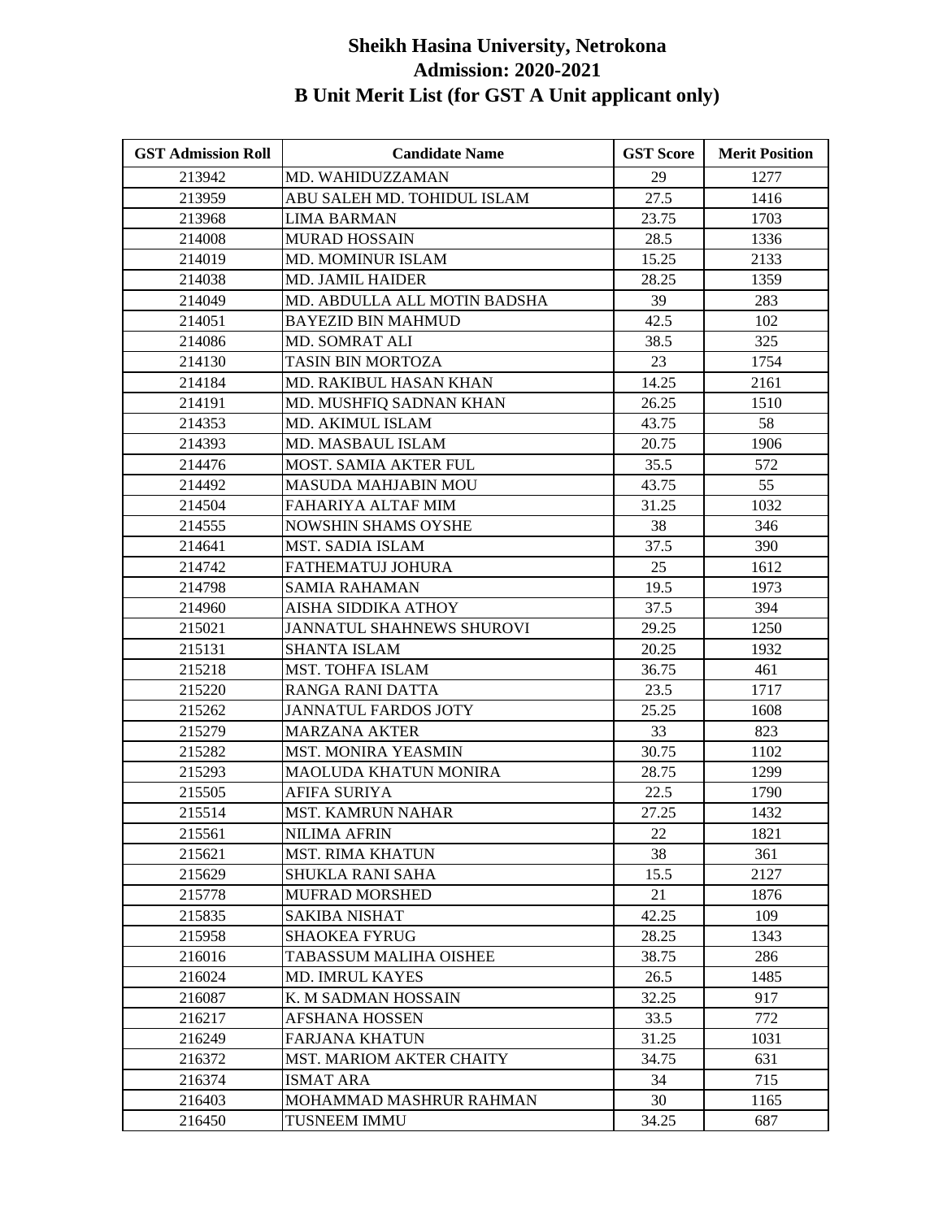# Sheikh Hasina University, Netrokona
## Admission: 2020-2021
## B Unit Merit List (for GST A Unit applicant only)

| GST Admission Roll | Candidate Name | GST Score | Merit Position |
|---|---|---|---|
| 213942 | MD. WAHIDUZZAMAN | 29 | 1277 |
| 213959 | ABU SALEH MD. TOHIDUL ISLAM | 27.5 | 1416 |
| 213968 | LIMA BARMAN | 23.75 | 1703 |
| 214008 | MURAD HOSSAIN | 28.5 | 1336 |
| 214019 | MD. MOMINUR ISLAM | 15.25 | 2133 |
| 214038 | MD. JAMIL HAIDER | 28.25 | 1359 |
| 214049 | MD. ABDULLA ALL MOTIN BADSHA | 39 | 283 |
| 214051 | BAYEZID BIN MAHMUD | 42.5 | 102 |
| 214086 | MD. SOMRAT ALI | 38.5 | 325 |
| 214130 | TASIN BIN MORTOZA | 23 | 1754 |
| 214184 | MD. RAKIBUL HASAN KHAN | 14.25 | 2161 |
| 214191 | MD. MUSHFIQ SADNAN KHAN | 26.25 | 1510 |
| 214353 | MD. AKIMUL ISLAM | 43.75 | 58 |
| 214393 | MD. MASBAUL ISLAM | 20.75 | 1906 |
| 214476 | MOST. SAMIA AKTER FUL | 35.5 | 572 |
| 214492 | MASUDA MAHJABIN MOU | 43.75 | 55 |
| 214504 | FAHARIYA ALTAF MIM | 31.25 | 1032 |
| 214555 | NOWSHIN SHAMS OYSHE | 38 | 346 |
| 214641 | MST. SADIA ISLAM | 37.5 | 390 |
| 214742 | FATHEMATUJ JOHURA | 25 | 1612 |
| 214798 | SAMIA RAHAMAN | 19.5 | 1973 |
| 214960 | AISHA SIDDIKA ATHOY | 37.5 | 394 |
| 215021 | JANNATUL SHAHNEWS SHUROVI | 29.25 | 1250 |
| 215131 | SHANTA ISLAM | 20.25 | 1932 |
| 215218 | MST. TOHFA ISLAM | 36.75 | 461 |
| 215220 | RANGA RANI DATTA | 23.5 | 1717 |
| 215262 | JANNATUL FARDOS JOTY | 25.25 | 1608 |
| 215279 | MARZANA AKTER | 33 | 823 |
| 215282 | MST. MONIRA YEASMIN | 30.75 | 1102 |
| 215293 | MAOLUDA KHATUN MONIRA | 28.75 | 1299 |
| 215505 | AFIFA SURIYA | 22.5 | 1790 |
| 215514 | MST. KAMRUN NAHAR | 27.25 | 1432 |
| 215561 | NILIMA AFRIN | 22 | 1821 |
| 215621 | MST. RIMA KHATUN | 38 | 361 |
| 215629 | SHUKLA RANI SAHA | 15.5 | 2127 |
| 215778 | MUFRAD MORSHED | 21 | 1876 |
| 215835 | SAKIBA NISHAT | 42.25 | 109 |
| 215958 | SHAOKEA FYRUG | 28.25 | 1343 |
| 216016 | TABASSUM MALIHA OISHEE | 38.75 | 286 |
| 216024 | MD. IMRUL KAYES | 26.5 | 1485 |
| 216087 | K. M SADMAN HOSSAIN | 32.25 | 917 |
| 216217 | AFSHANA HOSSEN | 33.5 | 772 |
| 216249 | FARJANA KHATUN | 31.25 | 1031 |
| 216372 | MST. MARIOM AKTER CHAITY | 34.75 | 631 |
| 216374 | ISMAT ARA | 34 | 715 |
| 216403 | MOHAMMAD MASHRUR RAHMAN | 30 | 1165 |
| 216450 | TUSNEEM IMMU | 34.25 | 687 |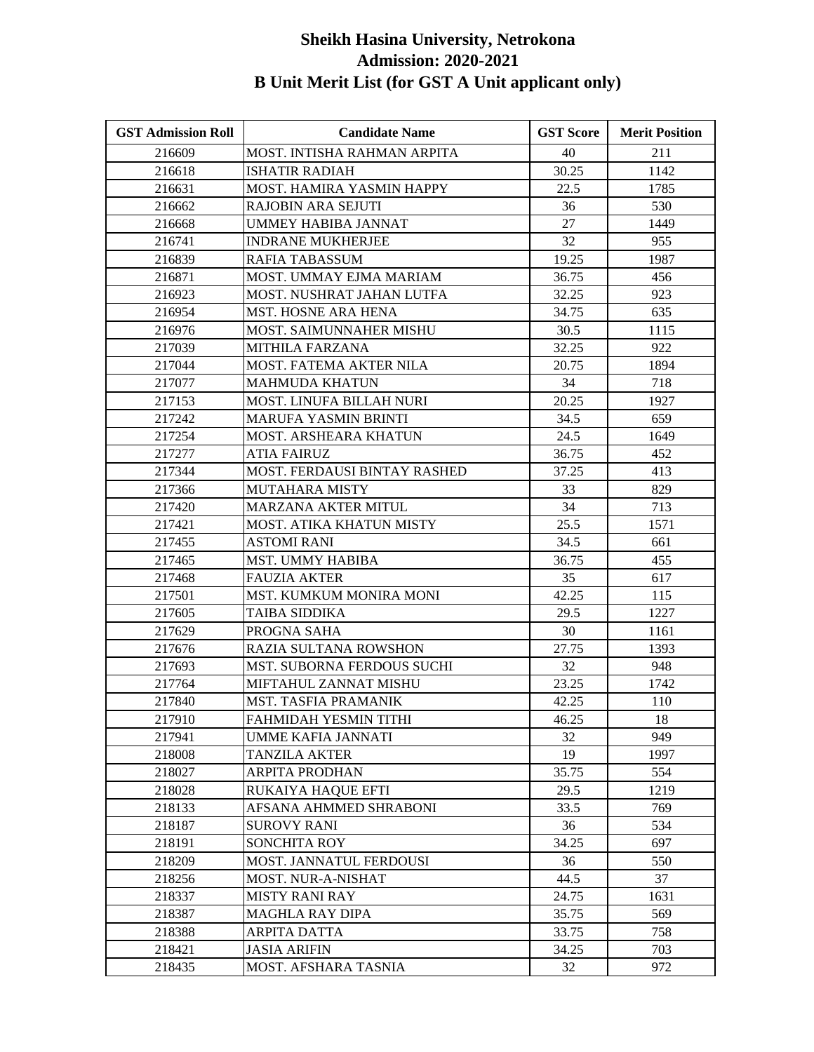# Sheikh Hasina University, Netrokona
## Admission: 2020-2021
## B Unit Merit List (for GST A Unit applicant only)

| GST Admission Roll | Candidate Name | GST Score | Merit Position |
|---|---|---|---|
| 216609 | MOST. INTISHA RAHMAN ARPITA | 40 | 211 |
| 216618 | ISHATIR RADIAH | 30.25 | 1142 |
| 216631 | MOST. HAMIRA YASMIN HAPPY | 22.5 | 1785 |
| 216662 | RAJOBIN ARA SEJUTI | 36 | 530 |
| 216668 | UMMEY HABIBA JANNAT | 27 | 1449 |
| 216741 | INDRANE MUKHERJEE | 32 | 955 |
| 216839 | RAFIA TABASSUM | 19.25 | 1987 |
| 216871 | MOST. UMMAY EJMA MARIAM | 36.75 | 456 |
| 216923 | MOST. NUSHRAT JAHAN LUTFA | 32.25 | 923 |
| 216954 | MST. HOSNE ARA HENA | 34.75 | 635 |
| 216976 | MOST. SAIMUNNAHER MISHU | 30.5 | 1115 |
| 217039 | MITHILA FARZANA | 32.25 | 922 |
| 217044 | MOST. FATEMA AKTER NILA | 20.75 | 1894 |
| 217077 | MAHMUDA KHATUN | 34 | 718 |
| 217153 | MOST. LINUFA BILLAH NURI | 20.25 | 1927 |
| 217242 | MARUFA YASMIN BRINTI | 34.5 | 659 |
| 217254 | MOST. ARSHEARA KHATUN | 24.5 | 1649 |
| 217277 | ATIA FAIRUZ | 36.75 | 452 |
| 217344 | MOST. FERDAUSI BINTAY RASHED | 37.25 | 413 |
| 217366 | MUTAHARA MISTY | 33 | 829 |
| 217420 | MARZANA AKTER MITUL | 34 | 713 |
| 217421 | MOST. ATIKA KHATUN MISTY | 25.5 | 1571 |
| 217455 | ASTOMI RANI | 34.5 | 661 |
| 217465 | MST. UMMY HABIBA | 36.75 | 455 |
| 217468 | FAUZIA AKTER | 35 | 617 |
| 217501 | MST. KUMKUM MONIRA MONI | 42.25 | 115 |
| 217605 | TAIBA SIDDIKA | 29.5 | 1227 |
| 217629 | PROGNA SAHA | 30 | 1161 |
| 217676 | RAZIA SULTANA ROWSHON | 27.75 | 1393 |
| 217693 | MST. SUBORNA FERDOUS SUCHI | 32 | 948 |
| 217764 | MIFTAHUL ZANNAT MISHU | 23.25 | 1742 |
| 217840 | MST. TASFIA PRAMANIK | 42.25 | 110 |
| 217910 | FAHMIDAH YESMIN TITHI | 46.25 | 18 |
| 217941 | UMME KAFIA JANNATI | 32 | 949 |
| 218008 | TANZILA AKTER | 19 | 1997 |
| 218027 | ARPITA PRODHAN | 35.75 | 554 |
| 218028 | RUKAIYA HAQUE EFTI | 29.5 | 1219 |
| 218133 | AFSANA AHMMED SHRABONI | 33.5 | 769 |
| 218187 | SUROVY RANI | 36 | 534 |
| 218191 | SONCHITA ROY | 34.25 | 697 |
| 218209 | MOST. JANNATUL FERDOUSI | 36 | 550 |
| 218256 | MOST. NUR-A-NISHAT | 44.5 | 37 |
| 218337 | MISTY RANI RAY | 24.75 | 1631 |
| 218387 | MAGHLA RAY DIPA | 35.75 | 569 |
| 218388 | ARPITA DATTA | 33.75 | 758 |
| 218421 | JASIA ARIFIN | 34.25 | 703 |
| 218435 | MOST. AFSHARA TASNIA | 32 | 972 |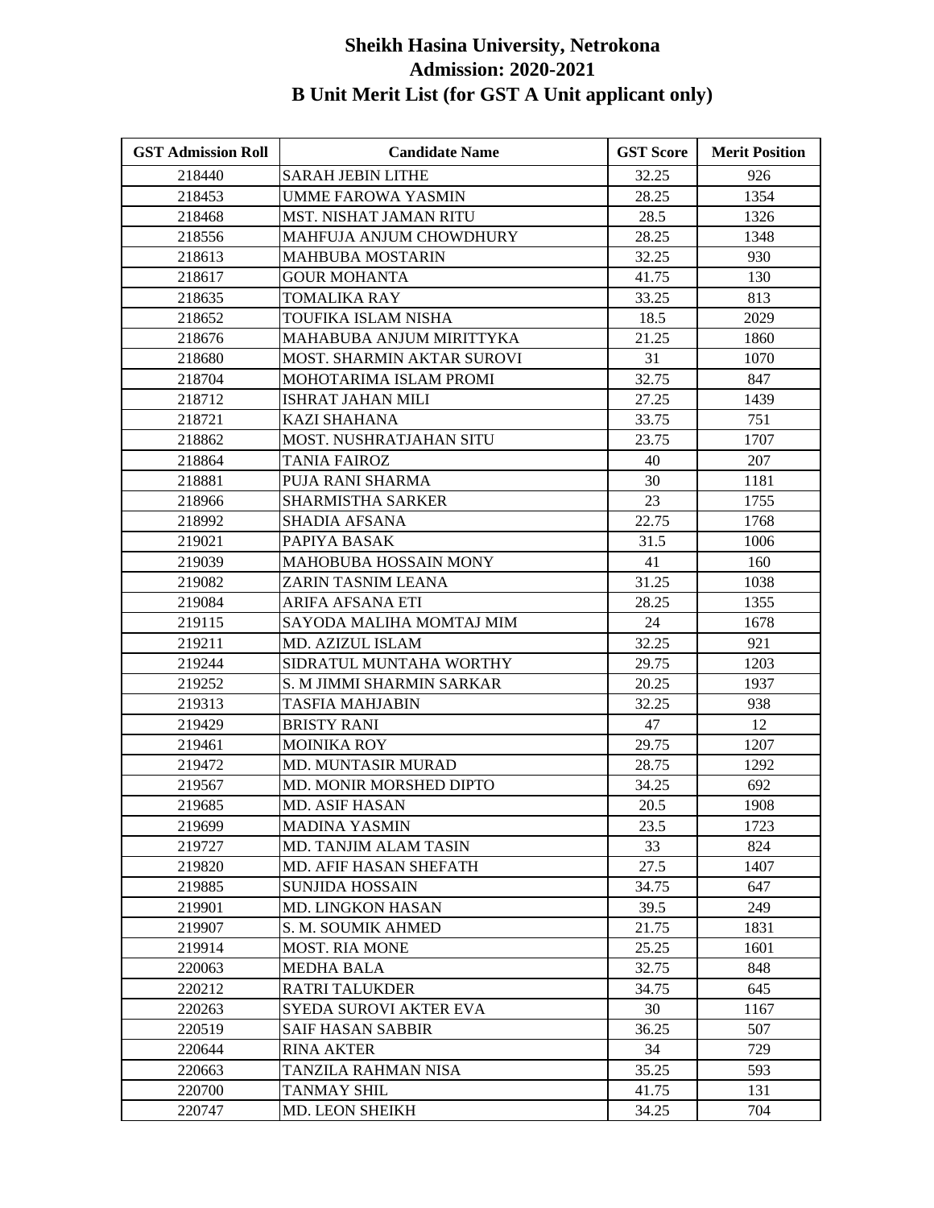# Sheikh Hasina University, Netrokona
## Admission: 2020-2021
## B Unit Merit List (for GST A Unit applicant only)

| GST Admission Roll | Candidate Name | GST Score | Merit Position |
|---|---|---|---|
| 218440 | SARAH JEBIN LITHE | 32.25 | 926 |
| 218453 | UMME FAROWA YASMIN | 28.25 | 1354 |
| 218468 | MST. NISHAT JAMAN RITU | 28.5 | 1326 |
| 218556 | MAHFUJA ANJUM CHOWDHURY | 28.25 | 1348 |
| 218613 | MAHBUBA MOSTARIN | 32.25 | 930 |
| 218617 | GOUR MOHANTA | 41.75 | 130 |
| 218635 | TOMALIKA RAY | 33.25 | 813 |
| 218652 | TOUFIKA ISLAM NISHA | 18.5 | 2029 |
| 218676 | MAHABUBA ANJUM MIRITTYKA | 21.25 | 1860 |
| 218680 | MOST. SHARMIN AKTAR SUROVI | 31 | 1070 |
| 218704 | MOHOTARIMA ISLAM PROMI | 32.75 | 847 |
| 218712 | ISHRAT JAHAN MILI | 27.25 | 1439 |
| 218721 | KAZI SHAHANA | 33.75 | 751 |
| 218862 | MOST. NUSHRATJAHAN SITU | 23.75 | 1707 |
| 218864 | TANIA FAIROZ | 40 | 207 |
| 218881 | PUJA RANI SHARMA | 30 | 1181 |
| 218966 | SHARMISTHA SARKER | 23 | 1755 |
| 218992 | SHADIA AFSANA | 22.75 | 1768 |
| 219021 | PAPIYA BASAK | 31.5 | 1006 |
| 219039 | MAHOBUBA HOSSAIN MONY | 41 | 160 |
| 219082 | ZARIN TASNIM LEANA | 31.25 | 1038 |
| 219084 | ARIFA AFSANA ETI | 28.25 | 1355 |
| 219115 | SAYODA MALIHA MOMTAJ MIM | 24 | 1678 |
| 219211 | MD. AZIZUL ISLAM | 32.25 | 921 |
| 219244 | SIDRATUL MUNTAHA WORTHY | 29.75 | 1203 |
| 219252 | S. M JIMMI SHARMIN SARKAR | 20.25 | 1937 |
| 219313 | TASFIA MAHJABIN | 32.25 | 938 |
| 219429 | BRISTY RANI | 47 | 12 |
| 219461 | MOINIKA ROY | 29.75 | 1207 |
| 219472 | MD. MUNTASIR MURAD | 28.75 | 1292 |
| 219567 | MD. MONIR MORSHED DIPTO | 34.25 | 692 |
| 219685 | MD. ASIF HASAN | 20.5 | 1908 |
| 219699 | MADINA YASMIN | 23.5 | 1723 |
| 219727 | MD. TANJIM ALAM TASIN | 33 | 824 |
| 219820 | MD. AFIF HASAN SHEFATH | 27.5 | 1407 |
| 219885 | SUNJIDA HOSSAIN | 34.75 | 647 |
| 219901 | MD. LINGKON HASAN | 39.5 | 249 |
| 219907 | S. M. SOUMIK AHMED | 21.75 | 1831 |
| 219914 | MOST. RIA MONE | 25.25 | 1601 |
| 220063 | MEDHA BALA | 32.75 | 848 |
| 220212 | RATRI TALUKDER | 34.75 | 645 |
| 220263 | SYEDA SUROVI AKTER EVA | 30 | 1167 |
| 220519 | SAIF HASAN SABBIR | 36.25 | 507 |
| 220644 | RINA AKTER | 34 | 729 |
| 220663 | TANZILA RAHMAN NISA | 35.25 | 593 |
| 220700 | TANMAY SHIL | 41.75 | 131 |
| 220747 | MD. LEON SHEIKH | 34.25 | 704 |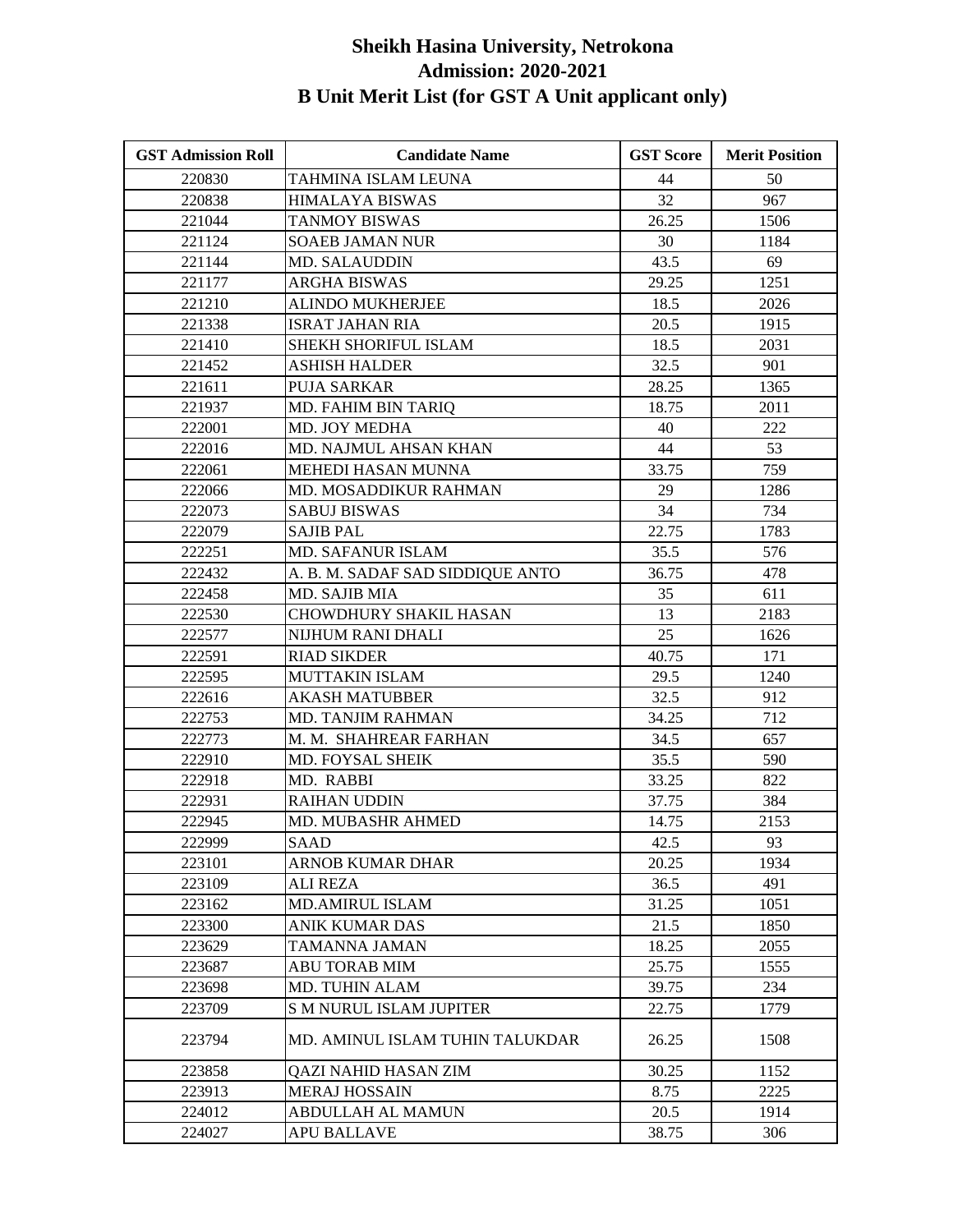# Sheikh Hasina University, Netrokona
## Admission: 2020-2021
## B Unit Merit List (for GST A Unit applicant only)

| GST Admission Roll | Candidate Name | GST Score | Merit Position |
|---|---|---|---|
| 220830 | TAHMINA ISLAM LEUNA | 44 | 50 |
| 220838 | HIMALAYA BISWAS | 32 | 967 |
| 221044 | TANMOY BISWAS | 26.25 | 1506 |
| 221124 | SOAEB JAMAN NUR | 30 | 1184 |
| 221144 | MD. SALAUDDIN | 43.5 | 69 |
| 221177 | ARGHA BISWAS | 29.25 | 1251 |
| 221210 | ALINDO MUKHERJEE | 18.5 | 2026 |
| 221338 | ISRAT JAHAN RIA | 20.5 | 1915 |
| 221410 | SHEKH SHORIFUL ISLAM | 18.5 | 2031 |
| 221452 | ASHISH HALDER | 32.5 | 901 |
| 221611 | PUJA SARKAR | 28.25 | 1365 |
| 221937 | MD. FAHIM BIN TARIQ | 18.75 | 2011 |
| 222001 | MD. JOY MEDHA | 40 | 222 |
| 222016 | MD. NAJMUL AHSAN KHAN | 44 | 53 |
| 222061 | MEHEDI HASAN MUNNA | 33.75 | 759 |
| 222066 | MD. MOSADDIKUR RAHMAN | 29 | 1286 |
| 222073 | SABUJ BISWAS | 34 | 734 |
| 222079 | SAJIB PAL | 22.75 | 1783 |
| 222251 | MD. SAFANUR ISLAM | 35.5 | 576 |
| 222432 | A. B. M. SADAF SAD SIDDIQUE ANTO | 36.75 | 478 |
| 222458 | MD. SAJIB MIA | 35 | 611 |
| 222530 | CHOWDHURY SHAKIL HASAN | 13 | 2183 |
| 222577 | NIJHUM RANI DHALI | 25 | 1626 |
| 222591 | RIAD SIKDER | 40.75 | 171 |
| 222595 | MUTTAKIN ISLAM | 29.5 | 1240 |
| 222616 | AKASH MATUBBER | 32.5 | 912 |
| 222753 | MD. TANJIM RAHMAN | 34.25 | 712 |
| 222773 | M. M. SHAHREAR FARHAN | 34.5 | 657 |
| 222910 | MD. FOYSAL SHEIK | 35.5 | 590 |
| 222918 | MD. RABBI | 33.25 | 822 |
| 222931 | RAIHAN UDDIN | 37.75 | 384 |
| 222945 | MD. MUBASHR AHMED | 14.75 | 2153 |
| 222999 | SAAD | 42.5 | 93 |
| 223101 | ARNOB KUMAR DHAR | 20.25 | 1934 |
| 223109 | ALI REZA | 36.5 | 491 |
| 223162 | MD.AMIRUL ISLAM | 31.25 | 1051 |
| 223300 | ANIK KUMAR DAS | 21.5 | 1850 |
| 223629 | TAMANNA JAMAN | 18.25 | 2055 |
| 223687 | ABU TORAB MIM | 25.75 | 1555 |
| 223698 | MD. TUHIN ALAM | 39.75 | 234 |
| 223709 | S M NURUL ISLAM JUPITER | 22.75 | 1779 |
| 223794 | MD. AMINUL ISLAM TUHIN TALUKDAR | 26.25 | 1508 |
| 223858 | QAZI NAHID HASAN ZIM | 30.25 | 1152 |
| 223913 | MERAJ HOSSAIN | 8.75 | 2225 |
| 224012 | ABDULLAH AL MAMUN | 20.5 | 1914 |
| 224027 | APU BALLAVE | 38.75 | 306 |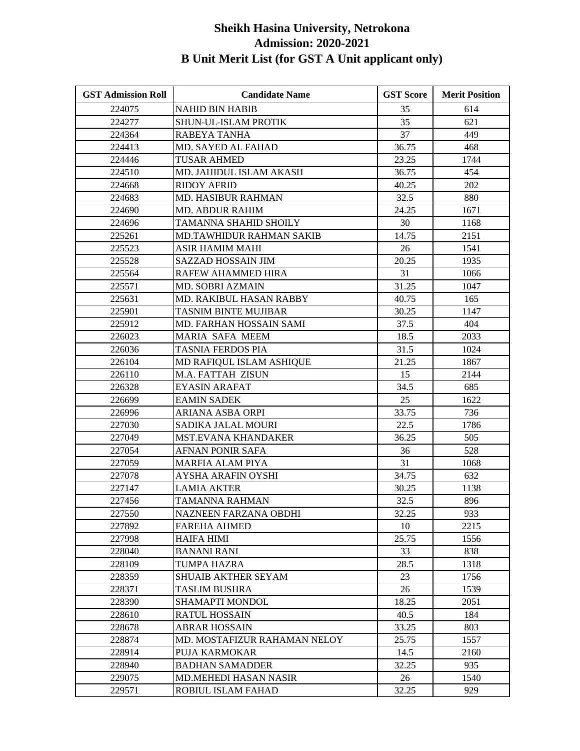# Sheikh Hasina University, Netrokona
## Admission: 2020-2021
## B Unit Merit List (for GST A Unit applicant only)

| GST Admission Roll | Candidate Name | GST Score | Merit Position |
|---|---|---|---|
| 224075 | NAHID BIN HABIB | 35 | 614 |
| 224277 | SHUN-UL-ISLAM PROTIK | 35 | 621 |
| 224364 | RABEYA TANHA | 37 | 449 |
| 224413 | MD. SAYED AL FAHAD | 36.75 | 468 |
| 224446 | TUSAR AHMED | 23.25 | 1744 |
| 224510 | MD. JAHIDUL ISLAM AKASH | 36.75 | 454 |
| 224668 | RIDOY AFRID | 40.25 | 202 |
| 224683 | MD. HASIBUR RAHMAN | 32.5 | 880 |
| 224690 | MD. ABDUR RAHIM | 24.25 | 1671 |
| 224696 | TAMANNA SHAHID SHOILY | 30 | 1168 |
| 225261 | MD.TAWHIDUR RAHMAN SAKIB | 14.75 | 2151 |
| 225523 | ASIR HAMIM MAHI | 26 | 1541 |
| 225528 | SAZZAD HOSSAIN JIM | 20.25 | 1935 |
| 225564 | RAFEW AHAMMED HIRA | 31 | 1066 |
| 225571 | MD. SOBRI AZMAIN | 31.25 | 1047 |
| 225631 | MD. RAKIBUL HASAN RABBY | 40.75 | 165 |
| 225901 | TASNIM BINTE MUJIBAR | 30.25 | 1147 |
| 225912 | MD. FARHAN HOSSAIN SAMI | 37.5 | 404 |
| 226023 | MARIA SAFA MEEM | 18.5 | 2033 |
| 226036 | TASNIA FERDOS PIA | 31.5 | 1024 |
| 226104 | MD RAFIQUL ISLAM ASHIQUE | 21.25 | 1867 |
| 226110 | M.A. FATTAH ZISUN | 15 | 2144 |
| 226328 | EYASIN ARAFAT | 34.5 | 685 |
| 226699 | EAMIN SADEK | 25 | 1622 |
| 226996 | ARIANA ASBA ORPI | 33.75 | 736 |
| 227030 | SADIKA JALAL MOURI | 22.5 | 1786 |
| 227049 | MST.EVANA KHANDAKER | 36.25 | 505 |
| 227054 | AFNAN PONIR SAFA | 36 | 528 |
| 227059 | MARFIA ALAM PIYA | 31 | 1068 |
| 227078 | AYSHA ARAFIN OYSHI | 34.75 | 632 |
| 227147 | LAMIA AKTER | 30.25 | 1138 |
| 227456 | TAMANNA RAHMAN | 32.5 | 896 |
| 227550 | NAZNEEN FARZANA OBDHI | 32.25 | 933 |
| 227892 | FAREHA AHMED | 10 | 2215 |
| 227998 | HAIFA HIMI | 25.75 | 1556 |
| 228040 | BANANI RANI | 33 | 838 |
| 228109 | TUMPA HAZRA | 28.5 | 1318 |
| 228359 | SHUAIB AKTHER SEYAM | 23 | 1756 |
| 228371 | TASLIM BUSHRA | 26 | 1539 |
| 228390 | SHAMAPTI MONDOL | 18.25 | 2051 |
| 228610 | RATUL HOSSAIN | 40.5 | 184 |
| 228678 | ABRAR HOSSAIN | 33.25 | 803 |
| 228874 | MD. MOSTAFIZUR RAHAMAN NELOY | 25.75 | 1557 |
| 228914 | PUJA KARMOKAR | 14.5 | 2160 |
| 228940 | BADHAN SAMADDER | 32.25 | 935 |
| 229075 | MD.MEHEDI HASAN NASIR | 26 | 1540 |
| 229571 | ROBIUL ISLAM FAHAD | 32.25 | 929 |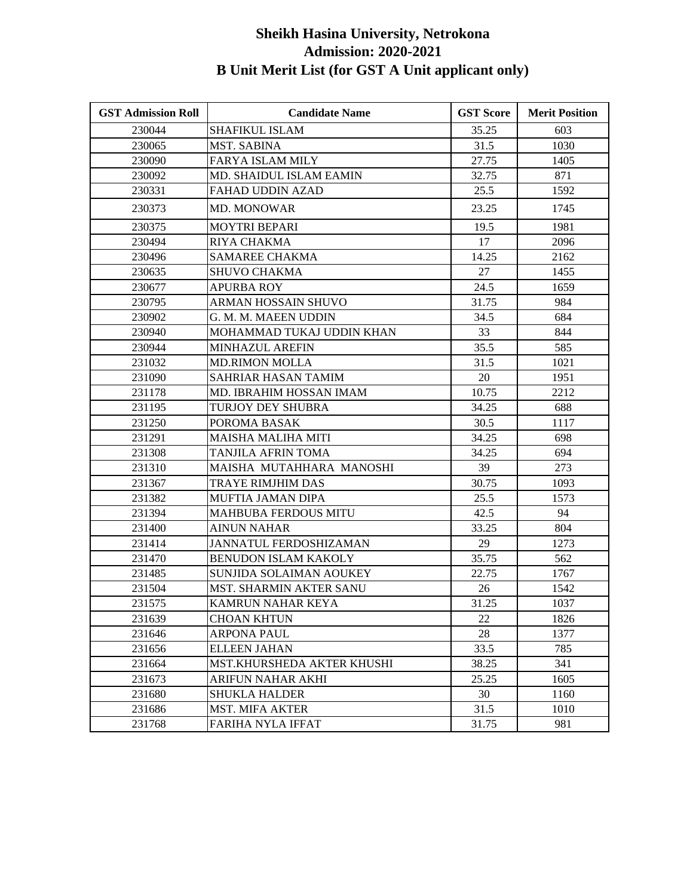# Sheikh Hasina University, Netrokona
## Admission: 2020-2021
## B Unit Merit List (for GST A Unit applicant only)

| GST Admission Roll | Candidate Name | GST Score | Merit Position |
|---|---|---|---|
| 230044 | SHAFIKUL ISLAM | 35.25 | 603 |
| 230065 | MST. SABINA | 31.5 | 1030 |
| 230090 | FARYA ISLAM MILY | 27.75 | 1405 |
| 230092 | MD. SHAIDUL ISLAM EAMIN | 32.75 | 871 |
| 230331 | FAHAD UDDIN AZAD | 25.5 | 1592 |
| 230373 | MD. MONOWAR | 23.25 | 1745 |
| 230375 | MOYTRI BEPARI | 19.5 | 1981 |
| 230494 | RIYA CHAKMA | 17 | 2096 |
| 230496 | SAMAREE CHAKMA | 14.25 | 2162 |
| 230635 | SHUVO CHAKMA | 27 | 1455 |
| 230677 | APURBA ROY | 24.5 | 1659 |
| 230795 | ARMAN HOSSAIN SHUVO | 31.75 | 984 |
| 230902 | G. M. M. MAEEN UDDIN | 34.5 | 684 |
| 230940 | MOHAMMAD TUKAJ UDDIN KHAN | 33 | 844 |
| 230944 | MINHAZUL AREFIN | 35.5 | 585 |
| 231032 | MD.RIMON MOLLA | 31.5 | 1021 |
| 231090 | SAHRIAR HASAN TAMIM | 20 | 1951 |
| 231178 | MD. IBRAHIM HOSSAN IMAM | 10.75 | 2212 |
| 231195 | TURJOY DEY SHUBRA | 34.25 | 688 |
| 231250 | POROMA BASAK | 30.5 | 1117 |
| 231291 | MAISHA MALIHA MITI | 34.25 | 698 |
| 231308 | TANJILA AFRIN TOMA | 34.25 | 694 |
| 231310 | MAISHA MUTAHHARA MANOSHI | 39 | 273 |
| 231367 | TRAYE RIMJHIM DAS | 30.75 | 1093 |
| 231382 | MUFTIA JAMAN DIPA | 25.5 | 1573 |
| 231394 | MAHBUBA FERDOUS MITU | 42.5 | 94 |
| 231400 | AINUN NAHAR | 33.25 | 804 |
| 231414 | JANNATUL FERDOSHIZAMAN | 29 | 1273 |
| 231470 | BENUDON ISLAM KAKOLY | 35.75 | 562 |
| 231485 | SUNJIDA SOLAIMAN AOUKEY | 22.75 | 1767 |
| 231504 | MST. SHARMIN AKTER SANU | 26 | 1542 |
| 231575 | KAMRUN NAHAR KEYA | 31.25 | 1037 |
| 231639 | CHOAN KHTUN | 22 | 1826 |
| 231646 | ARPONA PAUL | 28 | 1377 |
| 231656 | ELLEEN JAHAN | 33.5 | 785 |
| 231664 | MST.KHURSHEDA AKTER KHUSHI | 38.25 | 341 |
| 231673 | ARIFUN NAHAR AKHI | 25.25 | 1605 |
| 231680 | SHUKLA HALDER | 30 | 1160 |
| 231686 | MST. MIFA AKTER | 31.5 | 1010 |
| 231768 | FARIHA NYLA IFFAT | 31.75 | 981 |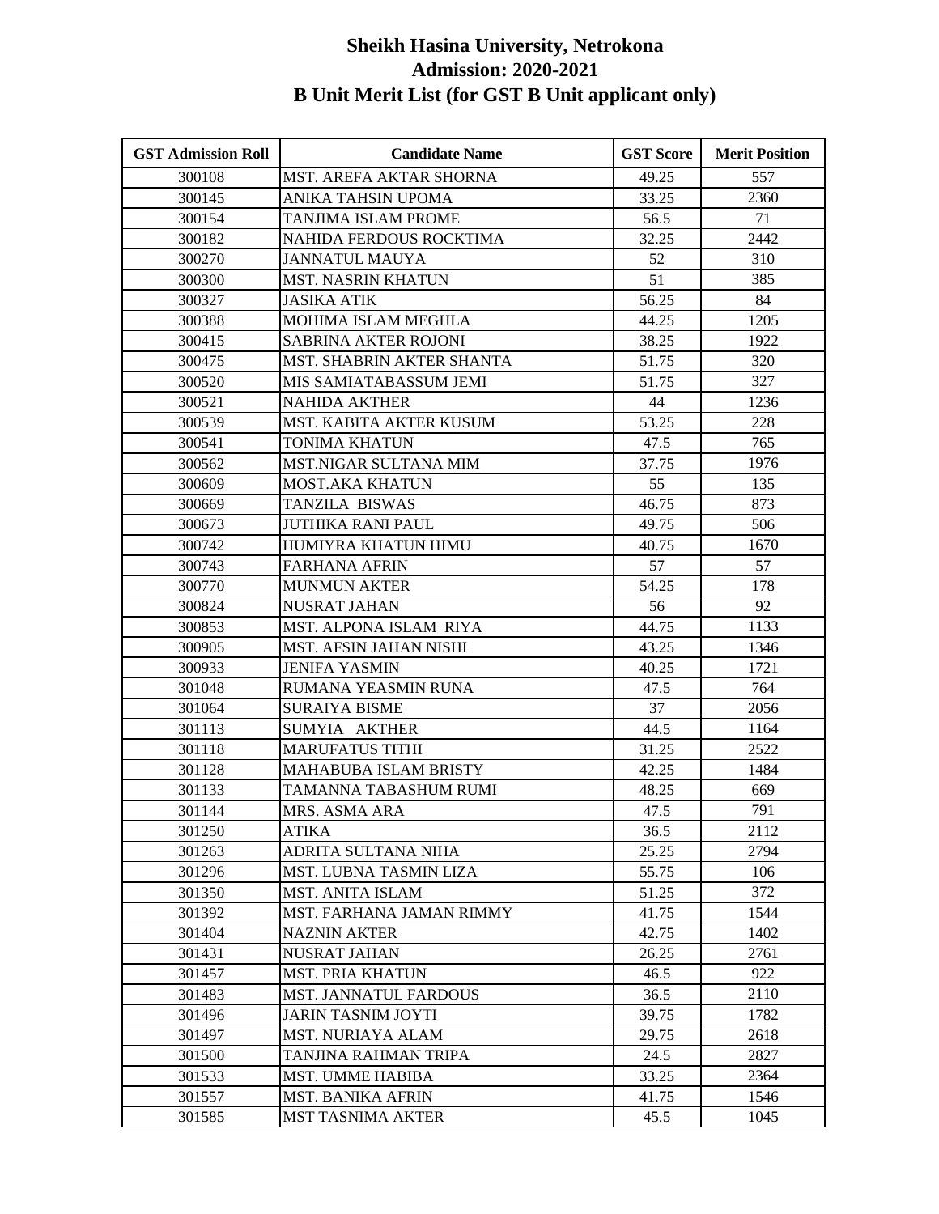# Sheikh Hasina University, Netrokona
## Admission: 2020-2021
## B Unit Merit List (for GST B Unit applicant only)

| GST Admission Roll | Candidate Name | GST Score | Merit Position |
|---|---|---|---|
| 300108 | MST. AREFA AKTAR SHORNA | 49.25 | 557 |
| 300145 | ANIKA TAHSIN UPOMA | 33.25 | 2360 |
| 300154 | TANJIMA ISLAM PROME | 56.5 | 71 |
| 300182 | NAHIDA FERDOUS ROCKTIMA | 32.25 | 2442 |
| 300270 | JANNATUL MAUYA | 52 | 310 |
| 300300 | MST. NASRIN KHATUN | 51 | 385 |
| 300327 | JASIKA ATIK | 56.25 | 84 |
| 300388 | MOHIMA ISLAM MEGHLA | 44.25 | 1205 |
| 300415 | SABRINA AKTER ROJONI | 38.25 | 1922 |
| 300475 | MST. SHABRIN AKTER SHANTA | 51.75 | 320 |
| 300520 | MIS SAMIATABASSUM JEMI | 51.75 | 327 |
| 300521 | NAHIDA AKTHER | 44 | 1236 |
| 300539 | MST. KABITA AKTER KUSUM | 53.25 | 228 |
| 300541 | TONIMA KHATUN | 47.5 | 765 |
| 300562 | MST.NIGAR SULTANA MIM | 37.75 | 1976 |
| 300609 | MOST.AKA KHATUN | 55 | 135 |
| 300669 | TANZILA BISWAS | 46.75 | 873 |
| 300673 | JUTHIKA RANI PAUL | 49.75 | 506 |
| 300742 | HUMIYRA KHATUN HIMU | 40.75 | 1670 |
| 300743 | FARHANA AFRIN | 57 | 57 |
| 300770 | MUNMUN AKTER | 54.25 | 178 |
| 300824 | NUSRAT JAHAN | 56 | 92 |
| 300853 | MST. ALPONA ISLAM RIYA | 44.75 | 1133 |
| 300905 | MST. AFSIN JAHAN NISHI | 43.25 | 1346 |
| 300933 | JENIFA YASMIN | 40.25 | 1721 |
| 301048 | RUMANA YEASMIN RUNA | 47.5 | 764 |
| 301064 | SURAIYA BISME | 37 | 2056 |
| 301113 | SUMYIA AKTHER | 44.5 | 1164 |
| 301118 | MARUFATUS TITHI | 31.25 | 2522 |
| 301128 | MAHABUBA ISLAM BRISTY | 42.25 | 1484 |
| 301133 | TAMANNA TABASHUM RUMI | 48.25 | 669 |
| 301144 | MRS. ASMA ARA | 47.5 | 791 |
| 301250 | ATIKA | 36.5 | 2112 |
| 301263 | ADRITA SULTANA NIHA | 25.25 | 2794 |
| 301296 | MST. LUBNA TASMIN LIZA | 55.75 | 106 |
| 301350 | MST. ANITA ISLAM | 51.25 | 372 |
| 301392 | MST. FARHANA JAMAN RIMMY | 41.75 | 1544 |
| 301404 | NAZNIN AKTER | 42.75 | 1402 |
| 301431 | NUSRAT JAHAN | 26.25 | 2761 |
| 301457 | MST. PRIA KHATUN | 46.5 | 922 |
| 301483 | MST. JANNATUL FARDOUS | 36.5 | 2110 |
| 301496 | JARIN TASNIM JOYTI | 39.75 | 1782 |
| 301497 | MST. NURIAYA ALAM | 29.75 | 2618 |
| 301500 | TANJINA RAHMAN TRIPA | 24.5 | 2827 |
| 301533 | MST. UMME HABIBA | 33.25 | 2364 |
| 301557 | MST. BANIKA AFRIN | 41.75 | 1546 |
| 301585 | MST TASNIMA AKTER | 45.5 | 1045 |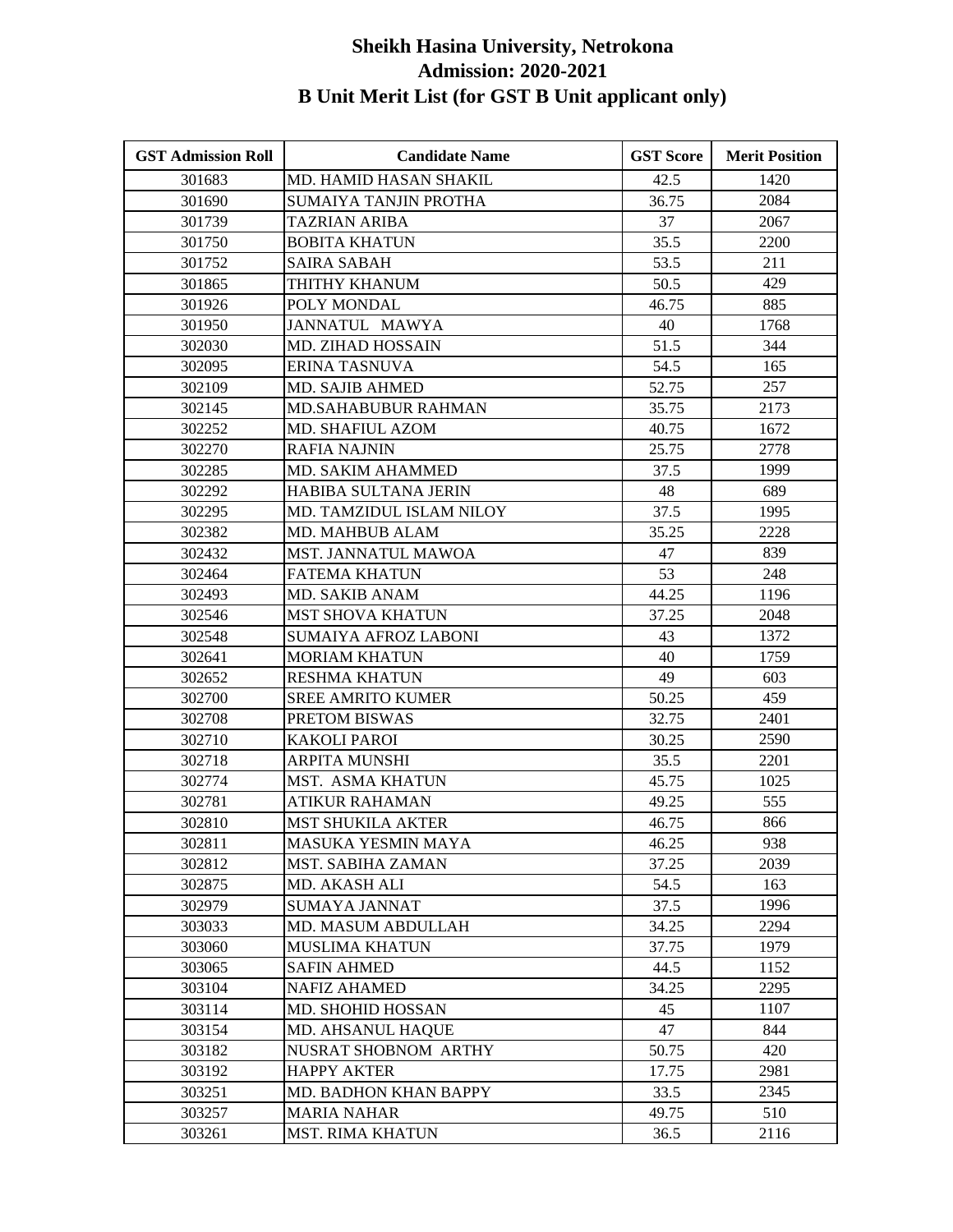# Sheikh Hasina University, Netrokona
## Admission: 2020-2021
## B Unit Merit List (for GST B Unit applicant only)

| GST Admission Roll | Candidate Name | GST Score | Merit Position |
|---|---|---|---|
| 301683 | MD. HAMID HASAN SHAKIL | 42.5 | 1420 |
| 301690 | SUMAIYA TANJIN PROTHA | 36.75 | 2084 |
| 301739 | TAZRIAN ARIBA | 37 | 2067 |
| 301750 | BOBITA KHATUN | 35.5 | 2200 |
| 301752 | SAIRA SABAH | 53.5 | 211 |
| 301865 | THITHY KHANUM | 50.5 | 429 |
| 301926 | POLY MONDAL | 46.75 | 885 |
| 301950 | JANNATUL MAWYA | 40 | 1768 |
| 302030 | MD. ZIHAD HOSSAIN | 51.5 | 344 |
| 302095 | ERINA TASNUVA | 54.5 | 165 |
| 302109 | MD. SAJIB AHMED | 52.75 | 257 |
| 302145 | MD.SAHABUBUR RAHMAN | 35.75 | 2173 |
| 302252 | MD. SHAFIUL AZOM | 40.75 | 1672 |
| 302270 | RAFIA NAJNIN | 25.75 | 2778 |
| 302285 | MD. SAKIM AHAMMED | 37.5 | 1999 |
| 302292 | HABIBA SULTANA JERIN | 48 | 689 |
| 302295 | MD. TAMZIDUL ISLAM NILOY | 37.5 | 1995 |
| 302382 | MD. MAHBUB ALAM | 35.25 | 2228 |
| 302432 | MST. JANNATUL MAWOA | 47 | 839 |
| 302464 | FATEMA KHATUN | 53 | 248 |
| 302493 | MD. SAKIB ANAM | 44.25 | 1196 |
| 302546 | MST SHOVA KHATUN | 37.25 | 2048 |
| 302548 | SUMAIYA AFROZ LABONI | 43 | 1372 |
| 302641 | MORIAM KHATUN | 40 | 1759 |
| 302652 | RESHMA KHATUN | 49 | 603 |
| 302700 | SREE AMRITO KUMER | 50.25 | 459 |
| 302708 | PRETOM BISWAS | 32.75 | 2401 |
| 302710 | KAKOLI PAROI | 30.25 | 2590 |
| 302718 | ARPITA MUNSHI | 35.5 | 2201 |
| 302774 | MST. ASMA KHATUN | 45.75 | 1025 |
| 302781 | ATIKUR RAHAMAN | 49.25 | 555 |
| 302810 | MST SHUKILA AKTER | 46.75 | 866 |
| 302811 | MASUKA YESMIN MAYA | 46.25 | 938 |
| 302812 | MST. SABIHA ZAMAN | 37.25 | 2039 |
| 302875 | MD. AKASH ALI | 54.5 | 163 |
| 302979 | SUMAYA JANNAT | 37.5 | 1996 |
| 303033 | MD. MASUM ABDULLAH | 34.25 | 2294 |
| 303060 | MUSLIMA KHATUN | 37.75 | 1979 |
| 303065 | SAFIN AHMED | 44.5 | 1152 |
| 303104 | NAFIZ AHAMED | 34.25 | 2295 |
| 303114 | MD. SHOHID HOSSAN | 45 | 1107 |
| 303154 | MD. AHSANUL HAQUE | 47 | 844 |
| 303182 | NUSRAT SHOBNOM ARTHY | 50.75 | 420 |
| 303192 | HAPPY AKTER | 17.75 | 2981 |
| 303251 | MD. BADHON KHAN BAPPY | 33.5 | 2345 |
| 303257 | MARIA NAHAR | 49.75 | 510 |
| 303261 | MST. RIMA KHATUN | 36.5 | 2116 |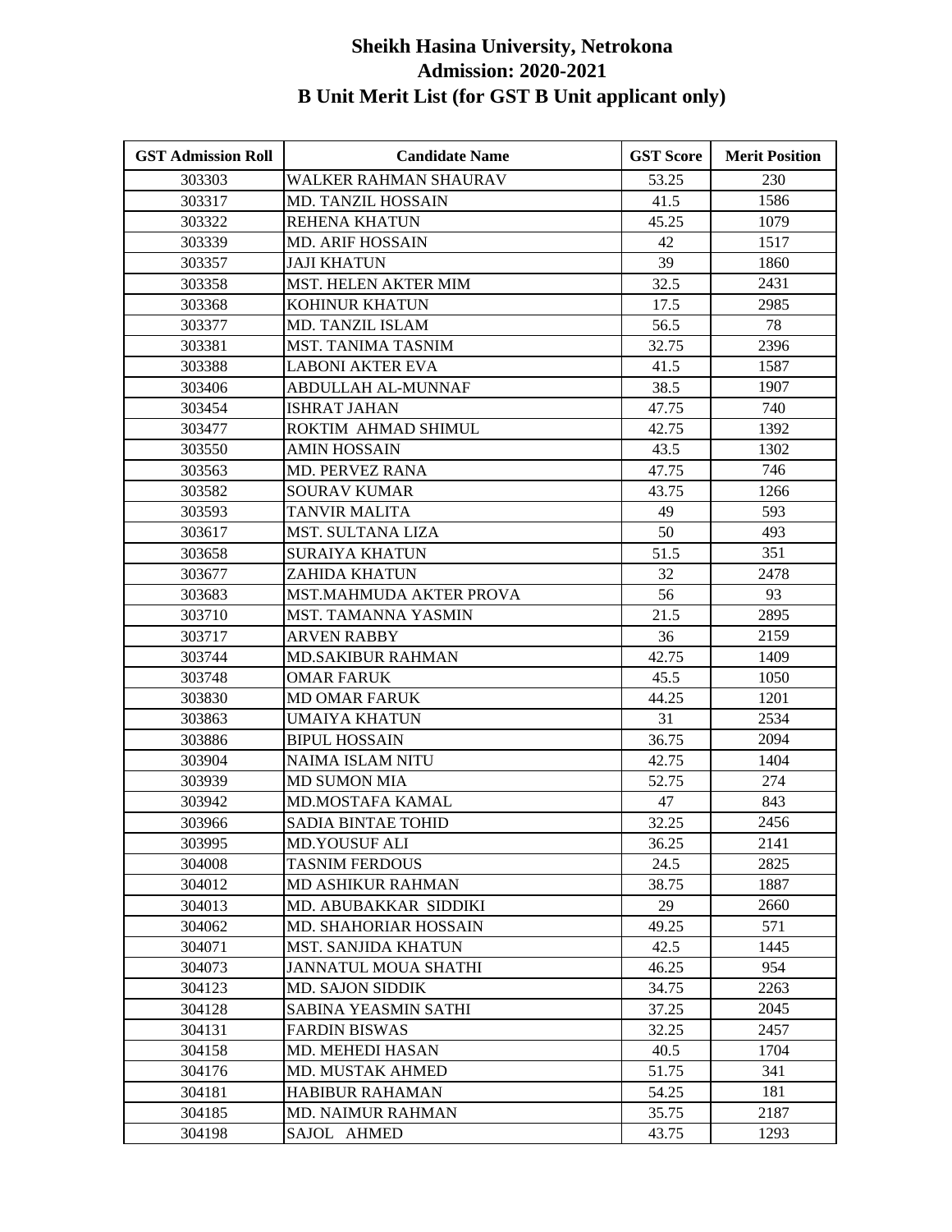# Sheikh Hasina University, Netrokona
## Admission: 2020-2021
## B Unit Merit List (for GST B Unit applicant only)

| GST Admission Roll | Candidate Name | GST Score | Merit Position |
|---|---|---|---|
| 303303 | WALKER RAHMAN SHAURAV | 53.25 | 230 |
| 303317 | MD. TANZIL HOSSAIN | 41.5 | 1586 |
| 303322 | REHENA KHATUN | 45.25 | 1079 |
| 303339 | MD. ARIF HOSSAIN | 42 | 1517 |
| 303357 | JAJI KHATUN | 39 | 1860 |
| 303358 | MST. HELEN AKTER MIM | 32.5 | 2431 |
| 303368 | KOHINUR KHATUN | 17.5 | 2985 |
| 303377 | MD. TANZIL ISLAM | 56.5 | 78 |
| 303381 | MST. TANIMA TASNIM | 32.75 | 2396 |
| 303388 | LABONI AKTER EVA | 41.5 | 1587 |
| 303406 | ABDULLAH AL-MUNNAF | 38.5 | 1907 |
| 303454 | ISHRAT JAHAN | 47.75 | 740 |
| 303477 | ROKTIM AHMAD SHIMUL | 42.75 | 1392 |
| 303550 | AMIN HOSSAIN | 43.5 | 1302 |
| 303563 | MD. PERVEZ RANA | 47.75 | 746 |
| 303582 | SOURAV KUMAR | 43.75 | 1266 |
| 303593 | TANVIR MALITA | 49 | 593 |
| 303617 | MST. SULTANA LIZA | 50 | 493 |
| 303658 | SURAIYA KHATUN | 51.5 | 351 |
| 303677 | ZAHIDA KHATUN | 32 | 2478 |
| 303683 | MST.MAHMUDA AKTER PROVA | 56 | 93 |
| 303710 | MST. TAMANNA YASMIN | 21.5 | 2895 |
| 303717 | ARVEN RABBY | 36 | 2159 |
| 303744 | MD.SAKIBUR RAHMAN | 42.75 | 1409 |
| 303748 | OMAR FARUK | 45.5 | 1050 |
| 303830 | MD OMAR FARUK | 44.25 | 1201 |
| 303863 | UMAIYA KHATUN | 31 | 2534 |
| 303886 | BIPUL HOSSAIN | 36.75 | 2094 |
| 303904 | NAIMA ISLAM NITU | 42.75 | 1404 |
| 303939 | MD SUMON MIA | 52.75 | 274 |
| 303942 | MD.MOSTAFA KAMAL | 47 | 843 |
| 303966 | SADIA BINTAE TOHID | 32.25 | 2456 |
| 303995 | MD.YOUSUF ALI | 36.25 | 2141 |
| 304008 | TASNIM FERDOUS | 24.5 | 2825 |
| 304012 | MD ASHIKUR RAHMAN | 38.75 | 1887 |
| 304013 | MD. ABUBAKKAR SIDDIKI | 29 | 2660 |
| 304062 | MD. SHAHORIAR HOSSAIN | 49.25 | 571 |
| 304071 | MST. SANJIDA KHATUN | 42.5 | 1445 |
| 304073 | JANNATUL MOUA SHATHI | 46.25 | 954 |
| 304123 | MD. SAJON SIDDIK | 34.75 | 2263 |
| 304128 | SABINA YEASMIN SATHI | 37.25 | 2045 |
| 304131 | FARDIN BISWAS | 32.25 | 2457 |
| 304158 | MD. MEHEDI HASAN | 40.5 | 1704 |
| 304176 | MD. MUSTAK AHMED | 51.75 | 341 |
| 304181 | HABIBUR RAHAMAN | 54.25 | 181 |
| 304185 | MD. NAIMUR RAHMAN | 35.75 | 2187 |
| 304198 | SAJOL AHMED | 43.75 | 1293 |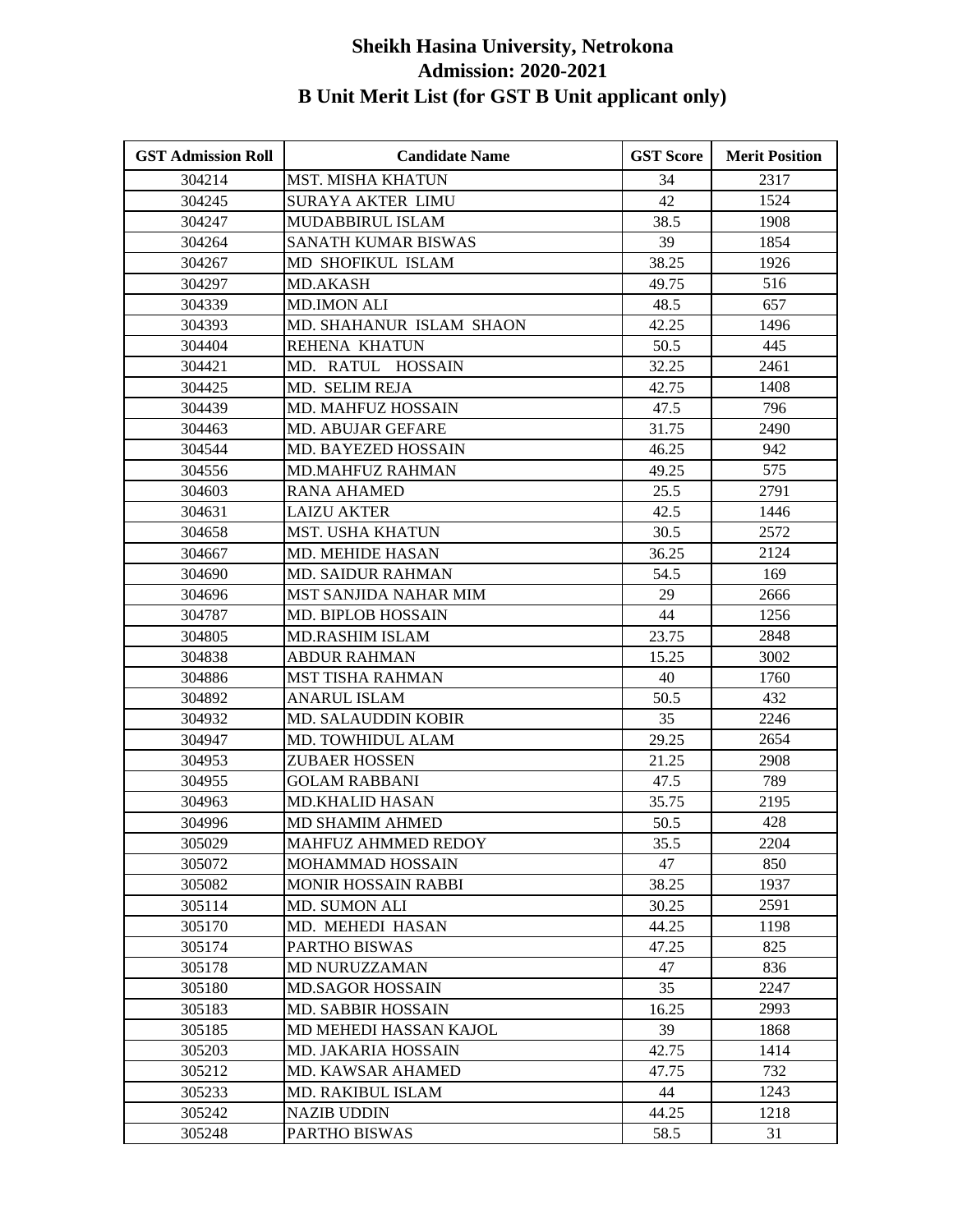# Sheikh Hasina University, Netrokona
## Admission: 2020-2021
## B Unit Merit List (for GST B Unit applicant only)

| GST Admission Roll | Candidate Name | GST Score | Merit Position |
|---|---|---|---|
| 304214 | MST. MISHA KHATUN | 34 | 2317 |
| 304245 | SURAYA AKTER LIMU | 42 | 1524 |
| 304247 | MUDABBIRUL ISLAM | 38.5 | 1908 |
| 304264 | SANATH KUMAR BISWAS | 39 | 1854 |
| 304267 | MD SHOFIKUL ISLAM | 38.25 | 1926 |
| 304297 | MD.AKASH | 49.75 | 516 |
| 304339 | MD.IMON ALI | 48.5 | 657 |
| 304393 | MD. SHAHANUR ISLAM SHAON | 42.25 | 1496 |
| 304404 | REHENA KHATUN | 50.5 | 445 |
| 304421 | MD. RATUL HOSSAIN | 32.25 | 2461 |
| 304425 | MD. SELIM REJA | 42.75 | 1408 |
| 304439 | MD. MAHFUZ HOSSAIN | 47.5 | 796 |
| 304463 | MD. ABUJAR GEFARE | 31.75 | 2490 |
| 304544 | MD. BAYEZED HOSSAIN | 46.25 | 942 |
| 304556 | MD.MAHFUZ RAHMAN | 49.25 | 575 |
| 304603 | RANA AHAMED | 25.5 | 2791 |
| 304631 | LAIZU AKTER | 42.5 | 1446 |
| 304658 | MST. USHA KHATUN | 30.5 | 2572 |
| 304667 | MD. MEHIDE HASAN | 36.25 | 2124 |
| 304690 | MD. SAIDUR RAHMAN | 54.5 | 169 |
| 304696 | MST SANJIDA NAHAR MIM | 29 | 2666 |
| 304787 | MD. BIPLOB HOSSAIN | 44 | 1256 |
| 304805 | MD.RASHIM ISLAM | 23.75 | 2848 |
| 304838 | ABDUR RAHMAN | 15.25 | 3002 |
| 304886 | MST TISHA RAHMAN | 40 | 1760 |
| 304892 | ANARUL ISLAM | 50.5 | 432 |
| 304932 | MD. SALAUDDIN KOBIR | 35 | 2246 |
| 304947 | MD. TOWHIDUL ALAM | 29.25 | 2654 |
| 304953 | ZUBAER HOSSEN | 21.25 | 2908 |
| 304955 | GOLAM RABBANI | 47.5 | 789 |
| 304963 | MD.KHALID HASAN | 35.75 | 2195 |
| 304996 | MD SHAMIM AHMED | 50.5 | 428 |
| 305029 | MAHFUZ AHMMED REDOY | 35.5 | 2204 |
| 305072 | MOHAMMAD HOSSAIN | 47 | 850 |
| 305082 | MONIR HOSSAIN RABBI | 38.25 | 1937 |
| 305114 | MD. SUMON ALI | 30.25 | 2591 |
| 305170 | MD. MEHEDI HASAN | 44.25 | 1198 |
| 305174 | PARTHO BISWAS | 47.25 | 825 |
| 305178 | MD NURUZZAMAN | 47 | 836 |
| 305180 | MD.SAGOR HOSSAIN | 35 | 2247 |
| 305183 | MD. SABBIR HOSSAIN | 16.25 | 2993 |
| 305185 | MD MEHEDI HASSAN KAJOL | 39 | 1868 |
| 305203 | MD. JAKARIA HOSSAIN | 42.75 | 1414 |
| 305212 | MD. KAWSAR AHAMED | 47.75 | 732 |
| 305233 | MD. RAKIBUL ISLAM | 44 | 1243 |
| 305242 | NAZIB UDDIN | 44.25 | 1218 |
| 305248 | PARTHO BISWAS | 58.5 | 31 |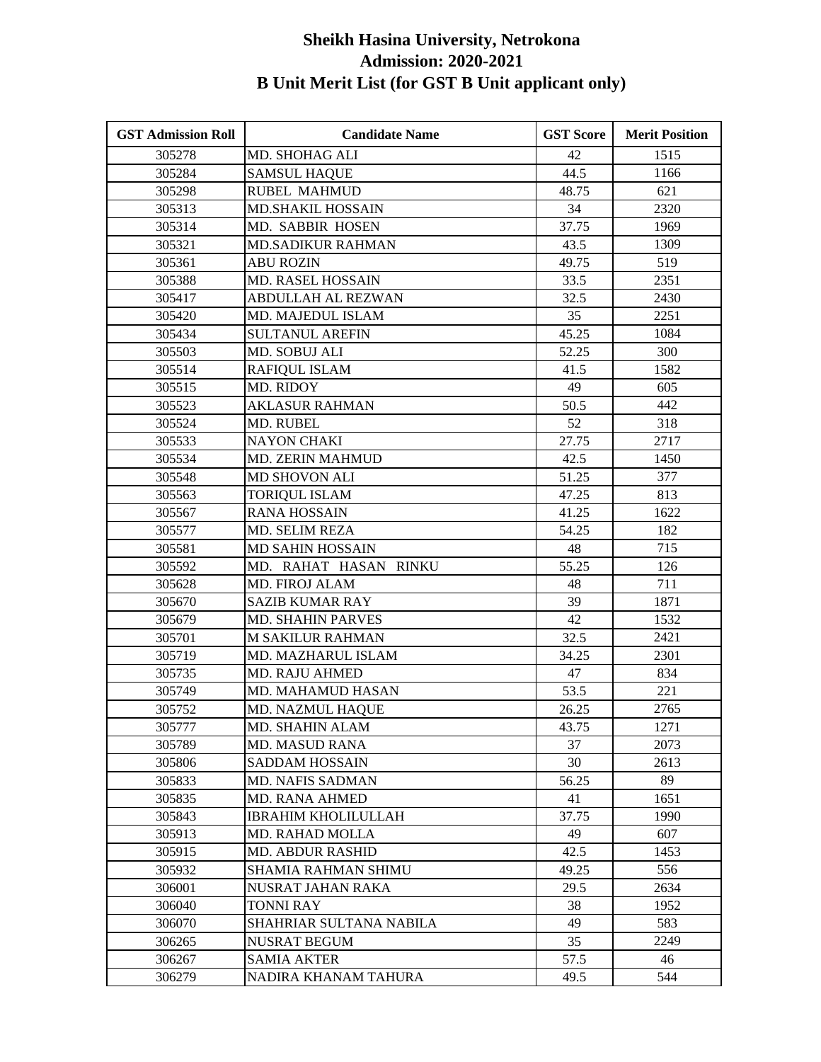# Sheikh Hasina University, Netrokona
## Admission: 2020-2021
## B Unit Merit List (for GST B Unit applicant only)

| GST Admission Roll | Candidate Name | GST Score | Merit Position |
|---|---|---|---|
| 305278 | MD. SHOHAG ALI | 42 | 1515 |
| 305284 | SAMSUL HAQUE | 44.5 | 1166 |
| 305298 | RUBEL MAHMUD | 48.75 | 621 |
| 305313 | MD.SHAKIL HOSSAIN | 34 | 2320 |
| 305314 | MD. SABBIR HOSEN | 37.75 | 1969 |
| 305321 | MD.SADIKUR RAHMAN | 43.5 | 1309 |
| 305361 | ABU ROZIN | 49.75 | 519 |
| 305388 | MD. RASEL HOSSAIN | 33.5 | 2351 |
| 305417 | ABDULLAH AL REZWAN | 32.5 | 2430 |
| 305420 | MD. MAJEDUL ISLAM | 35 | 2251 |
| 305434 | SULTANUL AREFIN | 45.25 | 1084 |
| 305503 | MD. SOBUJ ALI | 52.25 | 300 |
| 305514 | RAFIQUL ISLAM | 41.5 | 1582 |
| 305515 | MD. RIDOY | 49 | 605 |
| 305523 | AKLASUR RAHMAN | 50.5 | 442 |
| 305524 | MD. RUBEL | 52 | 318 |
| 305533 | NAYON CHAKI | 27.75 | 2717 |
| 305534 | MD. ZERIN MAHMUD | 42.5 | 1450 |
| 305548 | MD SHOVON ALI | 51.25 | 377 |
| 305563 | TORIQUL ISLAM | 47.25 | 813 |
| 305567 | RANA HOSSAIN | 41.25 | 1622 |
| 305577 | MD. SELIM REZA | 54.25 | 182 |
| 305581 | MD SAHIN HOSSAIN | 48 | 715 |
| 305592 | MD. RAHAT HASAN RINKU | 55.25 | 126 |
| 305628 | MD. FIROJ ALAM | 48 | 711 |
| 305670 | SAZIB KUMAR RAY | 39 | 1871 |
| 305679 | MD. SHAHIN PARVES | 42 | 1532 |
| 305701 | M SAKILUR RAHMAN | 32.5 | 2421 |
| 305719 | MD. MAZHARUL ISLAM | 34.25 | 2301 |
| 305735 | MD. RAJU AHMED | 47 | 834 |
| 305749 | MD. MAHAMUD HASAN | 53.5 | 221 |
| 305752 | MD. NAZMUL HAQUE | 26.25 | 2765 |
| 305777 | MD. SHAHIN ALAM | 43.75 | 1271 |
| 305789 | MD. MASUD RANA | 37 | 2073 |
| 305806 | SADDAM HOSSAIN | 30 | 2613 |
| 305833 | MD. NAFIS SADMAN | 56.25 | 89 |
| 305835 | MD. RANA AHMED | 41 | 1651 |
| 305843 | IBRAHIM KHOLILULLAH | 37.75 | 1990 |
| 305913 | MD. RAHAD MOLLA | 49 | 607 |
| 305915 | MD. ABDUR RASHID | 42.5 | 1453 |
| 305932 | SHAMIA RAHMAN SHIMU | 49.25 | 556 |
| 306001 | NUSRAT JAHAN RAKA | 29.5 | 2634 |
| 306040 | TONNI RAY | 38 | 1952 |
| 306070 | SHAHRIAR SULTANA NABILA | 49 | 583 |
| 306265 | NUSRAT BEGUM | 35 | 2249 |
| 306267 | SAMIA AKTER | 57.5 | 46 |
| 306279 | NADIRA KHANAM TAHURA | 49.5 | 544 |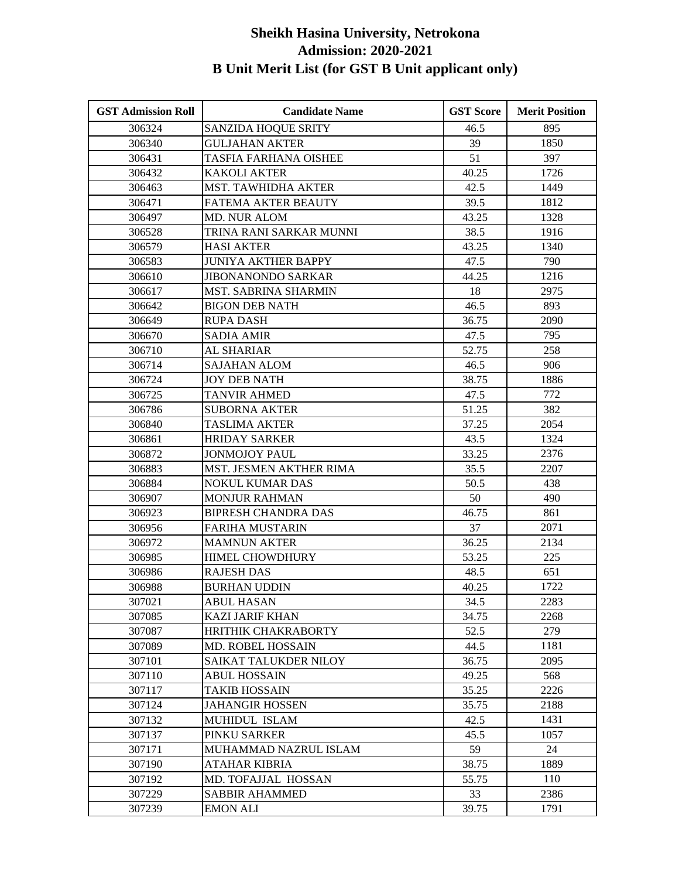# Sheikh Hasina University, Netrokona
## Admission: 2020-2021
## B Unit Merit List (for GST B Unit applicant only)

| GST Admission Roll | Candidate Name | GST Score | Merit Position |
|---|---|---|---|
| 306324 | SANZIDA HOQUE SRITY | 46.5 | 895 |
| 306340 | GULJAHAN AKTER | 39 | 1850 |
| 306431 | TASFIA FARHANA OISHEE | 51 | 397 |
| 306432 | KAKOLI AKTER | 40.25 | 1726 |
| 306463 | MST. TAWHIDHA AKTER | 42.5 | 1449 |
| 306471 | FATEMA AKTER BEAUTY | 39.5 | 1812 |
| 306497 | MD. NUR ALOM | 43.25 | 1328 |
| 306528 | TRINA RANI SARKAR MUNNI | 38.5 | 1916 |
| 306579 | HASI AKTER | 43.25 | 1340 |
| 306583 | JUNIYA AKTHER BAPPY | 47.5 | 790 |
| 306610 | JIBONANONDO SARKAR | 44.25 | 1216 |
| 306617 | MST. SABRINA SHARMIN | 18 | 2975 |
| 306642 | BIGON DEB NATH | 46.5 | 893 |
| 306649 | RUPA DASH | 36.75 | 2090 |
| 306670 | SADIA AMIR | 47.5 | 795 |
| 306710 | AL SHARIAR | 52.75 | 258 |
| 306714 | SAJAHAN ALOM | 46.5 | 906 |
| 306724 | JOY DEB NATH | 38.75 | 1886 |
| 306725 | TANVIR AHMED | 47.5 | 772 |
| 306786 | SUBORNA AKTER | 51.25 | 382 |
| 306840 | TASLIMA AKTER | 37.25 | 2054 |
| 306861 | HRIDAY SARKER | 43.5 | 1324 |
| 306872 | JONMOJOY PAUL | 33.25 | 2376 |
| 306883 | MST. JESMEN AKTHER RIMA | 35.5 | 2207 |
| 306884 | NOKUL KUMAR DAS | 50.5 | 438 |
| 306907 | MONJUR RAHMAN | 50 | 490 |
| 306923 | BIPRESH CHANDRA DAS | 46.75 | 861 |
| 306956 | FARIHA MUSTARIN | 37 | 2071 |
| 306972 | MAMNUN AKTER | 36.25 | 2134 |
| 306985 | HIMEL CHOWDHURY | 53.25 | 225 |
| 306986 | RAJESH DAS | 48.5 | 651 |
| 306988 | BURHAN UDDIN | 40.25 | 1722 |
| 307021 | ABUL HASAN | 34.5 | 2283 |
| 307085 | KAZI JARIF KHAN | 34.75 | 2268 |
| 307087 | HRITHIK CHAKRABORTY | 52.5 | 279 |
| 307089 | MD. ROBEL HOSSAIN | 44.5 | 1181 |
| 307101 | SAIKAT TALUKDER NILOY | 36.75 | 2095 |
| 307110 | ABUL HOSSAIN | 49.25 | 568 |
| 307117 | TAKIB HOSSAIN | 35.25 | 2226 |
| 307124 | JAHANGIR HOSSEN | 35.75 | 2188 |
| 307132 | MUHIDUL ISLAM | 42.5 | 1431 |
| 307137 | PINKU SARKER | 45.5 | 1057 |
| 307171 | MUHAMMAD NAZRUL ISLAM | 59 | 24 |
| 307190 | ATAHAR KIBRIA | 38.75 | 1889 |
| 307192 | MD. TOFAJJAL HOSSAN | 55.75 | 110 |
| 307229 | SABBIR AHAMMED | 33 | 2386 |
| 307239 | EMON ALI | 39.75 | 1791 |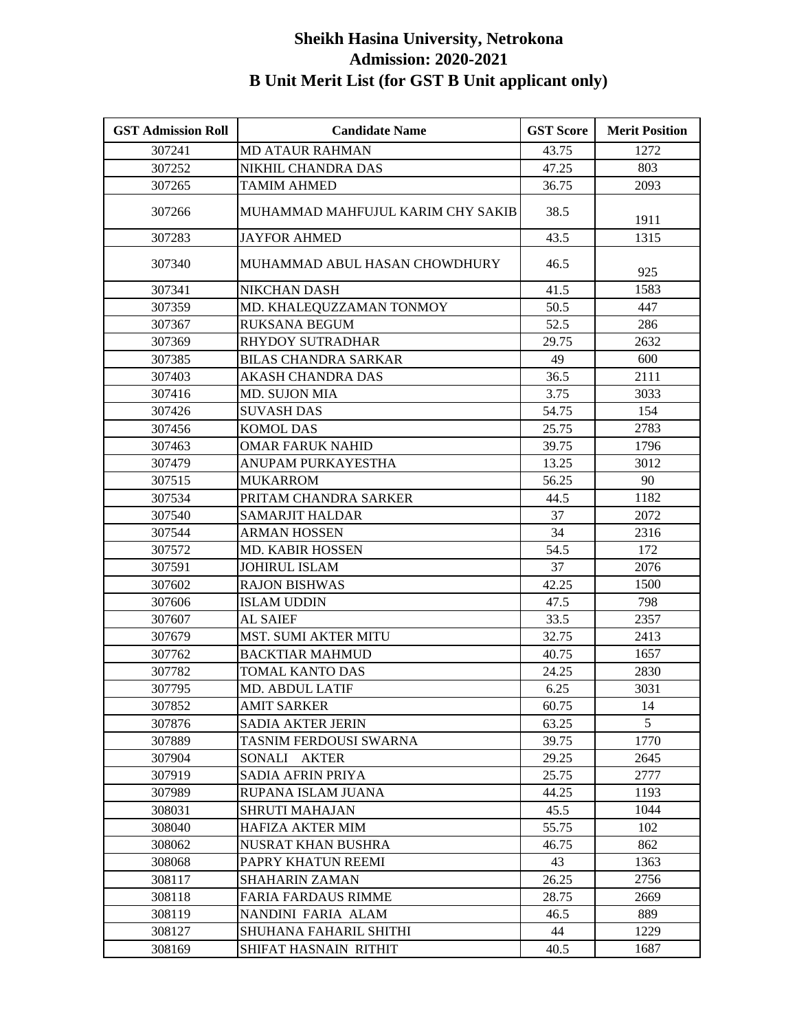# Sheikh Hasina University, Netrokona
## Admission: 2020-2021
## B Unit Merit List (for GST B Unit applicant only)

| GST Admission Roll | Candidate Name | GST Score | Merit Position |
|---|---|---|---|
| 307241 | MD ATAUR RAHMAN | 43.75 | 1272 |
| 307252 | NIKHIL CHANDRA DAS | 47.25 | 803 |
| 307265 | TAMIM AHMED | 36.75 | 2093 |
| 307266 | MUHAMMAD MAHFUJUL KARIM CHY SAKIB | 38.5 | 1911 |
| 307283 | JAYFOR AHMED | 43.5 | 1315 |
| 307340 | MUHAMMAD ABUL HASAN CHOWDHURY | 46.5 | 925 |
| 307341 | NIKCHAN DASH | 41.5 | 1583 |
| 307359 | MD. KHALEQUZZAMAN TONMOY | 50.5 | 447 |
| 307367 | RUKSANA BEGUM | 52.5 | 286 |
| 307369 | RHYDOY SUTRADHAR | 29.75 | 2632 |
| 307385 | BILAS CHANDRA SARKAR | 49 | 600 |
| 307403 | AKASH CHANDRA DAS | 36.5 | 2111 |
| 307416 | MD. SUJON MIA | 3.75 | 3033 |
| 307426 | SUVASH DAS | 54.75 | 154 |
| 307456 | KOMOL DAS | 25.75 | 2783 |
| 307463 | OMAR FARUK NAHID | 39.75 | 1796 |
| 307479 | ANUPAM PURKAYESTHA | 13.25 | 3012 |
| 307515 | MUKARROM | 56.25 | 90 |
| 307534 | PRITAM CHANDRA SARKER | 44.5 | 1182 |
| 307540 | SAMARJIT HALDAR | 37 | 2072 |
| 307544 | ARMAN HOSSEN | 34 | 2316 |
| 307572 | MD. KABIR HOSSEN | 54.5 | 172 |
| 307591 | JOHIRUL ISLAM | 37 | 2076 |
| 307602 | RAJON BISHWAS | 42.25 | 1500 |
| 307606 | ISLAM UDDIN | 47.5 | 798 |
| 307607 | AL SAIEF | 33.5 | 2357 |
| 307679 | MST. SUMI AKTER MITU | 32.75 | 2413 |
| 307762 | BACKTIAR MAHMUD | 40.75 | 1657 |
| 307782 | TOMAL KANTO DAS | 24.25 | 2830 |
| 307795 | MD. ABDUL LATIF | 6.25 | 3031 |
| 307852 | AMIT SARKER | 60.75 | 14 |
| 307876 | SADIA AKTER JERIN | 63.25 | 5 |
| 307889 | TASNIM FERDOUSI SWARNA | 39.75 | 1770 |
| 307904 | SONALI AKTER | 29.25 | 2645 |
| 307919 | SADIA AFRIN PRIYA | 25.75 | 2777 |
| 307989 | RUPANA ISLAM JUANA | 44.25 | 1193 |
| 308031 | SHRUTI MAHAJAN | 45.5 | 1044 |
| 308040 | HAFIZA AKTER MIM | 55.75 | 102 |
| 308062 | NUSRAT KHAN BUSHRA | 46.75 | 862 |
| 308068 | PAPRY KHATUN REEMI | 43 | 1363 |
| 308117 | SHAHARIN ZAMAN | 26.25 | 2756 |
| 308118 | FARIA FARDAUS RIMME | 28.75 | 2669 |
| 308119 | NANDINI FARIA ALAM | 46.5 | 889 |
| 308127 | SHUHANA FAHARIL SHITHI | 44 | 1229 |
| 308169 | SHIFAT HASNAIN RITHIT | 40.5 | 1687 |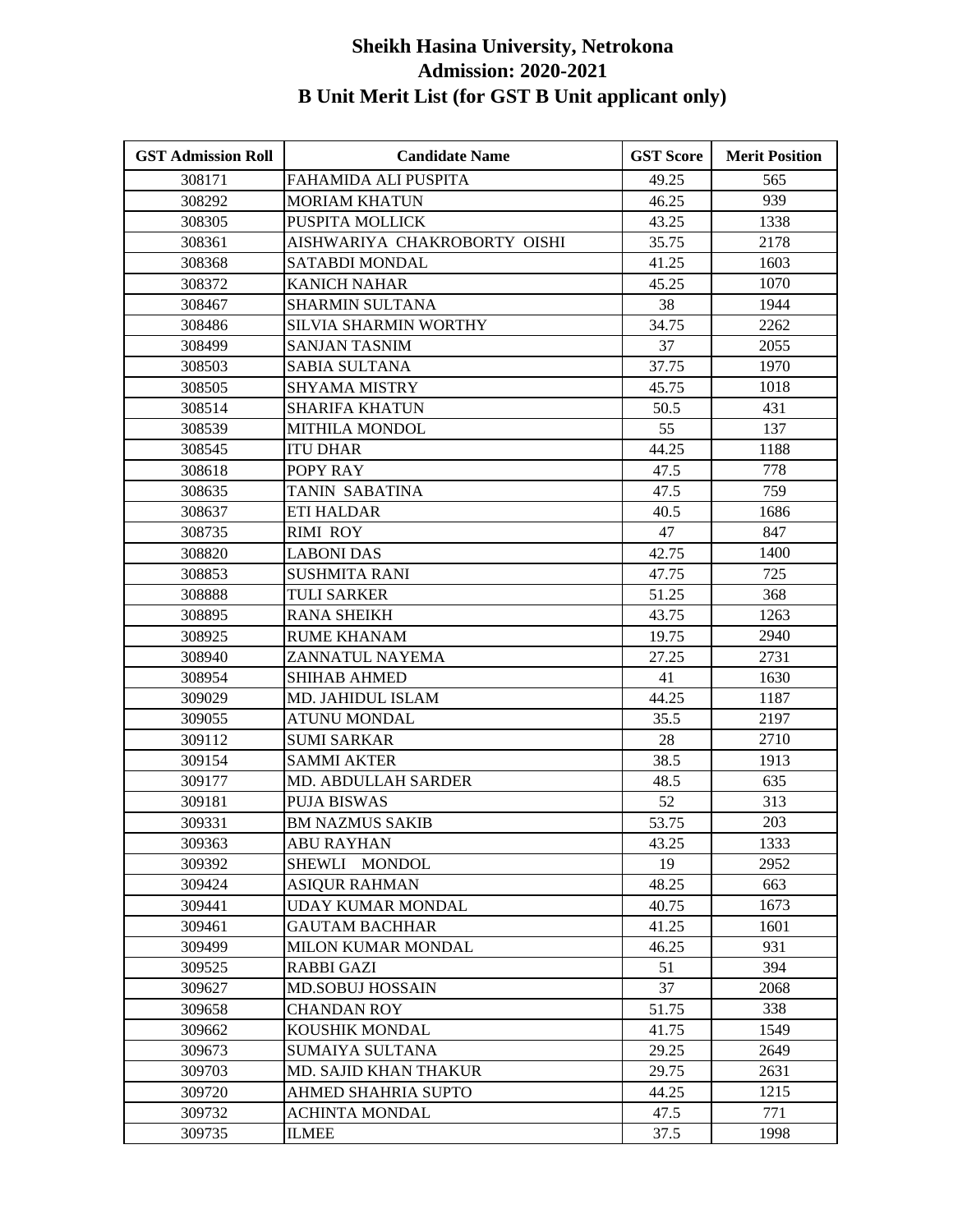# Sheikh Hasina University, Netrokona
## Admission: 2020-2021
## B Unit Merit List (for GST B Unit applicant only)

| GST Admission Roll | Candidate Name | GST Score | Merit Position |
|---|---|---|---|
| 308171 | FAHAMIDA ALI PUSPITA | 49.25 | 565 |
| 308292 | MORIAM KHATUN | 46.25 | 939 |
| 308305 | PUSPITA MOLLICK | 43.25 | 1338 |
| 308361 | AISHWARIYA CHAKROBORTY OISHI | 35.75 | 2178 |
| 308368 | SATABDI MONDAL | 41.25 | 1603 |
| 308372 | KANICH NAHAR | 45.25 | 1070 |
| 308467 | SHARMIN SULTANA | 38 | 1944 |
| 308486 | SILVIA SHARMIN WORTHY | 34.75 | 2262 |
| 308499 | SANJAN TASNIM | 37 | 2055 |
| 308503 | SABIA SULTANA | 37.75 | 1970 |
| 308505 | SHYAMA MISTRY | 45.75 | 1018 |
| 308514 | SHARIFA KHATUN | 50.5 | 431 |
| 308539 | MITHILA MONDOL | 55 | 137 |
| 308545 | ITU DHAR | 44.25 | 1188 |
| 308618 | POPY RAY | 47.5 | 778 |
| 308635 | TANIN SABATINA | 47.5 | 759 |
| 308637 | ETI HALDAR | 40.5 | 1686 |
| 308735 | RIMI ROY | 47 | 847 |
| 308820 | LABONI DAS | 42.75 | 1400 |
| 308853 | SUSHMITA RANI | 47.75 | 725 |
| 308888 | TULI SARKER | 51.25 | 368 |
| 308895 | RANA SHEIKH | 43.75 | 1263 |
| 308925 | RUME KHANAM | 19.75 | 2940 |
| 308940 | ZANNATUL NAYEMA | 27.25 | 2731 |
| 308954 | SHIHAB AHMED | 41 | 1630 |
| 309029 | MD. JAHIDUL ISLAM | 44.25 | 1187 |
| 309055 | ATUNU MONDAL | 35.5 | 2197 |
| 309112 | SUMI SARKAR | 28 | 2710 |
| 309154 | SAMMI AKTER | 38.5 | 1913 |
| 309177 | MD. ABDULLAH SARDER | 48.5 | 635 |
| 309181 | PUJA BISWAS | 52 | 313 |
| 309331 | BM NAZMUS SAKIB | 53.75 | 203 |
| 309363 | ABU RAYHAN | 43.25 | 1333 |
| 309392 | SHEWLI MONDOL | 19 | 2952 |
| 309424 | ASIQUR RAHMAN | 48.25 | 663 |
| 309441 | UDAY KUMAR MONDAL | 40.75 | 1673 |
| 309461 | GAUTAM BACHHAR | 41.25 | 1601 |
| 309499 | MILON KUMAR MONDAL | 46.25 | 931 |
| 309525 | RABBI GAZI | 51 | 394 |
| 309627 | MD.SOBUJ HOSSAIN | 37 | 2068 |
| 309658 | CHANDAN ROY | 51.75 | 338 |
| 309662 | KOUSHIK MONDAL | 41.75 | 1549 |
| 309673 | SUMAIYA SULTANA | 29.25 | 2649 |
| 309703 | MD. SAJID KHAN THAKUR | 29.75 | 2631 |
| 309720 | AHMED SHAHRIA SUPTO | 44.25 | 1215 |
| 309732 | ACHINTA MONDAL | 47.5 | 771 |
| 309735 | ILMEE | 37.5 | 1998 |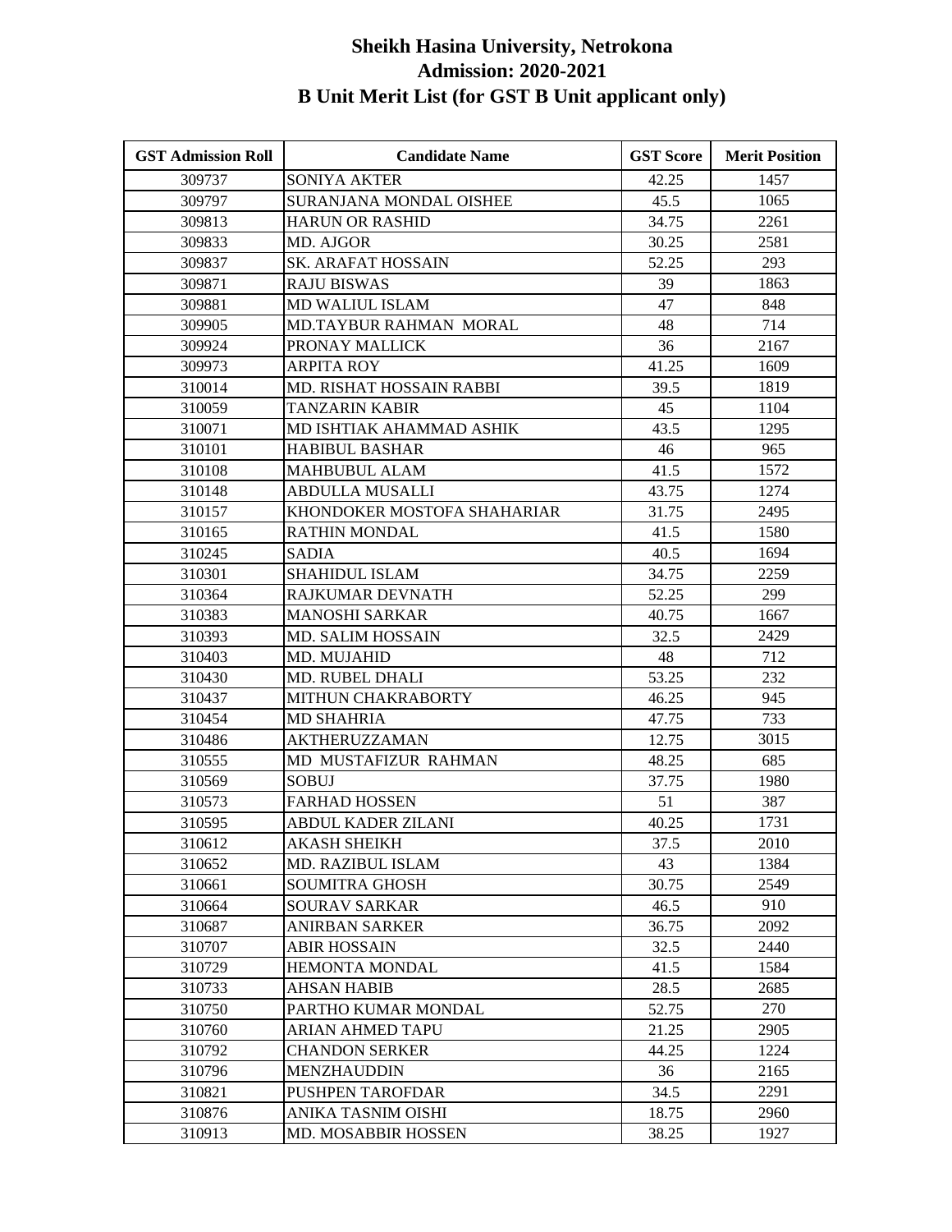# Sheikh Hasina University, Netrokona
## Admission: 2020-2021
## B Unit Merit List (for GST B Unit applicant only)

| GST Admission Roll | Candidate Name | GST Score | Merit Position |
|---|---|---|---|
| 309737 | SONIYA AKTER | 42.25 | 1457 |
| 309797 | SURANJANA MONDAL OISHEE | 45.5 | 1065 |
| 309813 | HARUN OR RASHID | 34.75 | 2261 |
| 309833 | MD. AJGOR | 30.25 | 2581 |
| 309837 | SK. ARAFAT HOSSAIN | 52.25 | 293 |
| 309871 | RAJU BISWAS | 39 | 1863 |
| 309881 | MD WALIUL ISLAM | 47 | 848 |
| 309905 | MD.TAYBUR RAHMAN MORAL | 48 | 714 |
| 309924 | PRONAY MALLICK | 36 | 2167 |
| 309973 | ARPITA ROY | 41.25 | 1609 |
| 310014 | MD. RISHAT HOSSAIN RABBI | 39.5 | 1819 |
| 310059 | TANZARIN KABIR | 45 | 1104 |
| 310071 | MD ISHTIAK AHAMMAD ASHIK | 43.5 | 1295 |
| 310101 | HABIBUL BASHAR | 46 | 965 |
| 310108 | MAHBUBUL ALAM | 41.5 | 1572 |
| 310148 | ABDULLA MUSALLI | 43.75 | 1274 |
| 310157 | KHONDOKER MOSTOFA SHAHARIAR | 31.75 | 2495 |
| 310165 | RATHIN MONDAL | 41.5 | 1580 |
| 310245 | SADIA | 40.5 | 1694 |
| 310301 | SHAHIDUL ISLAM | 34.75 | 2259 |
| 310364 | RAJKUMAR DEVNATH | 52.25 | 299 |
| 310383 | MANOSHI SARKAR | 40.75 | 1667 |
| 310393 | MD. SALIM HOSSAIN | 32.5 | 2429 |
| 310403 | MD. MUJAHID | 48 | 712 |
| 310430 | MD. RUBEL DHALI | 53.25 | 232 |
| 310437 | MITHUN CHAKRABORTY | 46.25 | 945 |
| 310454 | MD SHAHRIA | 47.75 | 733 |
| 310486 | AKTHERUZZAMAN | 12.75 | 3015 |
| 310555 | MD MUSTAFIZUR RAHMAN | 48.25 | 685 |
| 310569 | SOBUJ | 37.75 | 1980 |
| 310573 | FARHAD HOSSEN | 51 | 387 |
| 310595 | ABDUL KADER ZILANI | 40.25 | 1731 |
| 310612 | AKASH SHEIKH | 37.5 | 2010 |
| 310652 | MD. RAZIBUL ISLAM | 43 | 1384 |
| 310661 | SOUMITRA GHOSH | 30.75 | 2549 |
| 310664 | SOURAV SARKAR | 46.5 | 910 |
| 310687 | ANIRBAN SARKER | 36.75 | 2092 |
| 310707 | ABIR HOSSAIN | 32.5 | 2440 |
| 310729 | HEMONTA MONDAL | 41.5 | 1584 |
| 310733 | AHSAN HABIB | 28.5 | 2685 |
| 310750 | PARTHO KUMAR MONDAL | 52.75 | 270 |
| 310760 | ARIAN AHMED TAPU | 21.25 | 2905 |
| 310792 | CHANDON SERKER | 44.25 | 1224 |
| 310796 | MENZHAUDDIN | 36 | 2165 |
| 310821 | PUSHPEN TAROFDAR | 34.5 | 2291 |
| 310876 | ANIKA TASNIM OISHI | 18.75 | 2960 |
| 310913 | MD. MOSABBIR HOSSEN | 38.25 | 1927 |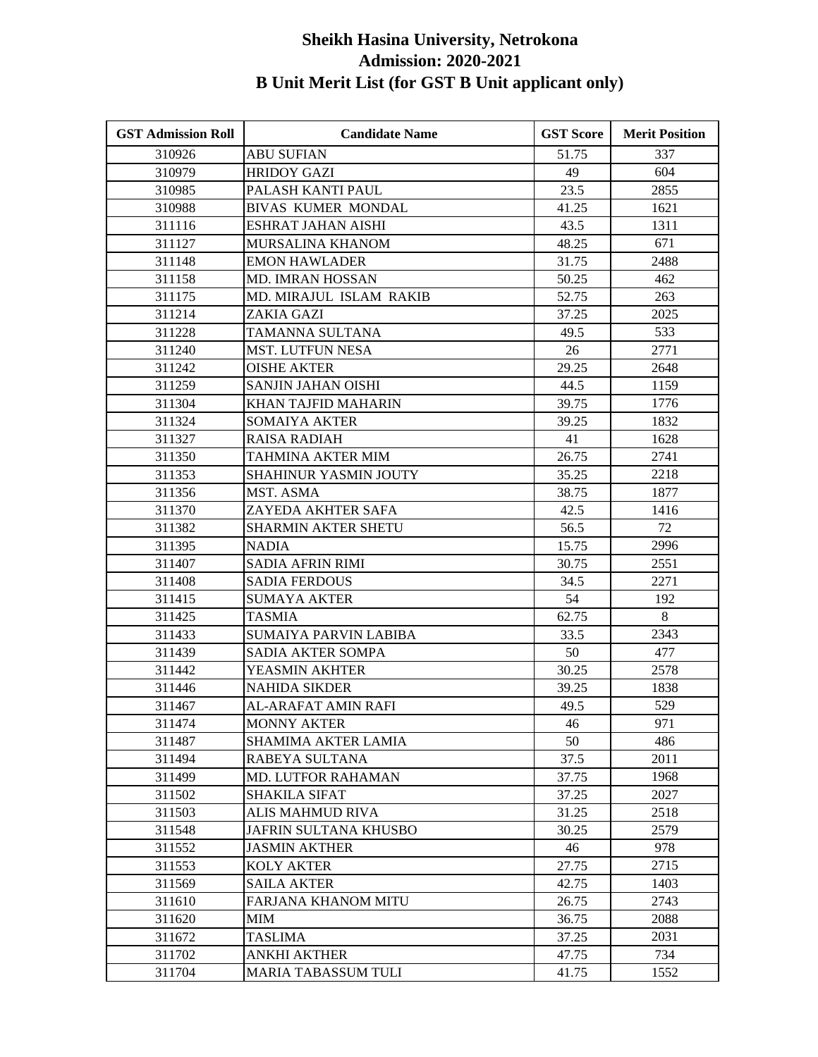# Sheikh Hasina University, Netrokona
## Admission: 2020-2021
## B Unit Merit List (for GST B Unit applicant only)

| GST Admission Roll | Candidate Name | GST Score | Merit Position |
|---|---|---|---|
| 310926 | ABU SUFIAN | 51.75 | 337 |
| 310979 | HRIDOY GAZI | 49 | 604 |
| 310985 | PALASH KANTI PAUL | 23.5 | 2855 |
| 310988 | BIVAS KUMER MONDAL | 41.25 | 1621 |
| 311116 | ESHRAT JAHAN AISHI | 43.5 | 1311 |
| 311127 | MURSALINA KHANOM | 48.25 | 671 |
| 311148 | EMON HAWLADER | 31.75 | 2488 |
| 311158 | MD. IMRAN HOSSAN | 50.25 | 462 |
| 311175 | MD. MIRAJUL ISLAM RAKIB | 52.75 | 263 |
| 311214 | ZAKIA GAZI | 37.25 | 2025 |
| 311228 | TAMANNA SULTANA | 49.5 | 533 |
| 311240 | MST. LUTFUN NESA | 26 | 2771 |
| 311242 | OISHE AKTER | 29.25 | 2648 |
| 311259 | SANJIN JAHAN OISHI | 44.5 | 1159 |
| 311304 | KHAN TAJFID MAHARIN | 39.75 | 1776 |
| 311324 | SOMAIYA AKTER | 39.25 | 1832 |
| 311327 | RAISA RADIAH | 41 | 1628 |
| 311350 | TAHMINA AKTER MIM | 26.75 | 2741 |
| 311353 | SHAHINUR YASMIN JOUTY | 35.25 | 2218 |
| 311356 | MST. ASMA | 38.75 | 1877 |
| 311370 | ZAYEDA AKHTER SAFA | 42.5 | 1416 |
| 311382 | SHARMIN AKTER SHETU | 56.5 | 72 |
| 311395 | NADIA | 15.75 | 2996 |
| 311407 | SADIA AFRIN RIMI | 30.75 | 2551 |
| 311408 | SADIA FERDOUS | 34.5 | 2271 |
| 311415 | SUMAYA AKTER | 54 | 192 |
| 311425 | TASMIA | 62.75 | 8 |
| 311433 | SUMAIYA PARVIN LABIBA | 33.5 | 2343 |
| 311439 | SADIA AKTER SOMPA | 50 | 477 |
| 311442 | YEASMIN AKHTER | 30.25 | 2578 |
| 311446 | NAHIDA SIKDER | 39.25 | 1838 |
| 311467 | AL-ARAFAT AMIN RAFI | 49.5 | 529 |
| 311474 | MONNY AKTER | 46 | 971 |
| 311487 | SHAMIMA AKTER LAMIA | 50 | 486 |
| 311494 | RABEYA SULTANA | 37.5 | 2011 |
| 311499 | MD. LUTFOR RAHAMAN | 37.75 | 1968 |
| 311502 | SHAKILA SIFAT | 37.25 | 2027 |
| 311503 | ALIS MAHMUD RIVA | 31.25 | 2518 |
| 311548 | JAFRIN SULTANA KHUSBO | 30.25 | 2579 |
| 311552 | JASMIN AKTHER | 46 | 978 |
| 311553 | KOLY AKTER | 27.75 | 2715 |
| 311569 | SAILA AKTER | 42.75 | 1403 |
| 311610 | FARJANA KHANOM MITU | 26.75 | 2743 |
| 311620 | MIM | 36.75 | 2088 |
| 311672 | TASLIMA | 37.25 | 2031 |
| 311702 | ANKHI AKTHER | 47.75 | 734 |
| 311704 | MARIA TABASSUM TULI | 41.75 | 1552 |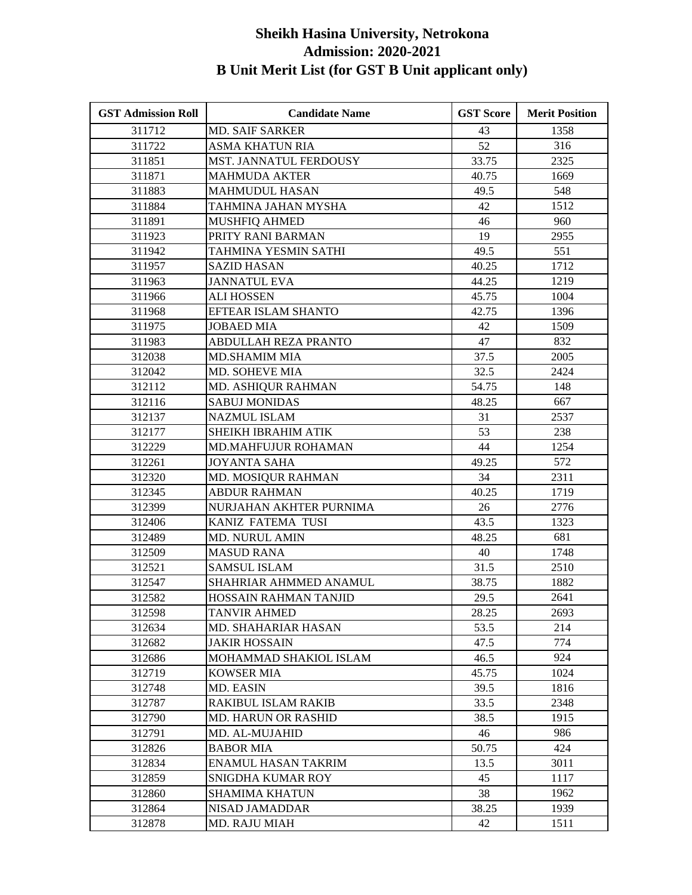# Sheikh Hasina University, Netrokona
## Admission: 2020-2021
## B Unit Merit List (for GST B Unit applicant only)

| GST Admission Roll | Candidate Name | GST Score | Merit Position |
|---|---|---|---|
| 311712 | MD. SAIF SARKER | 43 | 1358 |
| 311722 | ASMA KHATUN RIA | 52 | 316 |
| 311851 | MST. JANNATUL FERDOUSY | 33.75 | 2325 |
| 311871 | MAHMUDA AKTER | 40.75 | 1669 |
| 311883 | MAHMUDUL HASAN | 49.5 | 548 |
| 311884 | TAHMINA JAHAN MYSHA | 42 | 1512 |
| 311891 | MUSHFIQ AHMED | 46 | 960 |
| 311923 | PRITY RANI BARMAN | 19 | 2955 |
| 311942 | TAHMINA YESMIN SATHI | 49.5 | 551 |
| 311957 | SAZID HASAN | 40.25 | 1712 |
| 311963 | JANNATUL EVA | 44.25 | 1219 |
| 311966 | ALI HOSSEN | 45.75 | 1004 |
| 311968 | EFTEAR ISLAM SHANTO | 42.75 | 1396 |
| 311975 | JOBAED MIA | 42 | 1509 |
| 311983 | ABDULLAH REZA PRANTO | 47 | 832 |
| 312038 | MD.SHAMIM MIA | 37.5 | 2005 |
| 312042 | MD. SOHEVE MIA | 32.5 | 2424 |
| 312112 | MD. ASHIQUR RAHMAN | 54.75 | 148 |
| 312116 | SABUJ MONIDAS | 48.25 | 667 |
| 312137 | NAZMUL ISLAM | 31 | 2537 |
| 312177 | SHEIKH IBRAHIM ATIK | 53 | 238 |
| 312229 | MD.MAHFUJUR ROHAMAN | 44 | 1254 |
| 312261 | JOYANTA SAHA | 49.25 | 572 |
| 312320 | MD. MOSIQUR RAHMAN | 34 | 2311 |
| 312345 | ABDUR RAHMAN | 40.25 | 1719 |
| 312399 | NURJAHAN AKHTER PURNIMA | 26 | 2776 |
| 312406 | KANIZ FATEMA TUSI | 43.5 | 1323 |
| 312489 | MD. NURUL AMIN | 48.25 | 681 |
| 312509 | MASUD RANA | 40 | 1748 |
| 312521 | SAMSUL ISLAM | 31.5 | 2510 |
| 312547 | SHAHRIAR AHMMED ANAMUL | 38.75 | 1882 |
| 312582 | HOSSAIN RAHMAN TANJID | 29.5 | 2641 |
| 312598 | TANVIR AHMED | 28.25 | 2693 |
| 312634 | MD. SHAHARIAR HASAN | 53.5 | 214 |
| 312682 | JAKIR HOSSAIN | 47.5 | 774 |
| 312686 | MOHAMMAD SHAKIOL ISLAM | 46.5 | 924 |
| 312719 | KOWSER MIA | 45.75 | 1024 |
| 312748 | MD. EASIN | 39.5 | 1816 |
| 312787 | RAKIBUL ISLAM RAKIB | 33.5 | 2348 |
| 312790 | MD. HARUN OR RASHID | 38.5 | 1915 |
| 312791 | MD. AL-MUJAHID | 46 | 986 |
| 312826 | BABOR MIA | 50.75 | 424 |
| 312834 | ENAMUL HASAN TAKRIM | 13.5 | 3011 |
| 312859 | SNIGDHA KUMAR ROY | 45 | 1117 |
| 312860 | SHAMIMA KHATUN | 38 | 1962 |
| 312864 | NISAD JAMADDAR | 38.25 | 1939 |
| 312878 | MD. RAJU MIAH | 42 | 1511 |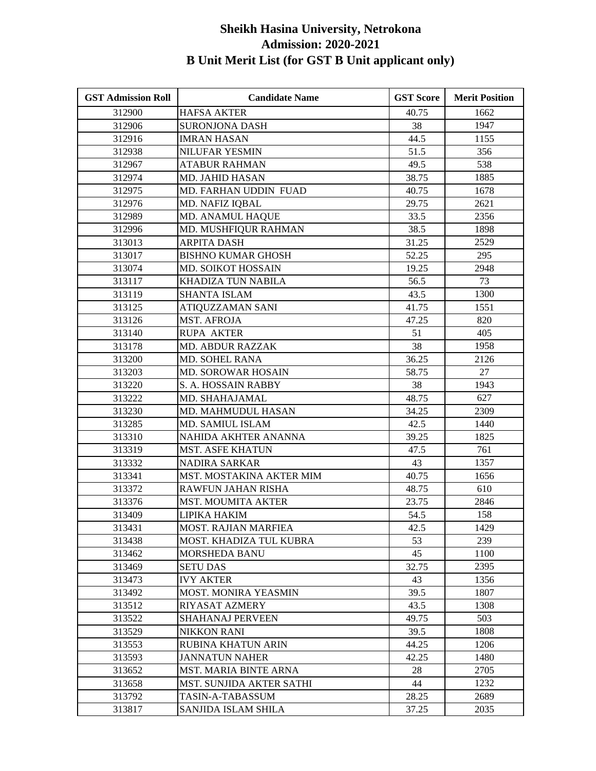# Sheikh Hasina University, Netrokona
## Admission: 2020-2021
## B Unit Merit List (for GST B Unit applicant only)

| GST Admission Roll | Candidate Name | GST Score | Merit Position |
|---|---|---|---|
| 312900 | HAFSA AKTER | 40.75 | 1662 |
| 312906 | SURONJONA DASH | 38 | 1947 |
| 312916 | IMRAN HASAN | 44.5 | 1155 |
| 312938 | NILUFAR YESMIN | 51.5 | 356 |
| 312967 | ATABUR RAHMAN | 49.5 | 538 |
| 312974 | MD. JAHID HASAN | 38.75 | 1885 |
| 312975 | MD. FARHAN UDDIN FUAD | 40.75 | 1678 |
| 312976 | MD. NAFIZ IQBAL | 29.75 | 2621 |
| 312989 | MD. ANAMUL HAQUE | 33.5 | 2356 |
| 312996 | MD. MUSHFIQUR RAHMAN | 38.5 | 1898 |
| 313013 | ARPITA DASH | 31.25 | 2529 |
| 313017 | BISHNO KUMAR GHOSH | 52.25 | 295 |
| 313074 | MD. SOIKOT HOSSAIN | 19.25 | 2948 |
| 313117 | KHADIZA TUN NABILA | 56.5 | 73 |
| 313119 | SHANTA ISLAM | 43.5 | 1300 |
| 313125 | ATIQUZZAMAN SANI | 41.75 | 1551 |
| 313126 | MST. AFROJA | 47.25 | 820 |
| 313140 | RUPA AKTER | 51 | 405 |
| 313178 | MD. ABDUR RAZZAK | 38 | 1958 |
| 313200 | MD. SOHEL RANA | 36.25 | 2126 |
| 313203 | MD. SOROWAR HOSAIN | 58.75 | 27 |
| 313220 | S. A. HOSSAIN RABBY | 38 | 1943 |
| 313222 | MD. SHAHAJAMAL | 48.75 | 627 |
| 313230 | MD. MAHMUDUL HASAN | 34.25 | 2309 |
| 313285 | MD. SAMIUL ISLAM | 42.5 | 1440 |
| 313310 | NAHIDA AKHTER ANANNA | 39.25 | 1825 |
| 313319 | MST. ASFE KHATUN | 47.5 | 761 |
| 313332 | NADIRA SARKAR | 43 | 1357 |
| 313341 | MST. MOSTAKINA AKTER MIM | 40.75 | 1656 |
| 313372 | RAWFUN JAHAN RISHA | 48.75 | 610 |
| 313376 | MST. MOUMITA AKTER | 23.75 | 2846 |
| 313409 | LIPIKA HAKIM | 54.5 | 158 |
| 313431 | MOST. RAJIAN MARFIEA | 42.5 | 1429 |
| 313438 | MOST. KHADIZA TUL KUBRA | 53 | 239 |
| 313462 | MORSHEDA BANU | 45 | 1100 |
| 313469 | SETU DAS | 32.75 | 2395 |
| 313473 | IVY AKTER | 43 | 1356 |
| 313492 | MOST. MONIRA YEASMIN | 39.5 | 1807 |
| 313512 | RIYASAT AZMERY | 43.5 | 1308 |
| 313522 | SHAHANAJ PERVEEN | 49.75 | 503 |
| 313529 | NIKKON RANI | 39.5 | 1808 |
| 313553 | RUBINA KHATUN ARIN | 44.25 | 1206 |
| 313593 | JANNATUN NAHER | 42.25 | 1480 |
| 313652 | MST. MARIA BINTE ARNA | 28 | 2705 |
| 313658 | MST. SUNJIDA AKTER SATHI | 44 | 1232 |
| 313792 | TASIN-A-TABASSUM | 28.25 | 2689 |
| 313817 | SANJIDA ISLAM SHILA | 37.25 | 2035 |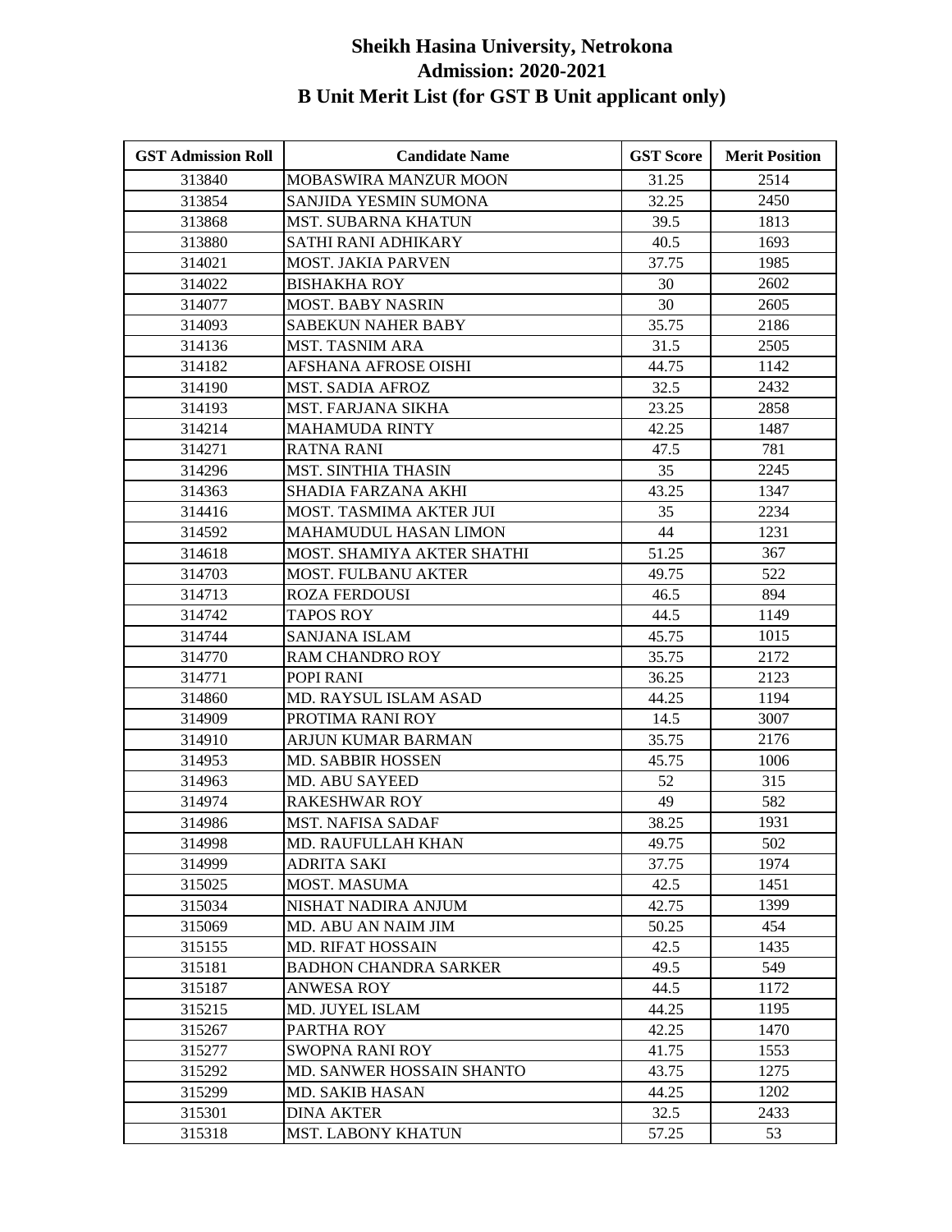# Sheikh Hasina University, Netrokona
## Admission: 2020-2021
## B Unit Merit List (for GST B Unit applicant only)

| GST Admission Roll | Candidate Name | GST Score | Merit Position |
|---|---|---|---|
| 313840 | MOBASWIRA MANZUR MOON | 31.25 | 2514 |
| 313854 | SANJIDA YESMIN SUMONA | 32.25 | 2450 |
| 313868 | MST. SUBARNA KHATUN | 39.5 | 1813 |
| 313880 | SATHI RANI ADHIKARY | 40.5 | 1693 |
| 314021 | MOST. JAKIA PARVEN | 37.75 | 1985 |
| 314022 | BISHAKHA ROY | 30 | 2602 |
| 314077 | MOST. BABY NASRIN | 30 | 2605 |
| 314093 | SABEKUN NAHER BABY | 35.75 | 2186 |
| 314136 | MST. TASNIM ARA | 31.5 | 2505 |
| 314182 | AFSHANA AFROSE OISHI | 44.75 | 1142 |
| 314190 | MST. SADIA AFROZ | 32.5 | 2432 |
| 314193 | MST. FARJANA SIKHA | 23.25 | 2858 |
| 314214 | MAHAMUDA RINTY | 42.25 | 1487 |
| 314271 | RATNA RANI | 47.5 | 781 |
| 314296 | MST. SINTHIA THASIN | 35 | 2245 |
| 314363 | SHADIA FARZANA AKHI | 43.25 | 1347 |
| 314416 | MOST. TASMIMA AKTER JUI | 35 | 2234 |
| 314592 | MAHAMUDUL HASAN LIMON | 44 | 1231 |
| 314618 | MOST. SHAMIYA AKTER SHATHI | 51.25 | 367 |
| 314703 | MOST. FULBANU AKTER | 49.75 | 522 |
| 314713 | ROZA FERDOUSI | 46.5 | 894 |
| 314742 | TAPOS ROY | 44.5 | 1149 |
| 314744 | SANJANA ISLAM | 45.75 | 1015 |
| 314770 | RAM CHANDRO ROY | 35.75 | 2172 |
| 314771 | POPI RANI | 36.25 | 2123 |
| 314860 | MD. RAYSUL ISLAM ASAD | 44.25 | 1194 |
| 314909 | PROTIMA RANI ROY | 14.5 | 3007 |
| 314910 | ARJUN KUMAR BARMAN | 35.75 | 2176 |
| 314953 | MD. SABBIR HOSSEN | 45.75 | 1006 |
| 314963 | MD. ABU SAYEED | 52 | 315 |
| 314974 | RAKESHWAR ROY | 49 | 582 |
| 314986 | MST. NAFISA SADAF | 38.25 | 1931 |
| 314998 | MD. RAUFULLAH KHAN | 49.75 | 502 |
| 314999 | ADRITA SAKI | 37.75 | 1974 |
| 315025 | MOST. MASUMA | 42.5 | 1451 |
| 315034 | NISHAT NADIRA ANJUM | 42.75 | 1399 |
| 315069 | MD. ABU AN NAIM JIM | 50.25 | 454 |
| 315155 | MD. RIFAT HOSSAIN | 42.5 | 1435 |
| 315181 | BADHON CHANDRA SARKER | 49.5 | 549 |
| 315187 | ANWESA ROY | 44.5 | 1172 |
| 315215 | MD. JUYEL ISLAM | 44.25 | 1195 |
| 315267 | PARTHA ROY | 42.25 | 1470 |
| 315277 | SWOPNA RANI ROY | 41.75 | 1553 |
| 315292 | MD. SANWER HOSSAIN SHANTO | 43.75 | 1275 |
| 315299 | MD. SAKIB HASAN | 44.25 | 1202 |
| 315301 | DINA AKTER | 32.5 | 2433 |
| 315318 | MST. LABONY KHATUN | 57.25 | 53 |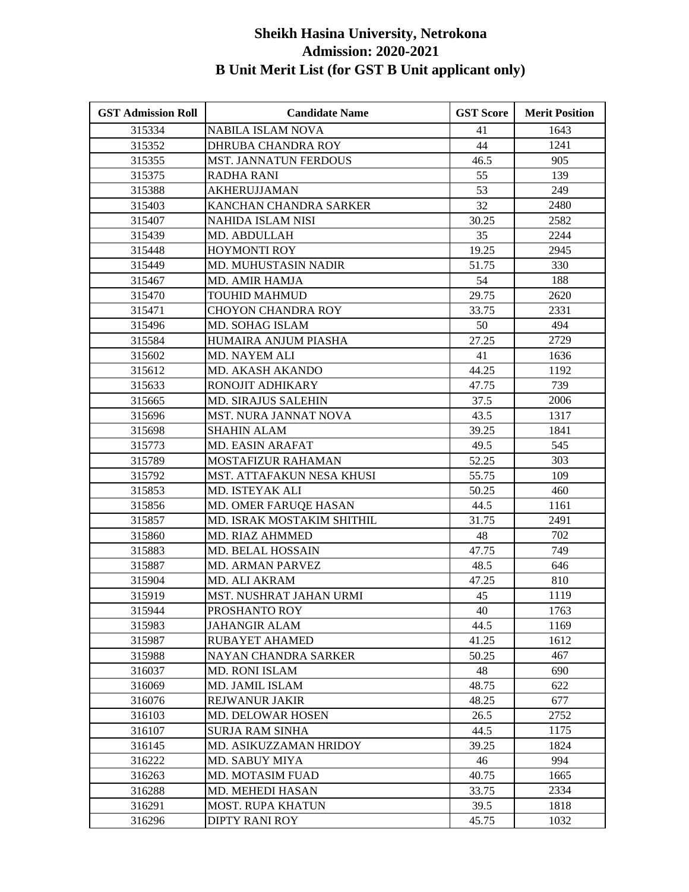# Sheikh Hasina University, Netrokona
## Admission: 2020-2021
## B Unit Merit List (for GST B Unit applicant only)

| GST Admission Roll | Candidate Name | GST Score | Merit Position |
|---|---|---|---|
| 315334 | NABILA ISLAM NOVA | 41 | 1643 |
| 315352 | DHRUBA CHANDRA ROY | 44 | 1241 |
| 315355 | MST. JANNATUN FERDOUS | 46.5 | 905 |
| 315375 | RADHA RANI | 55 | 139 |
| 315388 | AKHERUJJAMAN | 53 | 249 |
| 315403 | KANCHAN CHANDRA SARKER | 32 | 2480 |
| 315407 | NAHIDA ISLAM NISI | 30.25 | 2582 |
| 315439 | MD. ABDULLAH | 35 | 2244 |
| 315448 | HOYMONTI ROY | 19.25 | 2945 |
| 315449 | MD. MUHUSTASIN NADIR | 51.75 | 330 |
| 315467 | MD. AMIR HAMJA | 54 | 188 |
| 315470 | TOUHID MAHMUD | 29.75 | 2620 |
| 315471 | CHOYON CHANDRA ROY | 33.75 | 2331 |
| 315496 | MD. SOHAG ISLAM | 50 | 494 |
| 315584 | HUMAIRA ANJUM PIASHA | 27.25 | 2729 |
| 315602 | MD. NAYEM ALI | 41 | 1636 |
| 315612 | MD. AKASH AKANDO | 44.25 | 1192 |
| 315633 | RONOJIT ADHIKARY | 47.75 | 739 |
| 315665 | MD. SIRAJUS SALEHIN | 37.5 | 2006 |
| 315696 | MST. NURA JANNAT NOVA | 43.5 | 1317 |
| 315698 | SHAHIN ALAM | 39.25 | 1841 |
| 315773 | MD. EASIN ARAFAT | 49.5 | 545 |
| 315789 | MOSTAFIZUR RAHAMAN | 52.25 | 303 |
| 315792 | MST. ATTAFAKUN NESA KHUSI | 55.75 | 109 |
| 315853 | MD. ISTEYAK ALI | 50.25 | 460 |
| 315856 | MD. OMER FARUQE HASAN | 44.5 | 1161 |
| 315857 | MD. ISRAK MOSTAKIM SHITHIL | 31.75 | 2491 |
| 315860 | MD. RIAZ AHMMED | 48 | 702 |
| 315883 | MD. BELAL HOSSAIN | 47.75 | 749 |
| 315887 | MD. ARMAN PARVEZ | 48.5 | 646 |
| 315904 | MD. ALI AKRAM | 47.25 | 810 |
| 315919 | MST. NUSHRAT JAHAN URMI | 45 | 1119 |
| 315944 | PROSHANTO ROY | 40 | 1763 |
| 315983 | JAHANGIR ALAM | 44.5 | 1169 |
| 315987 | RUBAYET AHAMED | 41.25 | 1612 |
| 315988 | NAYAN CHANDRA SARKER | 50.25 | 467 |
| 316037 | MD. RONI ISLAM | 48 | 690 |
| 316069 | MD. JAMIL ISLAM | 48.75 | 622 |
| 316076 | REJWANUR JAKIR | 48.25 | 677 |
| 316103 | MD. DELOWAR HOSEN | 26.5 | 2752 |
| 316107 | SURJA RAM SINHA | 44.5 | 1175 |
| 316145 | MD. ASIKUZZAMAN HRIDOY | 39.25 | 1824 |
| 316222 | MD. SABUY MIYA | 46 | 994 |
| 316263 | MD. MOTASIM FUAD | 40.75 | 1665 |
| 316288 | MD. MEHEDI HASAN | 33.75 | 2334 |
| 316291 | MOST. RUPA KHATUN | 39.5 | 1818 |
| 316296 | DIPTY RANI ROY | 45.75 | 1032 |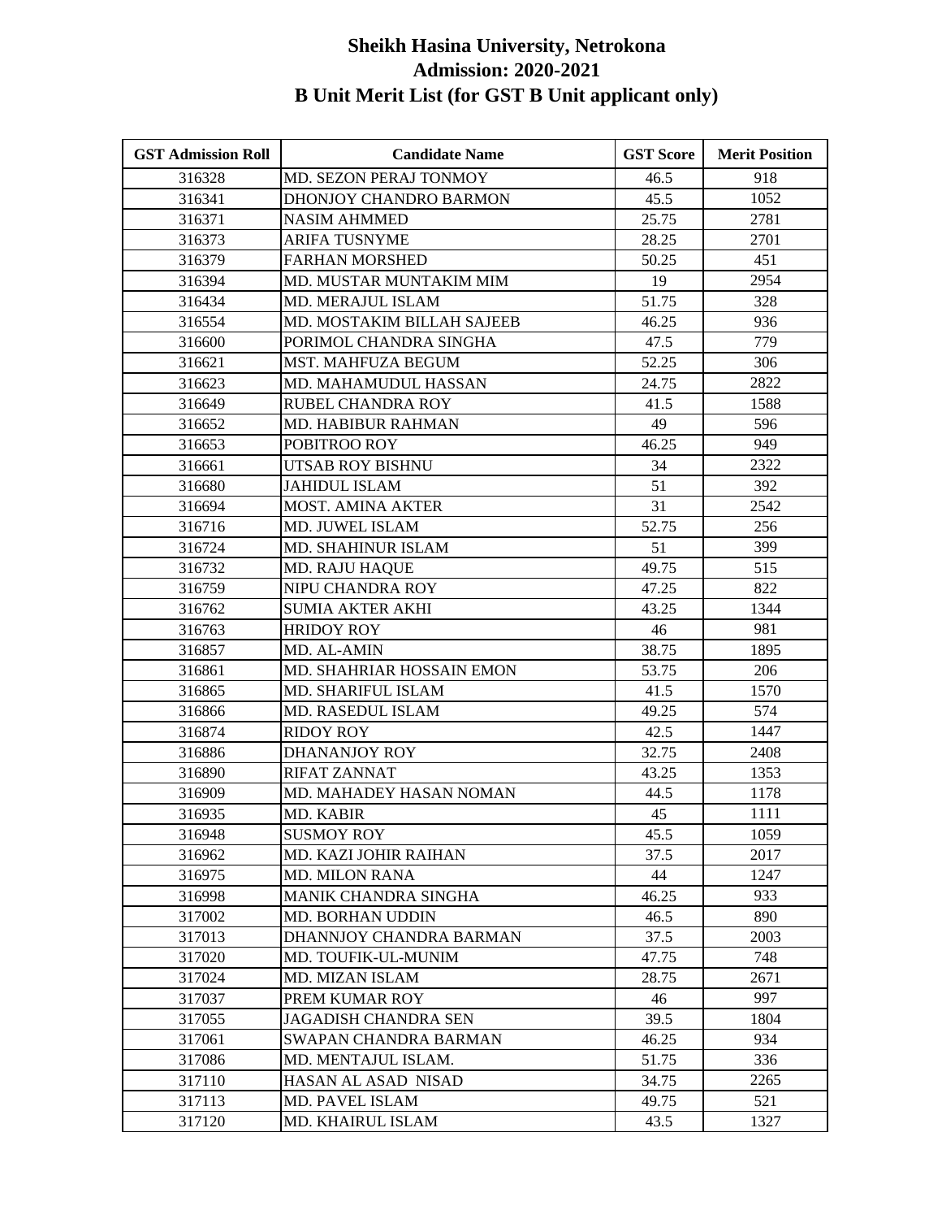# Sheikh Hasina University, Netrokona
## Admission: 2020-2021
## B Unit Merit List (for GST B Unit applicant only)

| GST Admission Roll | Candidate Name | GST Score | Merit Position |
|---|---|---|---|
| 316328 | MD. SEZON PERAJ TONMOY | 46.5 | 918 |
| 316341 | DHONJOY CHANDRO BARMON | 45.5 | 1052 |
| 316371 | NASIM AHMMED | 25.75 | 2781 |
| 316373 | ARIFA TUSNYME | 28.25 | 2701 |
| 316379 | FARHAN MORSHED | 50.25 | 451 |
| 316394 | MD. MUSTAR MUNTAKIM MIM | 19 | 2954 |
| 316434 | MD. MERAJUL ISLAM | 51.75 | 328 |
| 316554 | MD. MOSTAKIM BILLAH SAJEEB | 46.25 | 936 |
| 316600 | PORIMOL CHANDRA SINGHA | 47.5 | 779 |
| 316621 | MST. MAHFUZA BEGUM | 52.25 | 306 |
| 316623 | MD. MAHAMUDUL HASSAN | 24.75 | 2822 |
| 316649 | RUBEL CHANDRA ROY | 41.5 | 1588 |
| 316652 | MD. HABIBUR RAHMAN | 49 | 596 |
| 316653 | POBITROO ROY | 46.25 | 949 |
| 316661 | UTSAB ROY BISHNU | 34 | 2322 |
| 316680 | JAHIDUL ISLAM | 51 | 392 |
| 316694 | MOST. AMINA AKTER | 31 | 2542 |
| 316716 | MD. JUWEL ISLAM | 52.75 | 256 |
| 316724 | MD. SHAHINUR ISLAM | 51 | 399 |
| 316732 | MD. RAJU HAQUE | 49.75 | 515 |
| 316759 | NIPU CHANDRA ROY | 47.25 | 822 |
| 316762 | SUMIA AKTER AKHI | 43.25 | 1344 |
| 316763 | HRIDOY ROY | 46 | 981 |
| 316857 | MD. AL-AMIN | 38.75 | 1895 |
| 316861 | MD. SHAHRIAR HOSSAIN EMON | 53.75 | 206 |
| 316865 | MD. SHARIFUL ISLAM | 41.5 | 1570 |
| 316866 | MD. RASEDUL ISLAM | 49.25 | 574 |
| 316874 | RIDOY ROY | 42.5 | 1447 |
| 316886 | DHANANJOY ROY | 32.75 | 2408 |
| 316890 | RIFAT ZANNAT | 43.25 | 1353 |
| 316909 | MD. MAHADEY HASAN NOMAN | 44.5 | 1178 |
| 316935 | MD. KABIR | 45 | 1111 |
| 316948 | SUSMOY ROY | 45.5 | 1059 |
| 316962 | MD. KAZI JOHIR RAIHAN | 37.5 | 2017 |
| 316975 | MD. MILON RANA | 44 | 1247 |
| 316998 | MANIK CHANDRA SINGHA | 46.25 | 933 |
| 317002 | MD. BORHAN UDDIN | 46.5 | 890 |
| 317013 | DHANNJOY CHANDRA BARMAN | 37.5 | 2003 |
| 317020 | MD. TOUFIK-UL-MUNIM | 47.75 | 748 |
| 317024 | MD. MIZAN ISLAM | 28.75 | 2671 |
| 317037 | PREM KUMAR ROY | 46 | 997 |
| 317055 | JAGADISH CHANDRA SEN | 39.5 | 1804 |
| 317061 | SWAPAN CHANDRA BARMAN | 46.25 | 934 |
| 317086 | MD. MENTAJUL ISLAM. | 51.75 | 336 |
| 317110 | HASAN AL ASAD NISAD | 34.75 | 2265 |
| 317113 | MD. PAVEL ISLAM | 49.75 | 521 |
| 317120 | MD. KHAIRUL ISLAM | 43.5 | 1327 |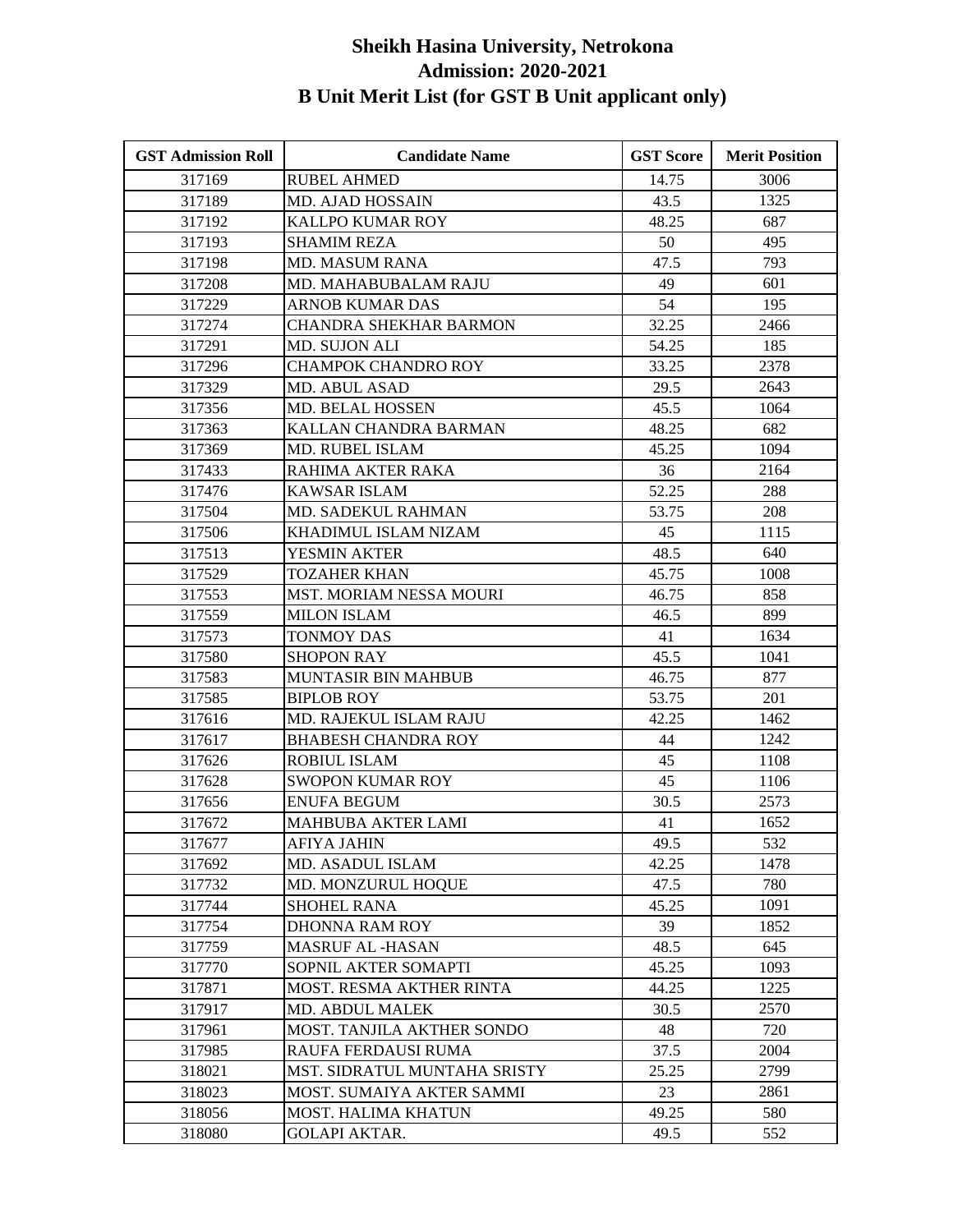# Sheikh Hasina University, Netrokona
## Admission: 2020-2021
## B Unit Merit List (for GST B Unit applicant only)

| GST Admission Roll | Candidate Name | GST Score | Merit Position |
|---|---|---|---|
| 317169 | RUBEL AHMED | 14.75 | 3006 |
| 317189 | MD. AJAD HOSSAIN | 43.5 | 1325 |
| 317192 | KALLPO KUMAR ROY | 48.25 | 687 |
| 317193 | SHAMIM REZA | 50 | 495 |
| 317198 | MD. MASUM RANA | 47.5 | 793 |
| 317208 | MD. MAHABUBALAM RAJU | 49 | 601 |
| 317229 | ARNOB KUMAR DAS | 54 | 195 |
| 317274 | CHANDRA SHEKHAR BARMON | 32.25 | 2466 |
| 317291 | MD. SUJON ALI | 54.25 | 185 |
| 317296 | CHAMPOK CHANDRO ROY | 33.25 | 2378 |
| 317329 | MD. ABUL ASAD | 29.5 | 2643 |
| 317356 | MD. BELAL HOSSEN | 45.5 | 1064 |
| 317363 | KALLAN CHANDRA BARMAN | 48.25 | 682 |
| 317369 | MD. RUBEL ISLAM | 45.25 | 1094 |
| 317433 | RAHIMA AKTER RAKA | 36 | 2164 |
| 317476 | KAWSAR ISLAM | 52.25 | 288 |
| 317504 | MD. SADEKUL RAHMAN | 53.75 | 208 |
| 317506 | KHADIMUL ISLAM NIZAM | 45 | 1115 |
| 317513 | YESMIN AKTER | 48.5 | 640 |
| 317529 | TOZAHER KHAN | 45.75 | 1008 |
| 317553 | MST. MORIAM NESSA MOURI | 46.75 | 858 |
| 317559 | MILON ISLAM | 46.5 | 899 |
| 317573 | TONMOY DAS | 41 | 1634 |
| 317580 | SHOPON RAY | 45.5 | 1041 |
| 317583 | MUNTASIR BIN MAHBUB | 46.75 | 877 |
| 317585 | BIPLOB ROY | 53.75 | 201 |
| 317616 | MD. RAJEKUL ISLAM RAJU | 42.25 | 1462 |
| 317617 | BHABESH CHANDRA ROY | 44 | 1242 |
| 317626 | ROBIUL ISLAM | 45 | 1108 |
| 317628 | SWOPON KUMAR ROY | 45 | 1106 |
| 317656 | ENUFA BEGUM | 30.5 | 2573 |
| 317672 | MAHBUBA AKTER LAMI | 41 | 1652 |
| 317677 | AFIYA JAHIN | 49.5 | 532 |
| 317692 | MD. ASADUL ISLAM | 42.25 | 1478 |
| 317732 | MD. MONZURUL HOQUE | 47.5 | 780 |
| 317744 | SHOHEL RANA | 45.25 | 1091 |
| 317754 | DHONNA RAM ROY | 39 | 1852 |
| 317759 | MASRUF AL -HASAN | 48.5 | 645 |
| 317770 | SOPNIL AKTER SOMAPTI | 45.25 | 1093 |
| 317871 | MOST. RESMA AKTHER RINTA | 44.25 | 1225 |
| 317917 | MD. ABDUL MALEK | 30.5 | 2570 |
| 317961 | MOST. TANJILA AKTHER SONDO | 48 | 720 |
| 317985 | RAUFA FERDAUSI RUMA | 37.5 | 2004 |
| 318021 | MST. SIDRATUL MUNTAHA SRISTY | 25.25 | 2799 |
| 318023 | MOST. SUMAIYA AKTER SAMMI | 23 | 2861 |
| 318056 | MOST. HALIMA KHATUN | 49.25 | 580 |
| 318080 | GOLAPI AKTAR. | 49.5 | 552 |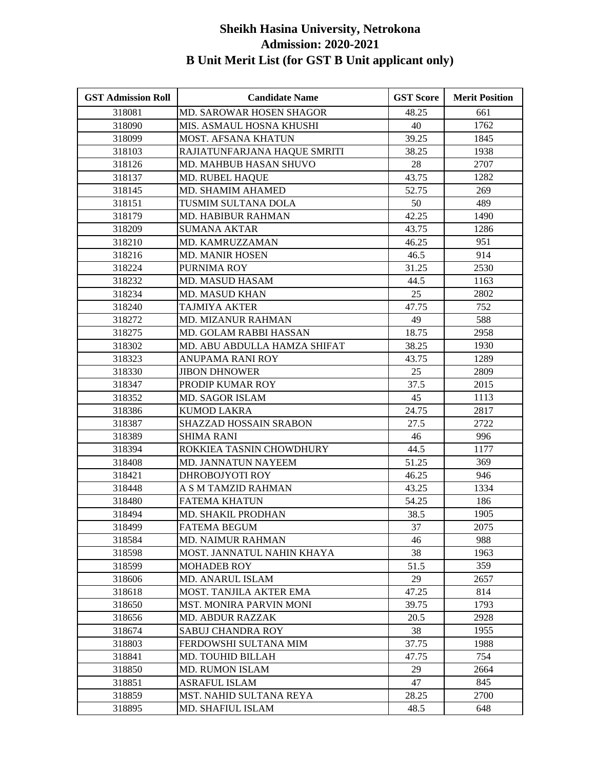# Sheikh Hasina University, Netrokona
## Admission: 2020-2021
## B Unit Merit List (for GST B Unit applicant only)

| GST Admission Roll | Candidate Name | GST Score | Merit Position |
|---|---|---|---|
| 318081 | MD. SAROWAR HOSEN SHAGOR | 48.25 | 661 |
| 318090 | MIS. ASMAUL HOSNA KHUSHI | 40 | 1762 |
| 318099 | MOST. AFSANA KHATUN | 39.25 | 1845 |
| 318103 | RAJIATUNFARJANA HAQUE SMRITI | 38.25 | 1938 |
| 318126 | MD. MAHBUB HASAN SHUVO | 28 | 2707 |
| 318137 | MD. RUBEL HAQUE | 43.75 | 1282 |
| 318145 | MD. SHAMIM AHAMED | 52.75 | 269 |
| 318151 | TUSMIM SULTANA DOLA | 50 | 489 |
| 318179 | MD. HABIBUR RAHMAN | 42.25 | 1490 |
| 318209 | SUMANA AKTAR | 43.75 | 1286 |
| 318210 | MD. KAMRUZZAMAN | 46.25 | 951 |
| 318216 | MD. MANIR HOSEN | 46.5 | 914 |
| 318224 | PURNIMA ROY | 31.25 | 2530 |
| 318232 | MD. MASUD HASAM | 44.5 | 1163 |
| 318234 | MD. MASUD KHAN | 25 | 2802 |
| 318240 | TAJMIYA AKTER | 47.75 | 752 |
| 318272 | MD. MIZANUR RAHMAN | 49 | 588 |
| 318275 | MD. GOLAM RABBI HASSAN | 18.75 | 2958 |
| 318302 | MD. ABU ABDULLA HAMZA SHIFAT | 38.25 | 1930 |
| 318323 | ANUPAMA RANI ROY | 43.75 | 1289 |
| 318330 | JIBON DHNOWER | 25 | 2809 |
| 318347 | PRODIP KUMAR ROY | 37.5 | 2015 |
| 318352 | MD. SAGOR ISLAM | 45 | 1113 |
| 318386 | KUMOD LAKRA | 24.75 | 2817 |
| 318387 | SHAZZAD HOSSAIN SRABON | 27.5 | 2722 |
| 318389 | SHIMA RANI | 46 | 996 |
| 318394 | ROKKIEA TASNIN CHOWDHURY | 44.5 | 1177 |
| 318408 | MD. JANNATUN NAYEEM | 51.25 | 369 |
| 318421 | DHROBOJYOTI ROY | 46.25 | 946 |
| 318448 | A S M TAMZID RAHMAN | 43.25 | 1334 |
| 318480 | FATEMA KHATUN | 54.25 | 186 |
| 318494 | MD. SHAKIL PRODHAN | 38.5 | 1905 |
| 318499 | FATEMA BEGUM | 37 | 2075 |
| 318584 | MD. NAIMUR RAHMAN | 46 | 988 |
| 318598 | MOST. JANNATUL NAHIN KHAYA | 38 | 1963 |
| 318599 | MOHADEB ROY | 51.5 | 359 |
| 318606 | MD. ANARUL ISLAM | 29 | 2657 |
| 318618 | MOST. TANJILA AKTER EMA | 47.25 | 814 |
| 318650 | MST. MONIRA PARVIN MONI | 39.75 | 1793 |
| 318656 | MD. ABDUR RAZZAK | 20.5 | 2928 |
| 318674 | SABUJ CHANDRA ROY | 38 | 1955 |
| 318803 | FERDOWSHI SULTANA MIM | 37.75 | 1988 |
| 318841 | MD. TOUHID BILLAH | 47.75 | 754 |
| 318850 | MD. RUMON ISLAM | 29 | 2664 |
| 318851 | ASRAFUL ISLAM | 47 | 845 |
| 318859 | MST. NAHID SULTANA REYA | 28.25 | 2700 |
| 318895 | MD. SHAFIUL ISLAM | 48.5 | 648 |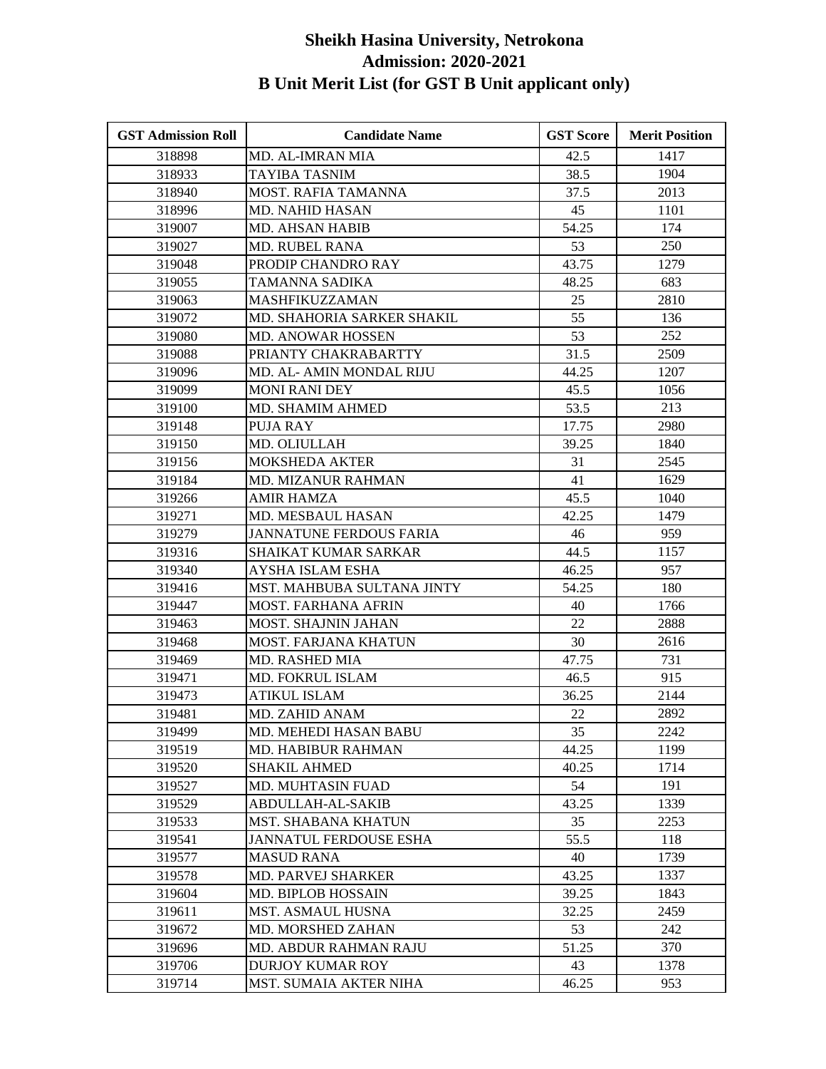# Sheikh Hasina University, Netrokona
## Admission: 2020-2021
## B Unit Merit List (for GST B Unit applicant only)

| GST Admission Roll | Candidate Name | GST Score | Merit Position |
|---|---|---|---|
| 318898 | MD. AL-IMRAN MIA | 42.5 | 1417 |
| 318933 | TAYIBA TASNIM | 38.5 | 1904 |
| 318940 | MOST. RAFIA TAMANNA | 37.5 | 2013 |
| 318996 | MD. NAHID HASAN | 45 | 1101 |
| 319007 | MD. AHSAN HABIB | 54.25 | 174 |
| 319027 | MD. RUBEL RANA | 53 | 250 |
| 319048 | PRODIP CHANDRO RAY | 43.75 | 1279 |
| 319055 | TAMANNA SADIKA | 48.25 | 683 |
| 319063 | MASHFIKUZZAMAN | 25 | 2810 |
| 319072 | MD. SHAHORIA SARKER SHAKIL | 55 | 136 |
| 319080 | MD. ANOWAR HOSSEN | 53 | 252 |
| 319088 | PRIANTY CHAKRABARTTY | 31.5 | 2509 |
| 319096 | MD. AL- AMIN MONDAL RIJU | 44.25 | 1207 |
| 319099 | MONI RANI DEY | 45.5 | 1056 |
| 319100 | MD. SHAMIM AHMED | 53.5 | 213 |
| 319148 | PUJA RAY | 17.75 | 2980 |
| 319150 | MD. OLIULLAH | 39.25 | 1840 |
| 319156 | MOKSHEDA AKTER | 31 | 2545 |
| 319184 | MD. MIZANUR RAHMAN | 41 | 1629 |
| 319266 | AMIR HAMZA | 45.5 | 1040 |
| 319271 | MD. MESBAUL HASAN | 42.25 | 1479 |
| 319279 | JANNATUNE FERDOUS FARIA | 46 | 959 |
| 319316 | SHAIKAT KUMAR SARKAR | 44.5 | 1157 |
| 319340 | AYSHA ISLAM ESHA | 46.25 | 957 |
| 319416 | MST. MAHBUBA SULTANA JINTY | 54.25 | 180 |
| 319447 | MOST. FARHANA AFRIN | 40 | 1766 |
| 319463 | MOST. SHAJNIN JAHAN | 22 | 2888 |
| 319468 | MOST. FARJANA KHATUN | 30 | 2616 |
| 319469 | MD. RASHED MIA | 47.75 | 731 |
| 319471 | MD. FOKRUL ISLAM | 46.5 | 915 |
| 319473 | ATIKUL ISLAM | 36.25 | 2144 |
| 319481 | MD. ZAHID ANAM | 22 | 2892 |
| 319499 | MD. MEHEDI HASAN BABU | 35 | 2242 |
| 319519 | MD. HABIBUR RAHMAN | 44.25 | 1199 |
| 319520 | SHAKIL AHMED | 40.25 | 1714 |
| 319527 | MD. MUHTASIN FUAD | 54 | 191 |
| 319529 | ABDULLAH-AL-SAKIB | 43.25 | 1339 |
| 319533 | MST. SHABANA KHATUN | 35 | 2253 |
| 319541 | JANNATUL FERDOUSE ESHA | 55.5 | 118 |
| 319577 | MASUD RANA | 40 | 1739 |
| 319578 | MD. PARVEJ SHARKER | 43.25 | 1337 |
| 319604 | MD. BIPLOB HOSSAIN | 39.25 | 1843 |
| 319611 | MST. ASMAUL HUSNA | 32.25 | 2459 |
| 319672 | MD. MORSHED ZAHAN | 53 | 242 |
| 319696 | MD. ABDUR RAHMAN RAJU | 51.25 | 370 |
| 319706 | DURJOY KUMAR ROY | 43 | 1378 |
| 319714 | MST. SUMAIA AKTER NIHA | 46.25 | 953 |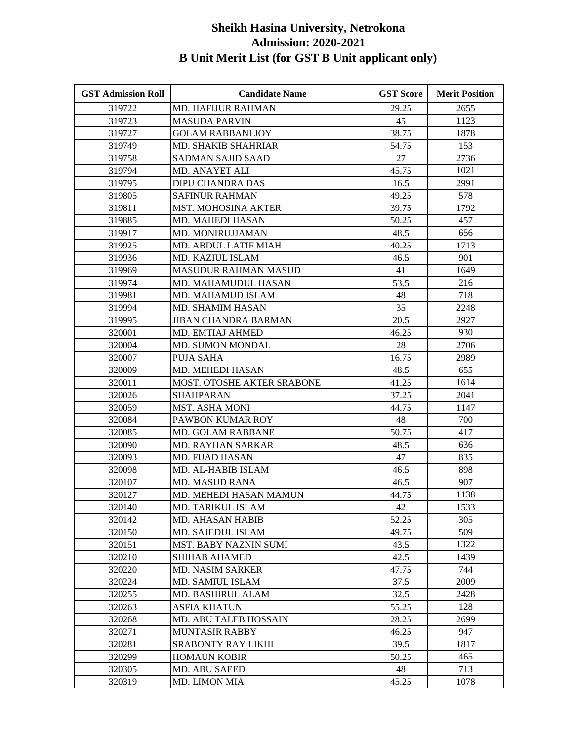# Sheikh Hasina University, Netrokona
## Admission: 2020-2021
## B Unit Merit List (for GST B Unit applicant only)

| GST Admission Roll | Candidate Name | GST Score | Merit Position |
|---|---|---|---|
| 319722 | MD. HAFIJUR RAHMAN | 29.25 | 2655 |
| 319723 | MASUDA PARVIN | 45 | 1123 |
| 319727 | GOLAM RABBANI JOY | 38.75 | 1878 |
| 319749 | MD. SHAKIB SHAHRIAR | 54.75 | 153 |
| 319758 | SADMAN SAJID SAAD | 27 | 2736 |
| 319794 | MD. ANAYET ALI | 45.75 | 1021 |
| 319795 | DIPU CHANDRA DAS | 16.5 | 2991 |
| 319805 | SAFINUR RAHMAN | 49.25 | 578 |
| 319811 | MST. MOHOSINA AKTER | 39.75 | 1792 |
| 319885 | MD. MAHEDI HASAN | 50.25 | 457 |
| 319917 | MD. MONIRUJJAMAN | 48.5 | 656 |
| 319925 | MD. ABDUL LATIF MIAH | 40.25 | 1713 |
| 319936 | MD. KAZIUL ISLAM | 46.5 | 901 |
| 319969 | MASUDUR RAHMAN MASUD | 41 | 1649 |
| 319974 | MD. MAHAMUDUL HASAN | 53.5 | 216 |
| 319981 | MD. MAHAMUD ISLAM | 48 | 718 |
| 319994 | MD. SHAMIM HASAN | 35 | 2248 |
| 319995 | JIBAN CHANDRA BARMAN | 20.5 | 2927 |
| 320001 | MD. EMTIAJ AHMED | 46.25 | 930 |
| 320004 | MD. SUMON MONDAL | 28 | 2706 |
| 320007 | PUJA SAHA | 16.75 | 2989 |
| 320009 | MD. MEHEDI HASAN | 48.5 | 655 |
| 320011 | MOST. OTOSHE AKTER SRABONE | 41.25 | 1614 |
| 320026 | SHAHPARAN | 37.25 | 2041 |
| 320059 | MST. ASHA MONI | 44.75 | 1147 |
| 320084 | PAWBON KUMAR ROY | 48 | 700 |
| 320085 | MD. GOLAM RABBANE | 50.75 | 417 |
| 320090 | MD. RAYHAN SARKAR | 48.5 | 636 |
| 320093 | MD. FUAD HASAN | 47 | 835 |
| 320098 | MD. AL-HABIB ISLAM | 46.5 | 898 |
| 320107 | MD. MASUD RANA | 46.5 | 907 |
| 320127 | MD. MEHEDI HASAN MAMUN | 44.75 | 1138 |
| 320140 | MD. TARIKUL ISLAM | 42 | 1533 |
| 320142 | MD. AHASAN HABIB | 52.25 | 305 |
| 320150 | MD. SAJEDUL ISLAM | 49.75 | 509 |
| 320151 | MST. BABY NAZNIN SUMI | 43.5 | 1322 |
| 320210 | SHIHAB AHAMED | 42.5 | 1439 |
| 320220 | MD. NASIM SARKER | 47.75 | 744 |
| 320224 | MD. SAMIUL ISLAM | 37.5 | 2009 |
| 320255 | MD. BASHIRUL ALAM | 32.5 | 2428 |
| 320263 | ASFIA KHATUN | 55.25 | 128 |
| 320268 | MD. ABU TALEB HOSSAIN | 28.25 | 2699 |
| 320271 | MUNTASIR RABBY | 46.25 | 947 |
| 320281 | SRABONTY RAY LIKHI | 39.5 | 1817 |
| 320299 | HOMAUN KOBIR | 50.25 | 465 |
| 320305 | MD. ABU SAEED | 48 | 713 |
| 320319 | MD. LIMON MIA | 45.25 | 1078 |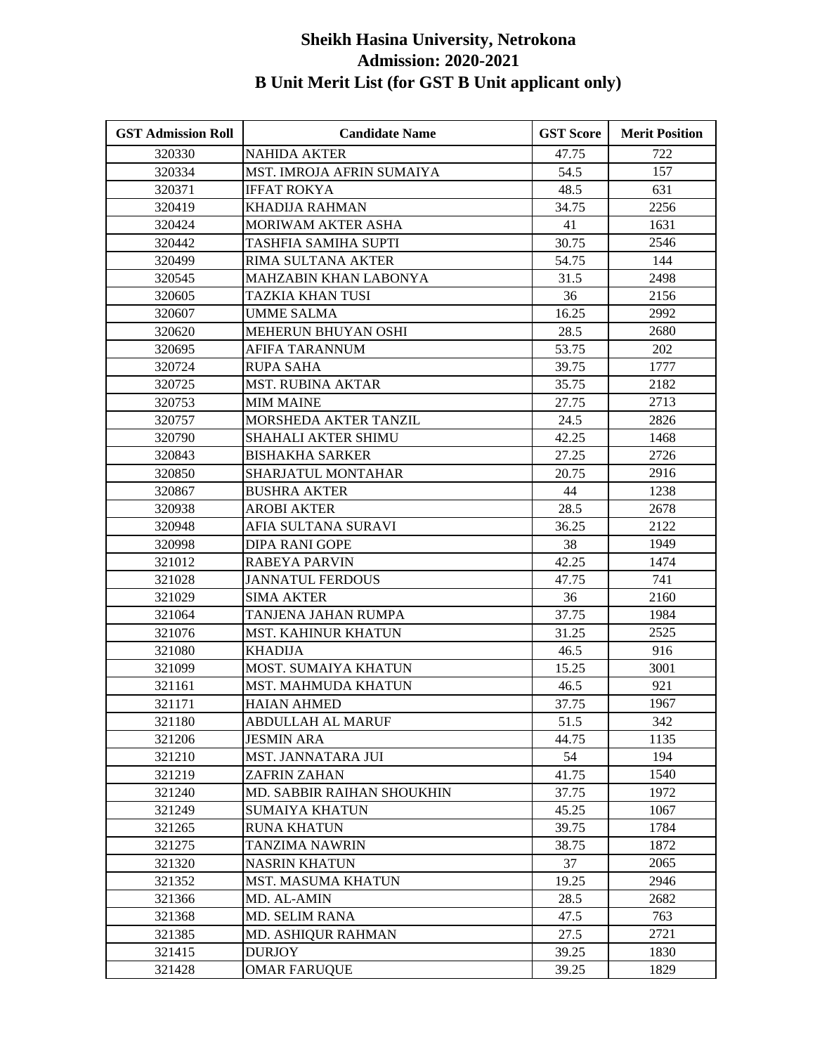# Sheikh Hasina University, Netrokona
## Admission: 2020-2021
## B Unit Merit List (for GST B Unit applicant only)

| GST Admission Roll | Candidate Name | GST Score | Merit Position |
|---|---|---|---|
| 320330 | NAHIDA AKTER | 47.75 | 722 |
| 320334 | MST. IMROJA AFRIN SUMAIYA | 54.5 | 157 |
| 320371 | IFFAT ROKYA | 48.5 | 631 |
| 320419 | KHADIJA RAHMAN | 34.75 | 2256 |
| 320424 | MORIWAM AKTER ASHA | 41 | 1631 |
| 320442 | TASHFIA SAMIHA SUPTI | 30.75 | 2546 |
| 320499 | RIMA SULTANA AKTER | 54.75 | 144 |
| 320545 | MAHZABIN KHAN LABONYA | 31.5 | 2498 |
| 320605 | TAZKIA KHAN TUSI | 36 | 2156 |
| 320607 | UMME SALMA | 16.25 | 2992 |
| 320620 | MEHERUN BHUYAN OSHI | 28.5 | 2680 |
| 320695 | AFIFA TARANNUM | 53.75 | 202 |
| 320724 | RUPA SAHA | 39.75 | 1777 |
| 320725 | MST. RUBINA AKTAR | 35.75 | 2182 |
| 320753 | MIM MAINE | 27.75 | 2713 |
| 320757 | MORSHEDA AKTER TANZIL | 24.5 | 2826 |
| 320790 | SHAHALI AKTER SHIMU | 42.25 | 1468 |
| 320843 | BISHAKHA SARKER | 27.25 | 2726 |
| 320850 | SHARJATUL MONTAHAR | 20.75 | 2916 |
| 320867 | BUSHRA AKTER | 44 | 1238 |
| 320938 | AROBI AKTER | 28.5 | 2678 |
| 320948 | AFIA SULTANA SURAVI | 36.25 | 2122 |
| 320998 | DIPA RANI GOPE | 38 | 1949 |
| 321012 | RABEYA PARVIN | 42.25 | 1474 |
| 321028 | JANNATUL FERDOUS | 47.75 | 741 |
| 321029 | SIMA AKTER | 36 | 2160 |
| 321064 | TANJENA JAHAN RUMPA | 37.75 | 1984 |
| 321076 | MST. KAHINUR KHATUN | 31.25 | 2525 |
| 321080 | KHADIJA | 46.5 | 916 |
| 321099 | MOST. SUMAIYA KHATUN | 15.25 | 3001 |
| 321161 | MST. MAHMUDA KHATUN | 46.5 | 921 |
| 321171 | HAIAN AHMED | 37.75 | 1967 |
| 321180 | ABDULLAH AL MARUF | 51.5 | 342 |
| 321206 | JESMIN ARA | 44.75 | 1135 |
| 321210 | MST. JANNATARA JUI | 54 | 194 |
| 321219 | ZAFRIN ZAHAN | 41.75 | 1540 |
| 321240 | MD. SABBIR RAIHAN SHOUKHIN | 37.75 | 1972 |
| 321249 | SUMAIYA KHATUN | 45.25 | 1067 |
| 321265 | RUNA KHATUN | 39.75 | 1784 |
| 321275 | TANZIMA NAWRIN | 38.75 | 1872 |
| 321320 | NASRIN KHATUN | 37 | 2065 |
| 321352 | MST. MASUMA KHATUN | 19.25 | 2946 |
| 321366 | MD. AL-AMIN | 28.5 | 2682 |
| 321368 | MD. SELIM RANA | 47.5 | 763 |
| 321385 | MD. ASHIQUR RAHMAN | 27.5 | 2721 |
| 321415 | DURJOY | 39.25 | 1830 |
| 321428 | OMAR FARUQUE | 39.25 | 1829 |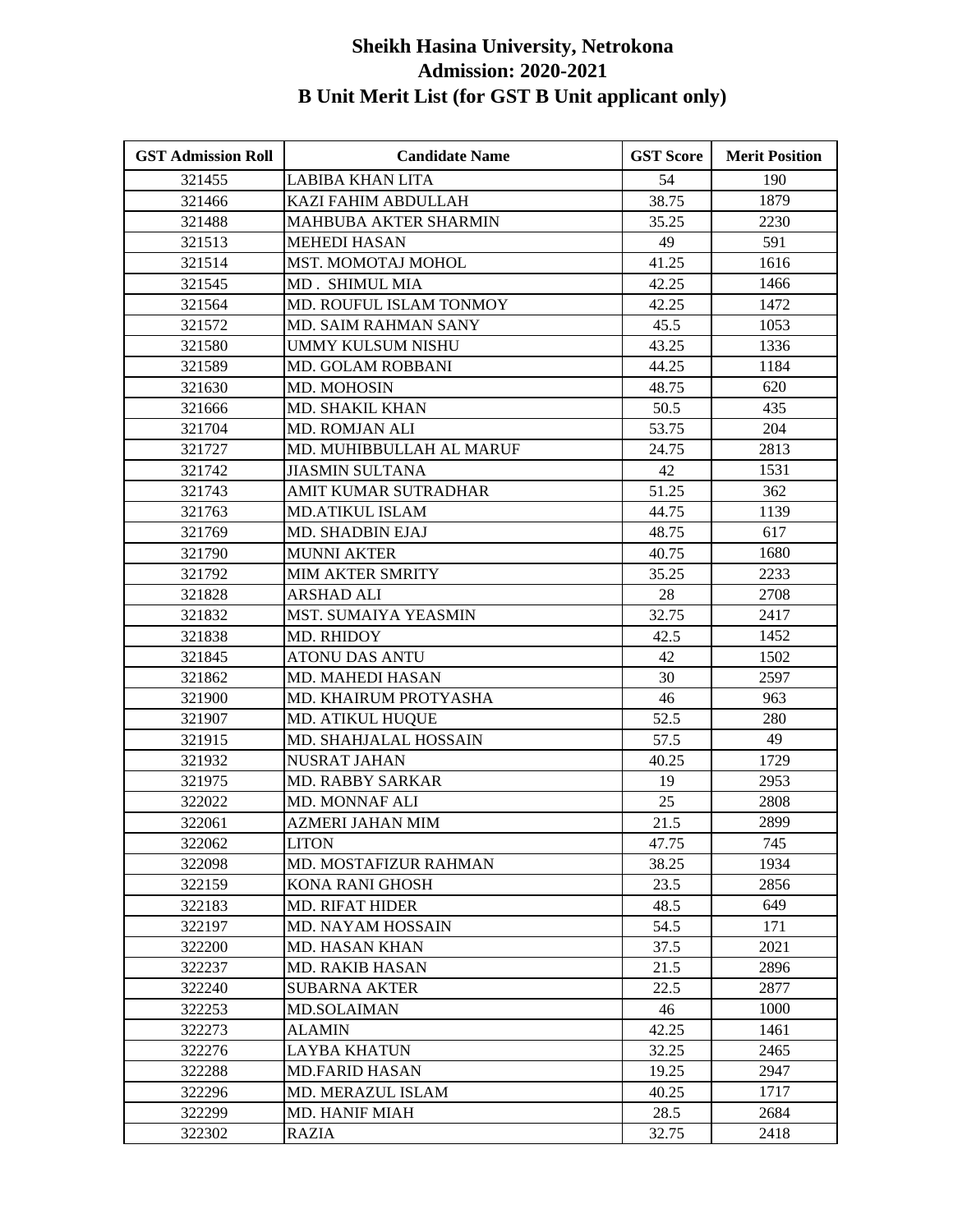# Sheikh Hasina University, Netrokona
## Admission: 2020-2021
## B Unit Merit List (for GST B Unit applicant only)

| GST Admission Roll | Candidate Name | GST Score | Merit Position |
|---|---|---|---|
| 321455 | LABIBA KHAN LITA | 54 | 190 |
| 321466 | KAZI FAHIM ABDULLAH | 38.75 | 1879 |
| 321488 | MAHBUBA AKTER SHARMIN | 35.25 | 2230 |
| 321513 | MEHEDI HASAN | 49 | 591 |
| 321514 | MST. MOMOTAJ MOHOL | 41.25 | 1616 |
| 321545 | MD . SHIMUL MIA | 42.25 | 1466 |
| 321564 | MD. ROUFUL ISLAM TONMOY | 42.25 | 1472 |
| 321572 | MD. SAIM RAHMAN SANY | 45.5 | 1053 |
| 321580 | UMMY KULSUM NISHU | 43.25 | 1336 |
| 321589 | MD. GOLAM ROBBANI | 44.25 | 1184 |
| 321630 | MD. MOHOSIN | 48.75 | 620 |
| 321666 | MD. SHAKIL KHAN | 50.5 | 435 |
| 321704 | MD. ROMJAN ALI | 53.75 | 204 |
| 321727 | MD. MUHIBBULLAH AL MARUF | 24.75 | 2813 |
| 321742 | JIASMIN SULTANA | 42 | 1531 |
| 321743 | AMIT KUMAR SUTRADHAR | 51.25 | 362 |
| 321763 | MD.ATIKUL ISLAM | 44.75 | 1139 |
| 321769 | MD. SHADBIN EJAJ | 48.75 | 617 |
| 321790 | MUNNI AKTER | 40.75 | 1680 |
| 321792 | MIM AKTER SMRITY | 35.25 | 2233 |
| 321828 | ARSHAD ALI | 28 | 2708 |
| 321832 | MST. SUMAIYA YEASMIN | 32.75 | 2417 |
| 321838 | MD. RHIDOY | 42.5 | 1452 |
| 321845 | ATONU DAS ANTU | 42 | 1502 |
| 321862 | MD. MAHEDI HASAN | 30 | 2597 |
| 321900 | MD. KHAIRUM PROTYASHA | 46 | 963 |
| 321907 | MD. ATIKUL HUQUE | 52.5 | 280 |
| 321915 | MD. SHAHJALAL HOSSAIN | 57.5 | 49 |
| 321932 | NUSRAT JAHAN | 40.25 | 1729 |
| 321975 | MD. RABBY SARKAR | 19 | 2953 |
| 322022 | MD. MONNAF ALI | 25 | 2808 |
| 322061 | AZMERI JAHAN MIM | 21.5 | 2899 |
| 322062 | LITON | 47.75 | 745 |
| 322098 | MD. MOSTAFIZUR RAHMAN | 38.25 | 1934 |
| 322159 | KONA RANI GHOSH | 23.5 | 2856 |
| 322183 | MD. RIFAT HIDER | 48.5 | 649 |
| 322197 | MD. NAYAM HOSSAIN | 54.5 | 171 |
| 322200 | MD. HASAN KHAN | 37.5 | 2021 |
| 322237 | MD. RAKIB HASAN | 21.5 | 2896 |
| 322240 | SUBARNA AKTER | 22.5 | 2877 |
| 322253 | MD.SOLAIMAN | 46 | 1000 |
| 322273 | ALAMIN | 42.25 | 1461 |
| 322276 | LAYBA KHATUN | 32.25 | 2465 |
| 322288 | MD.FARID HASAN | 19.25 | 2947 |
| 322296 | MD. MERAZUL ISLAM | 40.25 | 1717 |
| 322299 | MD. HANIF MIAH | 28.5 | 2684 |
| 322302 | RAZIA | 32.75 | 2418 |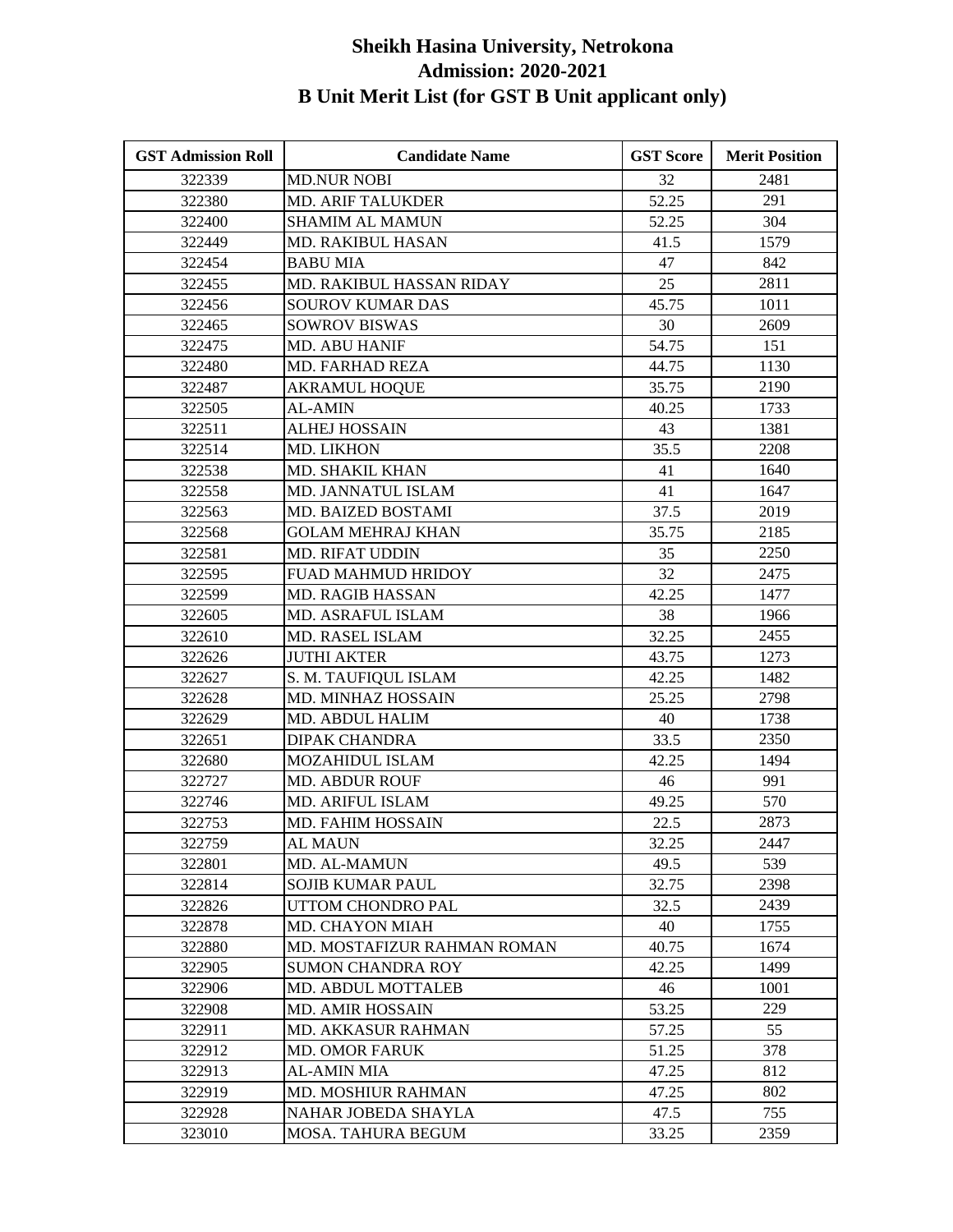# Sheikh Hasina University, Netrokona
# Admission: 2020-2021
# B Unit Merit List (for GST B Unit applicant only)

| GST Admission Roll | Candidate Name | GST Score | Merit Position |
|---|---|---|---|
| 322339 | MD.NUR NOBI | 32 | 2481 |
| 322380 | MD. ARIF TALUKDER | 52.25 | 291 |
| 322400 | SHAMIM AL MAMUN | 52.25 | 304 |
| 322449 | MD. RAKIBUL HASAN | 41.5 | 1579 |
| 322454 | BABU MIA | 47 | 842 |
| 322455 | MD. RAKIBUL HASSAN RIDAY | 25 | 2811 |
| 322456 | SOUROV KUMAR DAS | 45.75 | 1011 |
| 322465 | SOWROV BISWAS | 30 | 2609 |
| 322475 | MD. ABU HANIF | 54.75 | 151 |
| 322480 | MD. FARHAD REZA | 44.75 | 1130 |
| 322487 | AKRAMUL HOQUE | 35.75 | 2190 |
| 322505 | AL-AMIN | 40.25 | 1733 |
| 322511 | ALHEJ HOSSAIN | 43 | 1381 |
| 322514 | MD. LIKHON | 35.5 | 2208 |
| 322538 | MD. SHAKIL KHAN | 41 | 1640 |
| 322558 | MD. JANNATUL ISLAM | 41 | 1647 |
| 322563 | MD. BAIZED BOSTAMI | 37.5 | 2019 |
| 322568 | GOLAM MEHRAJ KHAN | 35.75 | 2185 |
| 322581 | MD. RIFAT UDDIN | 35 | 2250 |
| 322595 | FUAD MAHMUD HRIDOY | 32 | 2475 |
| 322599 | MD. RAGIB HASSAN | 42.25 | 1477 |
| 322605 | MD. ASRAFUL ISLAM | 38 | 1966 |
| 322610 | MD. RASEL ISLAM | 32.25 | 2455 |
| 322626 | JUTHI AKTER | 43.75 | 1273 |
| 322627 | S. M. TAUFIQUL ISLAM | 42.25 | 1482 |
| 322628 | MD. MINHAZ HOSSAIN | 25.25 | 2798 |
| 322629 | MD. ABDUL HALIM | 40 | 1738 |
| 322651 | DIPAK CHANDRA | 33.5 | 2350 |
| 322680 | MOZAHIDUL ISLAM | 42.25 | 1494 |
| 322727 | MD. ABDUR ROUF | 46 | 991 |
| 322746 | MD. ARIFUL ISLAM | 49.25 | 570 |
| 322753 | MD. FAHIM HOSSAIN | 22.5 | 2873 |
| 322759 | AL MAUN | 32.25 | 2447 |
| 322801 | MD. AL-MAMUN | 49.5 | 539 |
| 322814 | SOJIB KUMAR PAUL | 32.75 | 2398 |
| 322826 | UTTOM CHONDRO PAL | 32.5 | 2439 |
| 322878 | MD. CHAYON MIAH | 40 | 1755 |
| 322880 | MD. MOSTAFIZUR RAHMAN ROMAN | 40.75 | 1674 |
| 322905 | SUMON CHANDRA ROY | 42.25 | 1499 |
| 322906 | MD. ABDUL MOTTALEB | 46 | 1001 |
| 322908 | MD. AMIR HOSSAIN | 53.25 | 229 |
| 322911 | MD. AKKASUR RAHMAN | 57.25 | 55 |
| 322912 | MD. OMOR FARUK | 51.25 | 378 |
| 322913 | AL-AMIN MIA | 47.25 | 812 |
| 322919 | MD. MOSHIUR RAHMAN | 47.25 | 802 |
| 322928 | NAHAR JOBEDA SHAYLA | 47.5 | 755 |
| 323010 | MOSA. TAHURA BEGUM | 33.25 | 2359 |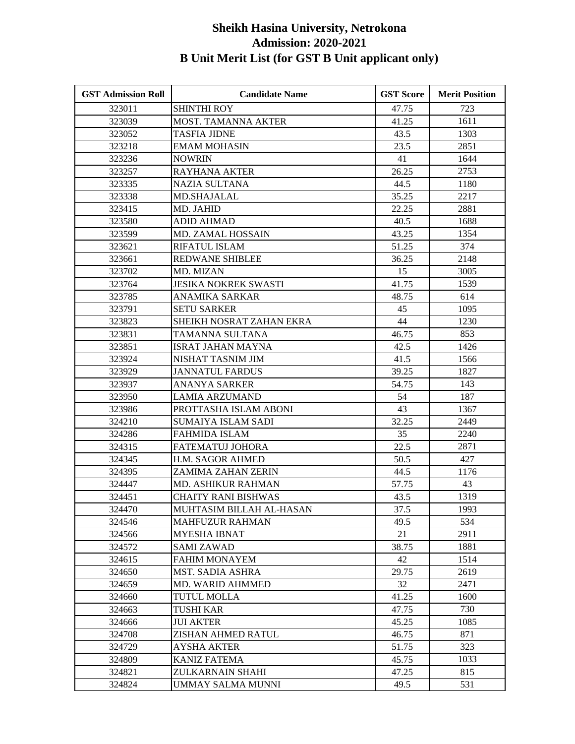# Sheikh Hasina University, Netrokona
## Admission: 2020-2021
## B Unit Merit List (for GST B Unit applicant only)

| GST Admission Roll | Candidate Name | GST Score | Merit Position |
|---|---|---|---|
| 323011 | SHINTHI ROY | 47.75 | 723 |
| 323039 | MOST. TAMANNA AKTER | 41.25 | 1611 |
| 323052 | TASFIA JIDNE | 43.5 | 1303 |
| 323218 | EMAM MOHASIN | 23.5 | 2851 |
| 323236 | NOWRIN | 41 | 1644 |
| 323257 | RAYHANA AKTER | 26.25 | 2753 |
| 323335 | NAZIA SULTANA | 44.5 | 1180 |
| 323338 | MD.SHAJALAL | 35.25 | 2217 |
| 323415 | MD. JAHID | 22.25 | 2881 |
| 323580 | ADID AHMAD | 40.5 | 1688 |
| 323599 | MD. ZAMAL HOSSAIN | 43.25 | 1354 |
| 323621 | RIFATUL ISLAM | 51.25 | 374 |
| 323661 | REDWANE SHIBLEE | 36.25 | 2148 |
| 323702 | MD. MIZAN | 15 | 3005 |
| 323764 | JESIKA NOKREK SWASTI | 41.75 | 1539 |
| 323785 | ANAMIKA SARKAR | 48.75 | 614 |
| 323791 | SETU SARKER | 45 | 1095 |
| 323823 | SHEIKH NOSRAT ZAHAN EKRA | 44 | 1230 |
| 323831 | TAMANNA SULTANA | 46.75 | 853 |
| 323851 | ISRAT JAHAN MAYNA | 42.5 | 1426 |
| 323924 | NISHAT TASNIM JIM | 41.5 | 1566 |
| 323929 | JANNATUL FARDUS | 39.25 | 1827 |
| 323937 | ANANYA SARKER | 54.75 | 143 |
| 323950 | LAMIA ARZUMAND | 54 | 187 |
| 323986 | PROTTASHA ISLAM ABONI | 43 | 1367 |
| 324210 | SUMAIYA ISLAM SADI | 32.25 | 2449 |
| 324286 | FAHMIDA ISLAM | 35 | 2240 |
| 324315 | FATEMATUJ JOHORA | 22.5 | 2871 |
| 324345 | H.M. SAGOR AHMED | 50.5 | 427 |
| 324395 | ZAMIMA ZAHAN ZERIN | 44.5 | 1176 |
| 324447 | MD. ASHIKUR RAHMAN | 57.75 | 43 |
| 324451 | CHAITY RANI BISHWAS | 43.5 | 1319 |
| 324470 | MUHTASIM BILLAH AL-HASAN | 37.5 | 1993 |
| 324546 | MAHFUZUR RAHMAN | 49.5 | 534 |
| 324566 | MYESHA IBNAT | 21 | 2911 |
| 324572 | SAMI ZAWAD | 38.75 | 1881 |
| 324615 | FAHIM MONAYEM | 42 | 1514 |
| 324650 | MST. SADIA ASHRA | 29.75 | 2619 |
| 324659 | MD. WARID AHMMED | 32 | 2471 |
| 324660 | TUTUL MOLLA | 41.25 | 1600 |
| 324663 | TUSHI KAR | 47.75 | 730 |
| 324666 | JUI AKTER | 45.25 | 1085 |
| 324708 | ZISHAN AHMED RATUL | 46.75 | 871 |
| 324729 | AYSHA AKTER | 51.75 | 323 |
| 324809 | KANIZ FATEMA | 45.75 | 1033 |
| 324821 | ZULKARNAIN SHAHI | 47.25 | 815 |
| 324824 | UMMAY SALMA MUNNI | 49.5 | 531 |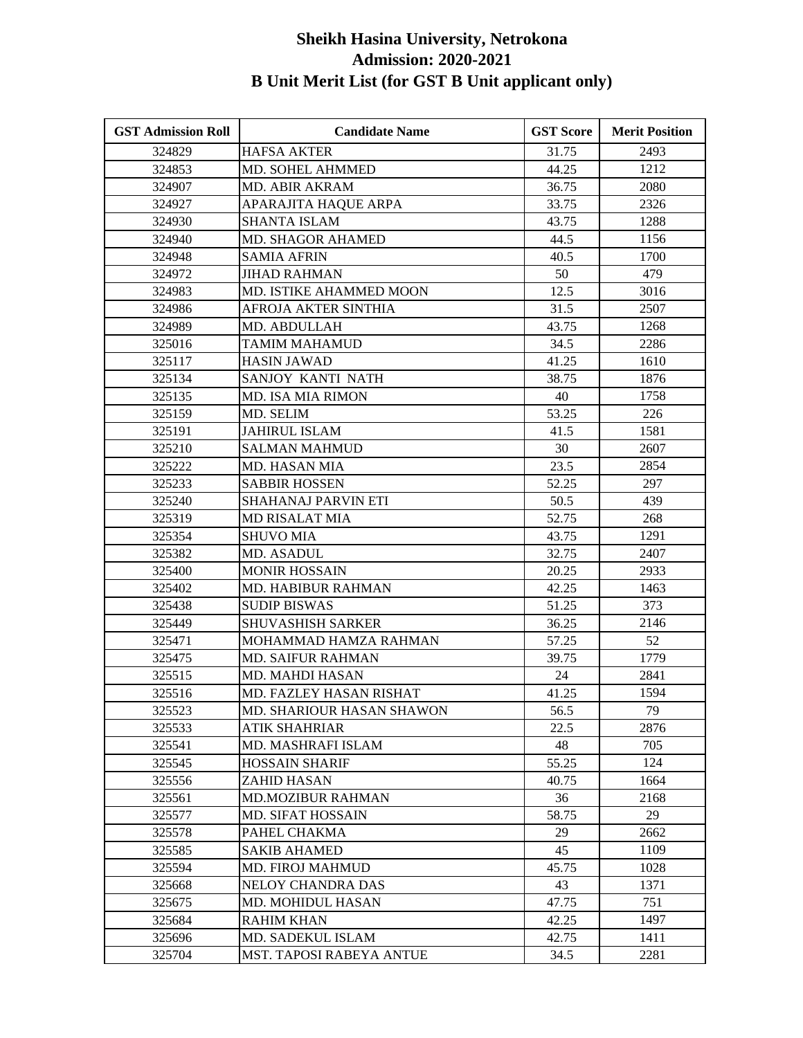# Sheikh Hasina University, Netrokona
## Admission: 2020-2021
## B Unit Merit List (for GST B Unit applicant only)

| GST Admission Roll | Candidate Name | GST Score | Merit Position |
|---|---|---|---|
| 324829 | HAFSA AKTER | 31.75 | 2493 |
| 324853 | MD. SOHEL AHMMED | 44.25 | 1212 |
| 324907 | MD. ABIR AKRAM | 36.75 | 2080 |
| 324927 | APARAJITA HAQUE ARPA | 33.75 | 2326 |
| 324930 | SHANTA ISLAM | 43.75 | 1288 |
| 324940 | MD. SHAGOR AHAMED | 44.5 | 1156 |
| 324948 | SAMIA AFRIN | 40.5 | 1700 |
| 324972 | JIHAD RAHMAN | 50 | 479 |
| 324983 | MD. ISTIKE AHAMMED MOON | 12.5 | 3016 |
| 324986 | AFROJA AKTER SINTHIA | 31.5 | 2507 |
| 324989 | MD. ABDULLAH | 43.75 | 1268 |
| 325016 | TAMIM MAHAMUD | 34.5 | 2286 |
| 325117 | HASIN JAWAD | 41.25 | 1610 |
| 325134 | SANJOY KANTI NATH | 38.75 | 1876 |
| 325135 | MD. ISA MIA RIMON | 40 | 1758 |
| 325159 | MD. SELIM | 53.25 | 226 |
| 325191 | JAHIRUL ISLAM | 41.5 | 1581 |
| 325210 | SALMAN MAHMUD | 30 | 2607 |
| 325222 | MD. HASAN MIA | 23.5 | 2854 |
| 325233 | SABBIR HOSSEN | 52.25 | 297 |
| 325240 | SHAHANAJ PARVIN ETI | 50.5 | 439 |
| 325319 | MD RISALAT MIA | 52.75 | 268 |
| 325354 | SHUVO MIA | 43.75 | 1291 |
| 325382 | MD. ASADUL | 32.75 | 2407 |
| 325400 | MONIR HOSSAIN | 20.25 | 2933 |
| 325402 | MD. HABIBUR RAHMAN | 42.25 | 1463 |
| 325438 | SUDIP BISWAS | 51.25 | 373 |
| 325449 | SHUVASHISH SARKER | 36.25 | 2146 |
| 325471 | MOHAMMAD HAMZA RAHMAN | 57.25 | 52 |
| 325475 | MD. SAIFUR RAHMAN | 39.75 | 1779 |
| 325515 | MD. MAHDI HASAN | 24 | 2841 |
| 325516 | MD. FAZLEY HASAN RISHAT | 41.25 | 1594 |
| 325523 | MD. SHARIOUR HASAN SHAWON | 56.5 | 79 |
| 325533 | ATIK SHAHRIAR | 22.5 | 2876 |
| 325541 | MD. MASHRAFI ISLAM | 48 | 705 |
| 325545 | HOSSAIN SHARIF | 55.25 | 124 |
| 325556 | ZAHID HASAN | 40.75 | 1664 |
| 325561 | MD.MOZIBUR RAHMAN | 36 | 2168 |
| 325577 | MD. SIFAT HOSSAIN | 58.75 | 29 |
| 325578 | PAHEL CHAKMA | 29 | 2662 |
| 325585 | SAKIB AHAMED | 45 | 1109 |
| 325594 | MD. FIROJ MAHMUD | 45.75 | 1028 |
| 325668 | NELOY CHANDRA DAS | 43 | 1371 |
| 325675 | MD. MOHIDUL HASAN | 47.75 | 751 |
| 325684 | RAHIM KHAN | 42.25 | 1497 |
| 325696 | MD. SADEKUL ISLAM | 42.75 | 1411 |
| 325704 | MST. TAPOSI RABEYA ANTUE | 34.5 | 2281 |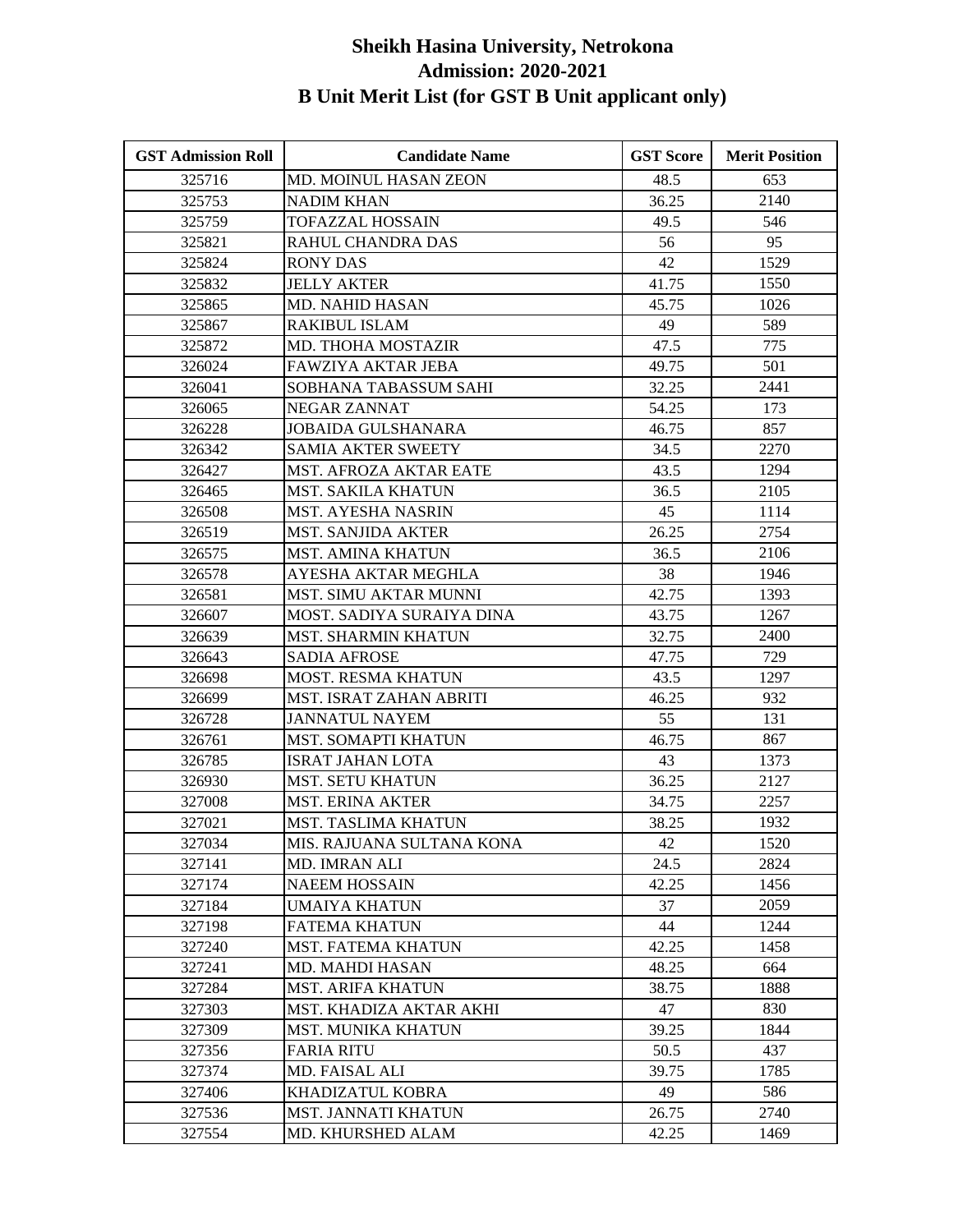# Sheikh Hasina University, Netrokona
## Admission: 2020-2021
## B Unit Merit List (for GST B Unit applicant only)

| GST Admission Roll | Candidate Name | GST Score | Merit Position |
|---|---|---|---|
| 325716 | MD. MOINUL HASAN ZEON | 48.5 | 653 |
| 325753 | NADIM KHAN | 36.25 | 2140 |
| 325759 | TOFAZZAL HOSSAIN | 49.5 | 546 |
| 325821 | RAHUL CHANDRA DAS | 56 | 95 |
| 325824 | RONY DAS | 42 | 1529 |
| 325832 | JELLY AKTER | 41.75 | 1550 |
| 325865 | MD. NAHID HASAN | 45.75 | 1026 |
| 325867 | RAKIBUL ISLAM | 49 | 589 |
| 325872 | MD. THOHA MOSTAZIR | 47.5 | 775 |
| 326024 | FAWZIYA AKTAR JEBA | 49.75 | 501 |
| 326041 | SOBHANA TABASSUM SAHI | 32.25 | 2441 |
| 326065 | NEGAR ZANNAT | 54.25 | 173 |
| 326228 | JOBAIDA GULSHANARA | 46.75 | 857 |
| 326342 | SAMIA AKTER SWEETY | 34.5 | 2270 |
| 326427 | MST. AFROZA AKTAR EATE | 43.5 | 1294 |
| 326465 | MST. SAKILA KHATUN | 36.5 | 2105 |
| 326508 | MST. AYESHA NASRIN | 45 | 1114 |
| 326519 | MST. SANJIDA AKTER | 26.25 | 2754 |
| 326575 | MST. AMINA KHATUN | 36.5 | 2106 |
| 326578 | AYESHA AKTAR MEGHLA | 38 | 1946 |
| 326581 | MST. SIMU AKTAR MUNNI | 42.75 | 1393 |
| 326607 | MOST. SADIYA SURAIYA DINA | 43.75 | 1267 |
| 326639 | MST. SHARMIN KHATUN | 32.75 | 2400 |
| 326643 | SADIA AFROSE | 47.75 | 729 |
| 326698 | MOST. RESMA KHATUN | 43.5 | 1297 |
| 326699 | MST. ISRAT ZAHAN ABRITI | 46.25 | 932 |
| 326728 | JANNATUL NAYEM | 55 | 131 |
| 326761 | MST. SOMAPTI KHATUN | 46.75 | 867 |
| 326785 | ISRAT JAHAN LOTA | 43 | 1373 |
| 326930 | MST. SETU KHATUN | 36.25 | 2127 |
| 327008 | MST. ERINA AKTER | 34.75 | 2257 |
| 327021 | MST. TASLIMA KHATUN | 38.25 | 1932 |
| 327034 | MIS. RAJUANA SULTANA KONA | 42 | 1520 |
| 327141 | MD. IMRAN ALI | 24.5 | 2824 |
| 327174 | NAEEM HOSSAIN | 42.25 | 1456 |
| 327184 | UMAIYA KHATUN | 37 | 2059 |
| 327198 | FATEMA KHATUN | 44 | 1244 |
| 327240 | MST. FATEMA KHATUN | 42.25 | 1458 |
| 327241 | MD. MAHDI HASAN | 48.25 | 664 |
| 327284 | MST. ARIFA KHATUN | 38.75 | 1888 |
| 327303 | MST. KHADIZA AKTAR AKHI | 47 | 830 |
| 327309 | MST. MUNIKA KHATUN | 39.25 | 1844 |
| 327356 | FARIA RITU | 50.5 | 437 |
| 327374 | MD. FAISAL ALI | 39.75 | 1785 |
| 327406 | KHADIZATUL KOBRA | 49 | 586 |
| 327536 | MST. JANNATI KHATUN | 26.75 | 2740 |
| 327554 | MD. KHURSHED ALAM | 42.25 | 1469 |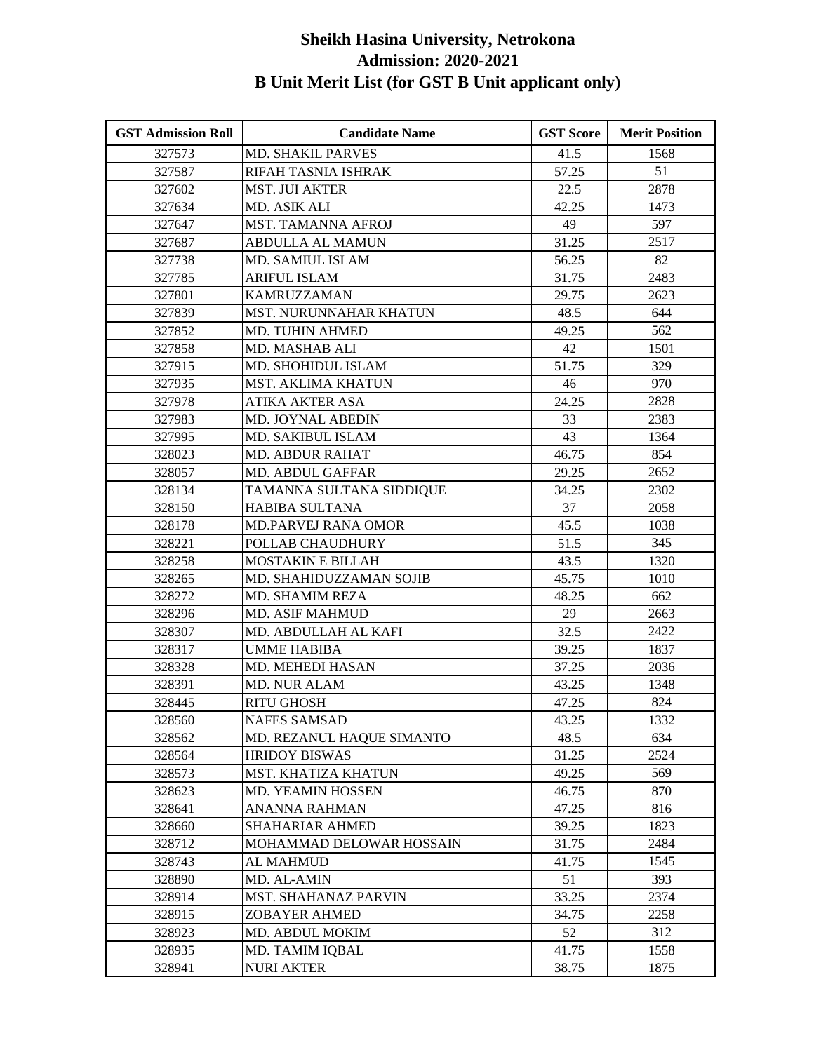# Sheikh Hasina University, Netrokona
## Admission: 2020-2021
## B Unit Merit List (for GST B Unit applicant only)

| GST Admission Roll | Candidate Name | GST Score | Merit Position |
|---|---|---|---|
| 327573 | MD. SHAKIL PARVES | 41.5 | 1568 |
| 327587 | RIFAH TASNIA ISHRAK | 57.25 | 51 |
| 327602 | MST. JUI AKTER | 22.5 | 2878 |
| 327634 | MD. ASIK ALI | 42.25 | 1473 |
| 327647 | MST. TAMANNA AFROJ | 49 | 597 |
| 327687 | ABDULLA AL MAMUN | 31.25 | 2517 |
| 327738 | MD. SAMIUL ISLAM | 56.25 | 82 |
| 327785 | ARIFUL ISLAM | 31.75 | 2483 |
| 327801 | KAMRUZZAMAN | 29.75 | 2623 |
| 327839 | MST. NURUNNAHAR KHATUN | 48.5 | 644 |
| 327852 | MD. TUHIN AHMED | 49.25 | 562 |
| 327858 | MD. MASHAB ALI | 42 | 1501 |
| 327915 | MD. SHOHIDUL ISLAM | 51.75 | 329 |
| 327935 | MST. AKLIMA KHATUN | 46 | 970 |
| 327978 | ATIKA AKTER ASA | 24.25 | 2828 |
| 327983 | MD. JOYNAL ABEDIN | 33 | 2383 |
| 327995 | MD. SAKIBUL ISLAM | 43 | 1364 |
| 328023 | MD. ABDUR RAHAT | 46.75 | 854 |
| 328057 | MD. ABDUL GAFFAR | 29.25 | 2652 |
| 328134 | TAMANNA SULTANA SIDDIQUE | 34.25 | 2302 |
| 328150 | HABIBA SULTANA | 37 | 2058 |
| 328178 | MD.PARVEJ RANA OMOR | 45.5 | 1038 |
| 328221 | POLLAB CHAUDHURY | 51.5 | 345 |
| 328258 | MOSTAKIN E BILLAH | 43.5 | 1320 |
| 328265 | MD. SHAHIDUZZAMAN SOJIB | 45.75 | 1010 |
| 328272 | MD. SHAMIM REZA | 48.25 | 662 |
| 328296 | MD. ASIF MAHMUD | 29 | 2663 |
| 328307 | MD. ABDULLAH AL KAFI | 32.5 | 2422 |
| 328317 | UMME HABIBA | 39.25 | 1837 |
| 328328 | MD. MEHEDI HASAN | 37.25 | 2036 |
| 328391 | MD. NUR ALAM | 43.25 | 1348 |
| 328445 | RITU GHOSH | 47.25 | 824 |
| 328560 | NAFES SAMSAD | 43.25 | 1332 |
| 328562 | MD. REZANUL HAQUE SIMANTO | 48.5 | 634 |
| 328564 | HRIDOY BISWAS | 31.25 | 2524 |
| 328573 | MST. KHATIZA KHATUN | 49.25 | 569 |
| 328623 | MD. YEAMIN HOSSEN | 46.75 | 870 |
| 328641 | ANANNA RAHMAN | 47.25 | 816 |
| 328660 | SHAHARIAR AHMED | 39.25 | 1823 |
| 328712 | MOHAMMAD DELOWAR HOSSAIN | 31.75 | 2484 |
| 328743 | AL MAHMUD | 41.75 | 1545 |
| 328890 | MD. AL-AMIN | 51 | 393 |
| 328914 | MST. SHAHANAZ PARVIN | 33.25 | 2374 |
| 328915 | ZOBAYER AHMED | 34.75 | 2258 |
| 328923 | MD. ABDUL MOKIM | 52 | 312 |
| 328935 | MD. TAMIM IQBAL | 41.75 | 1558 |
| 328941 | NURI AKTER | 38.75 | 1875 |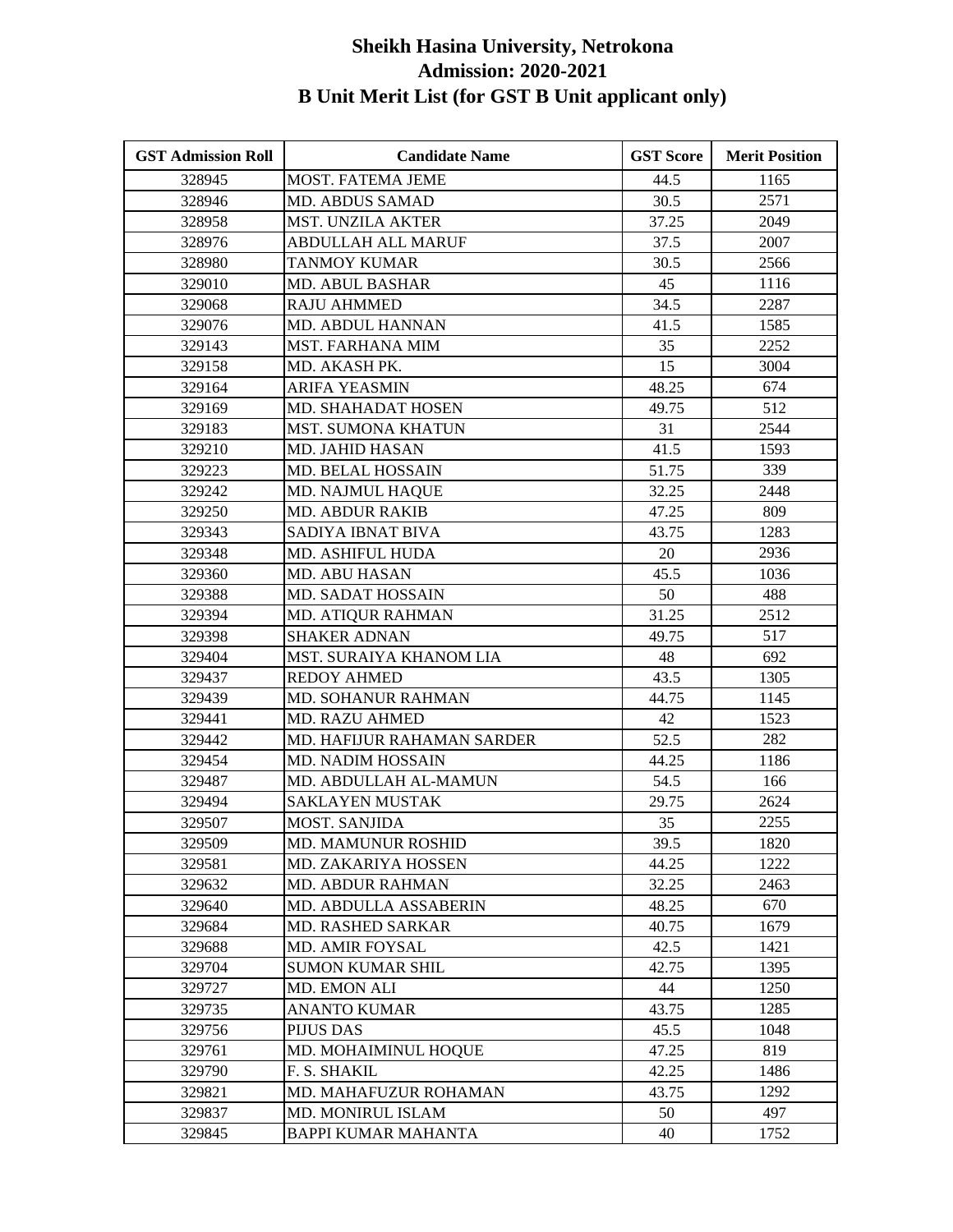# Sheikh Hasina University, Netrokona
## Admission: 2020-2021
## B Unit Merit List (for GST B Unit applicant only)

| GST Admission Roll | Candidate Name | GST Score | Merit Position |
|---|---|---|---|
| 328945 | MOST. FATEMA JEME | 44.5 | 1165 |
| 328946 | MD. ABDUS SAMAD | 30.5 | 2571 |
| 328958 | MST. UNZILA AKTER | 37.25 | 2049 |
| 328976 | ABDULLAH ALL MARUF | 37.5 | 2007 |
| 328980 | TANMOY KUMAR | 30.5 | 2566 |
| 329010 | MD. ABUL BASHAR | 45 | 1116 |
| 329068 | RAJU AHMMED | 34.5 | 2287 |
| 329076 | MD. ABDUL HANNAN | 41.5 | 1585 |
| 329143 | MST. FARHANA MIM | 35 | 2252 |
| 329158 | MD. AKASH PK. | 15 | 3004 |
| 329164 | ARIFA YEASMIN | 48.25 | 674 |
| 329169 | MD. SHAHADAT HOSEN | 49.75 | 512 |
| 329183 | MST. SUMONA KHATUN | 31 | 2544 |
| 329210 | MD. JAHID HASAN | 41.5 | 1593 |
| 329223 | MD. BELAL HOSSAIN | 51.75 | 339 |
| 329242 | MD. NAJMUL HAQUE | 32.25 | 2448 |
| 329250 | MD. ABDUR RAKIB | 47.25 | 809 |
| 329343 | SADIYA IBNAT BIVA | 43.75 | 1283 |
| 329348 | MD. ASHIFUL HUDA | 20 | 2936 |
| 329360 | MD. ABU HASAN | 45.5 | 1036 |
| 329388 | MD. SADAT HOSSAIN | 50 | 488 |
| 329394 | MD. ATIQUR RAHMAN | 31.25 | 2512 |
| 329398 | SHAKER ADNAN | 49.75 | 517 |
| 329404 | MST. SURAIYA KHANOM LIA | 48 | 692 |
| 329437 | REDOY AHMED | 43.5 | 1305 |
| 329439 | MD. SOHANUR RAHMAN | 44.75 | 1145 |
| 329441 | MD. RAZU AHMED | 42 | 1523 |
| 329442 | MD. HAFIJUR RAHAMAN SARDER | 52.5 | 282 |
| 329454 | MD. NADIM HOSSAIN | 44.25 | 1186 |
| 329487 | MD. ABDULLAH AL-MAMUN | 54.5 | 166 |
| 329494 | SAKLAYEN MUSTAK | 29.75 | 2624 |
| 329507 | MOST. SANJIDA | 35 | 2255 |
| 329509 | MD. MAMUNUR ROSHID | 39.5 | 1820 |
| 329581 | MD. ZAKARIYA HOSSEN | 44.25 | 1222 |
| 329632 | MD. ABDUR RAHMAN | 32.25 | 2463 |
| 329640 | MD. ABDULLA ASSABERIN | 48.25 | 670 |
| 329684 | MD. RASHED SARKAR | 40.75 | 1679 |
| 329688 | MD. AMIR FOYSAL | 42.5 | 1421 |
| 329704 | SUMON KUMAR SHIL | 42.75 | 1395 |
| 329727 | MD. EMON ALI | 44 | 1250 |
| 329735 | ANANTO KUMAR | 43.75 | 1285 |
| 329756 | PIJUS DAS | 45.5 | 1048 |
| 329761 | MD. MOHAIMINUL HOQUE | 47.25 | 819 |
| 329790 | F. S. SHAKIL | 42.25 | 1486 |
| 329821 | MD. MAHAFUZUR ROHAMAN | 43.75 | 1292 |
| 329837 | MD. MONIRUL ISLAM | 50 | 497 |
| 329845 | BAPPI KUMAR MAHANTA | 40 | 1752 |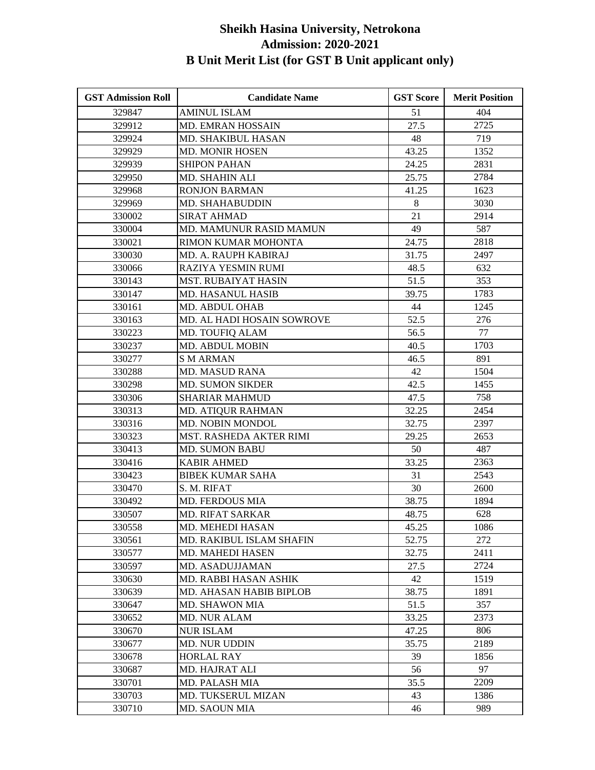# Sheikh Hasina University, Netrokona
## Admission: 2020-2021
## B Unit Merit List (for GST B Unit applicant only)

| GST Admission Roll | Candidate Name | GST Score | Merit Position |
|---|---|---|---|
| 329847 | AMINUL ISLAM | 51 | 404 |
| 329912 | MD. EMRAN HOSSAIN | 27.5 | 2725 |
| 329924 | MD. SHAKIBUL HASAN | 48 | 719 |
| 329929 | MD. MONIR HOSEN | 43.25 | 1352 |
| 329939 | SHIPON PAHAN | 24.25 | 2831 |
| 329950 | MD. SHAHIN ALI | 25.75 | 2784 |
| 329968 | RONJON BARMAN | 41.25 | 1623 |
| 329969 | MD. SHAHABUDDIN | 8 | 3030 |
| 330002 | SIRAT AHMAD | 21 | 2914 |
| 330004 | MD. MAMUNUR RASID MAMUN | 49 | 587 |
| 330021 | RIMON KUMAR MOHONTA | 24.75 | 2818 |
| 330030 | MD. A. RAUPH KABIRAJ | 31.75 | 2497 |
| 330066 | RAZIYA YESMIN RUMI | 48.5 | 632 |
| 330143 | MST. RUBAIYAT HASIN | 51.5 | 353 |
| 330147 | MD. HASANUL HASIB | 39.75 | 1783 |
| 330161 | MD. ABDUL OHAB | 44 | 1245 |
| 330163 | MD. AL HADI HOSAIN SOWROVE | 52.5 | 276 |
| 330223 | MD. TOUFIQ ALAM | 56.5 | 77 |
| 330237 | MD. ABDUL MOBIN | 40.5 | 1703 |
| 330277 | S M ARMAN | 46.5 | 891 |
| 330288 | MD. MASUD RANA | 42 | 1504 |
| 330298 | MD. SUMON SIKDER | 42.5 | 1455 |
| 330306 | SHARIAR MAHMUD | 47.5 | 758 |
| 330313 | MD. ATIQUR RAHMAN | 32.25 | 2454 |
| 330316 | MD. NOBIN MONDOL | 32.75 | 2397 |
| 330323 | MST. RASHEDA AKTER RIMI | 29.25 | 2653 |
| 330413 | MD. SUMON BABU | 50 | 487 |
| 330416 | KABIR AHMED | 33.25 | 2363 |
| 330423 | BIBEK KUMAR SAHA | 31 | 2543 |
| 330470 | S. M. RIFAT | 30 | 2600 |
| 330492 | MD. FERDOUS MIA | 38.75 | 1894 |
| 330507 | MD. RIFAT SARKAR | 48.75 | 628 |
| 330558 | MD. MEHEDI HASAN | 45.25 | 1086 |
| 330561 | MD. RAKIBUL ISLAM SHAFIN | 52.75 | 272 |
| 330577 | MD. MAHEDI HASEN | 32.75 | 2411 |
| 330597 | MD. ASADUJJAMAN | 27.5 | 2724 |
| 330630 | MD. RABBI HASAN ASHIK | 42 | 1519 |
| 330639 | MD. AHASAN HABIB BIPLOB | 38.75 | 1891 |
| 330647 | MD. SHAWON MIA | 51.5 | 357 |
| 330652 | MD. NUR ALAM | 33.25 | 2373 |
| 330670 | NUR ISLAM | 47.25 | 806 |
| 330677 | MD. NUR UDDIN | 35.75 | 2189 |
| 330678 | HORLAL RAY | 39 | 1856 |
| 330687 | MD. HAJRAT ALI | 56 | 97 |
| 330701 | MD. PALASH MIA | 35.5 | 2209 |
| 330703 | MD. TUKSERUL MIZAN | 43 | 1386 |
| 330710 | MD. SAOUN MIA | 46 | 989 |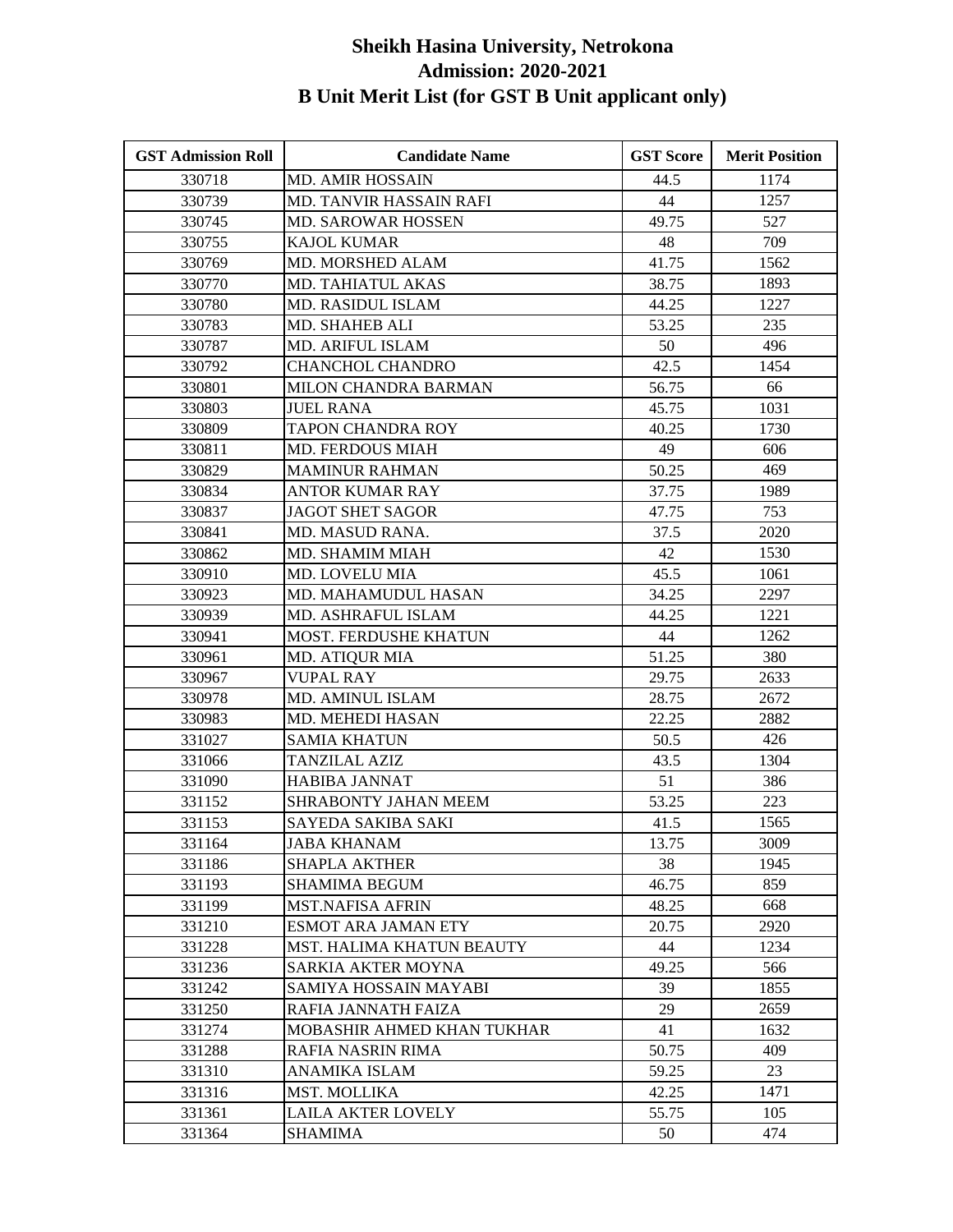# Sheikh Hasina University, Netrokona
## Admission: 2020-2021
## B Unit Merit List (for GST B Unit applicant only)

| GST Admission Roll | Candidate Name | GST Score | Merit Position |
|---|---|---|---|
| 330718 | MD. AMIR HOSSAIN | 44.5 | 1174 |
| 330739 | MD. TANVIR HASSAIN RAFI | 44 | 1257 |
| 330745 | MD. SAROWAR HOSSEN | 49.75 | 527 |
| 330755 | KAJOL KUMAR | 48 | 709 |
| 330769 | MD. MORSHED ALAM | 41.75 | 1562 |
| 330770 | MD. TAHIATUL AKAS | 38.75 | 1893 |
| 330780 | MD. RASIDUL ISLAM | 44.25 | 1227 |
| 330783 | MD. SHAHEB ALI | 53.25 | 235 |
| 330787 | MD. ARIFUL ISLAM | 50 | 496 |
| 330792 | CHANCHOL CHANDRO | 42.5 | 1454 |
| 330801 | MILON CHANDRA BARMAN | 56.75 | 66 |
| 330803 | JUEL RANA | 45.75 | 1031 |
| 330809 | TAPON CHANDRA ROY | 40.25 | 1730 |
| 330811 | MD. FERDOUS MIAH | 49 | 606 |
| 330829 | MAMINUR RAHMAN | 50.25 | 469 |
| 330834 | ANTOR KUMAR RAY | 37.75 | 1989 |
| 330837 | JAGOT SHET SAGOR | 47.75 | 753 |
| 330841 | MD. MASUD RANA. | 37.5 | 2020 |
| 330862 | MD. SHAMIM MIAH | 42 | 1530 |
| 330910 | MD. LOVELU MIA | 45.5 | 1061 |
| 330923 | MD. MAHAMUDUL HASAN | 34.25 | 2297 |
| 330939 | MD. ASHRAFUL ISLAM | 44.25 | 1221 |
| 330941 | MOST. FERDUSHE KHATUN | 44 | 1262 |
| 330961 | MD. ATIQUR MIA | 51.25 | 380 |
| 330967 | VUPAL RAY | 29.75 | 2633 |
| 330978 | MD. AMINUL ISLAM | 28.75 | 2672 |
| 330983 | MD. MEHEDI HASAN | 22.25 | 2882 |
| 331027 | SAMIA KHATUN | 50.5 | 426 |
| 331066 | TANZILAL AZIZ | 43.5 | 1304 |
| 331090 | HABIBA JANNAT | 51 | 386 |
| 331152 | SHRABONTY JAHAN MEEM | 53.25 | 223 |
| 331153 | SAYEDA SAKIBA SAKI | 41.5 | 1565 |
| 331164 | JABA KHANAM | 13.75 | 3009 |
| 331186 | SHAPLA AKTHER | 38 | 1945 |
| 331193 | SHAMIMA BEGUM | 46.75 | 859 |
| 331199 | MST.NAFISA AFRIN | 48.25 | 668 |
| 331210 | ESMOT ARA JAMAN ETY | 20.75 | 2920 |
| 331228 | MST. HALIMA KHATUN BEAUTY | 44 | 1234 |
| 331236 | SARKIA AKTER MOYNA | 49.25 | 566 |
| 331242 | SAMIYA HOSSAIN MAYABI | 39 | 1855 |
| 331250 | RAFIA JANNATH FAIZA | 29 | 2659 |
| 331274 | MOBASHIR AHMED KHAN TUKHAR | 41 | 1632 |
| 331288 | RAFIA NASRIN RIMA | 50.75 | 409 |
| 331310 | ANAMIKA ISLAM | 59.25 | 23 |
| 331316 | MST. MOLLIKA | 42.25 | 1471 |
| 331361 | LAILA AKTER LOVELY | 55.75 | 105 |
| 331364 | SHAMIMA | 50 | 474 |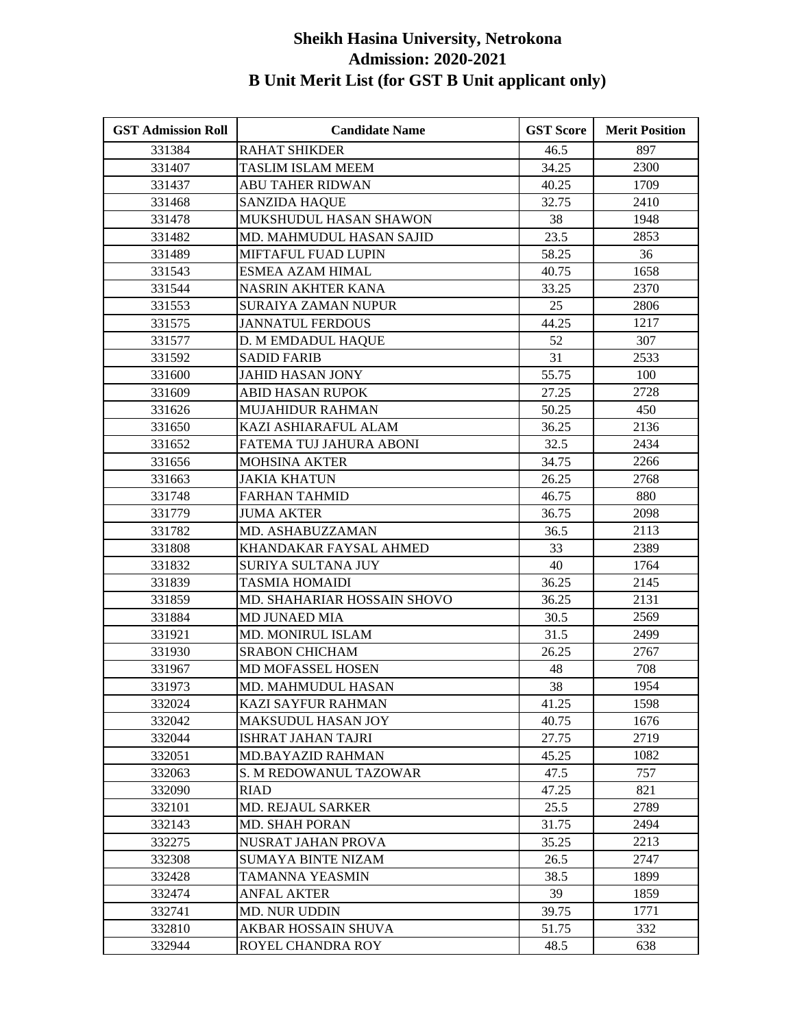# Sheikh Hasina University, Netrokona
## Admission: 2020-2021
## B Unit Merit List (for GST B Unit applicant only)

| GST Admission Roll | Candidate Name | GST Score | Merit Position |
|---|---|---|---|
| 331384 | RAHAT SHIKDER | 46.5 | 897 |
| 331407 | TASLIM ISLAM MEEM | 34.25 | 2300 |
| 331437 | ABU TAHER RIDWAN | 40.25 | 1709 |
| 331468 | SANZIDA HAQUE | 32.75 | 2410 |
| 331478 | MUKSHUDUL HASAN SHAWON | 38 | 1948 |
| 331482 | MD. MAHMUDUL HASAN SAJID | 23.5 | 2853 |
| 331489 | MIFTAFUL FUAD LUPIN | 58.25 | 36 |
| 331543 | ESMEA AZAM HIMAL | 40.75 | 1658 |
| 331544 | NASRIN AKHTER KANA | 33.25 | 2370 |
| 331553 | SURAIYA ZAMAN NUPUR | 25 | 2806 |
| 331575 | JANNATUL FERDOUS | 44.25 | 1217 |
| 331577 | D. M EMDADUL HAQUE | 52 | 307 |
| 331592 | SADID FARIB | 31 | 2533 |
| 331600 | JAHID HASAN JONY | 55.75 | 100 |
| 331609 | ABID HASAN RUPOK | 27.25 | 2728 |
| 331626 | MUJAHIDUR RAHMAN | 50.25 | 450 |
| 331650 | KAZI ASHIARAFUL ALAM | 36.25 | 2136 |
| 331652 | FATEMA TUJ JAHURA ABONI | 32.5 | 2434 |
| 331656 | MOHSINA AKTER | 34.75 | 2266 |
| 331663 | JAKIA KHATUN | 26.25 | 2768 |
| 331748 | FARHAN TAHMID | 46.75 | 880 |
| 331779 | JUMA AKTER | 36.75 | 2098 |
| 331782 | MD. ASHABUZZAMAN | 36.5 | 2113 |
| 331808 | KHANDAKAR FAYSAL AHMED | 33 | 2389 |
| 331832 | SURIYA SULTANA JUY | 40 | 1764 |
| 331839 | TASMIA HOMAIDI | 36.25 | 2145 |
| 331859 | MD. SHAHARIAR HOSSAIN SHOVO | 36.25 | 2131 |
| 331884 | MD JUNAED MIA | 30.5 | 2569 |
| 331921 | MD. MONIRUL ISLAM | 31.5 | 2499 |
| 331930 | SRABON CHICHAM | 26.25 | 2767 |
| 331967 | MD MOFASSEL HOSEN | 48 | 708 |
| 331973 | MD. MAHMUDUL HASAN | 38 | 1954 |
| 332024 | KAZI SAYFUR RAHMAN | 41.25 | 1598 |
| 332042 | MAKSUDUL HASAN JOY | 40.75 | 1676 |
| 332044 | ISHRAT JAHAN TAJRI | 27.75 | 2719 |
| 332051 | MD.BAYAZID RAHMAN | 45.25 | 1082 |
| 332063 | S. M REDOWANUL TAZOWAR | 47.5 | 757 |
| 332090 | RIAD | 47.25 | 821 |
| 332101 | MD. REJAUL SARKER | 25.5 | 2789 |
| 332143 | MD. SHAH PORAN | 31.75 | 2494 |
| 332275 | NUSRAT JAHAN PROVA | 35.25 | 2213 |
| 332308 | SUMAYA BINTE NIZAM | 26.5 | 2747 |
| 332428 | TAMANNA YEASMIN | 38.5 | 1899 |
| 332474 | ANFAL AKTER | 39 | 1859 |
| 332741 | MD. NUR UDDIN | 39.75 | 1771 |
| 332810 | AKBAR HOSSAIN SHUVA | 51.75 | 332 |
| 332944 | ROYEL CHANDRA ROY | 48.5 | 638 |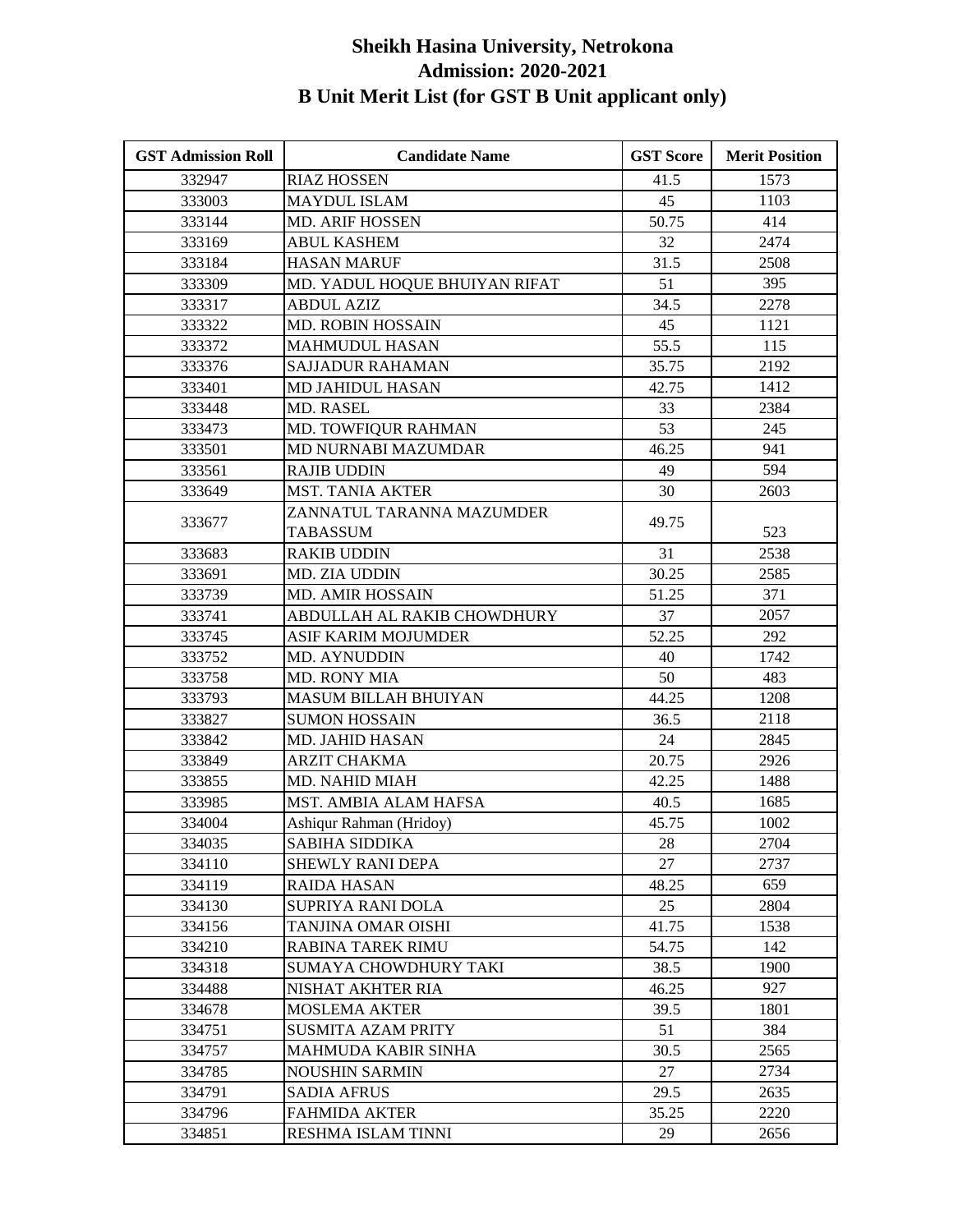# Sheikh Hasina University, Netrokona
## Admission: 2020-2021
## B Unit Merit List (for GST B Unit applicant only)

| GST Admission Roll | Candidate Name | GST Score | Merit Position |
|---|---|---|---|
| 332947 | RIAZ HOSSEN | 41.5 | 1573 |
| 333003 | MAYDUL ISLAM | 45 | 1103 |
| 333144 | MD. ARIF HOSSEN | 50.75 | 414 |
| 333169 | ABUL KASHEM | 32 | 2474 |
| 333184 | HASAN MARUF | 31.5 | 2508 |
| 333309 | MD. YADUL HOQUE BHUIYAN RIFAT | 51 | 395 |
| 333317 | ABDUL AZIZ | 34.5 | 2278 |
| 333322 | MD. ROBIN HOSSAIN | 45 | 1121 |
| 333372 | MAHMUDUL HASAN | 55.5 | 115 |
| 333376 | SAJJADUR RAHAMAN | 35.75 | 2192 |
| 333401 | MD JAHIDUL HASAN | 42.75 | 1412 |
| 333448 | MD. RASEL | 33 | 2384 |
| 333473 | MD. TOWFIQUR RAHMAN | 53 | 245 |
| 333501 | MD NURNABI MAZUMDAR | 46.25 | 941 |
| 333561 | RAJIB UDDIN | 49 | 594 |
| 333649 | MST. TANIA AKTER | 30 | 2603 |
| 333677 | ZANNATUL TARANNA MAZUMDER TABASSUM | 49.75 | 523 |
| 333683 | RAKIB UDDIN | 31 | 2538 |
| 333691 | MD. ZIA UDDIN | 30.25 | 2585 |
| 333739 | MD. AMIR HOSSAIN | 51.25 | 371 |
| 333741 | ABDULLAH AL RAKIB CHOWDHURY | 37 | 2057 |
| 333745 | ASIF KARIM MOJUMDER | 52.25 | 292 |
| 333752 | MD. AYNUDDIN | 40 | 1742 |
| 333758 | MD. RONY MIA | 50 | 483 |
| 333793 | MASUM BILLAH BHUIYAN | 44.25 | 1208 |
| 333827 | SUMON HOSSAIN | 36.5 | 2118 |
| 333842 | MD. JAHID HASAN | 24 | 2845 |
| 333849 | ARZIT CHAKMA | 20.75 | 2926 |
| 333855 | MD. NAHID MIAH | 42.25 | 1488 |
| 333985 | MST. AMBIA ALAM HAFSA | 40.5 | 1685 |
| 334004 | Ashiqur Rahman (Hridoy) | 45.75 | 1002 |
| 334035 | SABIHA SIDDIKA | 28 | 2704 |
| 334110 | SHEWLY RANI DEPA | 27 | 2737 |
| 334119 | RAIDA HASAN | 48.25 | 659 |
| 334130 | SUPRIYA RANI DOLA | 25 | 2804 |
| 334156 | TANJINA OMAR OISHI | 41.75 | 1538 |
| 334210 | RABINA TAREK RIMU | 54.75 | 142 |
| 334318 | SUMAYA CHOWDHURY TAKI | 38.5 | 1900 |
| 334488 | NISHAT AKHTER RIA | 46.25 | 927 |
| 334678 | MOSLEMA AKTER | 39.5 | 1801 |
| 334751 | SUSMITA AZAM PRITY | 51 | 384 |
| 334757 | MAHMUDA KABIR SINHA | 30.5 | 2565 |
| 334785 | NOUSHIN SARMIN | 27 | 2734 |
| 334791 | SADIA AFRUS | 29.5 | 2635 |
| 334796 | FAHMIDA AKTER | 35.25 | 2220 |
| 334851 | RESHMA ISLAM TINNI | 29 | 2656 |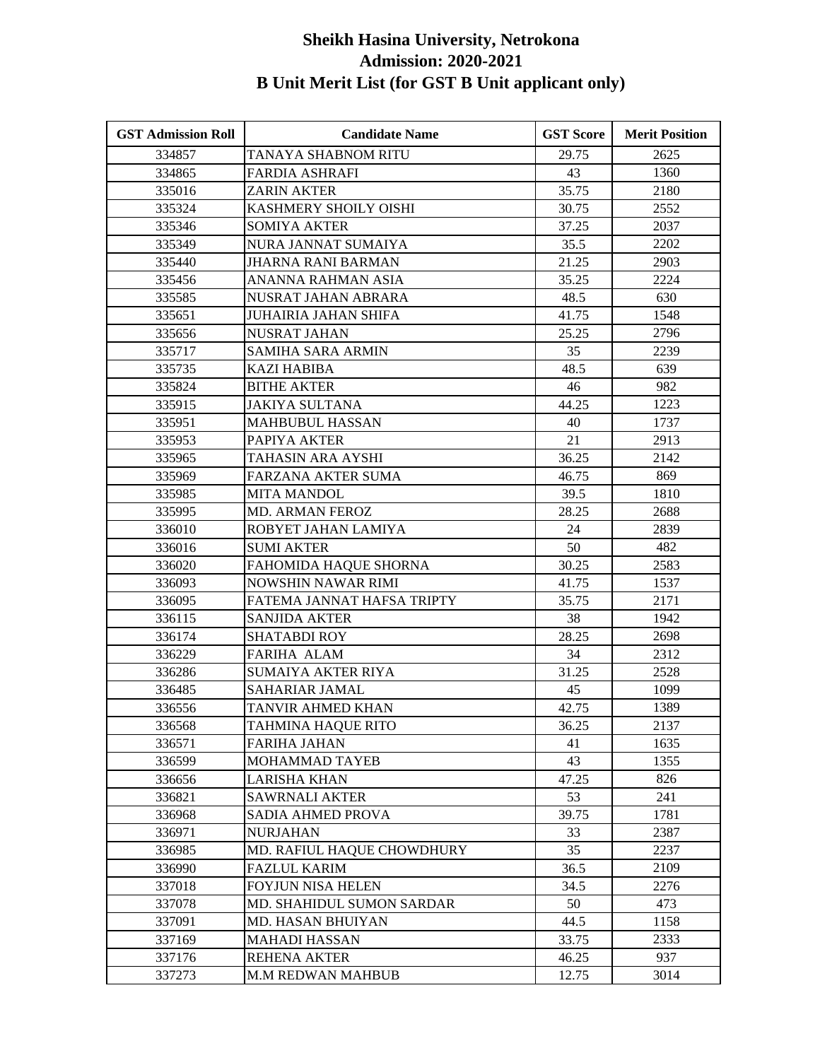# Sheikh Hasina University, Netrokona
## Admission: 2020-2021
## B Unit Merit List (for GST B Unit applicant only)

| GST Admission Roll | Candidate Name | GST Score | Merit Position |
|---|---|---|---|
| 334857 | TANAYA SHABNOM RITU | 29.75 | 2625 |
| 334865 | FARDIA ASHRAFI | 43 | 1360 |
| 335016 | ZARIN AKTER | 35.75 | 2180 |
| 335324 | KASHMERY SHOILY OISHI | 30.75 | 2552 |
| 335346 | SOMIYA AKTER | 37.25 | 2037 |
| 335349 | NURA JANNAT SUMAIYA | 35.5 | 2202 |
| 335440 | JHARNA RANI BARMAN | 21.25 | 2903 |
| 335456 | ANANNA RAHMAN ASIA | 35.25 | 2224 |
| 335585 | NUSRAT JAHAN ABRARA | 48.5 | 630 |
| 335651 | JUHAIRIA JAHAN SHIFA | 41.75 | 1548 |
| 335656 | NUSRAT JAHAN | 25.25 | 2796 |
| 335717 | SAMIHA SARA ARMIN | 35 | 2239 |
| 335735 | KAZI HABIBA | 48.5 | 639 |
| 335824 | BITHE AKTER | 46 | 982 |
| 335915 | JAKIYA SULTANA | 44.25 | 1223 |
| 335951 | MAHBUBUL HASSAN | 40 | 1737 |
| 335953 | PAPIYA AKTER | 21 | 2913 |
| 335965 | TAHASIN ARA AYSHI | 36.25 | 2142 |
| 335969 | FARZANA AKTER SUMA | 46.75 | 869 |
| 335985 | MITA MANDOL | 39.5 | 1810 |
| 335995 | MD. ARMAN FEROZ | 28.25 | 2688 |
| 336010 | ROBYET JAHAN LAMIYA | 24 | 2839 |
| 336016 | SUMI AKTER | 50 | 482 |
| 336020 | FAHOMIDA HAQUE SHORNA | 30.25 | 2583 |
| 336093 | NOWSHIN NAWAR RIMI | 41.75 | 1537 |
| 336095 | FATEMA JANNAT HAFSA TRIPTY | 35.75 | 2171 |
| 336115 | SANJIDA AKTER | 38 | 1942 |
| 336174 | SHATABDI ROY | 28.25 | 2698 |
| 336229 | FARIHA ALAM | 34 | 2312 |
| 336286 | SUMAIYA AKTER RIYA | 31.25 | 2528 |
| 336485 | SAHARIAR JAMAL | 45 | 1099 |
| 336556 | TANVIR AHMED KHAN | 42.75 | 1389 |
| 336568 | TAHMINA HAQUE RITO | 36.25 | 2137 |
| 336571 | FARIHA JAHAN | 41 | 1635 |
| 336599 | MOHAMMAD TAYEB | 43 | 1355 |
| 336656 | LARISHA KHAN | 47.25 | 826 |
| 336821 | SAWRNALI AKTER | 53 | 241 |
| 336968 | SADIA AHMED PROVA | 39.75 | 1781 |
| 336971 | NURJAHAN | 33 | 2387 |
| 336985 | MD. RAFIUL HAQUE CHOWDHURY | 35 | 2237 |
| 336990 | FAZLUL KARIM | 36.5 | 2109 |
| 337018 | FOYJUN NISA HELEN | 34.5 | 2276 |
| 337078 | MD. SHAHIDUL SUMON SARDAR | 50 | 473 |
| 337091 | MD. HASAN BHUIYAN | 44.5 | 1158 |
| 337169 | MAHADI HASSAN | 33.75 | 2333 |
| 337176 | REHENA AKTER | 46.25 | 937 |
| 337273 | M.M REDWAN MAHBUB | 12.75 | 3014 |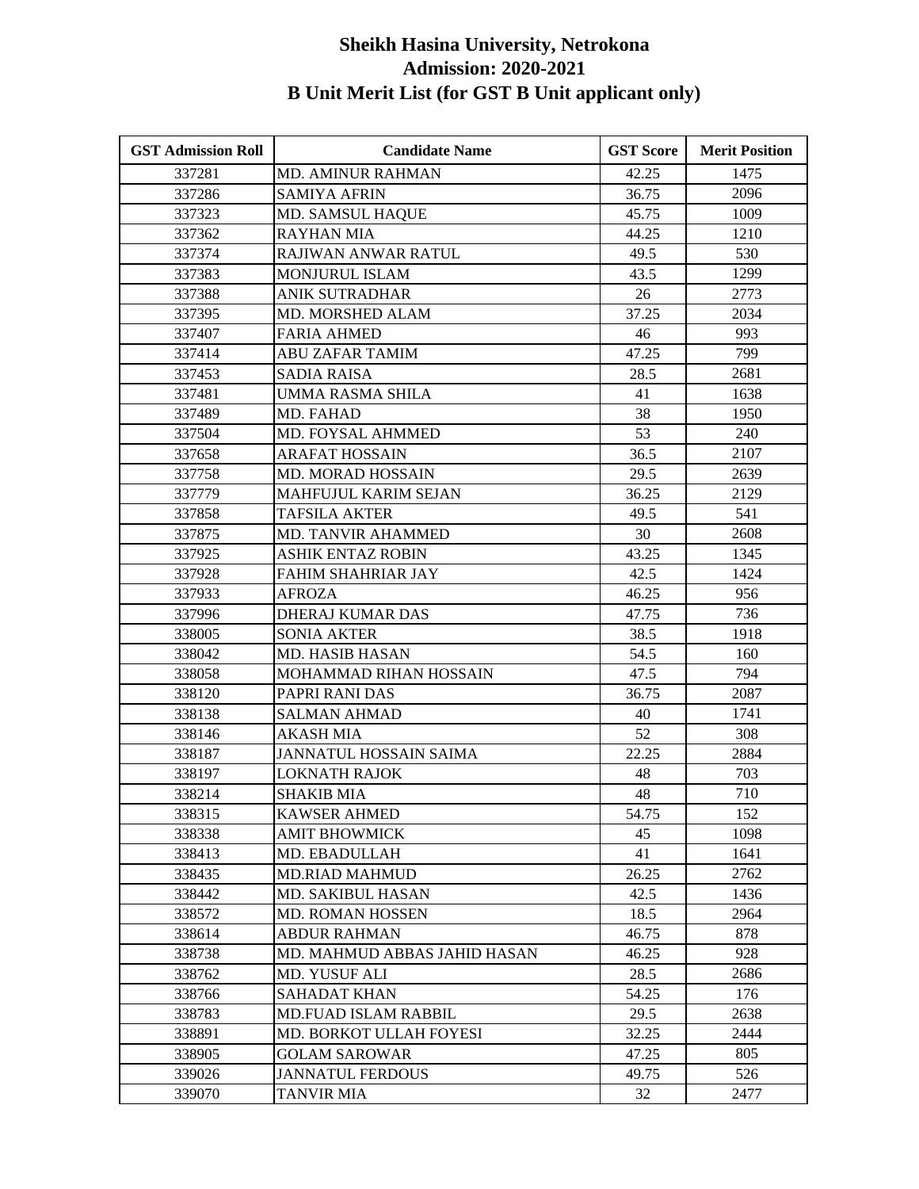# Sheikh Hasina University, Netrokona
## Admission: 2020-2021
## B Unit Merit List (for GST B Unit applicant only)

| GST Admission Roll | Candidate Name | GST Score | Merit Position |
|---|---|---|---|
| 337281 | MD. AMINUR RAHMAN | 42.25 | 1475 |
| 337286 | SAMIYA AFRIN | 36.75 | 2096 |
| 337323 | MD. SAMSUL HAQUE | 45.75 | 1009 |
| 337362 | RAYHAN MIA | 44.25 | 1210 |
| 337374 | RAJIWAN ANWAR RATUL | 49.5 | 530 |
| 337383 | MONJURUL ISLAM | 43.5 | 1299 |
| 337388 | ANIK SUTRADHAR | 26 | 2773 |
| 337395 | MD. MORSHED ALAM | 37.25 | 2034 |
| 337407 | FARIA AHMED | 46 | 993 |
| 337414 | ABU ZAFAR TAMIM | 47.25 | 799 |
| 337453 | SADIA RAISA | 28.5 | 2681 |
| 337481 | UMMA RASMA SHILA | 41 | 1638 |
| 337489 | MD. FAHAD | 38 | 1950 |
| 337504 | MD. FOYSAL AHMMED | 53 | 240 |
| 337658 | ARAFAT HOSSAIN | 36.5 | 2107 |
| 337758 | MD. MORAD HOSSAIN | 29.5 | 2639 |
| 337779 | MAHFUJUL KARIM SEJAN | 36.25 | 2129 |
| 337858 | TAFSILA AKTER | 49.5 | 541 |
| 337875 | MD. TANVIR AHAMMED | 30 | 2608 |
| 337925 | ASHIK ENTAZ ROBIN | 43.25 | 1345 |
| 337928 | FAHIM SHAHRIAR JAY | 42.5 | 1424 |
| 337933 | AFROZA | 46.25 | 956 |
| 337996 | DHERAJ KUMAR DAS | 47.75 | 736 |
| 338005 | SONIA AKTER | 38.5 | 1918 |
| 338042 | MD. HASIB HASAN | 54.5 | 160 |
| 338058 | MOHAMMAD RIHAN HOSSAIN | 47.5 | 794 |
| 338120 | PAPRI RANI DAS | 36.75 | 2087 |
| 338138 | SALMAN AHMAD | 40 | 1741 |
| 338146 | AKASH MIA | 52 | 308 |
| 338187 | JANNATUL HOSSAIN SAIMA | 22.25 | 2884 |
| 338197 | LOKNATH RAJOK | 48 | 703 |
| 338214 | SHAKIB MIA | 48 | 710 |
| 338315 | KAWSER AHMED | 54.75 | 152 |
| 338338 | AMIT BHOWMICK | 45 | 1098 |
| 338413 | MD. EBADULLAH | 41 | 1641 |
| 338435 | MD.RIAD MAHMUD | 26.25 | 2762 |
| 338442 | MD. SAKIBUL HASAN | 42.5 | 1436 |
| 338572 | MD. ROMAN HOSSEN | 18.5 | 2964 |
| 338614 | ABDUR RAHMAN | 46.75 | 878 |
| 338738 | MD. MAHMUD ABBAS JAHID HASAN | 46.25 | 928 |
| 338762 | MD. YUSUF ALI | 28.5 | 2686 |
| 338766 | SAHADAT KHAN | 54.25 | 176 |
| 338783 | MD.FUAD ISLAM RABBIL | 29.5 | 2638 |
| 338891 | MD. BORKOT ULLAH FOYESI | 32.25 | 2444 |
| 338905 | GOLAM SAROWAR | 47.25 | 805 |
| 339026 | JANNATUL FERDOUS | 49.75 | 526 |
| 339070 | TANVIR MIA | 32 | 2477 |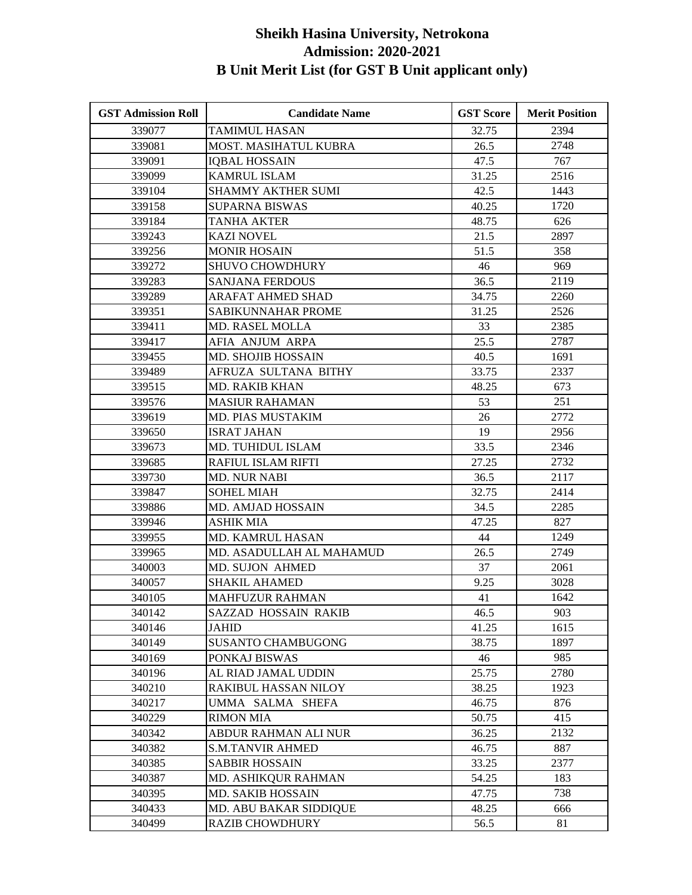# Sheikh Hasina University, Netrokona
## Admission: 2020-2021
## B Unit Merit List (for GST B Unit applicant only)

| GST Admission Roll | Candidate Name | GST Score | Merit Position |
|---|---|---|---|
| 339077 | TAMIMUL HASAN | 32.75 | 2394 |
| 339081 | MOST. MASIHATUL KUBRA | 26.5 | 2748 |
| 339091 | IQBAL HOSSAIN | 47.5 | 767 |
| 339099 | KAMRUL ISLAM | 31.25 | 2516 |
| 339104 | SHAMMY AKTHER SUMI | 42.5 | 1443 |
| 339158 | SUPARNA BISWAS | 40.25 | 1720 |
| 339184 | TANHA AKTER | 48.75 | 626 |
| 339243 | KAZI NOVEL | 21.5 | 2897 |
| 339256 | MONIR HOSAIN | 51.5 | 358 |
| 339272 | SHUVO CHOWDHURY | 46 | 969 |
| 339283 | SANJANA FERDOUS | 36.5 | 2119 |
| 339289 | ARAFAT AHMED SHAD | 34.75 | 2260 |
| 339351 | SABIKUNNAHAR PROME | 31.25 | 2526 |
| 339411 | MD. RASEL MOLLA | 33 | 2385 |
| 339417 | AFIA ANJUM ARPA | 25.5 | 2787 |
| 339455 | MD. SHOJIB HOSSAIN | 40.5 | 1691 |
| 339489 | AFRUZA SULTANA BITHY | 33.75 | 2337 |
| 339515 | MD. RAKIB KHAN | 48.25 | 673 |
| 339576 | MASIUR RAHAMAN | 53 | 251 |
| 339619 | MD. PIAS MUSTAKIM | 26 | 2772 |
| 339650 | ISRAT JAHAN | 19 | 2956 |
| 339673 | MD. TUHIDUL ISLAM | 33.5 | 2346 |
| 339685 | RAFIUL ISLAM RIFTI | 27.25 | 2732 |
| 339730 | MD. NUR NABI | 36.5 | 2117 |
| 339847 | SOHEL MIAH | 32.75 | 2414 |
| 339886 | MD. AMJAD HOSSAIN | 34.5 | 2285 |
| 339946 | ASHIK MIA | 47.25 | 827 |
| 339955 | MD. KAMRUL HASAN | 44 | 1249 |
| 339965 | MD. ASADULLAH AL MAHAMUD | 26.5 | 2749 |
| 340003 | MD. SUJON AHMED | 37 | 2061 |
| 340057 | SHAKIL AHAMED | 9.25 | 3028 |
| 340105 | MAHFUZUR RAHMAN | 41 | 1642 |
| 340142 | SAZZAD HOSSAIN RAKIB | 46.5 | 903 |
| 340146 | JAHID | 41.25 | 1615 |
| 340149 | SUSANTO CHAMBUGONG | 38.75 | 1897 |
| 340169 | PONKAJ BISWAS | 46 | 985 |
| 340196 | AL RIAD JAMAL UDDIN | 25.75 | 2780 |
| 340210 | RAKIBUL HASSAN NILOY | 38.25 | 1923 |
| 340217 | UMMA SALMA SHEFA | 46.75 | 876 |
| 340229 | RIMON MIA | 50.75 | 415 |
| 340342 | ABDUR RAHMAN ALI NUR | 36.25 | 2132 |
| 340382 | S.M.TANVIR AHMED | 46.75 | 887 |
| 340385 | SABBIR HOSSAIN | 33.25 | 2377 |
| 340387 | MD. ASHIKQUR RAHMAN | 54.25 | 183 |
| 340395 | MD. SAKIB HOSSAIN | 47.75 | 738 |
| 340433 | MD. ABU BAKAR SIDDIQUE | 48.25 | 666 |
| 340499 | RAZIB CHOWDHURY | 56.5 | 81 |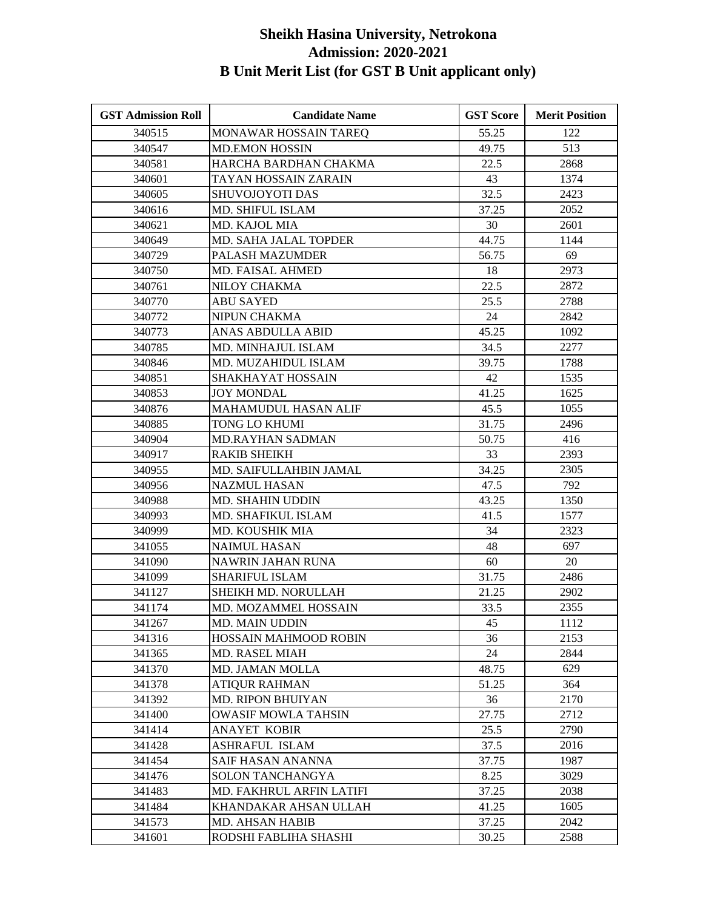# Sheikh Hasina University, Netrokona
## Admission: 2020-2021
## B Unit Merit List (for GST B Unit applicant only)

| GST Admission Roll | Candidate Name | GST Score | Merit Position |
|---|---|---|---|
| 340515 | MONAWAR HOSSAIN TAREQ | 55.25 | 122 |
| 340547 | MD.EMON HOSSIN | 49.75 | 513 |
| 340581 | HARCHA BARDHAN CHAKMA | 22.5 | 2868 |
| 340601 | TAYAN HOSSAIN ZARAIN | 43 | 1374 |
| 340605 | SHUVOJOYOTI DAS | 32.5 | 2423 |
| 340616 | MD. SHIFUL ISLAM | 37.25 | 2052 |
| 340621 | MD. KAJOL MIA | 30 | 2601 |
| 340649 | MD. SAHA JALAL TOPDER | 44.75 | 1144 |
| 340729 | PALASH MAZUMDER | 56.75 | 69 |
| 340750 | MD. FAISAL AHMED | 18 | 2973 |
| 340761 | NILOY CHAKMA | 22.5 | 2872 |
| 340770 | ABU SAYED | 25.5 | 2788 |
| 340772 | NIPUN CHAKMA | 24 | 2842 |
| 340773 | ANAS ABDULLA ABID | 45.25 | 1092 |
| 340785 | MD. MINHAJUL ISLAM | 34.5 | 2277 |
| 340846 | MD. MUZAHIDUL ISLAM | 39.75 | 1788 |
| 340851 | SHAKHAYAT HOSSAIN | 42 | 1535 |
| 340853 | JOY MONDAL | 41.25 | 1625 |
| 340876 | MAHAMUDUL HASAN ALIF | 45.5 | 1055 |
| 340885 | TONG LO KHUMI | 31.75 | 2496 |
| 340904 | MD.RAYHAN SADMAN | 50.75 | 416 |
| 340917 | RAKIB SHEIKH | 33 | 2393 |
| 340955 | MD. SAIFULLAHBIN JAMAL | 34.25 | 2305 |
| 340956 | NAZMUL HASAN | 47.5 | 792 |
| 340988 | MD. SHAHIN UDDIN | 43.25 | 1350 |
| 340993 | MD. SHAFIKUL ISLAM | 41.5 | 1577 |
| 340999 | MD. KOUSHIK MIA | 34 | 2323 |
| 341055 | NAIMUL HASAN | 48 | 697 |
| 341090 | NAWRIN JAHAN RUNA | 60 | 20 |
| 341099 | SHARIFUL ISLAM | 31.75 | 2486 |
| 341127 | SHEIKH MD. NORULLAH | 21.25 | 2902 |
| 341174 | MD. MOZAMMEL HOSSAIN | 33.5 | 2355 |
| 341267 | MD. MAIN UDDIN | 45 | 1112 |
| 341316 | HOSSAIN MAHMOOD ROBIN | 36 | 2153 |
| 341365 | MD. RASEL MIAH | 24 | 2844 |
| 341370 | MD. JAMAN MOLLA | 48.75 | 629 |
| 341378 | ATIQUR RAHMAN | 51.25 | 364 |
| 341392 | MD. RIPON BHUIYAN | 36 | 2170 |
| 341400 | OWASIF MOWLA TAHSIN | 27.75 | 2712 |
| 341414 | ANAYET KOBIR | 25.5 | 2790 |
| 341428 | ASHRAFUL ISLAM | 37.5 | 2016 |
| 341454 | SAIF HASAN ANANNA | 37.75 | 1987 |
| 341476 | SOLON TANCHANGYA | 8.25 | 3029 |
| 341483 | MD. FAKHRUL ARFIN LATIFI | 37.25 | 2038 |
| 341484 | KHANDAKAR AHSAN ULLAH | 41.25 | 1605 |
| 341573 | MD. AHSAN HABIB | 37.25 | 2042 |
| 341601 | RODSHI FABLIHA SHASHI | 30.25 | 2588 |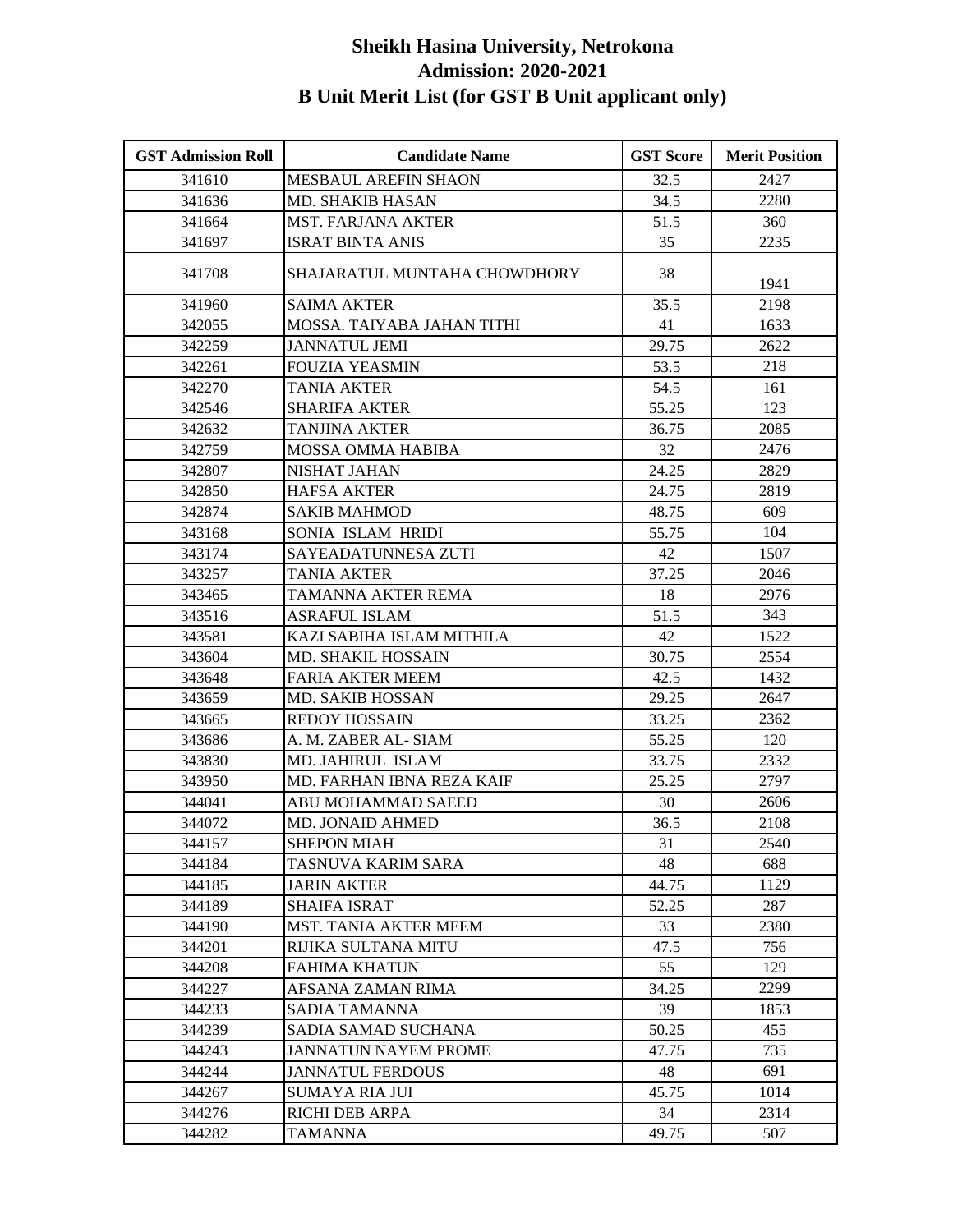# Sheikh Hasina University, Netrokona
## Admission: 2020-2021
## B Unit Merit List (for GST B Unit applicant only)

| GST Admission Roll | Candidate Name | GST Score | Merit Position |
|---|---|---|---|
| 341610 | MESBAUL AREFIN SHAON | 32.5 | 2427 |
| 341636 | MD. SHAKIB HASAN | 34.5 | 2280 |
| 341664 | MST. FARJANA AKTER | 51.5 | 360 |
| 341697 | ISRAT BINTA ANIS | 35 | 2235 |
| 341708 | SHAJARATUL MUNTAHA CHOWDHORY | 38 | 1941 |
| 341960 | SAIMA AKTER | 35.5 | 2198 |
| 342055 | MOSSA. TAIYABA JAHAN TITHI | 41 | 1633 |
| 342259 | JANNATUL JEMI | 29.75 | 2622 |
| 342261 | FOUZIA YEASMIN | 53.5 | 218 |
| 342270 | TANIA AKTER | 54.5 | 161 |
| 342546 | SHARIFA AKTER | 55.25 | 123 |
| 342632 | TANJINA AKTER | 36.75 | 2085 |
| 342759 | MOSSA OMMA HABIBA | 32 | 2476 |
| 342807 | NISHAT JAHAN | 24.25 | 2829 |
| 342850 | HAFSA AKTER | 24.75 | 2819 |
| 342874 | SAKIB MAHMOD | 48.75 | 609 |
| 343168 | SONIA ISLAM HRIDI | 55.75 | 104 |
| 343174 | SAYEADATUNNESA ZUTI | 42 | 1507 |
| 343257 | TANIA AKTER | 37.25 | 2046 |
| 343465 | TAMANNA AKTER REMA | 18 | 2976 |
| 343516 | ASRAFUL ISLAM | 51.5 | 343 |
| 343581 | KAZI SABIHA ISLAM MITHILA | 42 | 1522 |
| 343604 | MD. SHAKIL HOSSAIN | 30.75 | 2554 |
| 343648 | FARIA AKTER MEEM | 42.5 | 1432 |
| 343659 | MD. SAKIB HOSSAN | 29.25 | 2647 |
| 343665 | REDOY HOSSAIN | 33.25 | 2362 |
| 343686 | A. M. ZABER AL- SIAM | 55.25 | 120 |
| 343830 | MD. JAHIRUL ISLAM | 33.75 | 2332 |
| 343950 | MD. FARHAN IBNA REZA KAIF | 25.25 | 2797 |
| 344041 | ABU MOHAMMAD SAEED | 30 | 2606 |
| 344072 | MD. JONAID AHMED | 36.5 | 2108 |
| 344157 | SHEPON MIAH | 31 | 2540 |
| 344184 | TASNUVA KARIM SARA | 48 | 688 |
| 344185 | JARIN AKTER | 44.75 | 1129 |
| 344189 | SHAIFA ISRAT | 52.25 | 287 |
| 344190 | MST. TANIA AKTER MEEM | 33 | 2380 |
| 344201 | RIJIKA SULTANA MITU | 47.5 | 756 |
| 344208 | FAHIMA KHATUN | 55 | 129 |
| 344227 | AFSANA ZAMAN RIMA | 34.25 | 2299 |
| 344233 | SADIA TAMANNA | 39 | 1853 |
| 344239 | SADIA SAMAD SUCHANA | 50.25 | 455 |
| 344243 | JANNATUN NAYEM PROME | 47.75 | 735 |
| 344244 | JANNATUL FERDOUS | 48 | 691 |
| 344267 | SUMAYA RIA JUI | 45.75 | 1014 |
| 344276 | RICHI DEB ARPA | 34 | 2314 |
| 344282 | TAMANNA | 49.75 | 507 |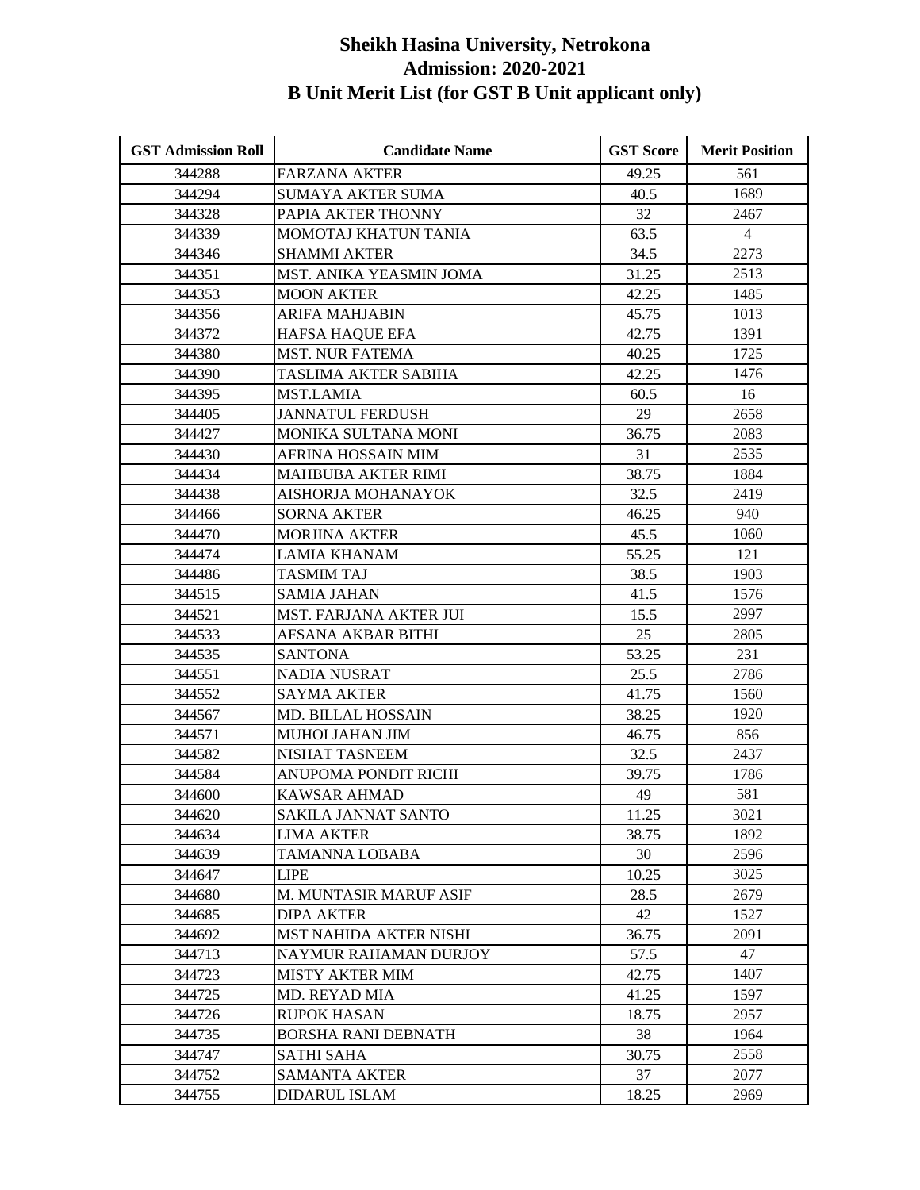# Sheikh Hasina University, Netrokona
## Admission: 2020-2021
## B Unit Merit List (for GST B Unit applicant only)

| GST Admission Roll | Candidate Name | GST Score | Merit Position |
|---|---|---|---|
| 344288 | FARZANA AKTER | 49.25 | 561 |
| 344294 | SUMAYA AKTER SUMA | 40.5 | 1689 |
| 344328 | PAPIA AKTER THONNY | 32 | 2467 |
| 344339 | MOMOTAJ KHATUN TANIA | 63.5 | 4 |
| 344346 | SHAMMI AKTER | 34.5 | 2273 |
| 344351 | MST. ANIKA YEASMIN JOMA | 31.25 | 2513 |
| 344353 | MOON AKTER | 42.25 | 1485 |
| 344356 | ARIFA MAHJABIN | 45.75 | 1013 |
| 344372 | HAFSA HAQUE EFA | 42.75 | 1391 |
| 344380 | MST. NUR FATEMA | 40.25 | 1725 |
| 344390 | TASLIMA AKTER SABIHA | 42.25 | 1476 |
| 344395 | MST.LAMIA | 60.5 | 16 |
| 344405 | JANNATUL FERDUSH | 29 | 2658 |
| 344427 | MONIKA SULTANA MONI | 36.75 | 2083 |
| 344430 | AFRINA HOSSAIN MIM | 31 | 2535 |
| 344434 | MAHBUBA AKTER RIMI | 38.75 | 1884 |
| 344438 | AISHORJA MOHANAYOK | 32.5 | 2419 |
| 344466 | SORNA AKTER | 46.25 | 940 |
| 344470 | MORJINA AKTER | 45.5 | 1060 |
| 344474 | LAMIA KHANAM | 55.25 | 121 |
| 344486 | TASMIM TAJ | 38.5 | 1903 |
| 344515 | SAMIA JAHAN | 41.5 | 1576 |
| 344521 | MST. FARJANA AKTER JUI | 15.5 | 2997 |
| 344533 | AFSANA AKBAR BITHI | 25 | 2805 |
| 344535 | SANTONA | 53.25 | 231 |
| 344551 | NADIA NUSRAT | 25.5 | 2786 |
| 344552 | SAYMA AKTER | 41.75 | 1560 |
| 344567 | MD. BILLAL HOSSAIN | 38.25 | 1920 |
| 344571 | MUHOI JAHAN JIM | 46.75 | 856 |
| 344582 | NISHAT TASNEEM | 32.5 | 2437 |
| 344584 | ANUPOMA PONDIT RICHI | 39.75 | 1786 |
| 344600 | KAWSAR AHMAD | 49 | 581 |
| 344620 | SAKILA JANNAT SANTO | 11.25 | 3021 |
| 344634 | LIMA AKTER | 38.75 | 1892 |
| 344639 | TAMANNA LOBABA | 30 | 2596 |
| 344647 | LIPE | 10.25 | 3025 |
| 344680 | M. MUNTASIR MARUF ASIF | 28.5 | 2679 |
| 344685 | DIPA AKTER | 42 | 1527 |
| 344692 | MST NAHIDA AKTER NISHI | 36.75 | 2091 |
| 344713 | NAYMUR RAHAMAN DURJOY | 57.5 | 47 |
| 344723 | MISTY AKTER MIM | 42.75 | 1407 |
| 344725 | MD. REYAD MIA | 41.25 | 1597 |
| 344726 | RUPOK HASAN | 18.75 | 2957 |
| 344735 | BORSHA RANI DEBNATH | 38 | 1964 |
| 344747 | SATHI SAHA | 30.75 | 2558 |
| 344752 | SAMANTA AKTER | 37 | 2077 |
| 344755 | DIDARUL ISLAM | 18.25 | 2969 |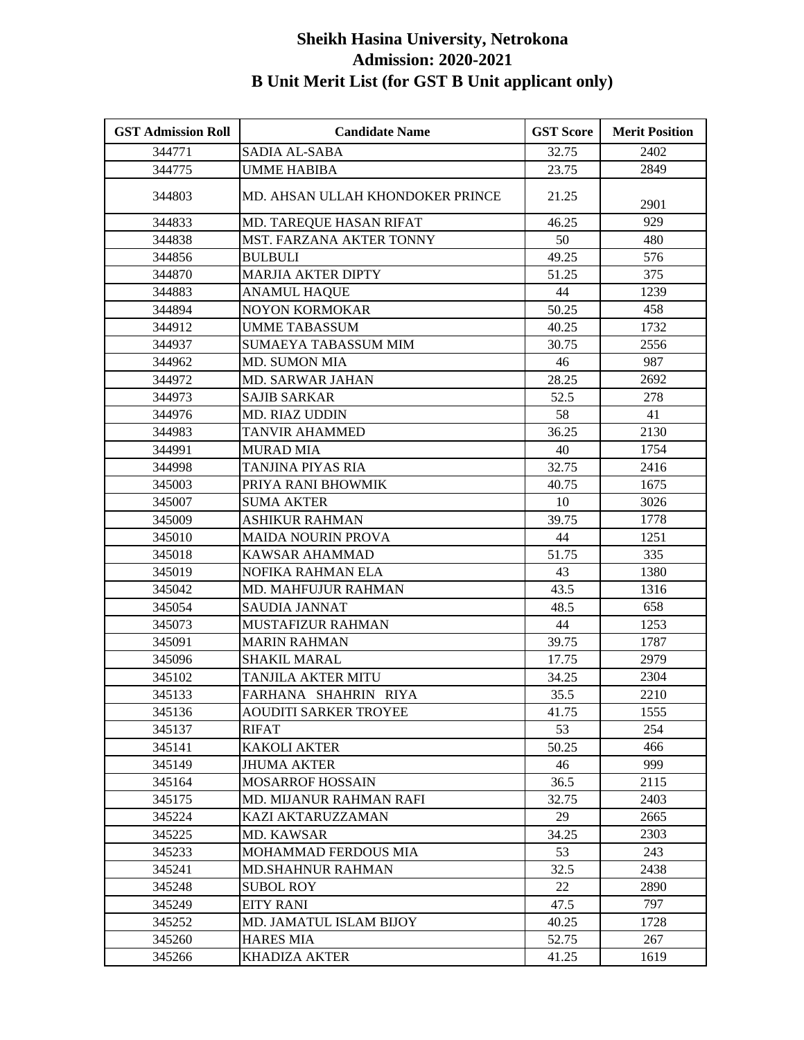# Sheikh Hasina University, Netrokona
## Admission: 2020-2021
## B Unit Merit List (for GST B Unit applicant only)

| GST Admission Roll | Candidate Name | GST Score | Merit Position |
|---|---|---|---|
| 344771 | SADIA AL-SABA | 32.75 | 2402 |
| 344775 | UMME HABIBA | 23.75 | 2849 |
| 344803 | MD. AHSAN ULLAH KHONDOKER PRINCE | 21.25 | 2901 |
| 344833 | MD. TAREQUE HASAN RIFAT | 46.25 | 929 |
| 344838 | MST. FARZANA AKTER TONNY | 50 | 480 |
| 344856 | BULBULI | 49.25 | 576 |
| 344870 | MARJIA AKTER DIPTY | 51.25 | 375 |
| 344883 | ANAMUL HAQUE | 44 | 1239 |
| 344894 | NOYON KORMOKAR | 50.25 | 458 |
| 344912 | UMME TABASSUM | 40.25 | 1732 |
| 344937 | SUMAEYA TABASSUM MIM | 30.75 | 2556 |
| 344962 | MD. SUMON MIA | 46 | 987 |
| 344972 | MD. SARWAR JAHAN | 28.25 | 2692 |
| 344973 | SAJIB SARKAR | 52.5 | 278 |
| 344976 | MD. RIAZ UDDIN | 58 | 41 |
| 344983 | TANVIR AHAMMED | 36.25 | 2130 |
| 344991 | MURAD MIA | 40 | 1754 |
| 344998 | TANJINA PIYAS RIA | 32.75 | 2416 |
| 345003 | PRIYA RANI BHOWMIK | 40.75 | 1675 |
| 345007 | SUMA AKTER | 10 | 3026 |
| 345009 | ASHIKUR RAHMAN | 39.75 | 1778 |
| 345010 | MAIDA NOURIN PROVA | 44 | 1251 |
| 345018 | KAWSAR AHAMMAD | 51.75 | 335 |
| 345019 | NOFIKA RAHMAN ELA | 43 | 1380 |
| 345042 | MD. MAHFUJUR RAHMAN | 43.5 | 1316 |
| 345054 | SAUDIA JANNAT | 48.5 | 658 |
| 345073 | MUSTAFIZUR RAHMAN | 44 | 1253 |
| 345091 | MARIN RAHMAN | 39.75 | 1787 |
| 345096 | SHAKIL MARAL | 17.75 | 2979 |
| 345102 | TANJILA AKTER MITU | 34.25 | 2304 |
| 345133 | FARHANA SHAHRIN RIYA | 35.5 | 2210 |
| 345136 | AOUDITI SARKER TROYEE | 41.75 | 1555 |
| 345137 | RIFAT | 53 | 254 |
| 345141 | KAKOLI AKTER | 50.25 | 466 |
| 345149 | JHUMA AKTER | 46 | 999 |
| 345164 | MOSARROF HOSSAIN | 36.5 | 2115 |
| 345175 | MD. MIJANUR RAHMAN RAFI | 32.75 | 2403 |
| 345224 | KAZI AKTARUZZAMAN | 29 | 2665 |
| 345225 | MD. KAWSAR | 34.25 | 2303 |
| 345233 | MOHAMMAD FERDOUS MIA | 53 | 243 |
| 345241 | MD.SHAHNUR RAHMAN | 32.5 | 2438 |
| 345248 | SUBOL ROY | 22 | 2890 |
| 345249 | EITY RANI | 47.5 | 797 |
| 345252 | MD. JAMATUL ISLAM BIJOY | 40.25 | 1728 |
| 345260 | HARES MIA | 52.75 | 267 |
| 345266 | KHADIZA AKTER | 41.25 | 1619 |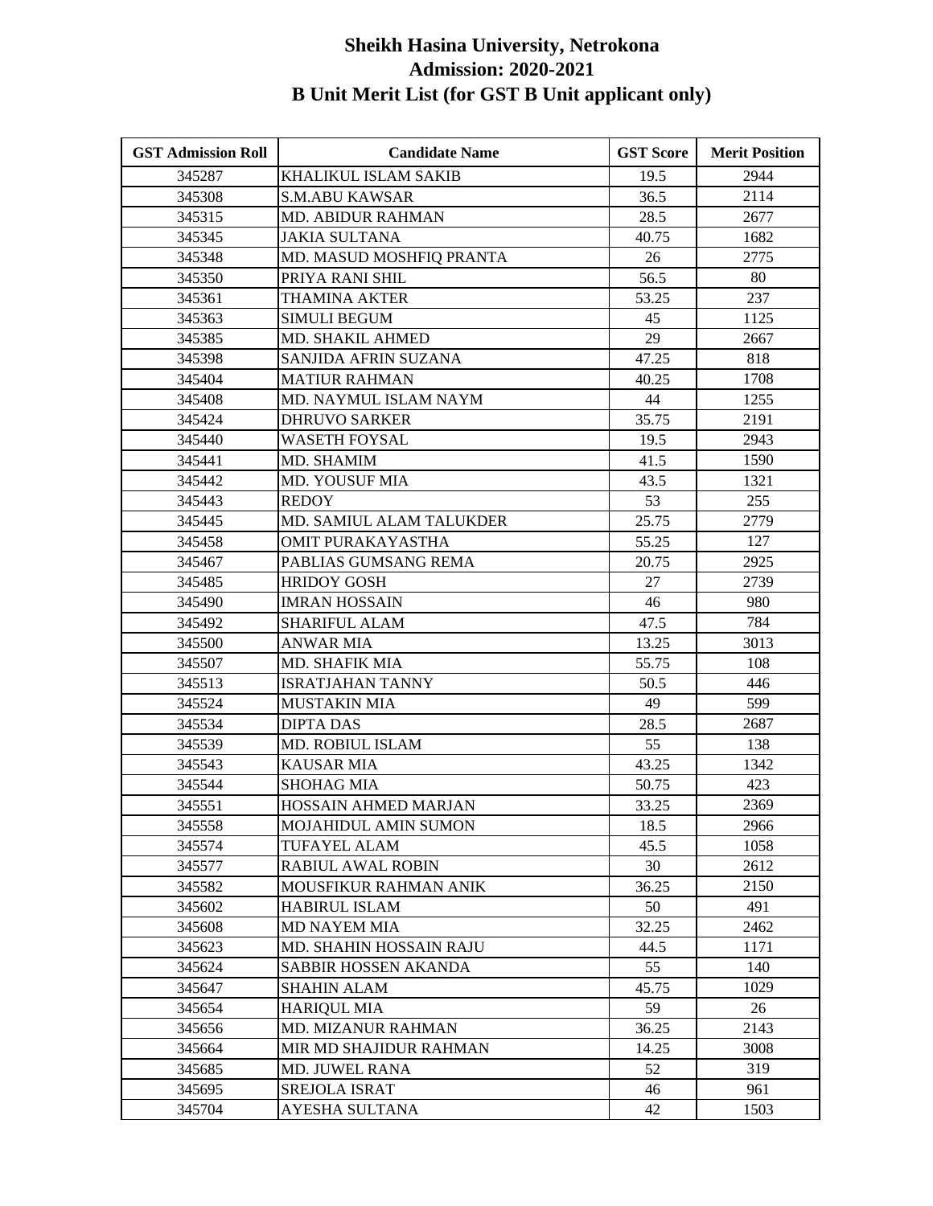# Sheikh Hasina University, Netrokona
## Admission: 2020-2021
## B Unit Merit List (for GST B Unit applicant only)

| GST Admission Roll | Candidate Name | GST Score | Merit Position |
|---|---|---|---|
| 345287 | KHALIKUL ISLAM SAKIB | 19.5 | 2944 |
| 345308 | S.M.ABU KAWSAR | 36.5 | 2114 |
| 345315 | MD. ABIDUR RAHMAN | 28.5 | 2677 |
| 345345 | JAKIA SULTANA | 40.75 | 1682 |
| 345348 | MD. MASUD MOSHFIQ PRANTA | 26 | 2775 |
| 345350 | PRIYA RANI SHIL | 56.5 | 80 |
| 345361 | THAMINA AKTER | 53.25 | 237 |
| 345363 | SIMULI BEGUM | 45 | 1125 |
| 345385 | MD. SHAKIL AHMED | 29 | 2667 |
| 345398 | SANJIDA AFRIN SUZANA | 47.25 | 818 |
| 345404 | MATIUR RAHMAN | 40.25 | 1708 |
| 345408 | MD. NAYMUL ISLAM NAYM | 44 | 1255 |
| 345424 | DHRUVO SARKER | 35.75 | 2191 |
| 345440 | WASETH FOYSAL | 19.5 | 2943 |
| 345441 | MD. SHAMIM | 41.5 | 1590 |
| 345442 | MD. YOUSUF MIA | 43.5 | 1321 |
| 345443 | REDOY | 53 | 255 |
| 345445 | MD. SAMIUL ALAM TALUKDER | 25.75 | 2779 |
| 345458 | OMIT PURAKAYASTHA | 55.25 | 127 |
| 345467 | PABLIAS GUMSANG REMA | 20.75 | 2925 |
| 345485 | HRIDOY GOSH | 27 | 2739 |
| 345490 | IMRAN HOSSAIN | 46 | 980 |
| 345492 | SHARIFUL ALAM | 47.5 | 784 |
| 345500 | ANWAR MIA | 13.25 | 3013 |
| 345507 | MD. SHAFIK MIA | 55.75 | 108 |
| 345513 | ISRATJAHAN TANNY | 50.5 | 446 |
| 345524 | MUSTAKIN MIA | 49 | 599 |
| 345534 | DIPTA DAS | 28.5 | 2687 |
| 345539 | MD. ROBIUL ISLAM | 55 | 138 |
| 345543 | KAUSAR MIA | 43.25 | 1342 |
| 345544 | SHOHAG MIA | 50.75 | 423 |
| 345551 | HOSSAIN AHMED MARJAN | 33.25 | 2369 |
| 345558 | MOJAHIDUL AMIN SUMON | 18.5 | 2966 |
| 345574 | TUFAYEL ALAM | 45.5 | 1058 |
| 345577 | RABIUL AWAL ROBIN | 30 | 2612 |
| 345582 | MOUSFIKUR RAHMAN ANIK | 36.25 | 2150 |
| 345602 | HABIRUL ISLAM | 50 | 491 |
| 345608 | MD NAYEM MIA | 32.25 | 2462 |
| 345623 | MD. SHAHIN HOSSAIN RAJU | 44.5 | 1171 |
| 345624 | SABBIR HOSSEN AKANDA | 55 | 140 |
| 345647 | SHAHIN ALAM | 45.75 | 1029 |
| 345654 | HARIQUL MIA | 59 | 26 |
| 345656 | MD. MIZANUR RAHMAN | 36.25 | 2143 |
| 345664 | MIR MD SHAJIDUR RAHMAN | 14.25 | 3008 |
| 345685 | MD. JUWEL RANA | 52 | 319 |
| 345695 | SREJOLA ISRAT | 46 | 961 |
| 345704 | AYESHA SULTANA | 42 | 1503 |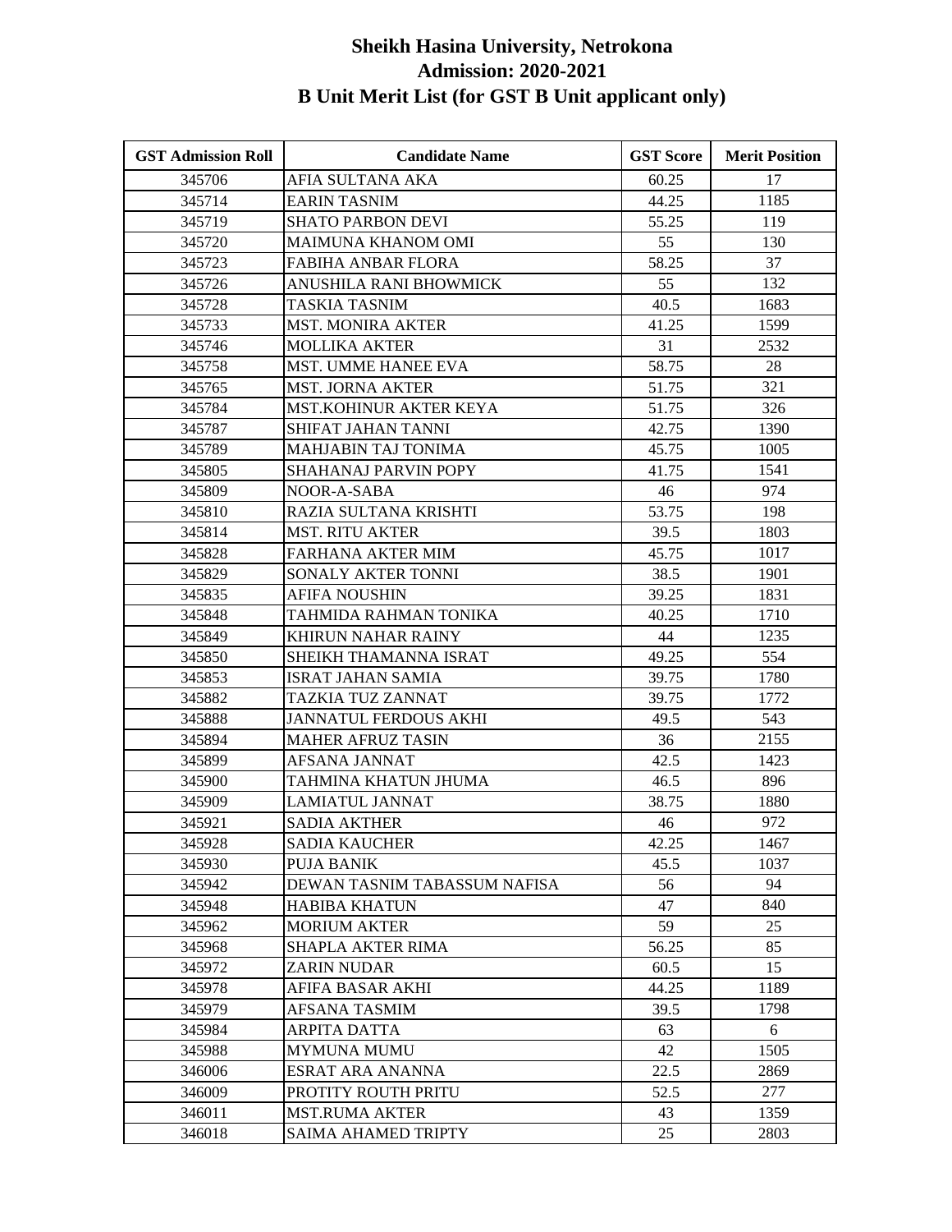# Sheikh Hasina University, Netrokona
## Admission: 2020-2021
## B Unit Merit List (for GST B Unit applicant only)

| GST Admission Roll | Candidate Name | GST Score | Merit Position |
|---|---|---|---|
| 345706 | AFIA SULTANA AKA | 60.25 | 17 |
| 345714 | EARIN TASNIM | 44.25 | 1185 |
| 345719 | SHATO PARBON DEVI | 55.25 | 119 |
| 345720 | MAIMUNA KHANOM OMI | 55 | 130 |
| 345723 | FABIHA ANBAR FLORA | 58.25 | 37 |
| 345726 | ANUSHILA RANI BHOWMICK | 55 | 132 |
| 345728 | TASKIA TASNIM | 40.5 | 1683 |
| 345733 | MST. MONIRA AKTER | 41.25 | 1599 |
| 345746 | MOLLIKA AKTER | 31 | 2532 |
| 345758 | MST. UMME HANEE EVA | 58.75 | 28 |
| 345765 | MST. JORNA AKTER | 51.75 | 321 |
| 345784 | MST.KOHINUR AKTER KEYA | 51.75 | 326 |
| 345787 | SHIFAT JAHAN TANNI | 42.75 | 1390 |
| 345789 | MAHJABIN TAJ TONIMA | 45.75 | 1005 |
| 345805 | SHAHANAJ PARVIN POPY | 41.75 | 1541 |
| 345809 | NOOR-A-SABA | 46 | 974 |
| 345810 | RAZIA SULTANA KRISHTI | 53.75 | 198 |
| 345814 | MST. RITU AKTER | 39.5 | 1803 |
| 345828 | FARHANA AKTER MIM | 45.75 | 1017 |
| 345829 | SONALY AKTER TONNI | 38.5 | 1901 |
| 345835 | AFIFA NOUSHIN | 39.25 | 1831 |
| 345848 | TAHMIDA RAHMAN TONIKA | 40.25 | 1710 |
| 345849 | KHIRUN NAHAR RAINY | 44 | 1235 |
| 345850 | SHEIKH THAMANNA ISRAT | 49.25 | 554 |
| 345853 | ISRAT JAHAN SAMIA | 39.75 | 1780 |
| 345882 | TAZKIA TUZ ZANNAT | 39.75 | 1772 |
| 345888 | JANNATUL FERDOUS AKHI | 49.5 | 543 |
| 345894 | MAHER AFRUZ TASIN | 36 | 2155 |
| 345899 | AFSANA JANNAT | 42.5 | 1423 |
| 345900 | TAHMINA KHATUN JHUMA | 46.5 | 896 |
| 345909 | LAMIATUL JANNAT | 38.75 | 1880 |
| 345921 | SADIA AKTHER | 46 | 972 |
| 345928 | SADIA KAUCHER | 42.25 | 1467 |
| 345930 | PUJA BANIK | 45.5 | 1037 |
| 345942 | DEWAN TASNIM TABASSUM NAFISA | 56 | 94 |
| 345948 | HABIBA KHATUN | 47 | 840 |
| 345962 | MORIUM AKTER | 59 | 25 |
| 345968 | SHAPLA AKTER RIMA | 56.25 | 85 |
| 345972 | ZARIN NUDAR | 60.5 | 15 |
| 345978 | AFIFA BASAR AKHI | 44.25 | 1189 |
| 345979 | AFSANA TASMIM | 39.5 | 1798 |
| 345984 | ARPITA DATTA | 63 | 6 |
| 345988 | MYMUNA MUMU | 42 | 1505 |
| 346006 | ESRAT ARA ANANNA | 22.5 | 2869 |
| 346009 | PROTITY ROUTH PRITU | 52.5 | 277 |
| 346011 | MST.RUMA AKTER | 43 | 1359 |
| 346018 | SAIMA AHAMED TRIPTY | 25 | 2803 |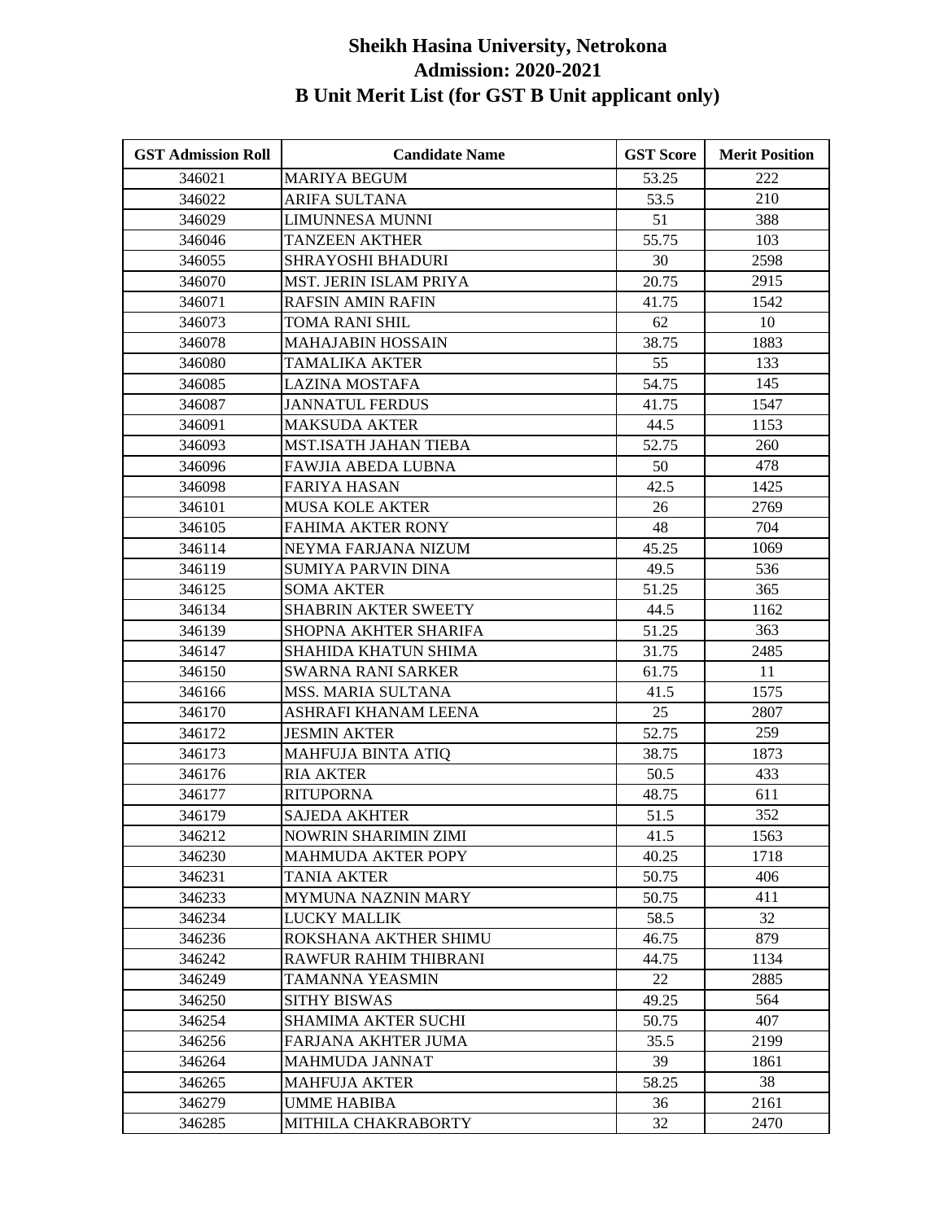# Sheikh Hasina University, Netrokona
## Admission: 2020-2021
## B Unit Merit List (for GST B Unit applicant only)

| GST Admission Roll | Candidate Name | GST Score | Merit Position |
|---|---|---|---|
| 346021 | MARIYA BEGUM | 53.25 | 222 |
| 346022 | ARIFA SULTANA | 53.5 | 210 |
| 346029 | LIMUNNESA MUNNI | 51 | 388 |
| 346046 | TANZEEN AKTHER | 55.75 | 103 |
| 346055 | SHRAYOSHI BHADURI | 30 | 2598 |
| 346070 | MST. JERIN ISLAM PRIYA | 20.75 | 2915 |
| 346071 | RAFSIN AMIN RAFIN | 41.75 | 1542 |
| 346073 | TOMA RANI SHIL | 62 | 10 |
| 346078 | MAHAJABIN HOSSAIN | 38.75 | 1883 |
| 346080 | TAMALIKA AKTER | 55 | 133 |
| 346085 | LAZINA MOSTAFA | 54.75 | 145 |
| 346087 | JANNATUL FERDUS | 41.75 | 1547 |
| 346091 | MAKSUDA AKTER | 44.5 | 1153 |
| 346093 | MST.ISATH JAHAN TIEBA | 52.75 | 260 |
| 346096 | FAWJIA ABEDA LUBNA | 50 | 478 |
| 346098 | FARIYA HASAN | 42.5 | 1425 |
| 346101 | MUSA KOLE AKTER | 26 | 2769 |
| 346105 | FAHIMA AKTER RONY | 48 | 704 |
| 346114 | NEYMA FARJANA NIZUM | 45.25 | 1069 |
| 346119 | SUMIYA PARVIN DINA | 49.5 | 536 |
| 346125 | SOMA AKTER | 51.25 | 365 |
| 346134 | SHABRIN AKTER SWEETY | 44.5 | 1162 |
| 346139 | SHOPNA AKHTER SHARIFA | 51.25 | 363 |
| 346147 | SHAHIDA KHATUN SHIMA | 31.75 | 2485 |
| 346150 | SWARNA RANI SARKER | 61.75 | 11 |
| 346166 | MSS. MARIA SULTANA | 41.5 | 1575 |
| 346170 | ASHRAFI KHANAM LEENA | 25 | 2807 |
| 346172 | JESMIN AKTER | 52.75 | 259 |
| 346173 | MAHFUJA BINTA ATIQ | 38.75 | 1873 |
| 346176 | RIA AKTER | 50.5 | 433 |
| 346177 | RITUPORNA | 48.75 | 611 |
| 346179 | SAJEDA AKHTER | 51.5 | 352 |
| 346212 | NOWRIN SHARIMIN ZIMI | 41.5 | 1563 |
| 346230 | MAHMUDA AKTER POPY | 40.25 | 1718 |
| 346231 | TANIA AKTER | 50.75 | 406 |
| 346233 | MYMUNA NAZNIN MARY | 50.75 | 411 |
| 346234 | LUCKY MALLIK | 58.5 | 32 |
| 346236 | ROKSHANA AKTHER SHIMU | 46.75 | 879 |
| 346242 | RAWFUR RAHIM THIBRANI | 44.75 | 1134 |
| 346249 | TAMANNA YEASMIN | 22 | 2885 |
| 346250 | SITHY BISWAS | 49.25 | 564 |
| 346254 | SHAMIMA AKTER SUCHI | 50.75 | 407 |
| 346256 | FARJANA AKHTER JUMA | 35.5 | 2199 |
| 346264 | MAHMUDA JANNAT | 39 | 1861 |
| 346265 | MAHFUJA AKTER | 58.25 | 38 |
| 346279 | UMME HABIBA | 36 | 2161 |
| 346285 | MITHILA CHAKRABORTY | 32 | 2470 |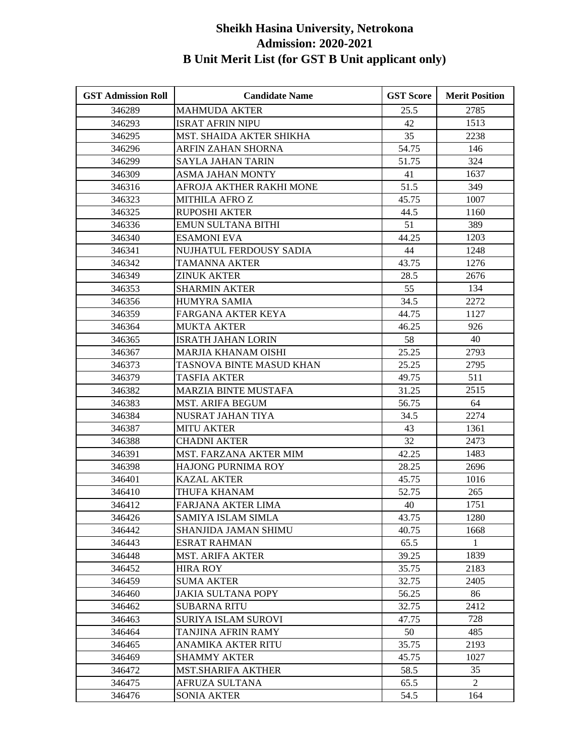# Sheikh Hasina University, Netrokona
## Admission: 2020-2021
## B Unit Merit List (for GST B Unit applicant only)

| GST Admission Roll | Candidate Name | GST Score | Merit Position |
|---|---|---|---|
| 346289 | MAHMUDA AKTER | 25.5 | 2785 |
| 346293 | ISRAT AFRIN NIPU | 42 | 1513 |
| 346295 | MST. SHAIDA AKTER SHIKHA | 35 | 2238 |
| 346296 | ARFIN ZAHAN SHORNA | 54.75 | 146 |
| 346299 | SAYLA JAHAN TARIN | 51.75 | 324 |
| 346309 | ASMA JAHAN MONTY | 41 | 1637 |
| 346316 | AFROJA AKTHER RAKHI MONE | 51.5 | 349 |
| 346323 | MITHILA AFRO Z | 45.75 | 1007 |
| 346325 | RUPOSHI AKTER | 44.5 | 1160 |
| 346336 | EMUN SULTANA BITHI | 51 | 389 |
| 346340 | ESAMONI EVA | 44.25 | 1203 |
| 346341 | NUJHATUL FERDOUSY SADIA | 44 | 1248 |
| 346342 | TAMANNA AKTER | 43.75 | 1276 |
| 346349 | ZINUK AKTER | 28.5 | 2676 |
| 346353 | SHARMIN AKTER | 55 | 134 |
| 346356 | HUMYRA SAMIA | 34.5 | 2272 |
| 346359 | FARGANA AKTER KEYA | 44.75 | 1127 |
| 346364 | MUKTA AKTER | 46.25 | 926 |
| 346365 | ISRATH JAHAN LORIN | 58 | 40 |
| 346367 | MARJIA KHANAM OISHI | 25.25 | 2793 |
| 346373 | TASNOVA BINTE MASUD KHAN | 25.25 | 2795 |
| 346379 | TASFIA AKTER | 49.75 | 511 |
| 346382 | MARZIA BINTE MUSTAFA | 31.25 | 2515 |
| 346383 | MST. ARIFA BEGUM | 56.75 | 64 |
| 346384 | NUSRAT JAHAN TIYA | 34.5 | 2274 |
| 346387 | MITU AKTER | 43 | 1361 |
| 346388 | CHADNI AKTER | 32 | 2473 |
| 346391 | MST. FARZANA AKTER MIM | 42.25 | 1483 |
| 346398 | HAJONG PURNIMA ROY | 28.25 | 2696 |
| 346401 | KAZAL AKTER | 45.75 | 1016 |
| 346410 | THUFA KHANAM | 52.75 | 265 |
| 346412 | FARJANA AKTER LIMA | 40 | 1751 |
| 346426 | SAMIYA ISLAM SIMLA | 43.75 | 1280 |
| 346442 | SHANJIDA JAMAN SHIMU | 40.75 | 1668 |
| 346443 | ESRAT RAHMAN | 65.5 | 1 |
| 346448 | MST. ARIFA AKTER | 39.25 | 1839 |
| 346452 | HIRA ROY | 35.75 | 2183 |
| 346459 | SUMA AKTER | 32.75 | 2405 |
| 346460 | JAKIA SULTANA POPY | 56.25 | 86 |
| 346462 | SUBARNA RITU | 32.75 | 2412 |
| 346463 | SURIYA ISLAM SUROVI | 47.75 | 728 |
| 346464 | TANJINA AFRIN RAMY | 50 | 485 |
| 346465 | ANAMIKA AKTER RITU | 35.75 | 2193 |
| 346469 | SHAMMY AKTER | 45.75 | 1027 |
| 346472 | MST.SHARIFA AKTHER | 58.5 | 35 |
| 346475 | AFRUZA SULTANA | 65.5 | 2 |
| 346476 | SONIA AKTER | 54.5 | 164 |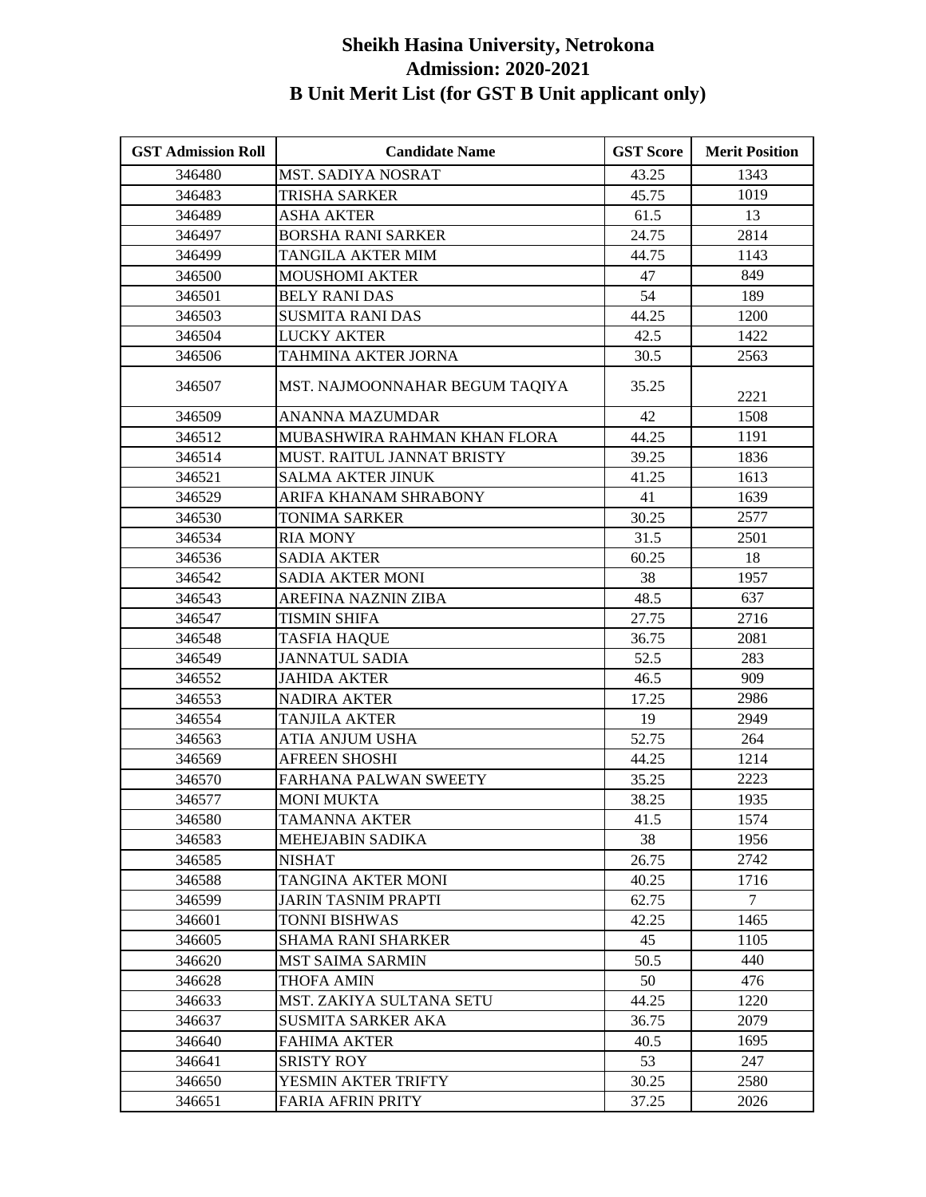# Sheikh Hasina University, Netrokona
## Admission: 2020-2021
## B Unit Merit List (for GST B Unit applicant only)

| GST Admission Roll | Candidate Name | GST Score | Merit Position |
|---|---|---|---|
| 346480 | MST. SADIYA NOSRAT | 43.25 | 1343 |
| 346483 | TRISHA SARKER | 45.75 | 1019 |
| 346489 | ASHA AKTER | 61.5 | 13 |
| 346497 | BORSHA RANI SARKER | 24.75 | 2814 |
| 346499 | TANGILA AKTER MIM | 44.75 | 1143 |
| 346500 | MOUSHOMI AKTER | 47 | 849 |
| 346501 | BELY RANI DAS | 54 | 189 |
| 346503 | SUSMITA RANI DAS | 44.25 | 1200 |
| 346504 | LUCKY AKTER | 42.5 | 1422 |
| 346506 | TAHMINA AKTER JORNA | 30.5 | 2563 |
| 346507 | MST. NAJMOONNAHAR BEGUM TAQIYA | 35.25 | 2221 |
| 346509 | ANANNA MAZUMDAR | 42 | 1508 |
| 346512 | MUBASHWIRA RAHMAN KHAN FLORA | 44.25 | 1191 |
| 346514 | MUST. RAITUL JANNAT BRISTY | 39.25 | 1836 |
| 346521 | SALMA AKTER JINUK | 41.25 | 1613 |
| 346529 | ARIFA KHANAM SHRABONY | 41 | 1639 |
| 346530 | TONIMA SARKER | 30.25 | 2577 |
| 346534 | RIA MONY | 31.5 | 2501 |
| 346536 | SADIA AKTER | 60.25 | 18 |
| 346542 | SADIA AKTER MONI | 38 | 1957 |
| 346543 | AREFINA NAZNIN ZIBA | 48.5 | 637 |
| 346547 | TISMIN SHIFA | 27.75 | 2716 |
| 346548 | TASFIA HAQUE | 36.75 | 2081 |
| 346549 | JANNATUL SADIA | 52.5 | 283 |
| 346552 | JAHIDA AKTER | 46.5 | 909 |
| 346553 | NADIRA AKTER | 17.25 | 2986 |
| 346554 | TANJILA AKTER | 19 | 2949 |
| 346563 | ATIA ANJUM USHA | 52.75 | 264 |
| 346569 | AFREEN SHOSHI | 44.25 | 1214 |
| 346570 | FARHANA PALWAN SWEETY | 35.25 | 2223 |
| 346577 | MONI MUKTA | 38.25 | 1935 |
| 346580 | TAMANNA AKTER | 41.5 | 1574 |
| 346583 | MEHEJABIN SADIKA | 38 | 1956 |
| 346585 | NISHAT | 26.75 | 2742 |
| 346588 | TANGINA AKTER MONI | 40.25 | 1716 |
| 346599 | JARIN TASNIM PRAPTI | 62.75 | 7 |
| 346601 | TONNI BISHWAS | 42.25 | 1465 |
| 346605 | SHAMA RANI SHARKER | 45 | 1105 |
| 346620 | MST SAIMA SARMIN | 50.5 | 440 |
| 346628 | THOFA AMIN | 50 | 476 |
| 346633 | MST. ZAKIYA SULTANA SETU | 44.25 | 1220 |
| 346637 | SUSMITA SARKER AKA | 36.75 | 2079 |
| 346640 | FAHIMA AKTER | 40.5 | 1695 |
| 346641 | SRISTY ROY | 53 | 247 |
| 346650 | YESMIN AKTER TRIFTY | 30.25 | 2580 |
| 346651 | FARIA AFRIN PRITY | 37.25 | 2026 |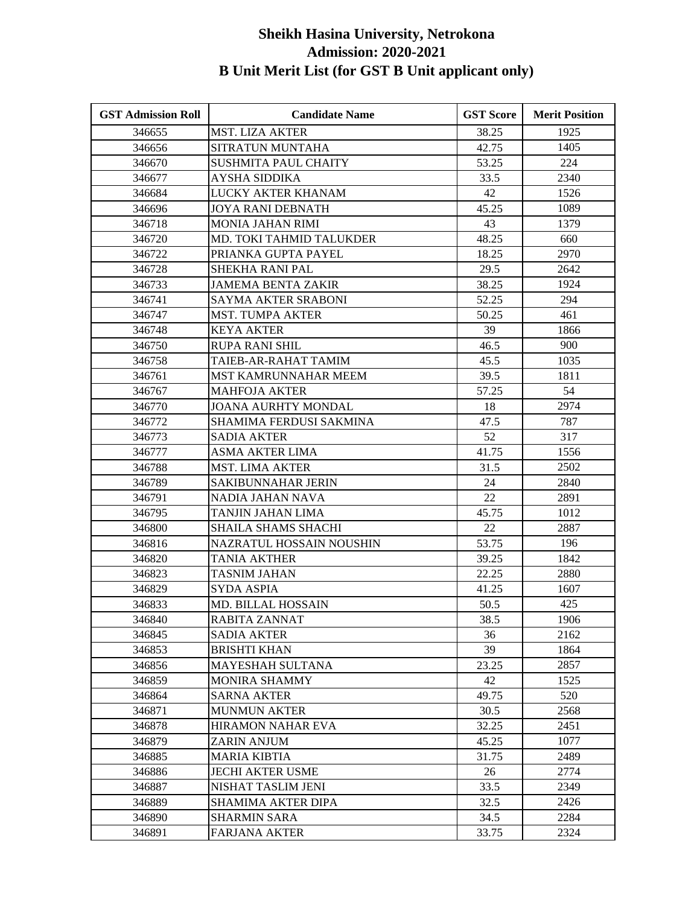# Sheikh Hasina University, Netrokona
## Admission: 2020-2021
## B Unit Merit List (for GST B Unit applicant only)

| GST Admission Roll | Candidate Name | GST Score | Merit Position |
|---|---|---|---|
| 346655 | MST. LIZA AKTER | 38.25 | 1925 |
| 346656 | SITRATUN MUNTAHA | 42.75 | 1405 |
| 346670 | SUSHMITA PAUL CHAITY | 53.25 | 224 |
| 346677 | AYSHA SIDDIKA | 33.5 | 2340 |
| 346684 | LUCKY AKTER KHANAM | 42 | 1526 |
| 346696 | JOYA RANI DEBNATH | 45.25 | 1089 |
| 346718 | MONIA JAHAN RIMI | 43 | 1379 |
| 346720 | MD. TOKI TAHMID TALUKDER | 48.25 | 660 |
| 346722 | PRIANKA GUPTA PAYEL | 18.25 | 2970 |
| 346728 | SHEKHA RANI PAL | 29.5 | 2642 |
| 346733 | JAMEMA BENTA ZAKIR | 38.25 | 1924 |
| 346741 | SAYMA AKTER SRABONI | 52.25 | 294 |
| 346747 | MST. TUMPA AKTER | 50.25 | 461 |
| 346748 | KEYA AKTER | 39 | 1866 |
| 346750 | RUPA RANI SHIL | 46.5 | 900 |
| 346758 | TAIEB-AR-RAHAT TAMIM | 45.5 | 1035 |
| 346761 | MST KAMRUNNAHAR MEEM | 39.5 | 1811 |
| 346767 | MAHFOJA AKTER | 57.25 | 54 |
| 346770 | JOANA AURHTY MONDAL | 18 | 2974 |
| 346772 | SHAMIMA FERDUSI SAKMINA | 47.5 | 787 |
| 346773 | SADIA AKTER | 52 | 317 |
| 346777 | ASMA AKTER LIMA | 41.75 | 1556 |
| 346788 | MST. LIMA AKTER | 31.5 | 2502 |
| 346789 | SAKIBUNNAHAR JERIN | 24 | 2840 |
| 346791 | NADIA JAHAN NAVA | 22 | 2891 |
| 346795 | TANJIN JAHAN LIMA | 45.75 | 1012 |
| 346800 | SHAILA SHAMS SHACHI | 22 | 2887 |
| 346816 | NAZRATUL HOSSAIN NOUSHIN | 53.75 | 196 |
| 346820 | TANIA AKTHER | 39.25 | 1842 |
| 346823 | TASNIM JAHAN | 22.25 | 2880 |
| 346829 | SYDA ASPIA | 41.25 | 1607 |
| 346833 | MD. BILLAL HOSSAIN | 50.5 | 425 |
| 346840 | RABITA ZANNAT | 38.5 | 1906 |
| 346845 | SADIA AKTER | 36 | 2162 |
| 346853 | BRISHTI KHAN | 39 | 1864 |
| 346856 | MAYESHAH SULTANA | 23.25 | 2857 |
| 346859 | MONIRA SHAMMY | 42 | 1525 |
| 346864 | SARNA AKTER | 49.75 | 520 |
| 346871 | MUNMUN AKTER | 30.5 | 2568 |
| 346878 | HIRAMON NAHAR EVA | 32.25 | 2451 |
| 346879 | ZARIN ANJUM | 45.25 | 1077 |
| 346885 | MARIA KIBTIA | 31.75 | 2489 |
| 346886 | JECHI AKTER USME | 26 | 2774 |
| 346887 | NISHAT TASLIM JENI | 33.5 | 2349 |
| 346889 | SHAMIMA AKTER DIPA | 32.5 | 2426 |
| 346890 | SHARMIN SARA | 34.5 | 2284 |
| 346891 | FARJANA AKTER | 33.75 | 2324 |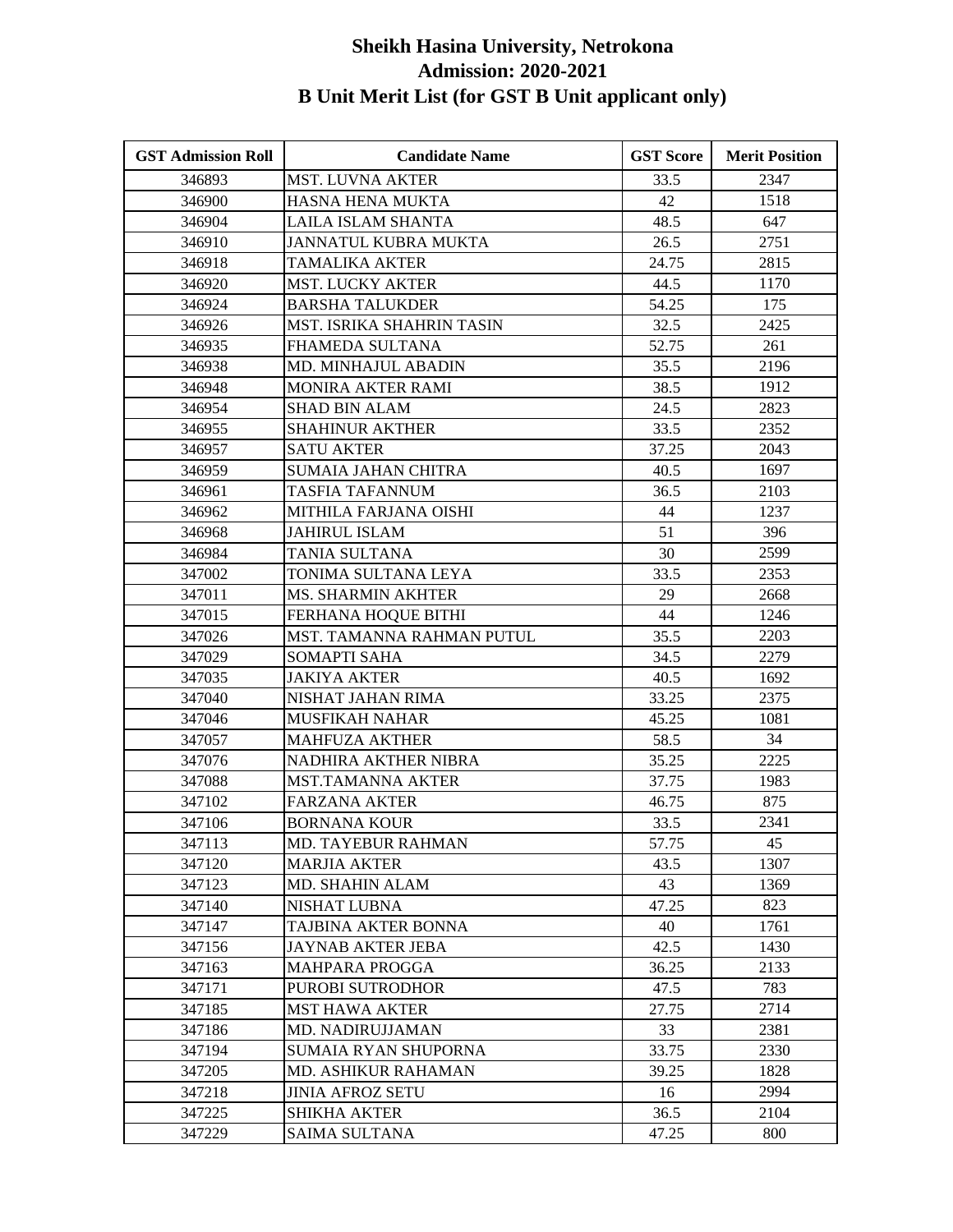# Sheikh Hasina University, Netrokona
## Admission: 2020-2021
## B Unit Merit List (for GST B Unit applicant only)

| GST Admission Roll | Candidate Name | GST Score | Merit Position |
|---|---|---|---|
| 346893 | MST. LUVNA AKTER | 33.5 | 2347 |
| 346900 | HASNA HENA MUKTA | 42 | 1518 |
| 346904 | LAILA ISLAM SHANTA | 48.5 | 647 |
| 346910 | JANNATUL KUBRA MUKTA | 26.5 | 2751 |
| 346918 | TAMALIKA AKTER | 24.75 | 2815 |
| 346920 | MST. LUCKY AKTER | 44.5 | 1170 |
| 346924 | BARSHA TALUKDER | 54.25 | 175 |
| 346926 | MST. ISRIKA SHAHRIN TASIN | 32.5 | 2425 |
| 346935 | FHAMEDA SULTANA | 52.75 | 261 |
| 346938 | MD. MINHAJUL ABADIN | 35.5 | 2196 |
| 346948 | MONIRA AKTER RAMI | 38.5 | 1912 |
| 346954 | SHAD BIN ALAM | 24.5 | 2823 |
| 346955 | SHAHINUR AKTHER | 33.5 | 2352 |
| 346957 | SATU AKTER | 37.25 | 2043 |
| 346959 | SUMAIA JAHAN CHITRA | 40.5 | 1697 |
| 346961 | TASFIA TAFANNUM | 36.5 | 2103 |
| 346962 | MITHILA FARJANA OISHI | 44 | 1237 |
| 346968 | JAHIRUL ISLAM | 51 | 396 |
| 346984 | TANIA SULTANA | 30 | 2599 |
| 347002 | TONIMA SULTANA LEYA | 33.5 | 2353 |
| 347011 | MS. SHARMIN AKHTER | 29 | 2668 |
| 347015 | FERHANA HOQUE BITHI | 44 | 1246 |
| 347026 | MST. TAMANNA RAHMAN PUTUL | 35.5 | 2203 |
| 347029 | SOMAPTI SAHA | 34.5 | 2279 |
| 347035 | JAKIYA AKTER | 40.5 | 1692 |
| 347040 | NISHAT JAHAN RIMA | 33.25 | 2375 |
| 347046 | MUSFIKAH NAHAR | 45.25 | 1081 |
| 347057 | MAHFUZA AKTHER | 58.5 | 34 |
| 347076 | NADHIRA AKTHER NIBRA | 35.25 | 2225 |
| 347088 | MST.TAMANNA AKTER | 37.75 | 1983 |
| 347102 | FARZANA AKTER | 46.75 | 875 |
| 347106 | BORNANA KOUR | 33.5 | 2341 |
| 347113 | MD. TAYEBUR RAHMAN | 57.75 | 45 |
| 347120 | MARJIA AKTER | 43.5 | 1307 |
| 347123 | MD. SHAHIN ALAM | 43 | 1369 |
| 347140 | NISHAT LUBNA | 47.25 | 823 |
| 347147 | TAJBINA AKTER BONNA | 40 | 1761 |
| 347156 | JAYNAB AKTER JEBA | 42.5 | 1430 |
| 347163 | MAHPARA PROGGA | 36.25 | 2133 |
| 347171 | PUROBI SUTRODHOR | 47.5 | 783 |
| 347185 | MST HAWA AKTER | 27.75 | 2714 |
| 347186 | MD. NADIRUJJAMAN | 33 | 2381 |
| 347194 | SUMAIA RYAN SHUPORNA | 33.75 | 2330 |
| 347205 | MD. ASHIKUR RAHAMAN | 39.25 | 1828 |
| 347218 | JINIA AFROZ SETU | 16 | 2994 |
| 347225 | SHIKHA AKTER | 36.5 | 2104 |
| 347229 | SAIMA SULTANA | 47.25 | 800 |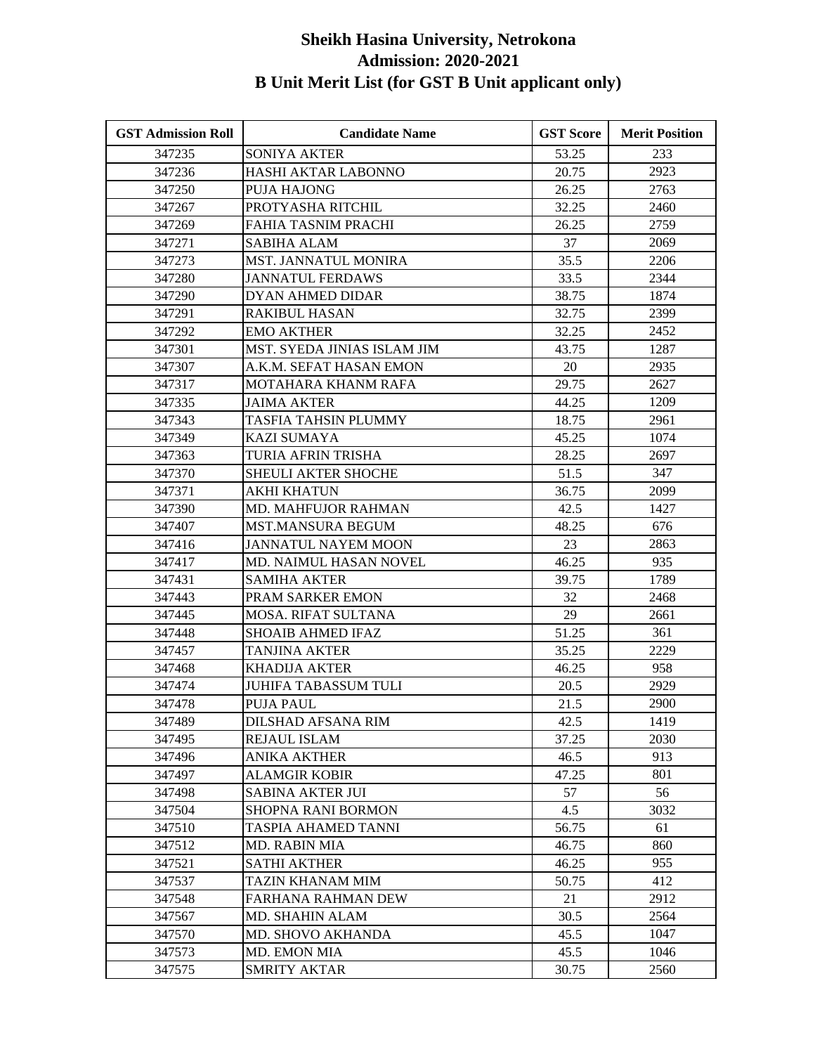# Sheikh Hasina University, Netrokona
## Admission: 2020-2021
## B Unit Merit List (for GST B Unit applicant only)

| GST Admission Roll | Candidate Name | GST Score | Merit Position |
|---|---|---|---|
| 347235 | SONIYA AKTER | 53.25 | 233 |
| 347236 | HASHI AKTAR LABONNO | 20.75 | 2923 |
| 347250 | PUJA HAJONG | 26.25 | 2763 |
| 347267 | PROTYASHA RITCHIL | 32.25 | 2460 |
| 347269 | FAHIA TASNIM PRACHI | 26.25 | 2759 |
| 347271 | SABIHA ALAM | 37 | 2069 |
| 347273 | MST. JANNATUL MONIRA | 35.5 | 2206 |
| 347280 | JANNATUL FERDAWS | 33.5 | 2344 |
| 347290 | DYAN AHMED DIDAR | 38.75 | 1874 |
| 347291 | RAKIBUL HASAN | 32.75 | 2399 |
| 347292 | EMO AKTHER | 32.25 | 2452 |
| 347301 | MST. SYEDA JINIAS ISLAM JIM | 43.75 | 1287 |
| 347307 | A.K.M. SEFAT HASAN EMON | 20 | 2935 |
| 347317 | MOTAHARA KHANM RAFA | 29.75 | 2627 |
| 347335 | JAIMA AKTER | 44.25 | 1209 |
| 347343 | TASFIA TAHSIN PLUMMY | 18.75 | 2961 |
| 347349 | KAZI SUMAYA | 45.25 | 1074 |
| 347363 | TURIA AFRIN TRISHA | 28.25 | 2697 |
| 347370 | SHEULI AKTER SHOCHE | 51.5 | 347 |
| 347371 | AKHI KHATUN | 36.75 | 2099 |
| 347390 | MD. MAHFUJOR RAHMAN | 42.5 | 1427 |
| 347407 | MST.MANSURA BEGUM | 48.25 | 676 |
| 347416 | JANNATUL NAYEM MOON | 23 | 2863 |
| 347417 | MD. NAIMUL HASAN NOVEL | 46.25 | 935 |
| 347431 | SAMIHA AKTER | 39.75 | 1789 |
| 347443 | PRAM SARKER EMON | 32 | 2468 |
| 347445 | MOSA. RIFAT SULTANA | 29 | 2661 |
| 347448 | SHOAIB AHMED IFAZ | 51.25 | 361 |
| 347457 | TANJINA AKTER | 35.25 | 2229 |
| 347468 | KHADIJA AKTER | 46.25 | 958 |
| 347474 | JUHIFA TABASSUM TULI | 20.5 | 2929 |
| 347478 | PUJA PAUL | 21.5 | 2900 |
| 347489 | DILSHAD AFSANA RIM | 42.5 | 1419 |
| 347495 | REJAUL ISLAM | 37.25 | 2030 |
| 347496 | ANIKA AKTHER | 46.5 | 913 |
| 347497 | ALAMGIR KOBIR | 47.25 | 801 |
| 347498 | SABINA AKTER JUI | 57 | 56 |
| 347504 | SHOPNA RANI BORMON | 4.5 | 3032 |
| 347510 | TASPIA AHAMED TANNI | 56.75 | 61 |
| 347512 | MD. RABIN MIA | 46.75 | 860 |
| 347521 | SATHI AKTHER | 46.25 | 955 |
| 347537 | TAZIN KHANAM MIM | 50.75 | 412 |
| 347548 | FARHANA RAHMAN DEW | 21 | 2912 |
| 347567 | MD. SHAHIN ALAM | 30.5 | 2564 |
| 347570 | MD. SHOVO AKHANDA | 45.5 | 1047 |
| 347573 | MD. EMON MIA | 45.5 | 1046 |
| 347575 | SMRITY AKTAR | 30.75 | 2560 |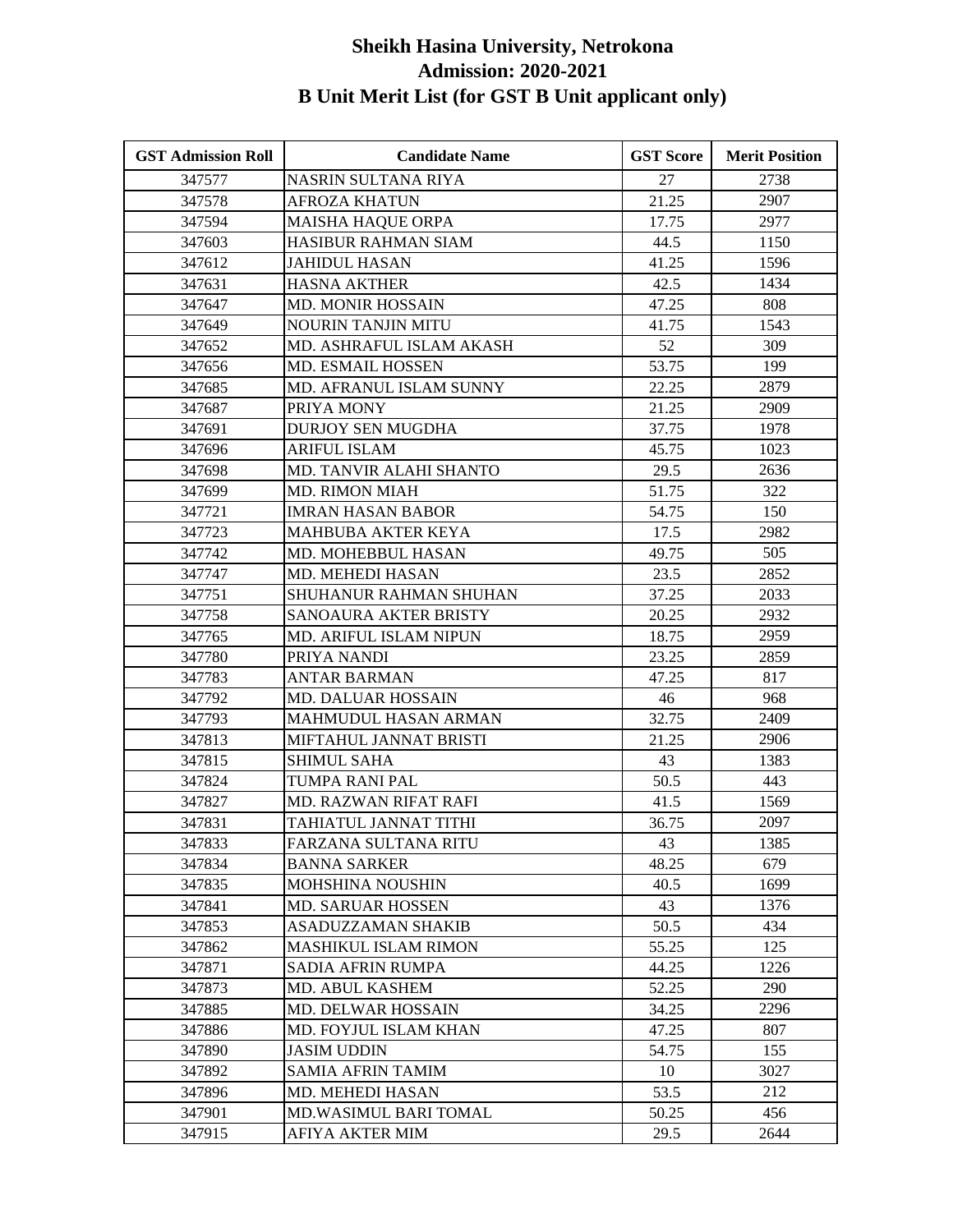# Sheikh Hasina University, Netrokona
## Admission: 2020-2021
## B Unit Merit List (for GST B Unit applicant only)

| GST Admission Roll | Candidate Name | GST Score | Merit Position |
|---|---|---|---|
| 347577 | NASRIN SULTANA RIYA | 27 | 2738 |
| 347578 | AFROZA KHATUN | 21.25 | 2907 |
| 347594 | MAISHA HAQUE ORPA | 17.75 | 2977 |
| 347603 | HASIBUR RAHMAN SIAM | 44.5 | 1150 |
| 347612 | JAHIDUL HASAN | 41.25 | 1596 |
| 347631 | HASNA AKTHER | 42.5 | 1434 |
| 347647 | MD. MONIR HOSSAIN | 47.25 | 808 |
| 347649 | NOURIN TANJIN MITU | 41.75 | 1543 |
| 347652 | MD. ASHRAFUL ISLAM AKASH | 52 | 309 |
| 347656 | MD. ESMAIL HOSSEN | 53.75 | 199 |
| 347685 | MD. AFRANUL ISLAM SUNNY | 22.25 | 2879 |
| 347687 | PRIYA MONY | 21.25 | 2909 |
| 347691 | DURJOY SEN MUGDHA | 37.75 | 1978 |
| 347696 | ARIFUL ISLAM | 45.75 | 1023 |
| 347698 | MD. TANVIR ALAHI SHANTO | 29.5 | 2636 |
| 347699 | MD. RIMON MIAH | 51.75 | 322 |
| 347721 | IMRAN HASAN BABOR | 54.75 | 150 |
| 347723 | MAHBUBA AKTER KEYA | 17.5 | 2982 |
| 347742 | MD. MOHEBBUL HASAN | 49.75 | 505 |
| 347747 | MD. MEHEDI HASAN | 23.5 | 2852 |
| 347751 | SHUHANUR RAHMAN SHUHAN | 37.25 | 2033 |
| 347758 | SANOAURA AKTER BRISTY | 20.25 | 2932 |
| 347765 | MD. ARIFUL ISLAM NIPUN | 18.75 | 2959 |
| 347780 | PRIYA NANDI | 23.25 | 2859 |
| 347783 | ANTAR BARMAN | 47.25 | 817 |
| 347792 | MD. DALUAR HOSSAIN | 46 | 968 |
| 347793 | MAHMUDUL HASAN ARMAN | 32.75 | 2409 |
| 347813 | MIFTAHUL JANNAT BRISTI | 21.25 | 2906 |
| 347815 | SHIMUL SAHA | 43 | 1383 |
| 347824 | TUMPA RANI PAL | 50.5 | 443 |
| 347827 | MD. RAZWAN RIFAT RAFI | 41.5 | 1569 |
| 347831 | TAHIATUL JANNAT TITHI | 36.75 | 2097 |
| 347833 | FARZANA SULTANA RITU | 43 | 1385 |
| 347834 | BANNA SARKER | 48.25 | 679 |
| 347835 | MOHSHINA NOUSHIN | 40.5 | 1699 |
| 347841 | MD. SARUAR HOSSEN | 43 | 1376 |
| 347853 | ASADUZZAMAN SHAKIB | 50.5 | 434 |
| 347862 | MASHIKUL ISLAM RIMON | 55.25 | 125 |
| 347871 | SADIA AFRIN RUMPA | 44.25 | 1226 |
| 347873 | MD. ABUL KASHEM | 52.25 | 290 |
| 347885 | MD. DELWAR HOSSAIN | 34.25 | 2296 |
| 347886 | MD. FOYJUL ISLAM KHAN | 47.25 | 807 |
| 347890 | JASIM UDDIN | 54.75 | 155 |
| 347892 | SAMIA AFRIN TAMIM | 10 | 3027 |
| 347896 | MD. MEHEDI HASAN | 53.5 | 212 |
| 347901 | MD.WASIMUL BARI TOMAL | 50.25 | 456 |
| 347915 | AFIYA AKTER MIM | 29.5 | 2644 |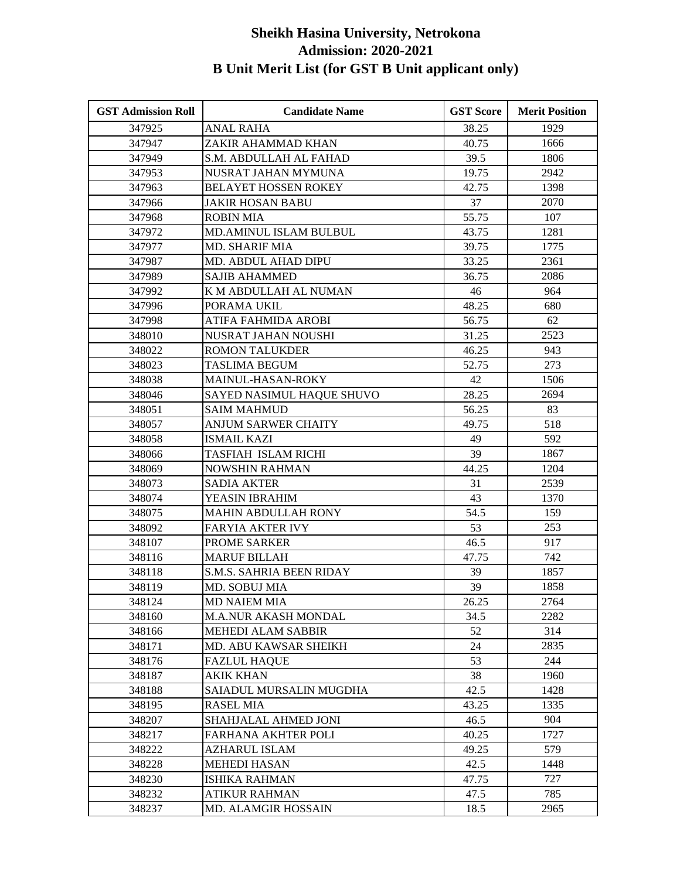# Sheikh Hasina University, Netrokona
## Admission: 2020-2021
## B Unit Merit List (for GST B Unit applicant only)

| GST Admission Roll | Candidate Name | GST Score | Merit Position |
|---|---|---|---|
| 347925 | ANAL RAHA | 38.25 | 1929 |
| 347947 | ZAKIR AHAMMAD KHAN | 40.75 | 1666 |
| 347949 | S.M. ABDULLAH AL FAHAD | 39.5 | 1806 |
| 347953 | NUSRAT JAHAN MYMUNA | 19.75 | 2942 |
| 347963 | BELAYET HOSSEN ROKEY | 42.75 | 1398 |
| 347966 | JAKIR HOSAN BABU | 37 | 2070 |
| 347968 | ROBIN MIA | 55.75 | 107 |
| 347972 | MD.AMINUL ISLAM BULBUL | 43.75 | 1281 |
| 347977 | MD. SHARIF MIA | 39.75 | 1775 |
| 347987 | MD. ABDUL AHAD DIPU | 33.25 | 2361 |
| 347989 | SAJIB AHAMMED | 36.75 | 2086 |
| 347992 | K M ABDULLAH AL NUMAN | 46 | 964 |
| 347996 | PORAMA UKIL | 48.25 | 680 |
| 347998 | ATIFA FAHMIDA AROBI | 56.75 | 62 |
| 348010 | NUSRAT JAHAN NOUSHI | 31.25 | 2523 |
| 348022 | ROMON TALUKDER | 46.25 | 943 |
| 348023 | TASLIMA BEGUM | 52.75 | 273 |
| 348038 | MAINUL-HASAN-ROKY | 42 | 1506 |
| 348046 | SAYED NASIMUL HAQUE SHUVO | 28.25 | 2694 |
| 348051 | SAIM MAHMUD | 56.25 | 83 |
| 348057 | ANJUM SARWER CHAITY | 49.75 | 518 |
| 348058 | ISMAIL KAZI | 49 | 592 |
| 348066 | TASFIAH ISLAM RICHI | 39 | 1867 |
| 348069 | NOWSHIN RAHMAN | 44.25 | 1204 |
| 348073 | SADIA AKTER | 31 | 2539 |
| 348074 | YEASIN IBRAHIM | 43 | 1370 |
| 348075 | MAHIN ABDULLAH RONY | 54.5 | 159 |
| 348092 | FARYIA AKTER IVY | 53 | 253 |
| 348107 | PROME SARKER | 46.5 | 917 |
| 348116 | MARUF BILLAH | 47.75 | 742 |
| 348118 | S.M.S. SAHRIA BEEN RIDAY | 39 | 1857 |
| 348119 | MD. SOBUJ MIA | 39 | 1858 |
| 348124 | MD NAIEM MIA | 26.25 | 2764 |
| 348160 | M.A.NUR AKASH MONDAL | 34.5 | 2282 |
| 348166 | MEHEDI ALAM SABBIR | 52 | 314 |
| 348171 | MD. ABU KAWSAR SHEIKH | 24 | 2835 |
| 348176 | FAZLUL HAQUE | 53 | 244 |
| 348187 | AKIK KHAN | 38 | 1960 |
| 348188 | SAIADUL MURSALIN MUGDHA | 42.5 | 1428 |
| 348195 | RASEL MIA | 43.25 | 1335 |
| 348207 | SHAHJALAL AHMED JONI | 46.5 | 904 |
| 348217 | FARHANA AKHTER POLI | 40.25 | 1727 |
| 348222 | AZHARUL ISLAM | 49.25 | 579 |
| 348228 | MEHEDI HASAN | 42.5 | 1448 |
| 348230 | ISHIKA RAHMAN | 47.75 | 727 |
| 348232 | ATIKUR RAHMAN | 47.5 | 785 |
| 348237 | MD. ALAMGIR HOSSAIN | 18.5 | 2965 |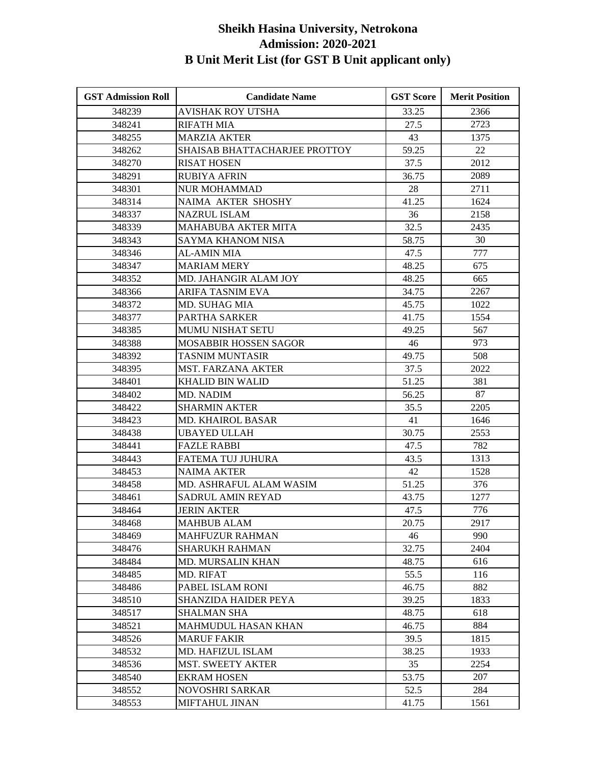# Sheikh Hasina University, Netrokona
## Admission: 2020-2021
## B Unit Merit List (for GST B Unit applicant only)

| GST Admission Roll | Candidate Name | GST Score | Merit Position |
|---|---|---|---|
| 348239 | AVISHAK ROY UTSHA | 33.25 | 2366 |
| 348241 | RIFATH MIA | 27.5 | 2723 |
| 348255 | MARZIA AKTER | 43 | 1375 |
| 348262 | SHAISAB BHATTACHARJEE PROTTOY | 59.25 | 22 |
| 348270 | RISAT HOSEN | 37.5 | 2012 |
| 348291 | RUBIYA AFRIN | 36.75 | 2089 |
| 348301 | NUR MOHAMMAD | 28 | 2711 |
| 348314 | NAIMA AKTER SHOSHY | 41.25 | 1624 |
| 348337 | NAZRUL ISLAM | 36 | 2158 |
| 348339 | MAHABUBA AKTER MITA | 32.5 | 2435 |
| 348343 | SAYMA KHANOM NISA | 58.75 | 30 |
| 348346 | AL-AMIN MIA | 47.5 | 777 |
| 348347 | MARIAM MERY | 48.25 | 675 |
| 348352 | MD. JAHANGIR ALAM JOY | 48.25 | 665 |
| 348366 | ARIFA TASNIM EVA | 34.75 | 2267 |
| 348372 | MD. SUHAG MIA | 45.75 | 1022 |
| 348377 | PARTHA SARKER | 41.75 | 1554 |
| 348385 | MUMU NISHAT SETU | 49.25 | 567 |
| 348388 | MOSABBIR HOSSEN SAGOR | 46 | 973 |
| 348392 | TASNIM MUNTASIR | 49.75 | 508 |
| 348395 | MST. FARZANA AKTER | 37.5 | 2022 |
| 348401 | KHALID BIN WALID | 51.25 | 381 |
| 348402 | MD. NADIM | 56.25 | 87 |
| 348422 | SHARMIN AKTER | 35.5 | 2205 |
| 348423 | MD. KHAIROL BASAR | 41 | 1646 |
| 348438 | UBAYED ULLAH | 30.75 | 2553 |
| 348441 | FAZLE RABBI | 47.5 | 782 |
| 348443 | FATEMA TUJ JUHURA | 43.5 | 1313 |
| 348453 | NAIMA AKTER | 42 | 1528 |
| 348458 | MD. ASHRAFUL ALAM WASIM | 51.25 | 376 |
| 348461 | SADRUL AMIN REYAD | 43.75 | 1277 |
| 348464 | JERIN AKTER | 47.5 | 776 |
| 348468 | MAHBUB ALAM | 20.75 | 2917 |
| 348469 | MAHFUZUR RAHMAN | 46 | 990 |
| 348476 | SHARUKH RAHMAN | 32.75 | 2404 |
| 348484 | MD. MURSALIN KHAN | 48.75 | 616 |
| 348485 | MD. RIFAT | 55.5 | 116 |
| 348486 | PABEL ISLAM RONI | 46.75 | 882 |
| 348510 | SHANZIDA HAIDER PEYA | 39.25 | 1833 |
| 348517 | SHALMAN SHA | 48.75 | 618 |
| 348521 | MAHMUDUL HASAN KHAN | 46.75 | 884 |
| 348526 | MARUF FAKIR | 39.5 | 1815 |
| 348532 | MD. HAFIZUL ISLAM | 38.25 | 1933 |
| 348536 | MST. SWEETY AKTER | 35 | 2254 |
| 348540 | EKRAM HOSEN | 53.75 | 207 |
| 348552 | NOVOSHRI SARKAR | 52.5 | 284 |
| 348553 | MIFTAHUL JINAN | 41.75 | 1561 |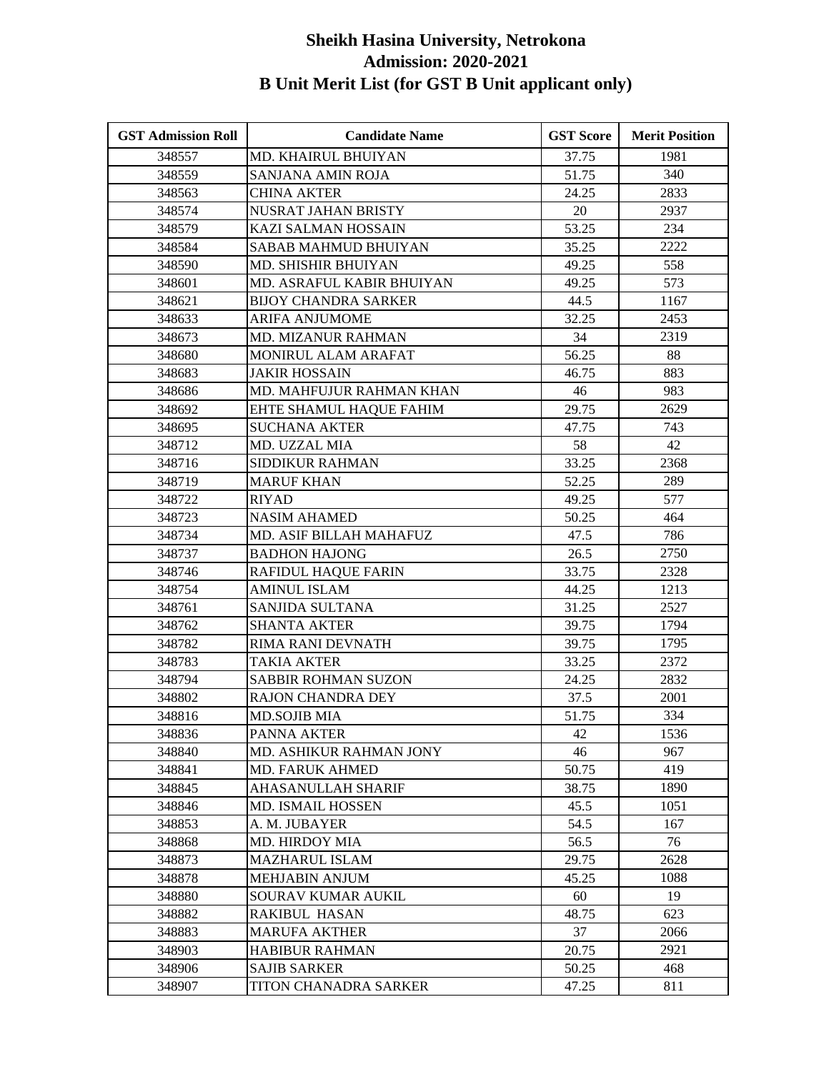# Sheikh Hasina University, Netrokona
## Admission: 2020-2021
## B Unit Merit List (for GST B Unit applicant only)

| GST Admission Roll | Candidate Name | GST Score | Merit Position |
|---|---|---|---|
| 348557 | MD. KHAIRUL BHUIYAN | 37.75 | 1981 |
| 348559 | SANJANA AMIN ROJA | 51.75 | 340 |
| 348563 | CHINA AKTER | 24.25 | 2833 |
| 348574 | NUSRAT JAHAN BRISTY | 20 | 2937 |
| 348579 | KAZI SALMAN HOSSAIN | 53.25 | 234 |
| 348584 | SABAB MAHMUD BHUIYAN | 35.25 | 2222 |
| 348590 | MD. SHISHIR BHUIYAN | 49.25 | 558 |
| 348601 | MD. ASRAFUL KABIR BHUIYAN | 49.25 | 573 |
| 348621 | BIJOY CHANDRA SARKER | 44.5 | 1167 |
| 348633 | ARIFA ANJUMOME | 32.25 | 2453 |
| 348673 | MD. MIZANUR RAHMAN | 34 | 2319 |
| 348680 | MONIRUL ALAM ARAFAT | 56.25 | 88 |
| 348683 | JAKIR HOSSAIN | 46.75 | 883 |
| 348686 | MD. MAHFUJUR RAHMAN KHAN | 46 | 983 |
| 348692 | EHTE SHAMUL HAQUE FAHIM | 29.75 | 2629 |
| 348695 | SUCHANA AKTER | 47.75 | 743 |
| 348712 | MD. UZZAL MIA | 58 | 42 |
| 348716 | SIDDIKUR RAHMAN | 33.25 | 2368 |
| 348719 | MARUF KHAN | 52.25 | 289 |
| 348722 | RIYAD | 49.25 | 577 |
| 348723 | NASIM AHAMED | 50.25 | 464 |
| 348734 | MD. ASIF BILLAH MAHAFUZ | 47.5 | 786 |
| 348737 | BADHON HAJONG | 26.5 | 2750 |
| 348746 | RAFIDUL HAQUE FARIN | 33.75 | 2328 |
| 348754 | AMINUL ISLAM | 44.25 | 1213 |
| 348761 | SANJIDA SULTANA | 31.25 | 2527 |
| 348762 | SHANTA AKTER | 39.75 | 1794 |
| 348782 | RIMA RANI DEVNATH | 39.75 | 1795 |
| 348783 | TAKIA AKTER | 33.25 | 2372 |
| 348794 | SABBIR ROHMAN SUZON | 24.25 | 2832 |
| 348802 | RAJON CHANDRA DEY | 37.5 | 2001 |
| 348816 | MD.SOJIB MIA | 51.75 | 334 |
| 348836 | PANNA AKTER | 42 | 1536 |
| 348840 | MD. ASHIKUR RAHMAN JONY | 46 | 967 |
| 348841 | MD. FARUK AHMED | 50.75 | 419 |
| 348845 | AHASANULLAH SHARIF | 38.75 | 1890 |
| 348846 | MD. ISMAIL HOSSEN | 45.5 | 1051 |
| 348853 | A. M. JUBAYER | 54.5 | 167 |
| 348868 | MD. HIRDOY MIA | 56.5 | 76 |
| 348873 | MAZHARUL ISLAM | 29.75 | 2628 |
| 348878 | MEHJABIN ANJUM | 45.25 | 1088 |
| 348880 | SOURAV KUMAR AUKIL | 60 | 19 |
| 348882 | RAKIBUL HASAN | 48.75 | 623 |
| 348883 | MARUFA AKTHER | 37 | 2066 |
| 348903 | HABIBUR RAHMAN | 20.75 | 2921 |
| 348906 | SAJIB SARKER | 50.25 | 468 |
| 348907 | TITON CHANADRA SARKER | 47.25 | 811 |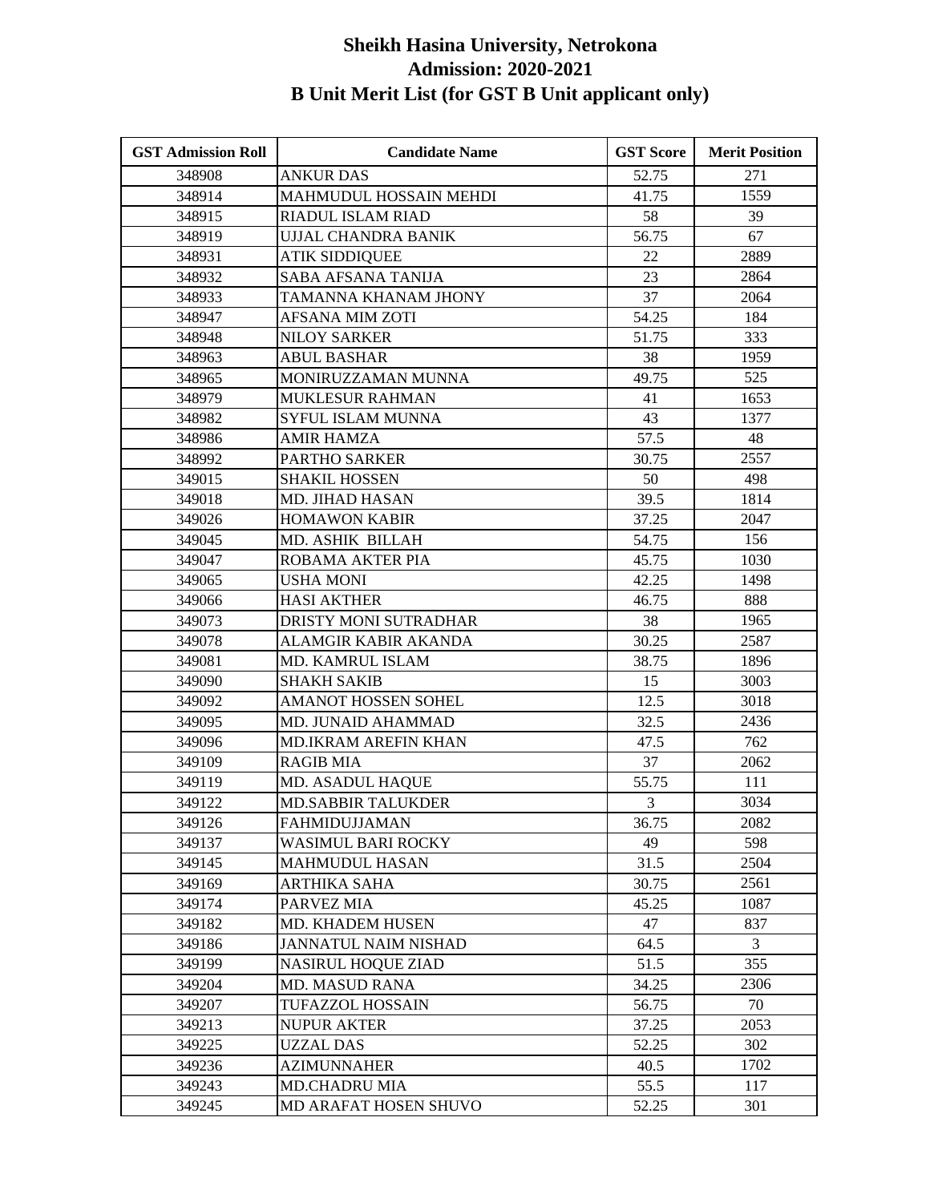# Sheikh Hasina University, Netrokona
## Admission: 2020-2021
## B Unit Merit List (for GST B Unit applicant only)

| GST Admission Roll | Candidate Name | GST Score | Merit Position |
|---|---|---|---|
| 348908 | ANKUR DAS | 52.75 | 271 |
| 348914 | MAHMUDUL HOSSAIN MEHDI | 41.75 | 1559 |
| 348915 | RIADUL ISLAM RIAD | 58 | 39 |
| 348919 | UJJAL CHANDRA BANIK | 56.75 | 67 |
| 348931 | ATIK SIDDIQUEE | 22 | 2889 |
| 348932 | SABA AFSANA TANIJA | 23 | 2864 |
| 348933 | TAMANNA KHANAM JHONY | 37 | 2064 |
| 348947 | AFSANA MIM ZOTI | 54.25 | 184 |
| 348948 | NILOY SARKER | 51.75 | 333 |
| 348963 | ABUL BASHAR | 38 | 1959 |
| 348965 | MONIRUZZAMAN MUNNA | 49.75 | 525 |
| 348979 | MUKLESUR RAHMAN | 41 | 1653 |
| 348982 | SYFUL ISLAM MUNNA | 43 | 1377 |
| 348986 | AMIR HAMZA | 57.5 | 48 |
| 348992 | PARTHO SARKER | 30.75 | 2557 |
| 349015 | SHAKIL HOSSEN | 50 | 498 |
| 349018 | MD. JIHAD HASAN | 39.5 | 1814 |
| 349026 | HOMAWON KABIR | 37.25 | 2047 |
| 349045 | MD. ASHIK BILLAH | 54.75 | 156 |
| 349047 | ROBAMA AKTER PIA | 45.75 | 1030 |
| 349065 | USHA MONI | 42.25 | 1498 |
| 349066 | HASI AKTHER | 46.75 | 888 |
| 349073 | DRISTY MONI SUTRADHAR | 38 | 1965 |
| 349078 | ALAMGIR KABIR AKANDA | 30.25 | 2587 |
| 349081 | MD. KAMRUL ISLAM | 38.75 | 1896 |
| 349090 | SHAKH SAKIB | 15 | 3003 |
| 349092 | AMANOT HOSSEN SOHEL | 12.5 | 3018 |
| 349095 | MD. JUNAID AHAMMAD | 32.5 | 2436 |
| 349096 | MD.IKRAM AREFIN KHAN | 47.5 | 762 |
| 349109 | RAGIB MIA | 37 | 2062 |
| 349119 | MD. ASADUL HAQUE | 55.75 | 111 |
| 349122 | MD.SABBIR TALUKDER | 3 | 3034 |
| 349126 | FAHMIDUJJAMAN | 36.75 | 2082 |
| 349137 | WASIMUL BARI ROCKY | 49 | 598 |
| 349145 | MAHMUDUL HASAN | 31.5 | 2504 |
| 349169 | ARTHIKA SAHA | 30.75 | 2561 |
| 349174 | PARVEZ MIA | 45.25 | 1087 |
| 349182 | MD. KHADEM HUSEN | 47 | 837 |
| 349186 | JANNATUL NAIM NISHAD | 64.5 | 3 |
| 349199 | NASIRUL HOQUE ZIAD | 51.5 | 355 |
| 349204 | MD. MASUD RANA | 34.25 | 2306 |
| 349207 | TUFAZZOL HOSSAIN | 56.75 | 70 |
| 349213 | NUPUR AKTER | 37.25 | 2053 |
| 349225 | UZZAL DAS | 52.25 | 302 |
| 349236 | AZIMUNNAHER | 40.5 | 1702 |
| 349243 | MD.CHADRU MIA | 55.5 | 117 |
| 349245 | MD ARAFAT HOSEN SHUVO | 52.25 | 301 |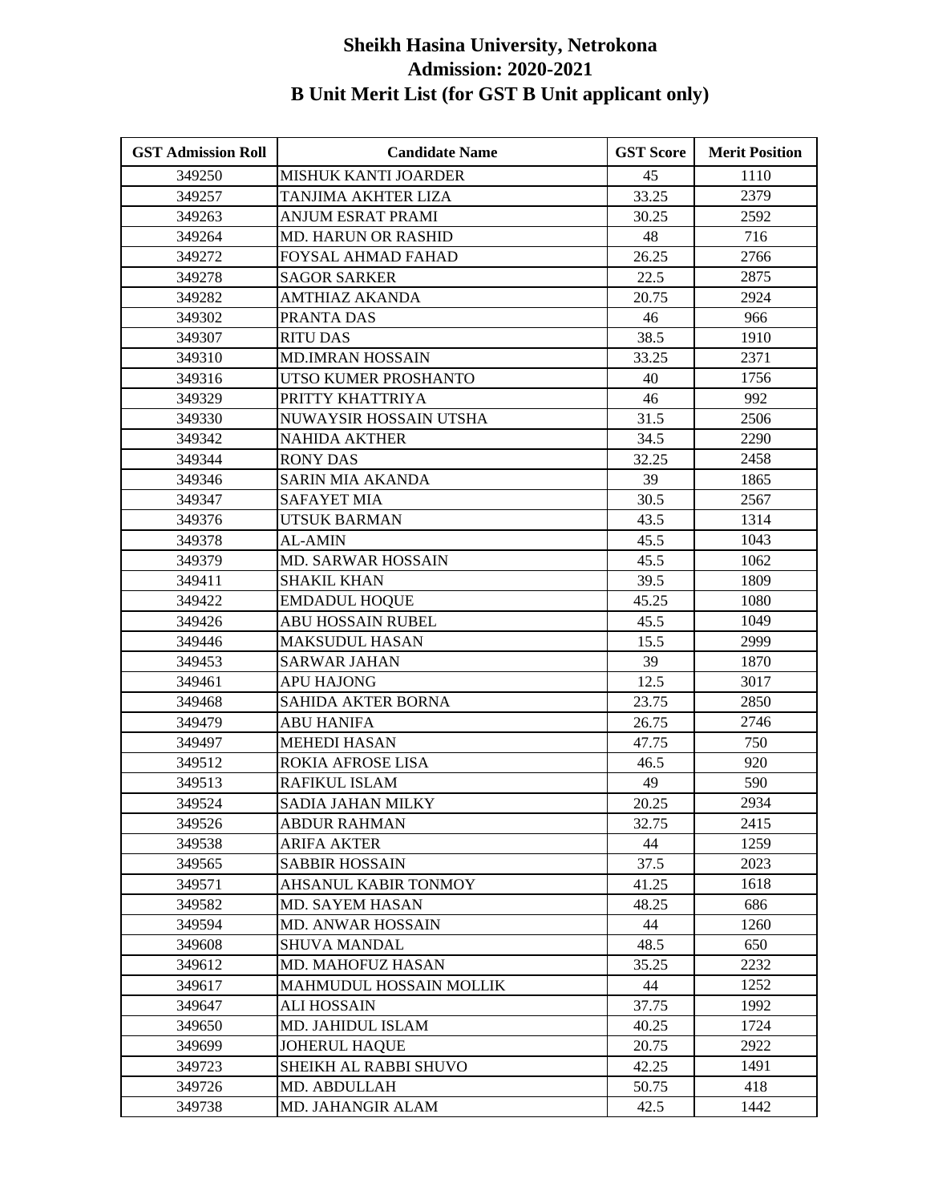# Sheikh Hasina University, Netrokona
## Admission: 2020-2021
## B Unit Merit List (for GST B Unit applicant only)

| GST Admission Roll | Candidate Name | GST Score | Merit Position |
|---|---|---|---|
| 349250 | MISHUK KANTI JOARDER | 45 | 1110 |
| 349257 | TANJIMA AKHTER LIZA | 33.25 | 2379 |
| 349263 | ANJUM ESRAT PRAMI | 30.25 | 2592 |
| 349264 | MD. HARUN OR RASHID | 48 | 716 |
| 349272 | FOYSAL AHMAD FAHAD | 26.25 | 2766 |
| 349278 | SAGOR SARKER | 22.5 | 2875 |
| 349282 | AMTHIAZ AKANDA | 20.75 | 2924 |
| 349302 | PRANTA DAS | 46 | 966 |
| 349307 | RITU DAS | 38.5 | 1910 |
| 349310 | MD.IMRAN HOSSAIN | 33.25 | 2371 |
| 349316 | UTSO KUMER PROSHANTO | 40 | 1756 |
| 349329 | PRITTY KHATTRIYA | 46 | 992 |
| 349330 | NUWAYSIR HOSSAIN UTSHA | 31.5 | 2506 |
| 349342 | NAHIDA AKTHER | 34.5 | 2290 |
| 349344 | RONY DAS | 32.25 | 2458 |
| 349346 | SARIN MIA AKANDA | 39 | 1865 |
| 349347 | SAFAYET MIA | 30.5 | 2567 |
| 349376 | UTSUK BARMAN | 43.5 | 1314 |
| 349378 | AL-AMIN | 45.5 | 1043 |
| 349379 | MD. SARWAR HOSSAIN | 45.5 | 1062 |
| 349411 | SHAKIL KHAN | 39.5 | 1809 |
| 349422 | EMDADUL HOQUE | 45.25 | 1080 |
| 349426 | ABU HOSSAIN RUBEL | 45.5 | 1049 |
| 349446 | MAKSUDUL HASAN | 15.5 | 2999 |
| 349453 | SARWAR JAHAN | 39 | 1870 |
| 349461 | APU HAJONG | 12.5 | 3017 |
| 349468 | SAHIDA AKTER BORNA | 23.75 | 2850 |
| 349479 | ABU HANIFA | 26.75 | 2746 |
| 349497 | MEHEDI HASAN | 47.75 | 750 |
| 349512 | ROKIA AFROSE LISA | 46.5 | 920 |
| 349513 | RAFIKUL ISLAM | 49 | 590 |
| 349524 | SADIA JAHAN MILKY | 20.25 | 2934 |
| 349526 | ABDUR RAHMAN | 32.75 | 2415 |
| 349538 | ARIFA AKTER | 44 | 1259 |
| 349565 | SABBIR HOSSAIN | 37.5 | 2023 |
| 349571 | AHSANUL KABIR TONMOY | 41.25 | 1618 |
| 349582 | MD. SAYEM HASAN | 48.25 | 686 |
| 349594 | MD. ANWAR HOSSAIN | 44 | 1260 |
| 349608 | SHUVA MANDAL | 48.5 | 650 |
| 349612 | MD. MAHOFUZ HASAN | 35.25 | 2232 |
| 349617 | MAHMUDUL HOSSAIN MOLLIK | 44 | 1252 |
| 349647 | ALI HOSSAIN | 37.75 | 1992 |
| 349650 | MD. JAHIDUL ISLAM | 40.25 | 1724 |
| 349699 | JOHERUL HAQUE | 20.75 | 2922 |
| 349723 | SHEIKH AL RABBI SHUVO | 42.25 | 1491 |
| 349726 | MD. ABDULLAH | 50.75 | 418 |
| 349738 | MD. JAHANGIR ALAM | 42.5 | 1442 |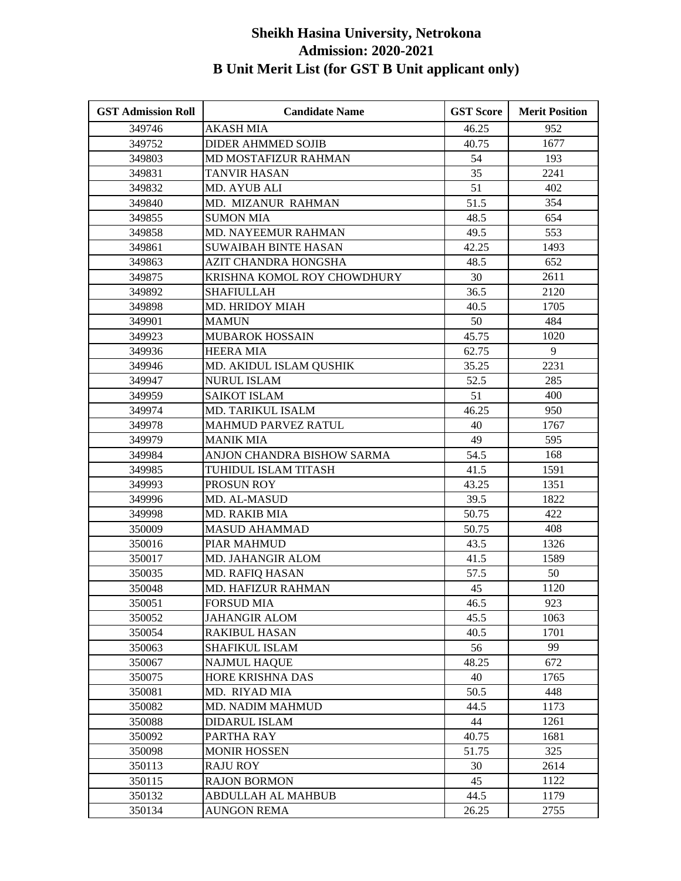# Sheikh Hasina University, Netrokona
## Admission: 2020-2021
## B Unit Merit List (for GST B Unit applicant only)

| GST Admission Roll | Candidate Name | GST Score | Merit Position |
|---|---|---|---|
| 349746 | AKASH MIA | 46.25 | 952 |
| 349752 | DIDER AHMMED SOJIB | 40.75 | 1677 |
| 349803 | MD MOSTAFIZUR RAHMAN | 54 | 193 |
| 349831 | TANVIR HASAN | 35 | 2241 |
| 349832 | MD. AYUB ALI | 51 | 402 |
| 349840 | MD. MIZANUR RAHMAN | 51.5 | 354 |
| 349855 | SUMON MIA | 48.5 | 654 |
| 349858 | MD. NAYEEMUR RAHMAN | 49.5 | 553 |
| 349861 | SUWAIBAH BINTE HASAN | 42.25 | 1493 |
| 349863 | AZIT CHANDRA HONGSHA | 48.5 | 652 |
| 349875 | KRISHNA KOMOL ROY CHOWDHURY | 30 | 2611 |
| 349892 | SHAFIULLAH | 36.5 | 2120 |
| 349898 | MD. HRIDOY MIAH | 40.5 | 1705 |
| 349901 | MAMUN | 50 | 484 |
| 349923 | MUBAROK HOSSAIN | 45.75 | 1020 |
| 349936 | HEERA MIA | 62.75 | 9 |
| 349946 | MD. AKIDUL ISLAM QUSHIK | 35.25 | 2231 |
| 349947 | NURUL ISLAM | 52.5 | 285 |
| 349959 | SAIKOT ISLAM | 51 | 400 |
| 349974 | MD. TARIKUL ISALM | 46.25 | 950 |
| 349978 | MAHMUD PARVEZ RATUL | 40 | 1767 |
| 349979 | MANIK MIA | 49 | 595 |
| 349984 | ANJON CHANDRA BISHOW SARMA | 54.5 | 168 |
| 349985 | TUHIDUL ISLAM TITASH | 41.5 | 1591 |
| 349993 | PROSUN ROY | 43.25 | 1351 |
| 349996 | MD. AL-MASUD | 39.5 | 1822 |
| 349998 | MD. RAKIB MIA | 50.75 | 422 |
| 350009 | MASUD AHAMMAD | 50.75 | 408 |
| 350016 | PIAR MAHMUD | 43.5 | 1326 |
| 350017 | MD. JAHANGIR ALOM | 41.5 | 1589 |
| 350035 | MD. RAFIQ HASAN | 57.5 | 50 |
| 350048 | MD. HAFIZUR RAHMAN | 45 | 1120 |
| 350051 | FORSUD MIA | 46.5 | 923 |
| 350052 | JAHANGIR ALOM | 45.5 | 1063 |
| 350054 | RAKIBUL HASAN | 40.5 | 1701 |
| 350063 | SHAFIKUL ISLAM | 56 | 99 |
| 350067 | NAJMUL HAQUE | 48.25 | 672 |
| 350075 | HORE KRISHNA DAS | 40 | 1765 |
| 350081 | MD. RIYAD MIA | 50.5 | 448 |
| 350082 | MD. NADIM MAHMUD | 44.5 | 1173 |
| 350088 | DIDARUL ISLAM | 44 | 1261 |
| 350092 | PARTHA RAY | 40.75 | 1681 |
| 350098 | MONIR HOSSEN | 51.75 | 325 |
| 350113 | RAJU ROY | 30 | 2614 |
| 350115 | RAJON BORMON | 45 | 1122 |
| 350132 | ABDULLAH AL MAHBUB | 44.5 | 1179 |
| 350134 | AUNGON REMA | 26.25 | 2755 |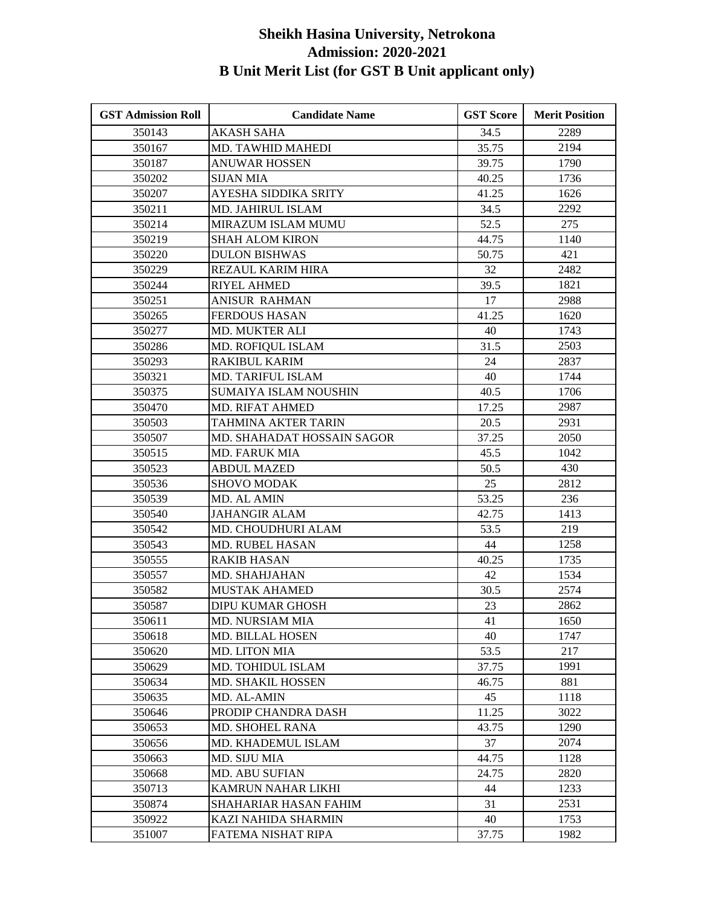# Sheikh Hasina University, Netrokona
## Admission: 2020-2021
## B Unit Merit List (for GST B Unit applicant only)

| GST Admission Roll | Candidate Name | GST Score | Merit Position |
|---|---|---|---|
| 350143 | AKASH SAHA | 34.5 | 2289 |
| 350167 | MD. TAWHID MAHEDI | 35.75 | 2194 |
| 350187 | ANUWAR HOSSEN | 39.75 | 1790 |
| 350202 | SIJAN MIA | 40.25 | 1736 |
| 350207 | AYESHA SIDDIKA SRITY | 41.25 | 1626 |
| 350211 | MD. JAHIRUL ISLAM | 34.5 | 2292 |
| 350214 | MIRAZUM ISLAM MUMU | 52.5 | 275 |
| 350219 | SHAH ALOM KIRON | 44.75 | 1140 |
| 350220 | DULON BISHWAS | 50.75 | 421 |
| 350229 | REZAUL KARIM HIRA | 32 | 2482 |
| 350244 | RIYEL AHMED | 39.5 | 1821 |
| 350251 | ANISUR RAHMAN | 17 | 2988 |
| 350265 | FERDOUS HASAN | 41.25 | 1620 |
| 350277 | MD. MUKTER ALI | 40 | 1743 |
| 350286 | MD. ROFIQUL ISLAM | 31.5 | 2503 |
| 350293 | RAKIBUL KARIM | 24 | 2837 |
| 350321 | MD. TARIFUL ISLAM | 40 | 1744 |
| 350375 | SUMAIYA ISLAM NOUSHIN | 40.5 | 1706 |
| 350470 | MD. RIFAT AHMED | 17.25 | 2987 |
| 350503 | TAHMINA AKTER TARIN | 20.5 | 2931 |
| 350507 | MD. SHAHADAT HOSSAIN SAGOR | 37.25 | 2050 |
| 350515 | MD. FARUK MIA | 45.5 | 1042 |
| 350523 | ABDUL MAZED | 50.5 | 430 |
| 350536 | SHOVO MODAK | 25 | 2812 |
| 350539 | MD. AL AMIN | 53.25 | 236 |
| 350540 | JAHANGIR ALAM | 42.75 | 1413 |
| 350542 | MD. CHOUDHURI ALAM | 53.5 | 219 |
| 350543 | MD. RUBEL HASAN | 44 | 1258 |
| 350555 | RAKIB HASAN | 40.25 | 1735 |
| 350557 | MD. SHAHJAHAN | 42 | 1534 |
| 350582 | MUSTAK AHAMED | 30.5 | 2574 |
| 350587 | DIPU KUMAR GHOSH | 23 | 2862 |
| 350611 | MD. NURSIAM MIA | 41 | 1650 |
| 350618 | MD. BILLAL HOSEN | 40 | 1747 |
| 350620 | MD. LITON MIA | 53.5 | 217 |
| 350629 | MD. TOHIDUL ISLAM | 37.75 | 1991 |
| 350634 | MD. SHAKIL HOSSEN | 46.75 | 881 |
| 350635 | MD. AL-AMIN | 45 | 1118 |
| 350646 | PRODIP CHANDRA DASH | 11.25 | 3022 |
| 350653 | MD. SHOHEL RANA | 43.75 | 1290 |
| 350656 | MD. KHADEMUL ISLAM | 37 | 2074 |
| 350663 | MD. SIJU MIA | 44.75 | 1128 |
| 350668 | MD. ABU SUFIAN | 24.75 | 2820 |
| 350713 | KAMRUN NAHAR LIKHI | 44 | 1233 |
| 350874 | SHAHARIAR HASAN FAHIM | 31 | 2531 |
| 350922 | KAZI NAHIDA SHARMIN | 40 | 1753 |
| 351007 | FATEMA NISHAT RIPA | 37.75 | 1982 |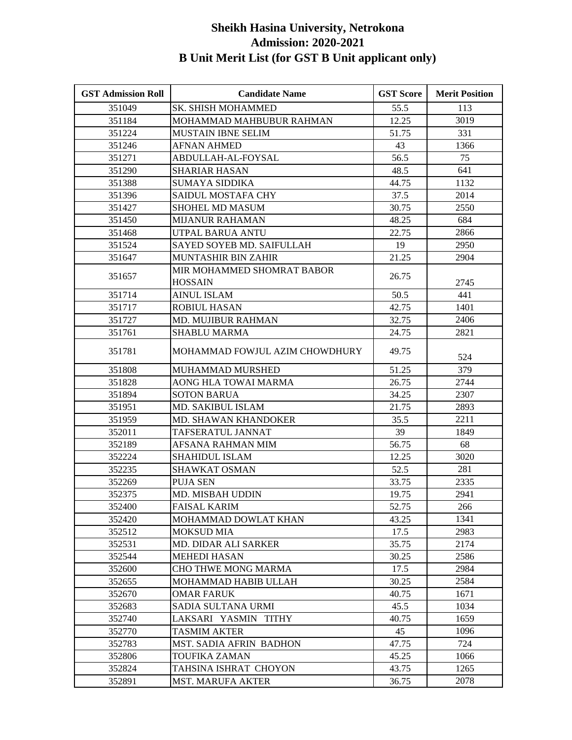# Sheikh Hasina University, Netrokona
## Admission: 2020-2021
## B Unit Merit List (for GST B Unit applicant only)

| GST Admission Roll | Candidate Name | GST Score | Merit Position |
|---|---|---|---|
| 351049 | SK. SHISH MOHAMMED | 55.5 | 113 |
| 351184 | MOHAMMAD MAHBUBUR RAHMAN | 12.25 | 3019 |
| 351224 | MUSTAIN IBNE SELIM | 51.75 | 331 |
| 351246 | AFNAN AHMED | 43 | 1366 |
| 351271 | ABDULLAH-AL-FOYSAL | 56.5 | 75 |
| 351290 | SHARIAR HASAN | 48.5 | 641 |
| 351388 | SUMAYA SIDDIKA | 44.75 | 1132 |
| 351396 | SAIDUL MOSTAFA CHY | 37.5 | 2014 |
| 351427 | SHOHEL MD MASUM | 30.75 | 2550 |
| 351450 | MIJANUR RAHAMAN | 48.25 | 684 |
| 351468 | UTPAL BARUA ANTU | 22.75 | 2866 |
| 351524 | SAYED SOYEB MD. SAIFULLAH | 19 | 2950 |
| 351647 | MUNTASHIR BIN ZAHIR | 21.25 | 2904 |
| 351657 | MIR MOHAMMED SHOMRAT BABOR HOSSAIN | 26.75 | 2745 |
| 351714 | AINUL ISLAM | 50.5 | 441 |
| 351717 | ROBIUL HASAN | 42.75 | 1401 |
| 351727 | MD. MUJIBUR RAHMAN | 32.75 | 2406 |
| 351761 | SHABLU MARMA | 24.75 | 2821 |
| 351781 | MOHAMMAD FOWJUL AZIM CHOWDHURY | 49.75 | 524 |
| 351808 | MUHAMMAD MURSHED | 51.25 | 379 |
| 351828 | AONG HLA TOWAI MARMA | 26.75 | 2744 |
| 351894 | SOTON BARUA | 34.25 | 2307 |
| 351951 | MD. SAKIBUL ISLAM | 21.75 | 2893 |
| 351959 | MD. SHAWAN KHANDOKER | 35.5 | 2211 |
| 352011 | TAFSERATUL JANNAT | 39 | 1849 |
| 352189 | AFSANA RAHMAN MIM | 56.75 | 68 |
| 352224 | SHAHIDUL ISLAM | 12.25 | 3020 |
| 352235 | SHAWKAT OSMAN | 52.5 | 281 |
| 352269 | PUJA SEN | 33.75 | 2335 |
| 352375 | MD. MISBAH UDDIN | 19.75 | 2941 |
| 352400 | FAISAL KARIM | 52.75 | 266 |
| 352420 | MOHAMMAD DOWLAT KHAN | 43.25 | 1341 |
| 352512 | MOKSUD MIA | 17.5 | 2983 |
| 352531 | MD. DIDAR ALI SARKER | 35.75 | 2174 |
| 352544 | MEHEDI HASAN | 30.25 | 2586 |
| 352600 | CHO THWE MONG MARMA | 17.5 | 2984 |
| 352655 | MOHAMMAD HABIB ULLAH | 30.25 | 2584 |
| 352670 | OMAR FARUK | 40.75 | 1671 |
| 352683 | SADIA SULTANA URMI | 45.5 | 1034 |
| 352740 | LAKSARI YASMIN TITHY | 40.75 | 1659 |
| 352770 | TASMIM AKTER | 45 | 1096 |
| 352783 | MST. SADIA AFRIN BADHON | 47.75 | 724 |
| 352806 | TOUFIKA ZAMAN | 45.25 | 1066 |
| 352824 | TAHSINA ISHRAT CHOYON | 43.75 | 1265 |
| 352891 | MST. MARUFA AKTER | 36.75 | 2078 |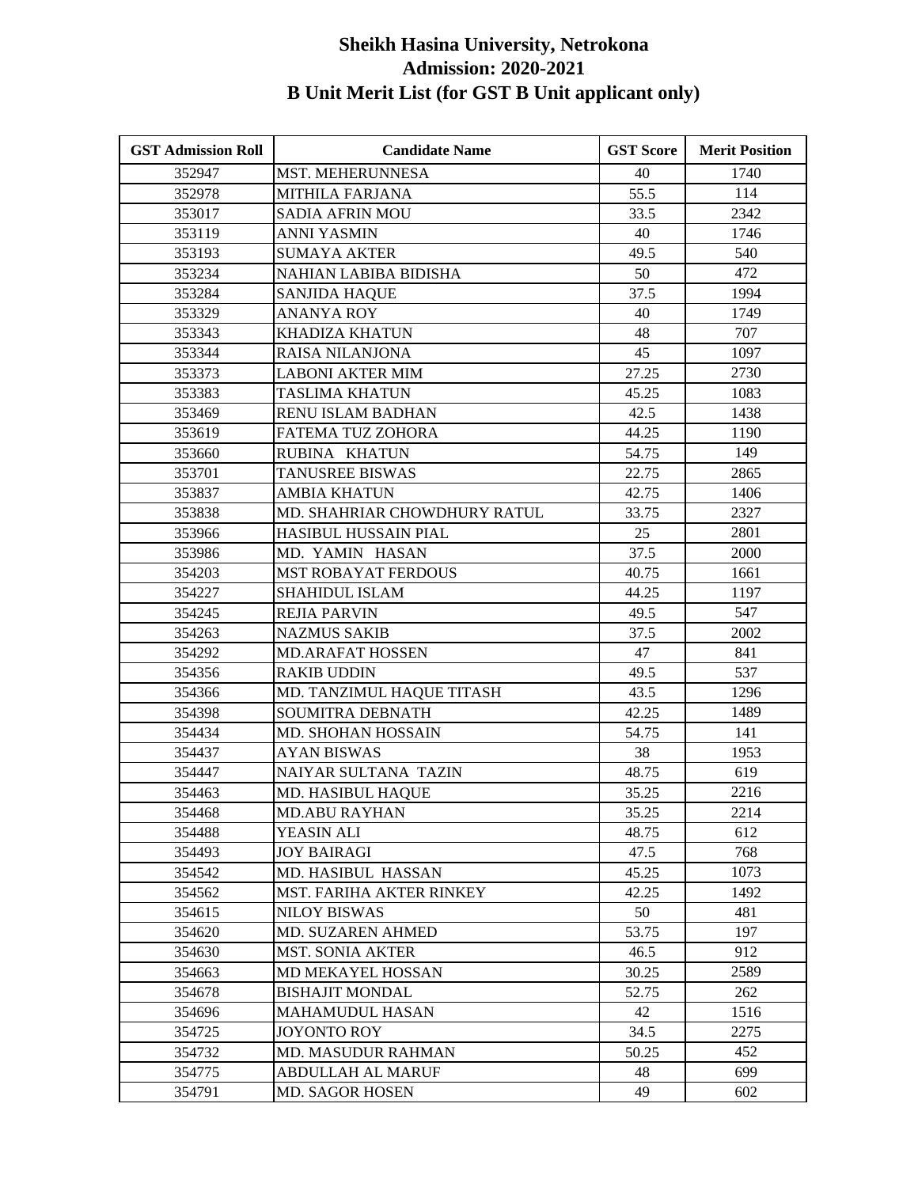# Sheikh Hasina University, Netrokona
## Admission: 2020-2021
## B Unit Merit List (for GST B Unit applicant only)

| GST Admission Roll | Candidate Name | GST Score | Merit Position |
|---|---|---|---|
| 352947 | MST. MEHERUNNESA | 40 | 1740 |
| 352978 | MITHILA FARJANA | 55.5 | 114 |
| 353017 | SADIA AFRIN MOU | 33.5 | 2342 |
| 353119 | ANNI YASMIN | 40 | 1746 |
| 353193 | SUMAYA AKTER | 49.5 | 540 |
| 353234 | NAHIAN LABIBA BIDISHA | 50 | 472 |
| 353284 | SANJIDA HAQUE | 37.5 | 1994 |
| 353329 | ANANYA ROY | 40 | 1749 |
| 353343 | KHADIZA KHATUN | 48 | 707 |
| 353344 | RAISA NILANJONA | 45 | 1097 |
| 353373 | LABONI AKTER MIM | 27.25 | 2730 |
| 353383 | TASLIMA KHATUN | 45.25 | 1083 |
| 353469 | RENU ISLAM BADHAN | 42.5 | 1438 |
| 353619 | FATEMA TUZ ZOHORA | 44.25 | 1190 |
| 353660 | RUBINA KHATUN | 54.75 | 149 |
| 353701 | TANUSREE BISWAS | 22.75 | 2865 |
| 353837 | AMBIA KHATUN | 42.75 | 1406 |
| 353838 | MD. SHAHRIAR CHOWDHURY RATUL | 33.75 | 2327 |
| 353966 | HASIBUL HUSSAIN PIAL | 25 | 2801 |
| 353986 | MD. YAMIN HASAN | 37.5 | 2000 |
| 354203 | MST ROBAYAT FERDOUS | 40.75 | 1661 |
| 354227 | SHAHIDUL ISLAM | 44.25 | 1197 |
| 354245 | REJIA PARVIN | 49.5 | 547 |
| 354263 | NAZMUS SAKIB | 37.5 | 2002 |
| 354292 | MD.ARAFAT HOSSEN | 47 | 841 |
| 354356 | RAKIB UDDIN | 49.5 | 537 |
| 354366 | MD. TANZIMUL HAQUE TITASH | 43.5 | 1296 |
| 354398 | SOUMITRA DEBNATH | 42.25 | 1489 |
| 354434 | MD. SHOHAN HOSSAIN | 54.75 | 141 |
| 354437 | AYAN BISWAS | 38 | 1953 |
| 354447 | NAIYAR SULTANA TAZIN | 48.75 | 619 |
| 354463 | MD. HASIBUL HAQUE | 35.25 | 2216 |
| 354468 | MD.ABU RAYHAN | 35.25 | 2214 |
| 354488 | YEASIN ALI | 48.75 | 612 |
| 354493 | JOY BAIRAGI | 47.5 | 768 |
| 354542 | MD. HASIBUL HASSAN | 45.25 | 1073 |
| 354562 | MST. FARIHA AKTER RINKEY | 42.25 | 1492 |
| 354615 | NILOY BISWAS | 50 | 481 |
| 354620 | MD. SUZAREN AHMED | 53.75 | 197 |
| 354630 | MST. SONIA AKTER | 46.5 | 912 |
| 354663 | MD MEKAYEL HOSSAN | 30.25 | 2589 |
| 354678 | BISHAJIT MONDAL | 52.75 | 262 |
| 354696 | MAHAMUDUL HASAN | 42 | 1516 |
| 354725 | JOYONTO ROY | 34.5 | 2275 |
| 354732 | MD. MASUDUR RAHMAN | 50.25 | 452 |
| 354775 | ABDULLAH AL MARUF | 48 | 699 |
| 354791 | MD. SAGOR HOSEN | 49 | 602 |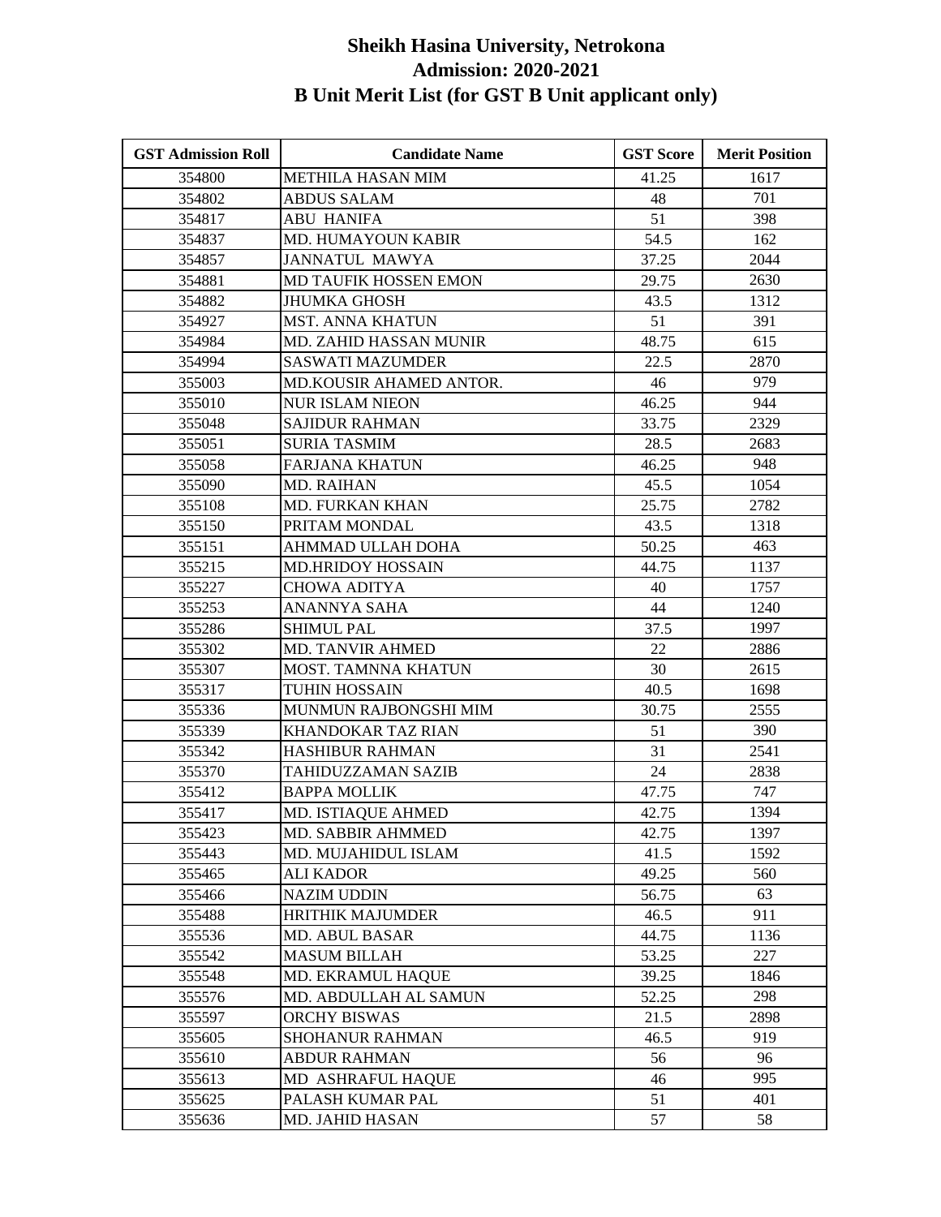# Sheikh Hasina University, Netrokona
## Admission: 2020-2021
## B Unit Merit List (for GST B Unit applicant only)

| GST Admission Roll | Candidate Name | GST Score | Merit Position |
|---|---|---|---|
| 354800 | METHILA HASAN MIM | 41.25 | 1617 |
| 354802 | ABDUS SALAM | 48 | 701 |
| 354817 | ABU HANIFA | 51 | 398 |
| 354837 | MD. HUMAYOUN KABIR | 54.5 | 162 |
| 354857 | JANNATUL MAWYA | 37.25 | 2044 |
| 354881 | MD TAUFIK HOSSEN EMON | 29.75 | 2630 |
| 354882 | JHUMKA GHOSH | 43.5 | 1312 |
| 354927 | MST. ANNA KHATUN | 51 | 391 |
| 354984 | MD. ZAHID HASSAN MUNIR | 48.75 | 615 |
| 354994 | SASWATI MAZUMDER | 22.5 | 2870 |
| 355003 | MD.KOUSIR AHAMED ANTOR. | 46 | 979 |
| 355010 | NUR ISLAM NIEON | 46.25 | 944 |
| 355048 | SAJIDUR RAHMAN | 33.75 | 2329 |
| 355051 | SURIA TASMIM | 28.5 | 2683 |
| 355058 | FARJANA KHATUN | 46.25 | 948 |
| 355090 | MD. RAIHAN | 45.5 | 1054 |
| 355108 | MD. FURKAN KHAN | 25.75 | 2782 |
| 355150 | PRITAM MONDAL | 43.5 | 1318 |
| 355151 | AHMMAD ULLAH DOHA | 50.25 | 463 |
| 355215 | MD.HRIDOY HOSSAIN | 44.75 | 1137 |
| 355227 | CHOWA ADITYA | 40 | 1757 |
| 355253 | ANANNYA SAHA | 44 | 1240 |
| 355286 | SHIMUL PAL | 37.5 | 1997 |
| 355302 | MD. TANVIR AHMED | 22 | 2886 |
| 355307 | MOST. TAMNNA KHATUN | 30 | 2615 |
| 355317 | TUHIN HOSSAIN | 40.5 | 1698 |
| 355336 | MUNMUN RAJBONGSHI MIM | 30.75 | 2555 |
| 355339 | KHANDOKAR TAZ RIAN | 51 | 390 |
| 355342 | HASHIBUR RAHMAN | 31 | 2541 |
| 355370 | TAHIDUZZAMAN SAZIB | 24 | 2838 |
| 355412 | BAPPA MOLLIK | 47.75 | 747 |
| 355417 | MD. ISTIAQUE AHMED | 42.75 | 1394 |
| 355423 | MD. SABBIR AHMMED | 42.75 | 1397 |
| 355443 | MD. MUJAHIDUL ISLAM | 41.5 | 1592 |
| 355465 | ALI KADOR | 49.25 | 560 |
| 355466 | NAZIM UDDIN | 56.75 | 63 |
| 355488 | HRITHIK MAJUMDER | 46.5 | 911 |
| 355536 | MD. ABUL BASAR | 44.75 | 1136 |
| 355542 | MASUM BILLAH | 53.25 | 227 |
| 355548 | MD. EKRAMUL HAQUE | 39.25 | 1846 |
| 355576 | MD. ABDULLAH AL SAMUN | 52.25 | 298 |
| 355597 | ORCHY BISWAS | 21.5 | 2898 |
| 355605 | SHOHANUR RAHMAN | 46.5 | 919 |
| 355610 | ABDUR RAHMAN | 56 | 96 |
| 355613 | MD ASHRAFUL HAQUE | 46 | 995 |
| 355625 | PALASH KUMAR PAL | 51 | 401 |
| 355636 | MD. JAHID HASAN | 57 | 58 |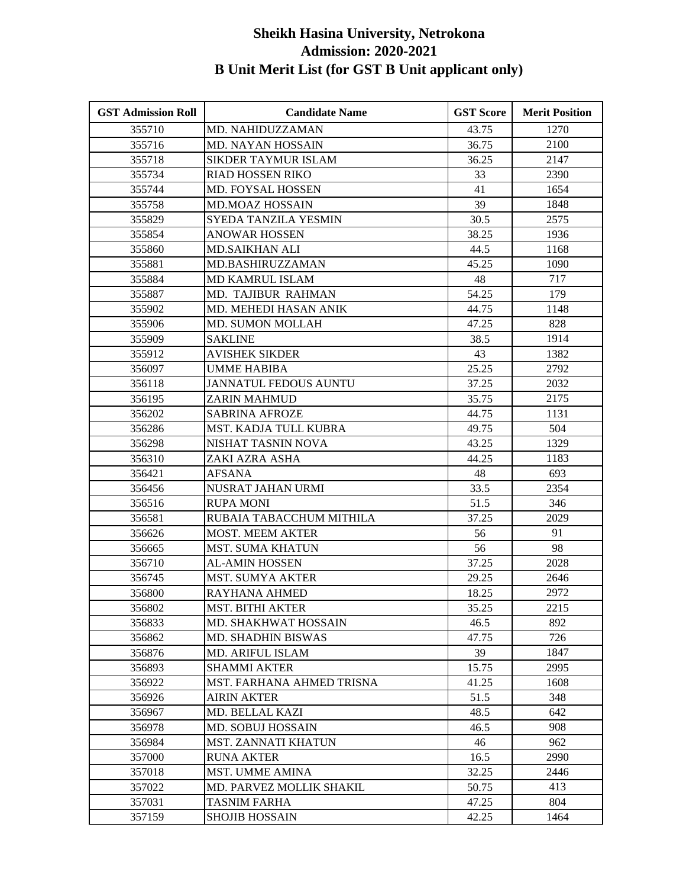# Sheikh Hasina University, Netrokona
## Admission: 2020-2021
## B Unit Merit List (for GST B Unit applicant only)

| GST Admission Roll | Candidate Name | GST Score | Merit Position |
|---|---|---|---|
| 355710 | MD. NAHIDUZZAMAN | 43.75 | 1270 |
| 355716 | MD. NAYAN HOSSAIN | 36.75 | 2100 |
| 355718 | SIKDER TAYMUR ISLAM | 36.25 | 2147 |
| 355734 | RIAD HOSSEN RIKO | 33 | 2390 |
| 355744 | MD. FOYSAL HOSSEN | 41 | 1654 |
| 355758 | MD.MOAZ HOSSAIN | 39 | 1848 |
| 355829 | SYEDA TANZILA YESMIN | 30.5 | 2575 |
| 355854 | ANOWAR HOSSEN | 38.25 | 1936 |
| 355860 | MD.SAIKHAN ALI | 44.5 | 1168 |
| 355881 | MD.BASHIRUZZAMAN | 45.25 | 1090 |
| 355884 | MD KAMRUL ISLAM | 48 | 717 |
| 355887 | MD. TAJIBUR RAHMAN | 54.25 | 179 |
| 355902 | MD. MEHEDI HASAN ANIK | 44.75 | 1148 |
| 355906 | MD. SUMON MOLLAH | 47.25 | 828 |
| 355909 | SAKLINE | 38.5 | 1914 |
| 355912 | AVISHEK SIKDER | 43 | 1382 |
| 356097 | UMME HABIBA | 25.25 | 2792 |
| 356118 | JANNATUL FEDOUS AUNTU | 37.25 | 2032 |
| 356195 | ZARIN MAHMUD | 35.75 | 2175 |
| 356202 | SABRINA AFROZE | 44.75 | 1131 |
| 356286 | MST. KADJA TULL KUBRA | 49.75 | 504 |
| 356298 | NISHAT TASNIN NOVA | 43.25 | 1329 |
| 356310 | ZAKI AZRA ASHA | 44.25 | 1183 |
| 356421 | AFSANA | 48 | 693 |
| 356456 | NUSRAT JAHAN URMI | 33.5 | 2354 |
| 356516 | RUPA MONI | 51.5 | 346 |
| 356581 | RUBAIA TABACCHUM MITHILA | 37.25 | 2029 |
| 356626 | MOST. MEEM AKTER | 56 | 91 |
| 356665 | MST. SUMA KHATUN | 56 | 98 |
| 356710 | AL-AMIN HOSSEN | 37.25 | 2028 |
| 356745 | MST. SUMYA AKTER | 29.25 | 2646 |
| 356800 | RAYHANA AHMED | 18.25 | 2972 |
| 356802 | MST. BITHI AKTER | 35.25 | 2215 |
| 356833 | MD. SHAKHWAT HOSSAIN | 46.5 | 892 |
| 356862 | MD. SHADHIN BISWAS | 47.75 | 726 |
| 356876 | MD. ARIFUL ISLAM | 39 | 1847 |
| 356893 | SHAMMI AKTER | 15.75 | 2995 |
| 356922 | MST. FARHANA AHMED TRISNA | 41.25 | 1608 |
| 356926 | AIRIN AKTER | 51.5 | 348 |
| 356967 | MD. BELLAL KAZI | 48.5 | 642 |
| 356978 | MD. SOBUJ HOSSAIN | 46.5 | 908 |
| 356984 | MST. ZANNATI KHATUN | 46 | 962 |
| 357000 | RUNA AKTER | 16.5 | 2990 |
| 357018 | MST. UMME AMINA | 32.25 | 2446 |
| 357022 | MD. PARVEZ MOLLIK SHAKIL | 50.75 | 413 |
| 357031 | TASNIM FARHA | 47.25 | 804 |
| 357159 | SHOJIB HOSSAIN | 42.25 | 1464 |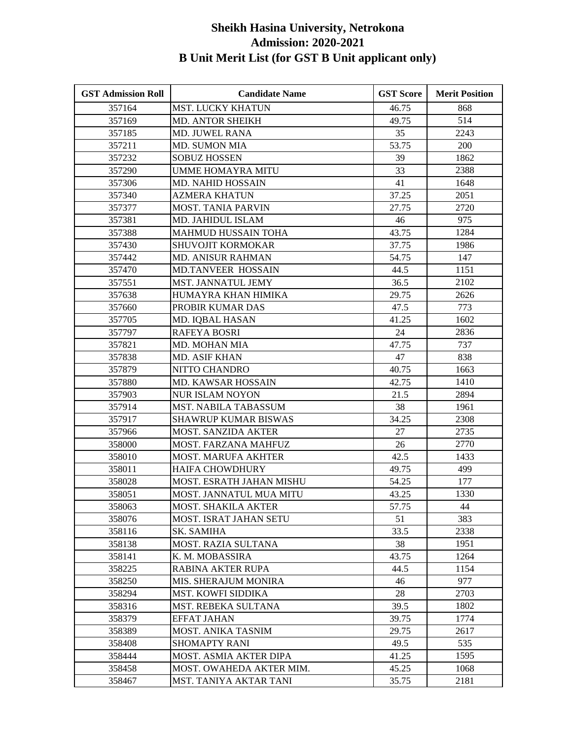# Sheikh Hasina University, Netrokona
## Admission: 2020-2021
## B Unit Merit List (for GST B Unit applicant only)

| GST Admission Roll | Candidate Name | GST Score | Merit Position |
|---|---|---|---|
| 357164 | MST. LUCKY KHATUN | 46.75 | 868 |
| 357169 | MD. ANTOR SHEIKH | 49.75 | 514 |
| 357185 | MD. JUWEL RANA | 35 | 2243 |
| 357211 | MD. SUMON MIA | 53.75 | 200 |
| 357232 | SOBUZ HOSSEN | 39 | 1862 |
| 357290 | UMME HOMAYRA MITU | 33 | 2388 |
| 357306 | MD. NAHID HOSSAIN | 41 | 1648 |
| 357340 | AZMERA KHATUN | 37.25 | 2051 |
| 357377 | MOST. TANIA PARVIN | 27.75 | 2720 |
| 357381 | MD. JAHIDUL ISLAM | 46 | 975 |
| 357388 | MAHMUD HUSSAIN TOHA | 43.75 | 1284 |
| 357430 | SHUVOJIT KORMOKAR | 37.75 | 1986 |
| 357442 | MD. ANISUR RAHMAN | 54.75 | 147 |
| 357470 | MD.TANVEER HOSSAIN | 44.5 | 1151 |
| 357551 | MST. JANNATUL JEMY | 36.5 | 2102 |
| 357638 | HUMAYRA KHAN HIMIKA | 29.75 | 2626 |
| 357660 | PROBIR KUMAR DAS | 47.5 | 773 |
| 357705 | MD. IQBAL HASAN | 41.25 | 1602 |
| 357797 | RAFEYA BOSRI | 24 | 2836 |
| 357821 | MD. MOHAN MIA | 47.75 | 737 |
| 357838 | MD. ASIF KHAN | 47 | 838 |
| 357879 | NITTO CHANDRO | 40.75 | 1663 |
| 357880 | MD. KAWSAR HOSSAIN | 42.75 | 1410 |
| 357903 | NUR ISLAM NOYON | 21.5 | 2894 |
| 357914 | MST. NABILA TABASSUM | 38 | 1961 |
| 357917 | SHAWRUP KUMAR BISWAS | 34.25 | 2308 |
| 357966 | MOST. SANZIDA AKTER | 27 | 2735 |
| 358000 | MOST. FARZANA MAHFUZ | 26 | 2770 |
| 358010 | MOST. MARUFA AKHTER | 42.5 | 1433 |
| 358011 | HAIFA CHOWDHURY | 49.75 | 499 |
| 358028 | MOST. ESRATH JAHAN MISHU | 54.25 | 177 |
| 358051 | MOST. JANNATUL MUA MITU | 43.25 | 1330 |
| 358063 | MOST. SHAKILA AKTER | 57.75 | 44 |
| 358076 | MOST. ISRAT JAHAN SETU | 51 | 383 |
| 358116 | SK. SAMIHA | 33.5 | 2338 |
| 358138 | MOST. RAZIA SULTANA | 38 | 1951 |
| 358141 | K. M. MOBASSIRA | 43.75 | 1264 |
| 358225 | RABINA AKTER RUPA | 44.5 | 1154 |
| 358250 | MIS. SHERAJUM MONIRA | 46 | 977 |
| 358294 | MST. KOWFI SIDDIKA | 28 | 2703 |
| 358316 | MST. REBEKA SULTANA | 39.5 | 1802 |
| 358379 | EFFAT JAHAN | 39.75 | 1774 |
| 358389 | MOST. ANIKA TASNIM | 29.75 | 2617 |
| 358408 | SHOMAPTY RANI | 49.5 | 535 |
| 358444 | MOST. ASMIA AKTER DIPA | 41.25 | 1595 |
| 358458 | MOST. OWAHEDA AKTER MIM. | 45.25 | 1068 |
| 358467 | MST. TANIYA AKTAR TANI | 35.75 | 2181 |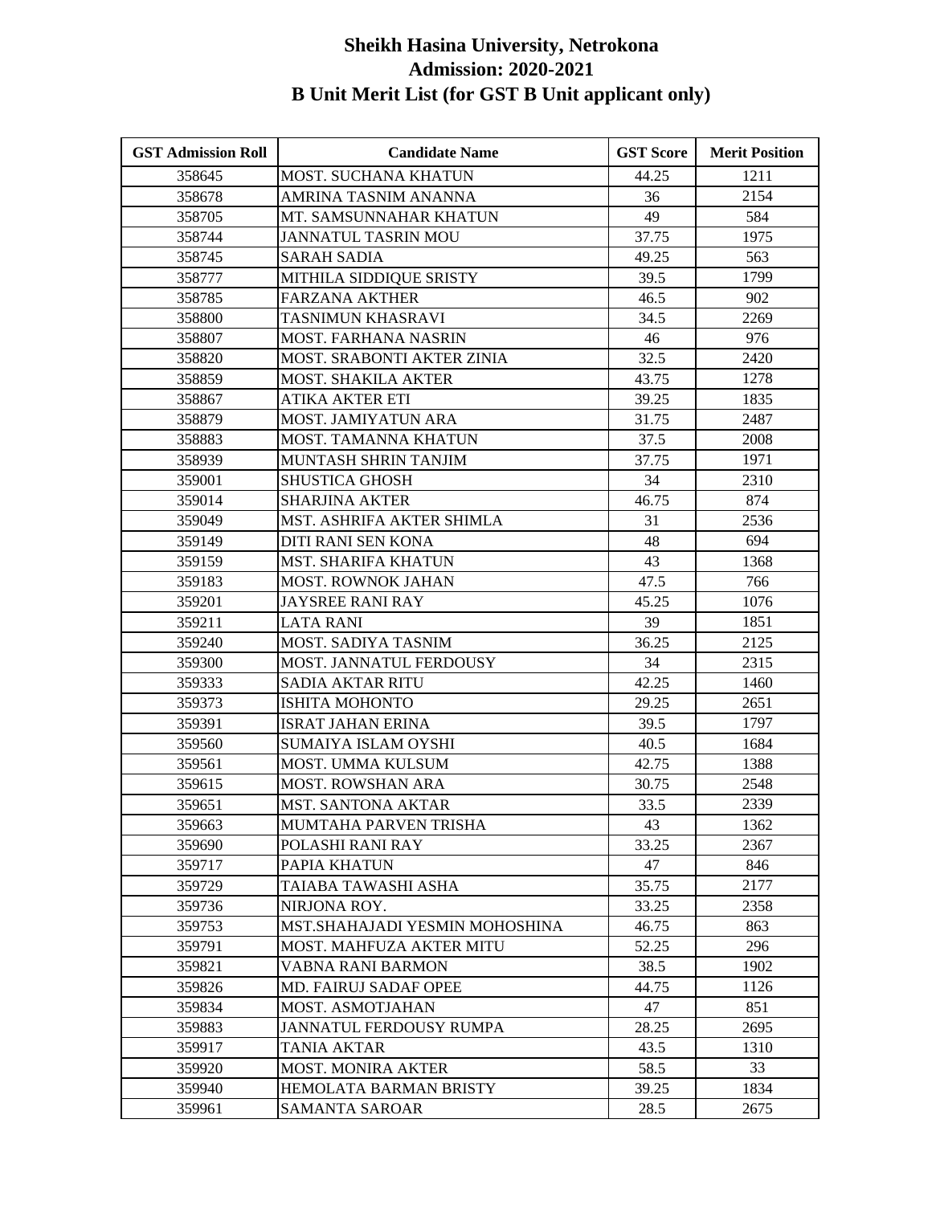# Sheikh Hasina University, Netrokona
## Admission: 2020-2021
## B Unit Merit List (for GST B Unit applicant only)

| GST Admission Roll | Candidate Name | GST Score | Merit Position |
|---|---|---|---|
| 358645 | MOST. SUCHANA KHATUN | 44.25 | 1211 |
| 358678 | AMRINA TASNIM ANANNA | 36 | 2154 |
| 358705 | MT. SAMSUNNAHAR KHATUN | 49 | 584 |
| 358744 | JANNATUL TASRIN MOU | 37.75 | 1975 |
| 358745 | SARAH SADIA | 49.25 | 563 |
| 358777 | MITHILA SIDDIQUE SRISTY | 39.5 | 1799 |
| 358785 | FARZANA AKTHER | 46.5 | 902 |
| 358800 | TASNIMUN KHASRAVI | 34.5 | 2269 |
| 358807 | MOST. FARHANA NASRIN | 46 | 976 |
| 358820 | MOST. SRABONTI AKTER ZINIA | 32.5 | 2420 |
| 358859 | MOST. SHAKILA AKTER | 43.75 | 1278 |
| 358867 | ATIKA AKTER ETI | 39.25 | 1835 |
| 358879 | MOST. JAMIYATUN ARA | 31.75 | 2487 |
| 358883 | MOST. TAMANNA KHATUN | 37.5 | 2008 |
| 358939 | MUNTASH SHRIN TANJIM | 37.75 | 1971 |
| 359001 | SHUSTICA GHOSH | 34 | 2310 |
| 359014 | SHARJINA AKTER | 46.75 | 874 |
| 359049 | MST. ASHRIFA AKTER SHIMLA | 31 | 2536 |
| 359149 | DITI RANI SEN KONA | 48 | 694 |
| 359159 | MST. SHARIFA KHATUN | 43 | 1368 |
| 359183 | MOST. ROWNOK JAHAN | 47.5 | 766 |
| 359201 | JAYSREE RANI RAY | 45.25 | 1076 |
| 359211 | LATA RANI | 39 | 1851 |
| 359240 | MOST. SADIYA TASNIM | 36.25 | 2125 |
| 359300 | MOST. JANNATUL FERDOUSY | 34 | 2315 |
| 359333 | SADIA AKTAR RITU | 42.25 | 1460 |
| 359373 | ISHITA MOHONTO | 29.25 | 2651 |
| 359391 | ISRAT JAHAN ERINA | 39.5 | 1797 |
| 359560 | SUMAIYA ISLAM OYSHI | 40.5 | 1684 |
| 359561 | MOST. UMMA KULSUM | 42.75 | 1388 |
| 359615 | MOST. ROWSHAN ARA | 30.75 | 2548 |
| 359651 | MST. SANTONA AKTAR | 33.5 | 2339 |
| 359663 | MUMTAHA PARVEN TRISHA | 43 | 1362 |
| 359690 | POLASHI RANI RAY | 33.25 | 2367 |
| 359717 | PAPIA KHATUN | 47 | 846 |
| 359729 | TAIABA TAWASHI ASHA | 35.75 | 2177 |
| 359736 | NIRJONA ROY. | 33.25 | 2358 |
| 359753 | MST.SHAHAJADI YESMIN MOHOSHINA | 46.75 | 863 |
| 359791 | MOST. MAHFUZA AKTER MITU | 52.25 | 296 |
| 359821 | VABNA RANI BARMON | 38.5 | 1902 |
| 359826 | MD. FAIRUJ SADAF OPEE | 44.75 | 1126 |
| 359834 | MOST. ASMOTJAHAN | 47 | 851 |
| 359883 | JANNATUL FERDOUSY RUMPA | 28.25 | 2695 |
| 359917 | TANIA AKTAR | 43.5 | 1310 |
| 359920 | MOST. MONIRA AKTER | 58.5 | 33 |
| 359940 | HEMOLATA BARMAN BRISTY | 39.25 | 1834 |
| 359961 | SAMANTA SAROAR | 28.5 | 2675 |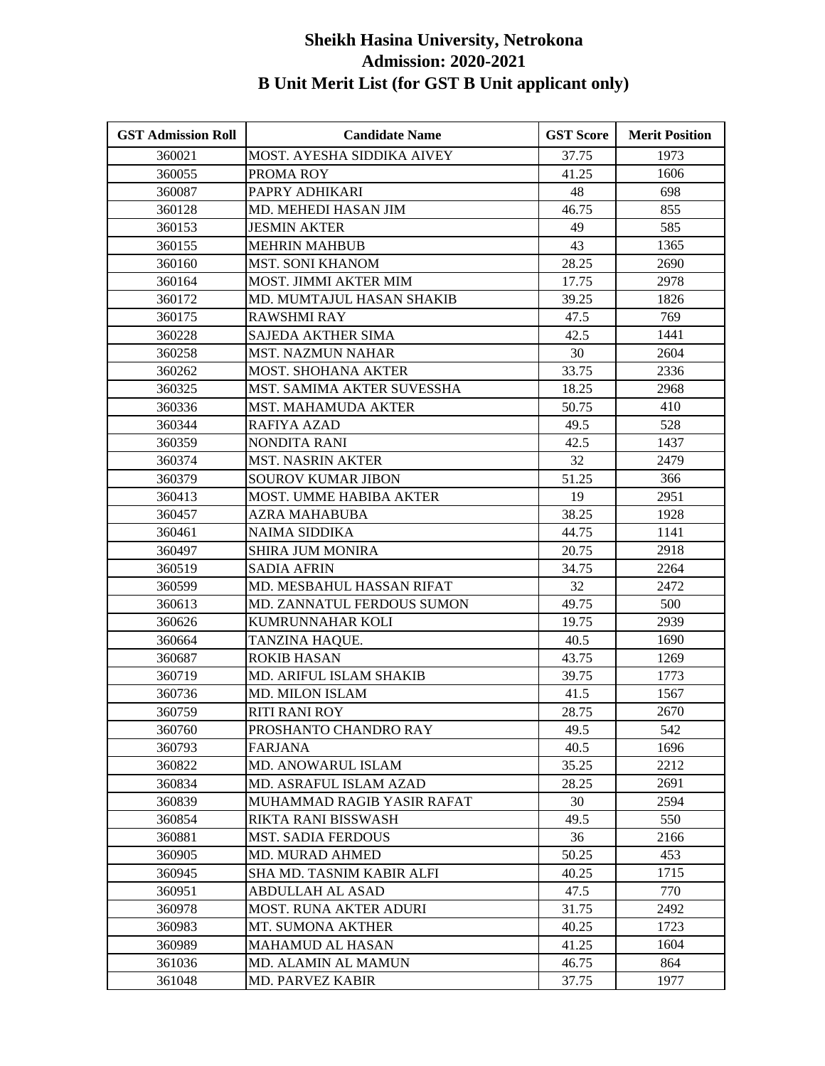# Sheikh Hasina University, Netrokona
## Admission: 2020-2021
## B Unit Merit List (for GST B Unit applicant only)

| GST Admission Roll | Candidate Name | GST Score | Merit Position |
|---|---|---|---|
| 360021 | MOST. AYESHA SIDDIKA AIVEY | 37.75 | 1973 |
| 360055 | PROMA ROY | 41.25 | 1606 |
| 360087 | PAPRY ADHIKARI | 48 | 698 |
| 360128 | MD. MEHEDI HASAN JIM | 46.75 | 855 |
| 360153 | JESMIN AKTER | 49 | 585 |
| 360155 | MEHRIN MAHBUB | 43 | 1365 |
| 360160 | MST. SONI KHANOM | 28.25 | 2690 |
| 360164 | MOST. JIMMI AKTER MIM | 17.75 | 2978 |
| 360172 | MD. MUMTAJUL HASAN SHAKIB | 39.25 | 1826 |
| 360175 | RAWSHMI RAY | 47.5 | 769 |
| 360228 | SAJEDA AKTHER SIMA | 42.5 | 1441 |
| 360258 | MST. NAZMUN NAHAR | 30 | 2604 |
| 360262 | MOST. SHOHANA AKTER | 33.75 | 2336 |
| 360325 | MST. SAMIMA AKTER SUVESSHA | 18.25 | 2968 |
| 360336 | MST. MAHAMUDA AKTER | 50.75 | 410 |
| 360344 | RAFIYA AZAD | 49.5 | 528 |
| 360359 | NONDITA RANI | 42.5 | 1437 |
| 360374 | MST. NASRIN AKTER | 32 | 2479 |
| 360379 | SOUROV KUMAR JIBON | 51.25 | 366 |
| 360413 | MOST. UMME HABIBA AKTER | 19 | 2951 |
| 360457 | AZRA MAHABUBA | 38.25 | 1928 |
| 360461 | NAIMA SIDDIKA | 44.75 | 1141 |
| 360497 | SHIRA JUM MONIRA | 20.75 | 2918 |
| 360519 | SADIA AFRIN | 34.75 | 2264 |
| 360599 | MD. MESBAHUL HASSAN RIFAT | 32 | 2472 |
| 360613 | MD. ZANNATUL FERDOUS SUMON | 49.75 | 500 |
| 360626 | KUMRUNNAHAR KOLI | 19.75 | 2939 |
| 360664 | TANZINA HAQUE. | 40.5 | 1690 |
| 360687 | ROKIB HASAN | 43.75 | 1269 |
| 360719 | MD. ARIFUL ISLAM SHAKIB | 39.75 | 1773 |
| 360736 | MD. MILON ISLAM | 41.5 | 1567 |
| 360759 | RITI RANI ROY | 28.75 | 2670 |
| 360760 | PROSHANTO CHANDRO RAY | 49.5 | 542 |
| 360793 | FARJANA | 40.5 | 1696 |
| 360822 | MD. ANOWARUL ISLAM | 35.25 | 2212 |
| 360834 | MD. ASRAFUL ISLAM AZAD | 28.25 | 2691 |
| 360839 | MUHAMMAD RAGIB YASIR RAFAT | 30 | 2594 |
| 360854 | RIKTA RANI BISSWASH | 49.5 | 550 |
| 360881 | MST. SADIA FERDOUS | 36 | 2166 |
| 360905 | MD. MURAD AHMED | 50.25 | 453 |
| 360945 | SHA MD. TASNIM KABIR ALFI | 40.25 | 1715 |
| 360951 | ABDULLAH AL ASAD | 47.5 | 770 |
| 360978 | MOST. RUNA AKTER ADURI | 31.75 | 2492 |
| 360983 | MT. SUMONA AKTHER | 40.25 | 1723 |
| 360989 | MAHAMUD AL HASAN | 41.25 | 1604 |
| 361036 | MD. ALAMIN AL MAMUN | 46.75 | 864 |
| 361048 | MD. PARVEZ KABIR | 37.75 | 1977 |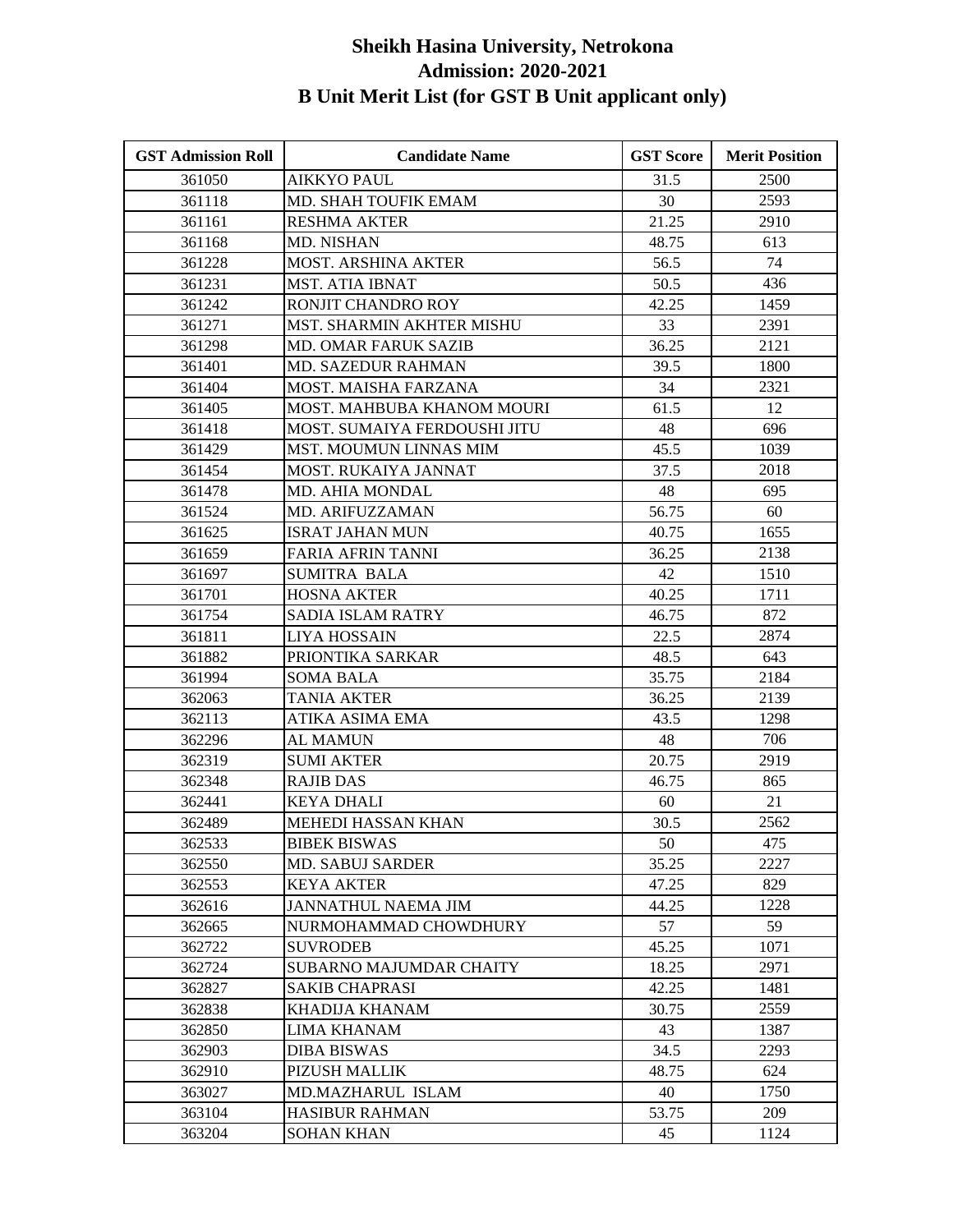# Sheikh Hasina University, Netrokona
## Admission: 2020-2021
## B Unit Merit List (for GST B Unit applicant only)

| GST Admission Roll | Candidate Name | GST Score | Merit Position |
|---|---|---|---|
| 361050 | AIKKYO PAUL | 31.5 | 2500 |
| 361118 | MD. SHAH TOUFIK EMAM | 30 | 2593 |
| 361161 | RESHMA AKTER | 21.25 | 2910 |
| 361168 | MD. NISHAN | 48.75 | 613 |
| 361228 | MOST. ARSHINA AKTER | 56.5 | 74 |
| 361231 | MST. ATIA IBNAT | 50.5 | 436 |
| 361242 | RONJIT CHANDRO ROY | 42.25 | 1459 |
| 361271 | MST. SHARMIN AKHTER MISHU | 33 | 2391 |
| 361298 | MD. OMAR FARUK SAZIB | 36.25 | 2121 |
| 361401 | MD. SAZEDUR RAHMAN | 39.5 | 1800 |
| 361404 | MOST. MAISHA FARZANA | 34 | 2321 |
| 361405 | MOST. MAHBUBA KHANOM MOURI | 61.5 | 12 |
| 361418 | MOST. SUMAIYA FERDOUSHI JITU | 48 | 696 |
| 361429 | MST. MOUMUN LINNAS MIM | 45.5 | 1039 |
| 361454 | MOST. RUKAIYA JANNAT | 37.5 | 2018 |
| 361478 | MD. AHIA MONDAL | 48 | 695 |
| 361524 | MD. ARIFUZZAMAN | 56.75 | 60 |
| 361625 | ISRAT JAHAN MUN | 40.75 | 1655 |
| 361659 | FARIA AFRIN TANNI | 36.25 | 2138 |
| 361697 | SUMITRA BALA | 42 | 1510 |
| 361701 | HOSNA AKTER | 40.25 | 1711 |
| 361754 | SADIA ISLAM RATRY | 46.75 | 872 |
| 361811 | LIYA HOSSAIN | 22.5 | 2874 |
| 361882 | PRIONTIKA SARKAR | 48.5 | 643 |
| 361994 | SOMA BALA | 35.75 | 2184 |
| 362063 | TANIA AKTER | 36.25 | 2139 |
| 362113 | ATIKA ASIMA EMA | 43.5 | 1298 |
| 362296 | AL MAMUN | 48 | 706 |
| 362319 | SUMI AKTER | 20.75 | 2919 |
| 362348 | RAJIB DAS | 46.75 | 865 |
| 362441 | KEYA DHALI | 60 | 21 |
| 362489 | MEHEDI HASSAN KHAN | 30.5 | 2562 |
| 362533 | BIBEK BISWAS | 50 | 475 |
| 362550 | MD. SABUJ SARDER | 35.25 | 2227 |
| 362553 | KEYA AKTER | 47.25 | 829 |
| 362616 | JANNATHUL NAEMA JIM | 44.25 | 1228 |
| 362665 | NURMOHAMMAD CHOWDHURY | 57 | 59 |
| 362722 | SUVRODEB | 45.25 | 1071 |
| 362724 | SUBARNO MAJUMDAR CHAITY | 18.25 | 2971 |
| 362827 | SAKIB CHAPRASI | 42.25 | 1481 |
| 362838 | KHADIJA KHANAM | 30.75 | 2559 |
| 362850 | LIMA KHANAM | 43 | 1387 |
| 362903 | DIBA BISWAS | 34.5 | 2293 |
| 362910 | PIZUSH MALLIK | 48.75 | 624 |
| 363027 | MD.MAZHARUL ISLAM | 40 | 1750 |
| 363104 | HASIBUR RAHMAN | 53.75 | 209 |
| 363204 | SOHAN KHAN | 45 | 1124 |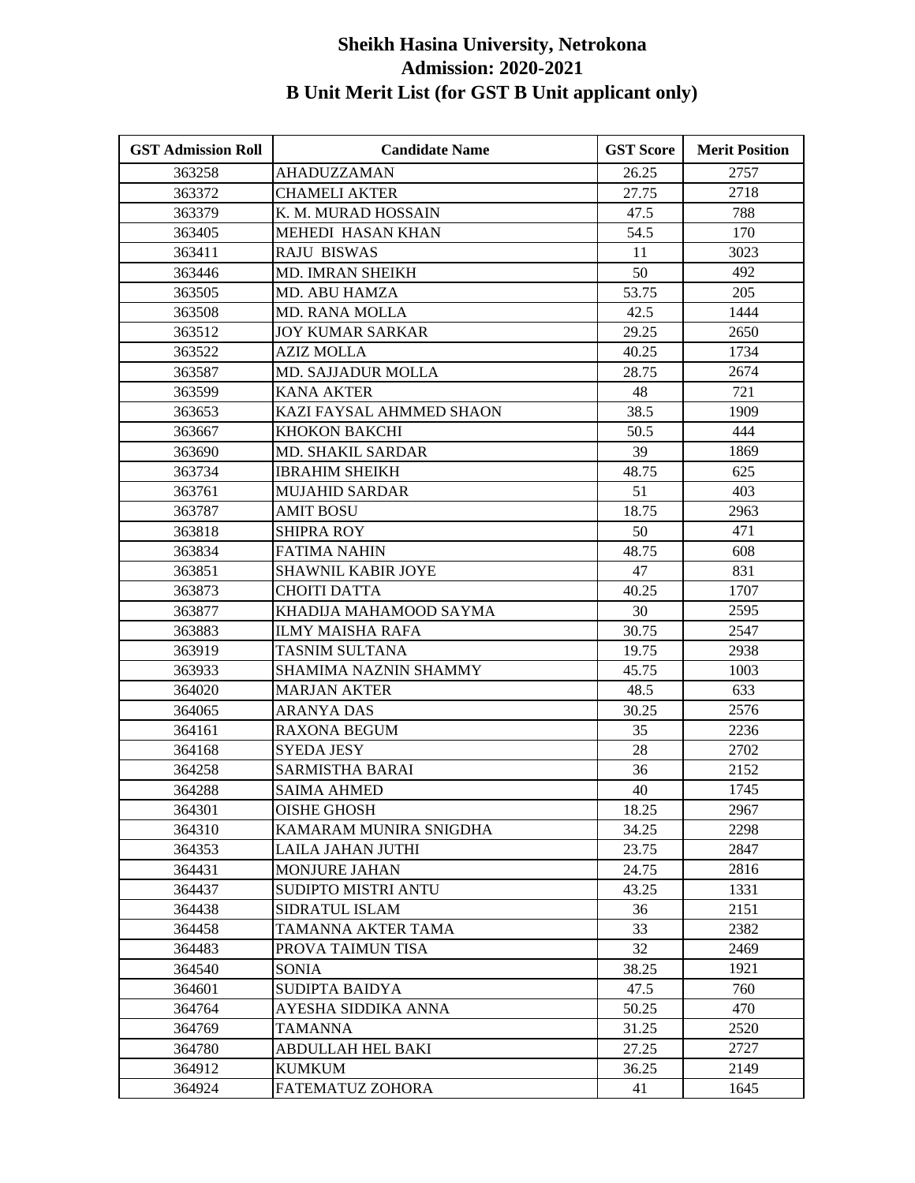# Sheikh Hasina University, Netrokona
## Admission: 2020-2021
## B Unit Merit List (for GST B Unit applicant only)

| GST Admission Roll | Candidate Name | GST Score | Merit Position |
|---|---|---|---|
| 363258 | AHADUZZAMAN | 26.25 | 2757 |
| 363372 | CHAMELI AKTER | 27.75 | 2718 |
| 363379 | K. M. MURAD HOSSAIN | 47.5 | 788 |
| 363405 | MEHEDI HASAN KHAN | 54.5 | 170 |
| 363411 | RAJU BISWAS | 11 | 3023 |
| 363446 | MD. IMRAN SHEIKH | 50 | 492 |
| 363505 | MD. ABU HAMZA | 53.75 | 205 |
| 363508 | MD. RANA MOLLA | 42.5 | 1444 |
| 363512 | JOY KUMAR SARKAR | 29.25 | 2650 |
| 363522 | AZIZ MOLLA | 40.25 | 1734 |
| 363587 | MD. SAJJADUR MOLLA | 28.75 | 2674 |
| 363599 | KANA AKTER | 48 | 721 |
| 363653 | KAZI FAYSAL AHMMED SHAON | 38.5 | 1909 |
| 363667 | KHOKON BAKCHI | 50.5 | 444 |
| 363690 | MD. SHAKIL SARDAR | 39 | 1869 |
| 363734 | IBRAHIM SHEIKH | 48.75 | 625 |
| 363761 | MUJAHID SARDAR | 51 | 403 |
| 363787 | AMIT BOSU | 18.75 | 2963 |
| 363818 | SHIPRA ROY | 50 | 471 |
| 363834 | FATIMA NAHIN | 48.75 | 608 |
| 363851 | SHAWNIL KABIR JOYE | 47 | 831 |
| 363873 | CHOITI DATTA | 40.25 | 1707 |
| 363877 | KHADIJA MAHAMOOD SAYMA | 30 | 2595 |
| 363883 | ILMY MAISHA RAFA | 30.75 | 2547 |
| 363919 | TASNIM SULTANA | 19.75 | 2938 |
| 363933 | SHAMIMA NAZNIN SHAMMY | 45.75 | 1003 |
| 364020 | MARJAN AKTER | 48.5 | 633 |
| 364065 | ARANYA DAS | 30.25 | 2576 |
| 364161 | RAXONA BEGUM | 35 | 2236 |
| 364168 | SYEDA JESY | 28 | 2702 |
| 364258 | SARMISTHA BARAI | 36 | 2152 |
| 364288 | SAIMA AHMED | 40 | 1745 |
| 364301 | OISHE GHOSH | 18.25 | 2967 |
| 364310 | KAMARAM MUNIRA SNIGDHA | 34.25 | 2298 |
| 364353 | LAILA JAHAN JUTHI | 23.75 | 2847 |
| 364431 | MONJURE JAHAN | 24.75 | 2816 |
| 364437 | SUDIPTO MISTRI ANTU | 43.25 | 1331 |
| 364438 | SIDRATUL ISLAM | 36 | 2151 |
| 364458 | TAMANNA AKTER TAMA | 33 | 2382 |
| 364483 | PROVA TAIMUN TISA | 32 | 2469 |
| 364540 | SONIA | 38.25 | 1921 |
| 364601 | SUDIPTA BAIDYA | 47.5 | 760 |
| 364764 | AYESHA SIDDIKA ANNA | 50.25 | 470 |
| 364769 | TAMANNA | 31.25 | 2520 |
| 364780 | ABDULLAH HEL BAKI | 27.25 | 2727 |
| 364912 | KUMKUM | 36.25 | 2149 |
| 364924 | FATEMATUZ ZOHORA | 41 | 1645 |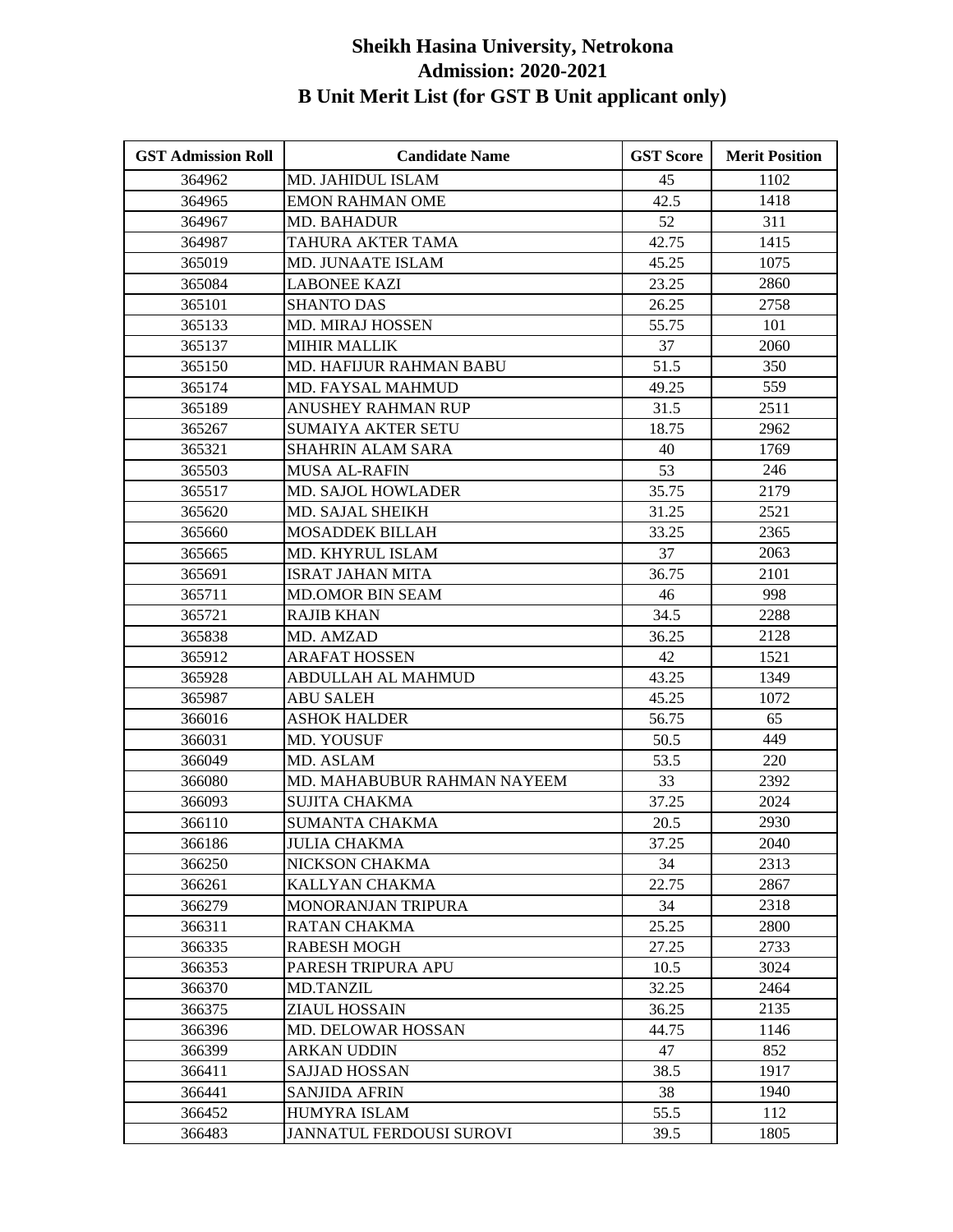# Sheikh Hasina University, Netrokona
## Admission: 2020-2021
## B Unit Merit List (for GST B Unit applicant only)

| GST Admission Roll | Candidate Name | GST Score | Merit Position |
|---|---|---|---|
| 364962 | MD. JAHIDUL ISLAM | 45 | 1102 |
| 364965 | EMON RAHMAN OME | 42.5 | 1418 |
| 364967 | MD. BAHADUR | 52 | 311 |
| 364987 | TAHURA AKTER TAMA | 42.75 | 1415 |
| 365019 | MD. JUNAATE ISLAM | 45.25 | 1075 |
| 365084 | LABONEE KAZI | 23.25 | 2860 |
| 365101 | SHANTO DAS | 26.25 | 2758 |
| 365133 | MD. MIRAJ HOSSEN | 55.75 | 101 |
| 365137 | MIHIR MALLIK | 37 | 2060 |
| 365150 | MD. HAFIJUR RAHMAN BABU | 51.5 | 350 |
| 365174 | MD. FAYSAL MAHMUD | 49.25 | 559 |
| 365189 | ANUSHEY RAHMAN RUP | 31.5 | 2511 |
| 365267 | SUMAIYA AKTER SETU | 18.75 | 2962 |
| 365321 | SHAHRIN ALAM SARA | 40 | 1769 |
| 365503 | MUSA AL-RAFIN | 53 | 246 |
| 365517 | MD. SAJOL HOWLADER | 35.75 | 2179 |
| 365620 | MD. SAJAL SHEIKH | 31.25 | 2521 |
| 365660 | MOSADDEK BILLAH | 33.25 | 2365 |
| 365665 | MD. KHYRUL ISLAM | 37 | 2063 |
| 365691 | ISRAT JAHAN MITA | 36.75 | 2101 |
| 365711 | MD.OMOR BIN SEAM | 46 | 998 |
| 365721 | RAJIB KHAN | 34.5 | 2288 |
| 365838 | MD. AMZAD | 36.25 | 2128 |
| 365912 | ARAFAT HOSSEN | 42 | 1521 |
| 365928 | ABDULLAH AL MAHMUD | 43.25 | 1349 |
| 365987 | ABU SALEH | 45.25 | 1072 |
| 366016 | ASHOK HALDER | 56.75 | 65 |
| 366031 | MD. YOUSUF | 50.5 | 449 |
| 366049 | MD. ASLAM | 53.5 | 220 |
| 366080 | MD. MAHABUBUR RAHMAN NAYEEM | 33 | 2392 |
| 366093 | SUJITA CHAKMA | 37.25 | 2024 |
| 366110 | SUMANTA CHAKMA | 20.5 | 2930 |
| 366186 | JULIA CHAKMA | 37.25 | 2040 |
| 366250 | NICKSON CHAKMA | 34 | 2313 |
| 366261 | KALLYAN CHAKMA | 22.75 | 2867 |
| 366279 | MONORANJAN TRIPURA | 34 | 2318 |
| 366311 | RATAN CHAKMA | 25.25 | 2800 |
| 366335 | RABESH MOGH | 27.25 | 2733 |
| 366353 | PARESH TRIPURA APU | 10.5 | 3024 |
| 366370 | MD.TANZIL | 32.25 | 2464 |
| 366375 | ZIAUL HOSSAIN | 36.25 | 2135 |
| 366396 | MD. DELOWAR HOSSAN | 44.75 | 1146 |
| 366399 | ARKAN UDDIN | 47 | 852 |
| 366411 | SAJJAD HOSSAN | 38.5 | 1917 |
| 366441 | SANJIDA AFRIN | 38 | 1940 |
| 366452 | HUMYRA ISLAM | 55.5 | 112 |
| 366483 | JANNATUL FERDOUSI SUROVI | 39.5 | 1805 |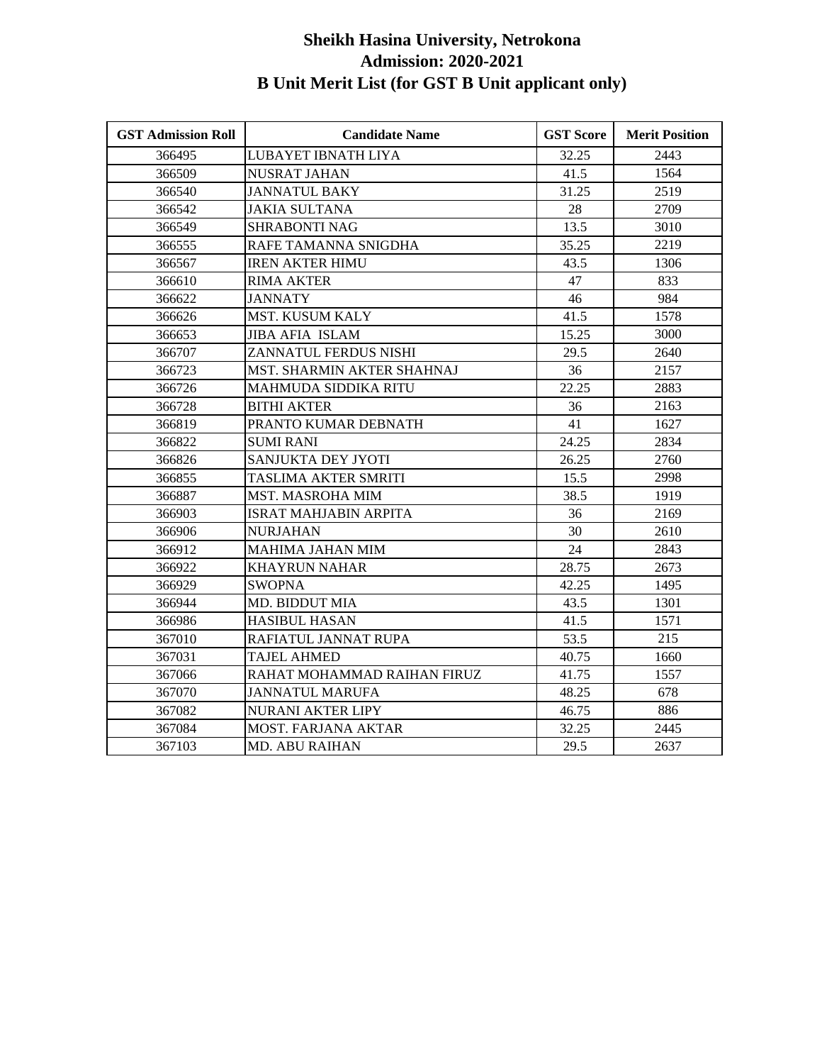# Sheikh Hasina University, Netrokona
## Admission: 2020-2021
## B Unit Merit List (for GST B Unit applicant only)

| GST Admission Roll | Candidate Name | GST Score | Merit Position |
|---|---|---|---|
| 366495 | LUBAYET IBNATH LIYA | 32.25 | 2443 |
| 366509 | NUSRAT JAHAN | 41.5 | 1564 |
| 366540 | JANNATUL BAKY | 31.25 | 2519 |
| 366542 | JAKIA SULTANA | 28 | 2709 |
| 366549 | SHRABONTI NAG | 13.5 | 3010 |
| 366555 | RAFE TAMANNA SNIGDHA | 35.25 | 2219 |
| 366567 | IREN AKTER HIMU | 43.5 | 1306 |
| 366610 | RIMA AKTER | 47 | 833 |
| 366622 | JANNATY | 46 | 984 |
| 366626 | MST. KUSUM KALY | 41.5 | 1578 |
| 366653 | JIBA AFIA ISLAM | 15.25 | 3000 |
| 366707 | ZANNATUL FERDUS NISHI | 29.5 | 2640 |
| 366723 | MST. SHARMIN AKTER SHAHNAJ | 36 | 2157 |
| 366726 | MAHMUDA SIDDIKA RITU | 22.25 | 2883 |
| 366728 | BITHI AKTER | 36 | 2163 |
| 366819 | PRANTO KUMAR DEBNATH | 41 | 1627 |
| 366822 | SUMI RANI | 24.25 | 2834 |
| 366826 | SANJUKTA DEY JYOTI | 26.25 | 2760 |
| 366855 | TASLIMA AKTER SMRITI | 15.5 | 2998 |
| 366887 | MST. MASROHA MIM | 38.5 | 1919 |
| 366903 | ISRAT MAHJABIN ARPITA | 36 | 2169 |
| 366906 | NURJAHAN | 30 | 2610 |
| 366912 | MAHIMA JAHAN MIM | 24 | 2843 |
| 366922 | KHAYRUN NAHAR | 28.75 | 2673 |
| 366929 | SWOPNA | 42.25 | 1495 |
| 366944 | MD. BIDDUT MIA | 43.5 | 1301 |
| 366986 | HASIBUL HASAN | 41.5 | 1571 |
| 367010 | RAFIATUL JANNAT RUPA | 53.5 | 215 |
| 367031 | TAJEL AHMED | 40.75 | 1660 |
| 367066 | RAHAT MOHAMMAD RAIHAN FIRUZ | 41.75 | 1557 |
| 367070 | JANNATUL MARUFA | 48.25 | 678 |
| 367082 | NURANI AKTER LIPY | 46.75 | 886 |
| 367084 | MOST. FARJANA AKTAR | 32.25 | 2445 |
| 367103 | MD. ABU RAIHAN | 29.5 | 2637 |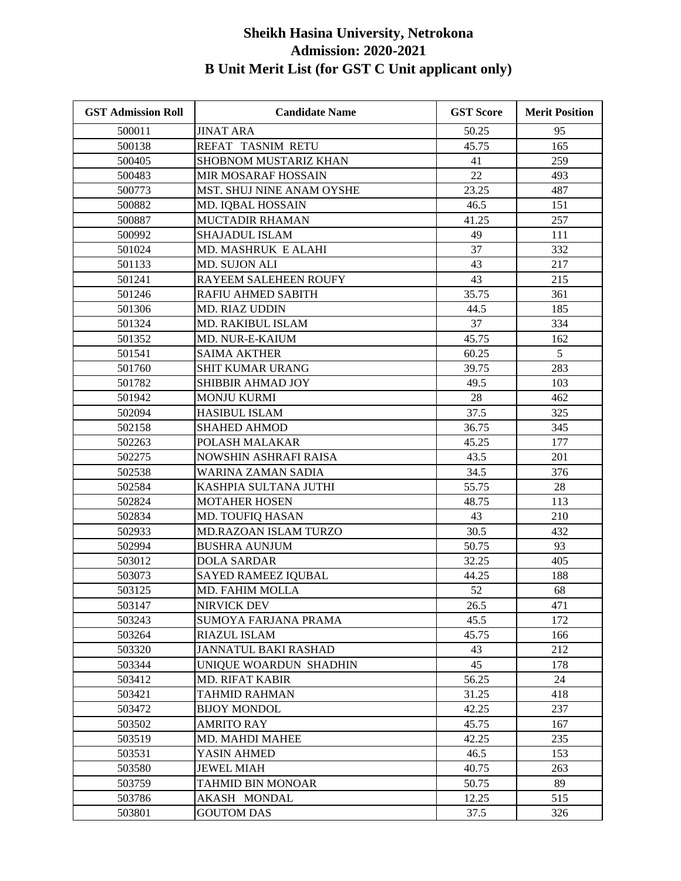# Sheikh Hasina University, Netrokona
## Admission: 2020-2021
## B Unit Merit List (for GST C Unit applicant only)

| GST Admission Roll | Candidate Name | GST Score | Merit Position |
|---|---|---|---|
| 500011 | JINAT ARA | 50.25 | 95 |
| 500138 | REFAT TASNIM RETU | 45.75 | 165 |
| 500405 | SHOBNOM MUSTARIZ KHAN | 41 | 259 |
| 500483 | MIR MOSARAF HOSSAIN | 22 | 493 |
| 500773 | MST. SHUJ NINE ANAM OYSHE | 23.25 | 487 |
| 500882 | MD. IQBAL HOSSAIN | 46.5 | 151 |
| 500887 | MUCTADIR RHAMAN | 41.25 | 257 |
| 500992 | SHAJADUL ISLAM | 49 | 111 |
| 501024 | MD. MASHRUK E ALAHI | 37 | 332 |
| 501133 | MD. SUJON ALI | 43 | 217 |
| 501241 | RAYEEM SALEHEEN ROUFY | 43 | 215 |
| 501246 | RAFIU AHMED SABITH | 35.75 | 361 |
| 501306 | MD. RIAZ UDDIN | 44.5 | 185 |
| 501324 | MD. RAKIBUL ISLAM | 37 | 334 |
| 501352 | MD. NUR-E-KAIUM | 45.75 | 162 |
| 501541 | SAIMA AKTHER | 60.25 | 5 |
| 501760 | SHIT KUMAR URANG | 39.75 | 283 |
| 501782 | SHIBBIR AHMAD JOY | 49.5 | 103 |
| 501942 | MONJU KURMI | 28 | 462 |
| 502094 | HASIBUL ISLAM | 37.5 | 325 |
| 502158 | SHAHED AHMOD | 36.75 | 345 |
| 502263 | POLASH MALAKAR | 45.25 | 177 |
| 502275 | NOWSHIN ASHRAFI RAISA | 43.5 | 201 |
| 502538 | WARINA ZAMAN SADIA | 34.5 | 376 |
| 502584 | KASHPIA SULTANA JUTHI | 55.75 | 28 |
| 502824 | MOTAHER HOSEN | 48.75 | 113 |
| 502834 | MD. TOUFIQ HASAN | 43 | 210 |
| 502933 | MD.RAZOAN ISLAM TURZO | 30.5 | 432 |
| 502994 | BUSHRA AUNJUM | 50.75 | 93 |
| 503012 | DOLA SARDAR | 32.25 | 405 |
| 503073 | SAYED RAMEEZ IQUBAL | 44.25 | 188 |
| 503125 | MD. FAHIM MOLLA | 52 | 68 |
| 503147 | NIRVICK DEV | 26.5 | 471 |
| 503243 | SUMOYA FARJANA PRAMA | 45.5 | 172 |
| 503264 | RIAZUL ISLAM | 45.75 | 166 |
| 503320 | JANNATUL BAKI RASHAD | 43 | 212 |
| 503344 | UNIQUE WOARDUN SHADHIN | 45 | 178 |
| 503412 | MD. RIFAT KABIR | 56.25 | 24 |
| 503421 | TAHMID RAHMAN | 31.25 | 418 |
| 503472 | BIJOY MONDOL | 42.25 | 237 |
| 503502 | AMRITO RAY | 45.75 | 167 |
| 503519 | MD. MAHDI MAHEE | 42.25 | 235 |
| 503531 | YASIN AHMED | 46.5 | 153 |
| 503580 | JEWEL MIAH | 40.75 | 263 |
| 503759 | TAHMID BIN MONOAR | 50.75 | 89 |
| 503786 | AKASH MONDAL | 12.25 | 515 |
| 503801 | GOUTOM DAS | 37.5 | 326 |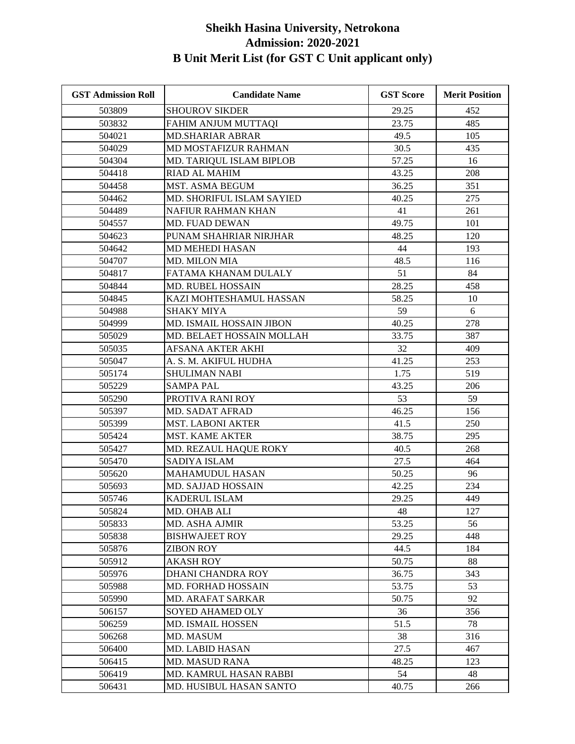# Sheikh Hasina University, Netrokona
## Admission: 2020-2021
## B Unit Merit List (for GST C Unit applicant only)

| GST Admission Roll | Candidate Name | GST Score | Merit Position |
|---|---|---|---|
| 503809 | SHOUROV SIKDER | 29.25 | 452 |
| 503832 | FAHIM ANJUM MUTTAQI | 23.75 | 485 |
| 504021 | MD.SHARIAR ABRAR | 49.5 | 105 |
| 504029 | MD MOSTAFIZUR RAHMAN | 30.5 | 435 |
| 504304 | MD. TARIQUL ISLAM BIPLOB | 57.25 | 16 |
| 504418 | RIAD AL MAHIM | 43.25 | 208 |
| 504458 | MST. ASMA BEGUM | 36.25 | 351 |
| 504462 | MD. SHORIFUL ISLAM SAYIED | 40.25 | 275 |
| 504489 | NAFIUR RAHMAN KHAN | 41 | 261 |
| 504557 | MD. FUAD DEWAN | 49.75 | 101 |
| 504623 | PUNAM SHAHRIAR NIRJHAR | 48.25 | 120 |
| 504642 | MD MEHEDI HASAN | 44 | 193 |
| 504707 | MD. MILON MIA | 48.5 | 116 |
| 504817 | FATAMA KHANAM DULALY | 51 | 84 |
| 504844 | MD. RUBEL HOSSAIN | 28.25 | 458 |
| 504845 | KAZI MOHTESHAMUL HASSAN | 58.25 | 10 |
| 504988 | SHAKY MIYA | 59 | 6 |
| 504999 | MD. ISMAIL HOSSAIN JIBON | 40.25 | 278 |
| 505029 | MD. BELAET HOSSAIN MOLLAH | 33.75 | 387 |
| 505035 | AFSANA AKTER AKHI | 32 | 409 |
| 505047 | A. S. M. AKIFUL HUDHA | 41.25 | 253 |
| 505174 | SHULIMAN NABI | 1.75 | 519 |
| 505229 | SAMPA PAL | 43.25 | 206 |
| 505290 | PROTIVA RANI ROY | 53 | 59 |
| 505397 | MD. SADAT AFRAD | 46.25 | 156 |
| 505399 | MST. LABONI AKTER | 41.5 | 250 |
| 505424 | MST. KAME AKTER | 38.75 | 295 |
| 505427 | MD. REZAUL HAQUE ROKY | 40.5 | 268 |
| 505470 | SADIYA ISLAM | 27.5 | 464 |
| 505620 | MAHAMUDUL HASAN | 50.25 | 96 |
| 505693 | MD. SAJJAD HOSSAIN | 42.25 | 234 |
| 505746 | KADERUL ISLAM | 29.25 | 449 |
| 505824 | MD. OHAB ALI | 48 | 127 |
| 505833 | MD. ASHA AJMIR | 53.25 | 56 |
| 505838 | BISHWAJEET ROY | 29.25 | 448 |
| 505876 | ZIBON ROY | 44.5 | 184 |
| 505912 | AKASH ROY | 50.75 | 88 |
| 505976 | DHANI CHANDRA ROY | 36.75 | 343 |
| 505988 | MD. FORHAD HOSSAIN | 53.75 | 53 |
| 505990 | MD. ARAFAT SARKAR | 50.75 | 92 |
| 506157 | SOYED AHAMED OLY | 36 | 356 |
| 506259 | MD. ISMAIL HOSSEN | 51.5 | 78 |
| 506268 | MD. MASUM | 38 | 316 |
| 506400 | MD. LABID HASAN | 27.5 | 467 |
| 506415 | MD. MASUD RANA | 48.25 | 123 |
| 506419 | MD. KAMRUL HASAN RABBI | 54 | 48 |
| 506431 | MD. HUSIBUL HASAN SANTO | 40.75 | 266 |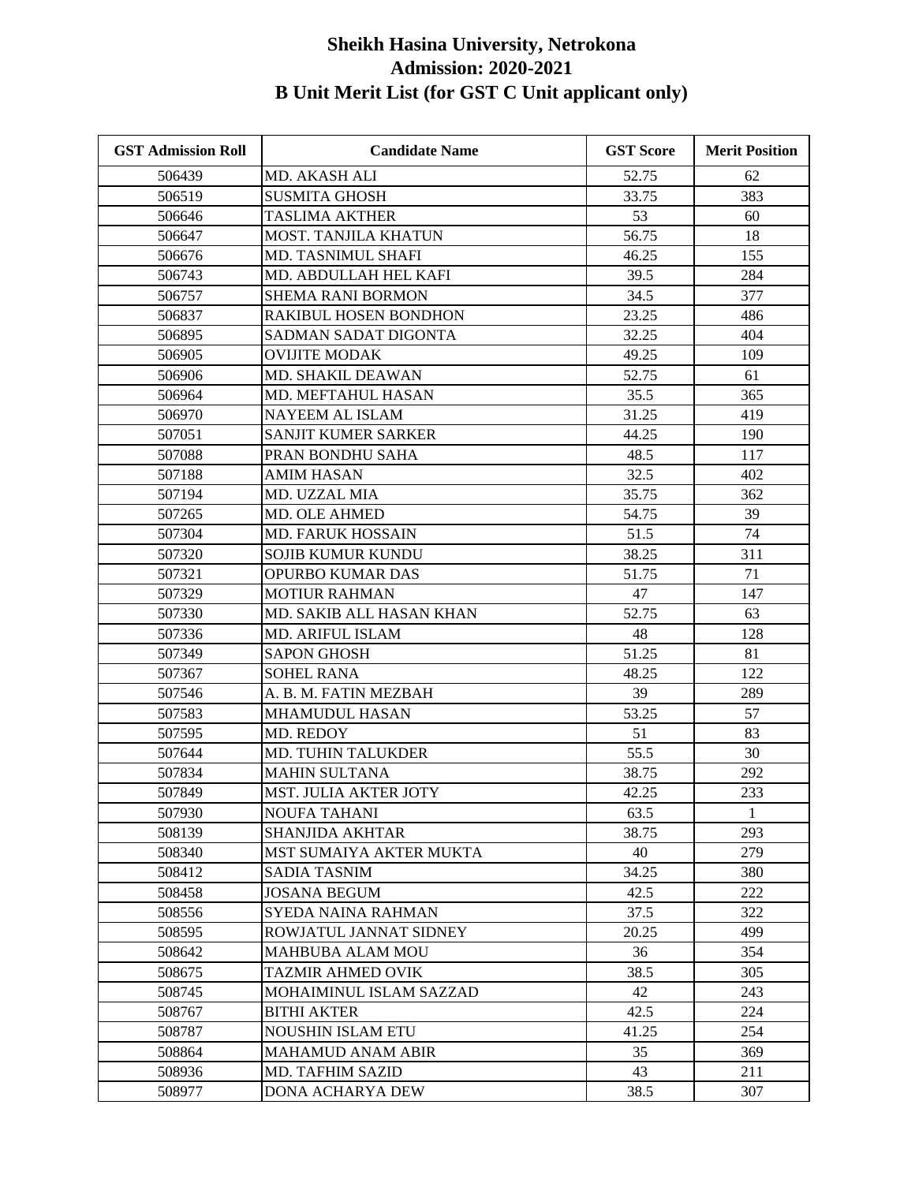# Sheikh Hasina University, Netrokona
## Admission: 2020-2021
## B Unit Merit List (for GST C Unit applicant only)

| GST Admission Roll | Candidate Name | GST Score | Merit Position |
|---|---|---|---|
| 506439 | MD. AKASH ALI | 52.75 | 62 |
| 506519 | SUSMITA GHOSH | 33.75 | 383 |
| 506646 | TASLIMA AKTHER | 53 | 60 |
| 506647 | MOST. TANJILA KHATUN | 56.75 | 18 |
| 506676 | MD. TASNIMUL SHAFI | 46.25 | 155 |
| 506743 | MD. ABDULLAH HEL KAFI | 39.5 | 284 |
| 506757 | SHEMA RANI BORMON | 34.5 | 377 |
| 506837 | RAKIBUL HOSEN BONDHON | 23.25 | 486 |
| 506895 | SADMAN SADAT DIGONTA | 32.25 | 404 |
| 506905 | OVIJITE MODAK | 49.25 | 109 |
| 506906 | MD. SHAKIL DEAWAN | 52.75 | 61 |
| 506964 | MD. MEFTAHUL HASAN | 35.5 | 365 |
| 506970 | NAYEEM AL ISLAM | 31.25 | 419 |
| 507051 | SANJIT KUMER SARKER | 44.25 | 190 |
| 507088 | PRAN BONDHU SAHA | 48.5 | 117 |
| 507188 | AMIM HASAN | 32.5 | 402 |
| 507194 | MD. UZZAL MIA | 35.75 | 362 |
| 507265 | MD. OLE AHMED | 54.75 | 39 |
| 507304 | MD. FARUK HOSSAIN | 51.5 | 74 |
| 507320 | SOJIB KUMUR KUNDU | 38.25 | 311 |
| 507321 | OPURBO KUMAR DAS | 51.75 | 71 |
| 507329 | MOTIUR RAHMAN | 47 | 147 |
| 507330 | MD. SAKIB ALL HASAN KHAN | 52.75 | 63 |
| 507336 | MD. ARIFUL ISLAM | 48 | 128 |
| 507349 | SAPON GHOSH | 51.25 | 81 |
| 507367 | SOHEL RANA | 48.25 | 122 |
| 507546 | A. B. M. FATIN MEZBAH | 39 | 289 |
| 507583 | MHAMUDUL HASAN | 53.25 | 57 |
| 507595 | MD. REDOY | 51 | 83 |
| 507644 | MD. TUHIN TALUKDER | 55.5 | 30 |
| 507834 | MAHIN SULTANA | 38.75 | 292 |
| 507849 | MST. JULIA AKTER JOTY | 42.25 | 233 |
| 507930 | NOUFA TAHANI | 63.5 | 1 |
| 508139 | SHANJIDA AKHTAR | 38.75 | 293 |
| 508340 | MST SUMAIYA AKTER MUKTA | 40 | 279 |
| 508412 | SADIA TASNIM | 34.25 | 380 |
| 508458 | JOSANA BEGUM | 42.5 | 222 |
| 508556 | SYEDA NAINA RAHMAN | 37.5 | 322 |
| 508595 | ROWJATUL JANNAT SIDNEY | 20.25 | 499 |
| 508642 | MAHBUBA ALAM MOU | 36 | 354 |
| 508675 | TAZMIR AHMED OVIK | 38.5 | 305 |
| 508745 | MOHAIMINUL ISLAM SAZZAD | 42 | 243 |
| 508767 | BITHI AKTER | 42.5 | 224 |
| 508787 | NOUSHIN ISLAM ETU | 41.25 | 254 |
| 508864 | MAHAMUD ANAM ABIR | 35 | 369 |
| 508936 | MD. TAFHIM SAZID | 43 | 211 |
| 508977 | DONA ACHARYA DEW | 38.5 | 307 |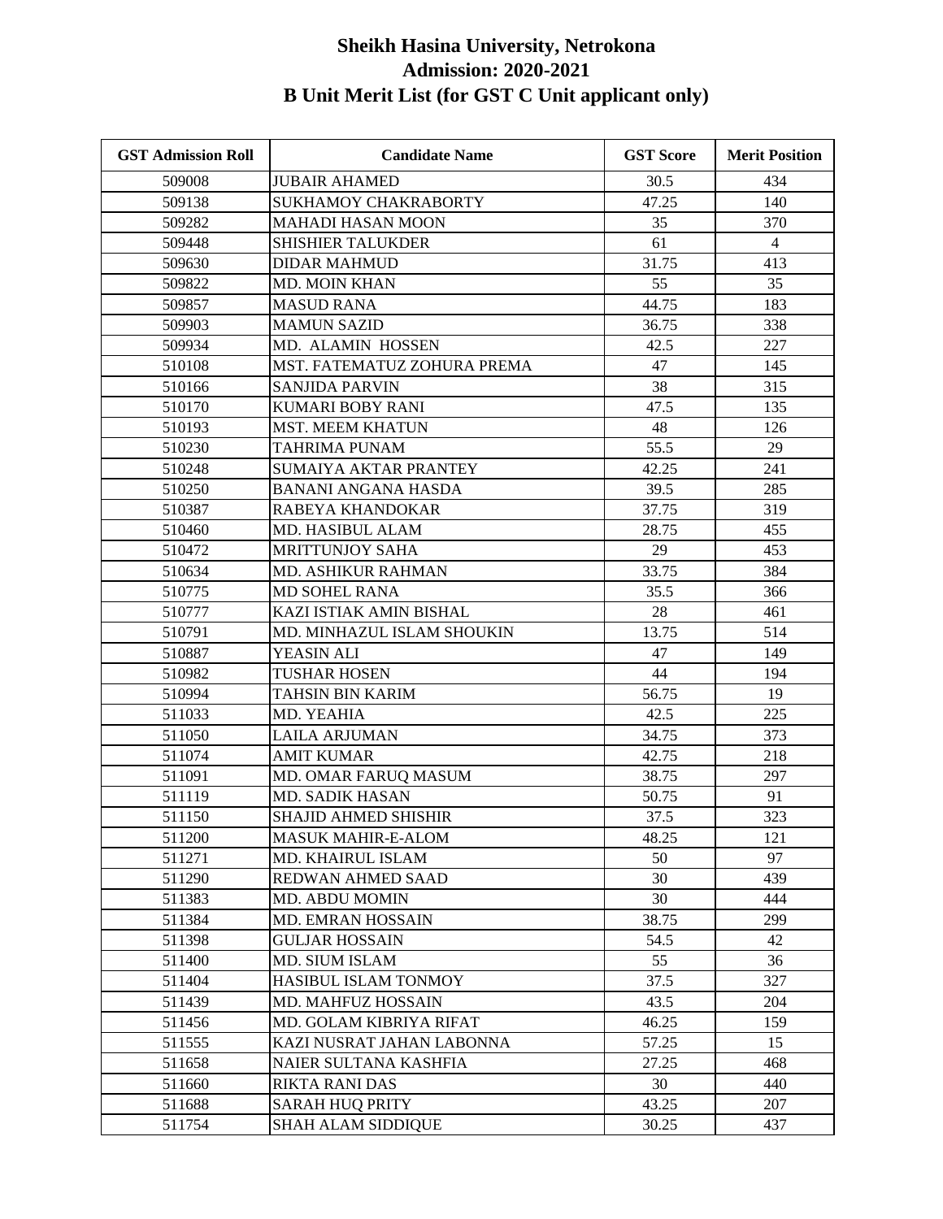# Sheikh Hasina University, Netrokona
## Admission: 2020-2021
## B Unit Merit List (for GST C Unit applicant only)

| GST Admission Roll | Candidate Name | GST Score | Merit Position |
|---|---|---|---|
| 509008 | JUBAIR AHAMED | 30.5 | 434 |
| 509138 | SUKHAMOY CHAKRABORTY | 47.25 | 140 |
| 509282 | MAHADI HASAN MOON | 35 | 370 |
| 509448 | SHISHIER TALUKDER | 61 | 4 |
| 509630 | DIDAR MAHMUD | 31.75 | 413 |
| 509822 | MD. MOIN KHAN | 55 | 35 |
| 509857 | MASUD RANA | 44.75 | 183 |
| 509903 | MAMUN SAZID | 36.75 | 338 |
| 509934 | MD. ALAMIN HOSSEN | 42.5 | 227 |
| 510108 | MST. FATEMATUZ ZOHURA PREMA | 47 | 145 |
| 510166 | SANJIDA PARVIN | 38 | 315 |
| 510170 | KUMARI BOBY RANI | 47.5 | 135 |
| 510193 | MST. MEEM KHATUN | 48 | 126 |
| 510230 | TAHRIMA PUNAM | 55.5 | 29 |
| 510248 | SUMAIYA AKTAR PRANTEY | 42.25 | 241 |
| 510250 | BANANI ANGANA HASDA | 39.5 | 285 |
| 510387 | RABEYA KHANDOKAR | 37.75 | 319 |
| 510460 | MD. HASIBUL ALAM | 28.75 | 455 |
| 510472 | MRITTUNJOY SAHA | 29 | 453 |
| 510634 | MD. ASHIKUR RAHMAN | 33.75 | 384 |
| 510775 | MD SOHEL RANA | 35.5 | 366 |
| 510777 | KAZI ISTIAK AMIN BISHAL | 28 | 461 |
| 510791 | MD. MINHAZUL ISLAM SHOUKIN | 13.75 | 514 |
| 510887 | YEASIN ALI | 47 | 149 |
| 510982 | TUSHAR HOSEN | 44 | 194 |
| 510994 | TAHSIN BIN KARIM | 56.75 | 19 |
| 511033 | MD. YEAHIA | 42.5 | 225 |
| 511050 | LAILA ARJUMAN | 34.75 | 373 |
| 511074 | AMIT KUMAR | 42.75 | 218 |
| 511091 | MD. OMAR FARUQ MASUM | 38.75 | 297 |
| 511119 | MD. SADIK HASAN | 50.75 | 91 |
| 511150 | SHAJID AHMED SHISHIR | 37.5 | 323 |
| 511200 | MASUK MAHIR-E-ALOM | 48.25 | 121 |
| 511271 | MD. KHAIRUL ISLAM | 50 | 97 |
| 511290 | REDWAN AHMED SAAD | 30 | 439 |
| 511383 | MD. ABDU MOMIN | 30 | 444 |
| 511384 | MD. EMRAN HOSSAIN | 38.75 | 299 |
| 511398 | GULJAR HOSSAIN | 54.5 | 42 |
| 511400 | MD. SIUM ISLAM | 55 | 36 |
| 511404 | HASIBUL ISLAM TONMOY | 37.5 | 327 |
| 511439 | MD. MAHFUZ HOSSAIN | 43.5 | 204 |
| 511456 | MD. GOLAM KIBRIYA RIFAT | 46.25 | 159 |
| 511555 | KAZI NUSRAT JAHAN LABONNA | 57.25 | 15 |
| 511658 | NAIER SULTANA KASHFIA | 27.25 | 468 |
| 511660 | RIKTA RANI DAS | 30 | 440 |
| 511688 | SARAH HUQ PRITY | 43.25 | 207 |
| 511754 | SHAH ALAM SIDDIQUE | 30.25 | 437 |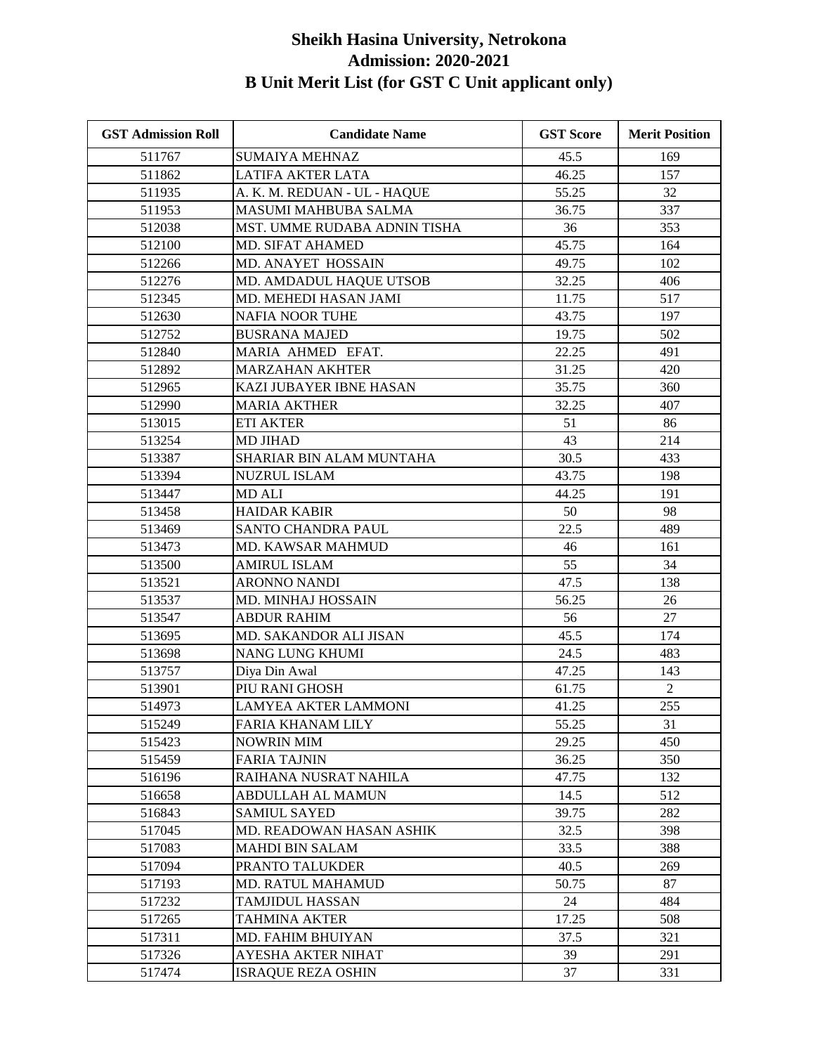# Sheikh Hasina University, Netrokona
## Admission: 2020-2021
## B Unit Merit List (for GST C Unit applicant only)

| GST Admission Roll | Candidate Name | GST Score | Merit Position |
|---|---|---|---|
| 511767 | SUMAIYA MEHNAZ | 45.5 | 169 |
| 511862 | LATIFA AKTER LATA | 46.25 | 157 |
| 511935 | A. K. M. REDUAN - UL - HAQUE | 55.25 | 32 |
| 511953 | MASUMI MAHBUBA SALMA | 36.75 | 337 |
| 512038 | MST. UMME RUDABA ADNIN TISHA | 36 | 353 |
| 512100 | MD. SIFAT AHAMED | 45.75 | 164 |
| 512266 | MD. ANAYET HOSSAIN | 49.75 | 102 |
| 512276 | MD. AMDADUL HAQUE UTSOB | 32.25 | 406 |
| 512345 | MD. MEHEDI HASAN JAMI | 11.75 | 517 |
| 512630 | NAFIA NOOR TUHE | 43.75 | 197 |
| 512752 | BUSRANA MAJED | 19.75 | 502 |
| 512840 | MARIA AHMED EFAT. | 22.25 | 491 |
| 512892 | MARZAHAN AKHTER | 31.25 | 420 |
| 512965 | KAZI JUBAYER IBNE HASAN | 35.75 | 360 |
| 512990 | MARIA AKTHER | 32.25 | 407 |
| 513015 | ETI AKTER | 51 | 86 |
| 513254 | MD JIHAD | 43 | 214 |
| 513387 | SHARIAR BIN ALAM MUNTAHA | 30.5 | 433 |
| 513394 | NUZRUL ISLAM | 43.75 | 198 |
| 513447 | MD ALI | 44.25 | 191 |
| 513458 | HAIDAR KABIR | 50 | 98 |
| 513469 | SANTO CHANDRA PAUL | 22.5 | 489 |
| 513473 | MD. KAWSAR MAHMUD | 46 | 161 |
| 513500 | AMIRUL ISLAM | 55 | 34 |
| 513521 | ARONNO NANDI | 47.5 | 138 |
| 513537 | MD. MINHAJ HOSSAIN | 56.25 | 26 |
| 513547 | ABDUR RAHIM | 56 | 27 |
| 513695 | MD. SAKANDOR ALI JISAN | 45.5 | 174 |
| 513698 | NANG LUNG KHUMI | 24.5 | 483 |
| 513757 | Diya Din Awal | 47.25 | 143 |
| 513901 | PIU RANI GHOSH | 61.75 | 2 |
| 514973 | LAMYEA AKTER LAMMONI | 41.25 | 255 |
| 515249 | FARIA KHANAM LILY | 55.25 | 31 |
| 515423 | NOWRIN MIM | 29.25 | 450 |
| 515459 | FARIA TAJNIN | 36.25 | 350 |
| 516196 | RAIHANA NUSRAT NAHILA | 47.75 | 132 |
| 516658 | ABDULLAH AL MAMUN | 14.5 | 512 |
| 516843 | SAMIUL SAYED | 39.75 | 282 |
| 517045 | MD. READOWAN HASAN ASHIK | 32.5 | 398 |
| 517083 | MAHDI BIN SALAM | 33.5 | 388 |
| 517094 | PRANTO TALUKDER | 40.5 | 269 |
| 517193 | MD. RATUL MAHAMUD | 50.75 | 87 |
| 517232 | TAMJIDUL HASSAN | 24 | 484 |
| 517265 | TAHMINA AKTER | 17.25 | 508 |
| 517311 | MD. FAHIM BHUIYAN | 37.5 | 321 |
| 517326 | AYESHA AKTER NIHAT | 39 | 291 |
| 517474 | ISRAQUE REZA OSHIN | 37 | 331 |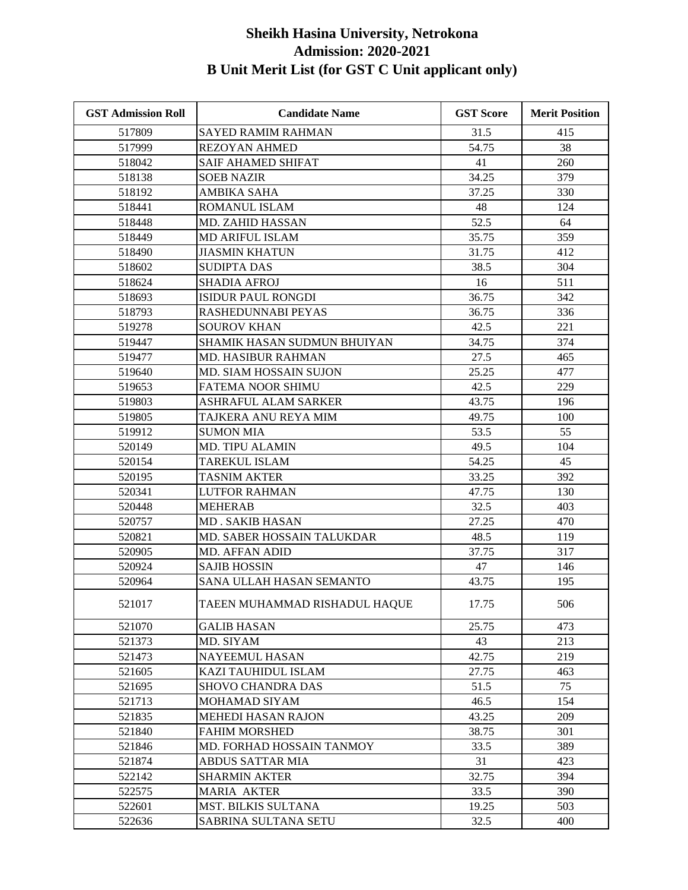# Sheikh Hasina University, Netrokona
## Admission: 2020-2021
## B Unit Merit List (for GST C Unit applicant only)

| GST Admission Roll | Candidate Name | GST Score | Merit Position |
|---|---|---|---|
| 517809 | SAYED RAMIM RAHMAN | 31.5 | 415 |
| 517999 | REZOYAN AHMED | 54.75 | 38 |
| 518042 | SAIF AHAMED SHIFAT | 41 | 260 |
| 518138 | SOEB NAZIR | 34.25 | 379 |
| 518192 | AMBIKA SAHA | 37.25 | 330 |
| 518441 | ROMANUL ISLAM | 48 | 124 |
| 518448 | MD. ZAHID HASSAN | 52.5 | 64 |
| 518449 | MD ARIFUL ISLAM | 35.75 | 359 |
| 518490 | JIASMIN KHATUN | 31.75 | 412 |
| 518602 | SUDIPTA DAS | 38.5 | 304 |
| 518624 | SHADIA AFROJ | 16 | 511 |
| 518693 | ISIDUR PAUL RONGDI | 36.75 | 342 |
| 518793 | RASHEDUNNABI PEYAS | 36.75 | 336 |
| 519278 | SOUROV KHAN | 42.5 | 221 |
| 519447 | SHAMIK HASAN SUDMUN BHUIYAN | 34.75 | 374 |
| 519477 | MD. HASIBUR RAHMAN | 27.5 | 465 |
| 519640 | MD. SIAM HOSSAIN SUJON | 25.25 | 477 |
| 519653 | FATEMA NOOR SHIMU | 42.5 | 229 |
| 519803 | ASHRAFUL ALAM SARKER | 43.75 | 196 |
| 519805 | TAJKERA ANU REYA MIM | 49.75 | 100 |
| 519912 | SUMON MIA | 53.5 | 55 |
| 520149 | MD. TIPU ALAMIN | 49.5 | 104 |
| 520154 | TAREKUL ISLAM | 54.25 | 45 |
| 520195 | TASNIM AKTER | 33.25 | 392 |
| 520341 | LUTFOR RAHMAN | 47.75 | 130 |
| 520448 | MEHERAB | 32.5 | 403 |
| 520757 | MD . SAKIB HASAN | 27.25 | 470 |
| 520821 | MD. SABER HOSSAIN TALUKDAR | 48.5 | 119 |
| 520905 | MD. AFFAN ADID | 37.75 | 317 |
| 520924 | SAJIB HOSSIN | 47 | 146 |
| 520964 | SANA ULLAH HASAN SEMANTO | 43.75 | 195 |
| 521017 | TAEEN MUHAMMAD RISHADUL HAQUE | 17.75 | 506 |
| 521070 | GALIB HASAN | 25.75 | 473 |
| 521373 | MD. SIYAM | 43 | 213 |
| 521473 | NAYEEMUL HASAN | 42.75 | 219 |
| 521605 | KAZI TAUHIDUL ISLAM | 27.75 | 463 |
| 521695 | SHOVO CHANDRA DAS | 51.5 | 75 |
| 521713 | MOHAMAD SIYAM | 46.5 | 154 |
| 521835 | MEHEDI HASAN RAJON | 43.25 | 209 |
| 521840 | FAHIM MORSHED | 38.75 | 301 |
| 521846 | MD. FORHAD HOSSAIN TANMOY | 33.5 | 389 |
| 521874 | ABDUS SATTAR MIA | 31 | 423 |
| 522142 | SHARMIN AKTER | 32.75 | 394 |
| 522575 | MARIA AKTER | 33.5 | 390 |
| 522601 | MST. BILKIS SULTANA | 19.25 | 503 |
| 522636 | SABRINA SULTANA SETU | 32.5 | 400 |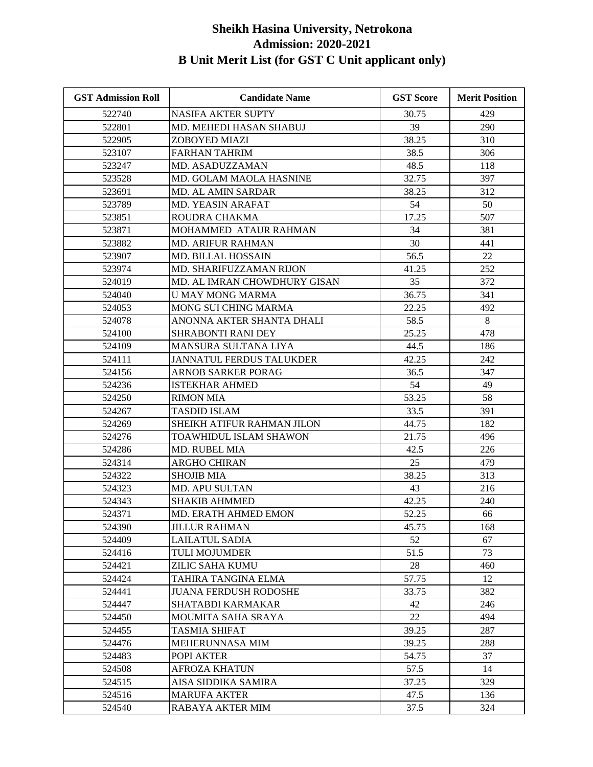# Sheikh Hasina University, Netrokona
## Admission: 2020-2021
## B Unit Merit List (for GST C Unit applicant only)

| GST Admission Roll | Candidate Name | GST Score | Merit Position |
|---|---|---|---|
| 522740 | NASIFA AKTER SUPTY | 30.75 | 429 |
| 522801 | MD. MEHEDI HASAN SHABUJ | 39 | 290 |
| 522905 | ZOBOYED MIAZI | 38.25 | 310 |
| 523107 | FARHAN TAHRIM | 38.5 | 306 |
| 523247 | MD. ASADUZZAMAN | 48.5 | 118 |
| 523528 | MD. GOLAM MAOLA HASNINE | 32.75 | 397 |
| 523691 | MD. AL AMIN SARDAR | 38.25 | 312 |
| 523789 | MD. YEASIN ARAFAT | 54 | 50 |
| 523851 | ROUDRA CHAKMA | 17.25 | 507 |
| 523871 | MOHAMMED ATAUR RAHMAN | 34 | 381 |
| 523882 | MD. ARIFUR RAHMAN | 30 | 441 |
| 523907 | MD. BILLAL HOSSAIN | 56.5 | 22 |
| 523974 | MD. SHARIFUZZAMAN RIJON | 41.25 | 252 |
| 524019 | MD. AL IMRAN CHOWDHURY GISAN | 35 | 372 |
| 524040 | U MAY MONG MARMA | 36.75 | 341 |
| 524053 | MONG SUI CHING MARMA | 22.25 | 492 |
| 524078 | ANONNA AKTER SHANTA DHALI | 58.5 | 8 |
| 524100 | SHRABONTI RANI DEY | 25.25 | 478 |
| 524109 | MANSURA SULTANA LIYA | 44.5 | 186 |
| 524111 | JANNATUL FERDUS TALUKDER | 42.25 | 242 |
| 524156 | ARNOB SARKER PORAG | 36.5 | 347 |
| 524236 | ISTEKHAR AHMED | 54 | 49 |
| 524250 | RIMON MIA | 53.25 | 58 |
| 524267 | TASDID ISLAM | 33.5 | 391 |
| 524269 | SHEIKH ATIFUR RAHMAN JILON | 44.75 | 182 |
| 524276 | TOAWHIDUL ISLAM SHAWON | 21.75 | 496 |
| 524286 | MD. RUBEL MIA | 42.5 | 226 |
| 524314 | ARGHO CHIRAN | 25 | 479 |
| 524322 | SHOJIB MIA | 38.25 | 313 |
| 524323 | MD. APU SULTAN | 43 | 216 |
| 524343 | SHAKIB AHMMED | 42.25 | 240 |
| 524371 | MD. ERATH AHMED EMON | 52.25 | 66 |
| 524390 | JILLUR RAHMAN | 45.75 | 168 |
| 524409 | LAILATUL SADIA | 52 | 67 |
| 524416 | TULI MOJUMDER | 51.5 | 73 |
| 524421 | ZILIC SAHA KUMU | 28 | 460 |
| 524424 | TAHIRA TANGINA ELMA | 57.75 | 12 |
| 524441 | JUANA FERDUSH RODOSHE | 33.75 | 382 |
| 524447 | SHATABDI KARMAKAR | 42 | 246 |
| 524450 | MOUMITA SAHA SRAYA | 22 | 494 |
| 524455 | TASMIA SHIFAT | 39.25 | 287 |
| 524476 | MEHERUNNASA MIM | 39.25 | 288 |
| 524483 | POPI AKTER | 54.75 | 37 |
| 524508 | AFROZA KHATUN | 57.5 | 14 |
| 524515 | AISA SIDDIKA SAMIRA | 37.25 | 329 |
| 524516 | MARUFA AKTER | 47.5 | 136 |
| 524540 | RABAYA AKTER MIM | 37.5 | 324 |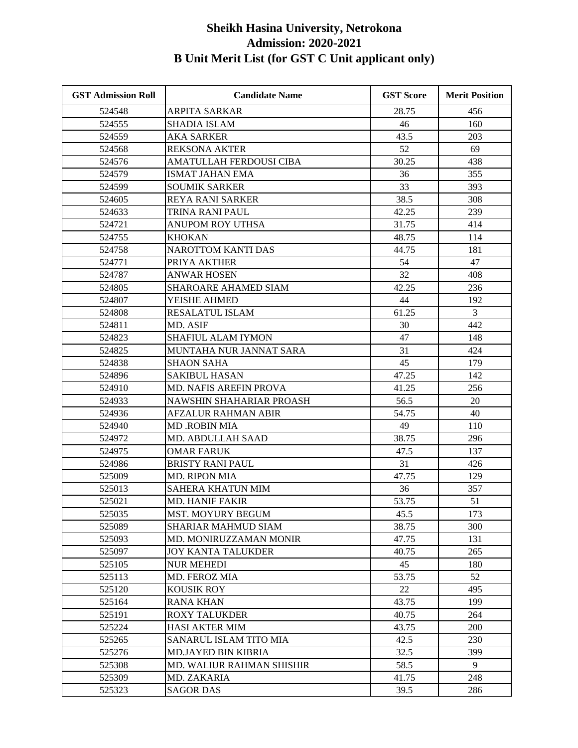# Sheikh Hasina University, Netrokona
## Admission: 2020-2021
## B Unit Merit List (for GST C Unit applicant only)

| GST Admission Roll | Candidate Name | GST Score | Merit Position |
|---|---|---|---|
| 524548 | ARPITA SARKAR | 28.75 | 456 |
| 524555 | SHADIA ISLAM | 46 | 160 |
| 524559 | AKA SARKER | 43.5 | 203 |
| 524568 | REKSONA AKTER | 52 | 69 |
| 524576 | AMATULLAH FERDOUSI CIBA | 30.25 | 438 |
| 524579 | ISMAT JAHAN EMA | 36 | 355 |
| 524599 | SOUMIK SARKER | 33 | 393 |
| 524605 | REYA RANI SARKER | 38.5 | 308 |
| 524633 | TRINA RANI PAUL | 42.25 | 239 |
| 524721 | ANUPOM ROY UTHSA | 31.75 | 414 |
| 524755 | KHOKAN | 48.75 | 114 |
| 524758 | NAROTTOM KANTI DAS | 44.75 | 181 |
| 524771 | PRIYA AKTHER | 54 | 47 |
| 524787 | ANWAR HOSEN | 32 | 408 |
| 524805 | SHAROARE AHAMED SIAM | 42.25 | 236 |
| 524807 | YEISHE AHMED | 44 | 192 |
| 524808 | RESALATUL ISLAM | 61.25 | 3 |
| 524811 | MD. ASIF | 30 | 442 |
| 524823 | SHAFIUL ALAM IYMON | 47 | 148 |
| 524825 | MUNTAHA NUR JANNAT SARA | 31 | 424 |
| 524838 | SHAON SAHA | 45 | 179 |
| 524896 | SAKIBUL HASAN | 47.25 | 142 |
| 524910 | MD. NAFIS AREFIN PROVA | 41.25 | 256 |
| 524933 | NAWSHIN SHAHARIAR PROASH | 56.5 | 20 |
| 524936 | AFZALUR RAHMAN ABIR | 54.75 | 40 |
| 524940 | MD .ROBIN MIA | 49 | 110 |
| 524972 | MD. ABDULLAH SAAD | 38.75 | 296 |
| 524975 | OMAR FARUK | 47.5 | 137 |
| 524986 | BRISTY RANI PAUL | 31 | 426 |
| 525009 | MD. RIPON MIA | 47.75 | 129 |
| 525013 | SAHERA KHATUN MIM | 36 | 357 |
| 525021 | MD. HANIF FAKIR | 53.75 | 51 |
| 525035 | MST. MOYURY BEGUM | 45.5 | 173 |
| 525089 | SHARIAR MAHMUD SIAM | 38.75 | 300 |
| 525093 | MD. MONIRUZZAMAN MONIR | 47.75 | 131 |
| 525097 | JOY KANTA TALUKDER | 40.75 | 265 |
| 525105 | NUR MEHEDI | 45 | 180 |
| 525113 | MD. FEROZ MIA | 53.75 | 52 |
| 525120 | KOUSIK ROY | 22 | 495 |
| 525164 | RANA KHAN | 43.75 | 199 |
| 525191 | ROXY TALUKDER | 40.75 | 264 |
| 525224 | HASI AKTER MIM | 43.75 | 200 |
| 525265 | SANARUL ISLAM TITO MIA | 42.5 | 230 |
| 525276 | MD.JAYED BIN KIBRIA | 32.5 | 399 |
| 525308 | MD. WALIUR RAHMAN SHISHIR | 58.5 | 9 |
| 525309 | MD. ZAKARIA | 41.75 | 248 |
| 525323 | SAGOR DAS | 39.5 | 286 |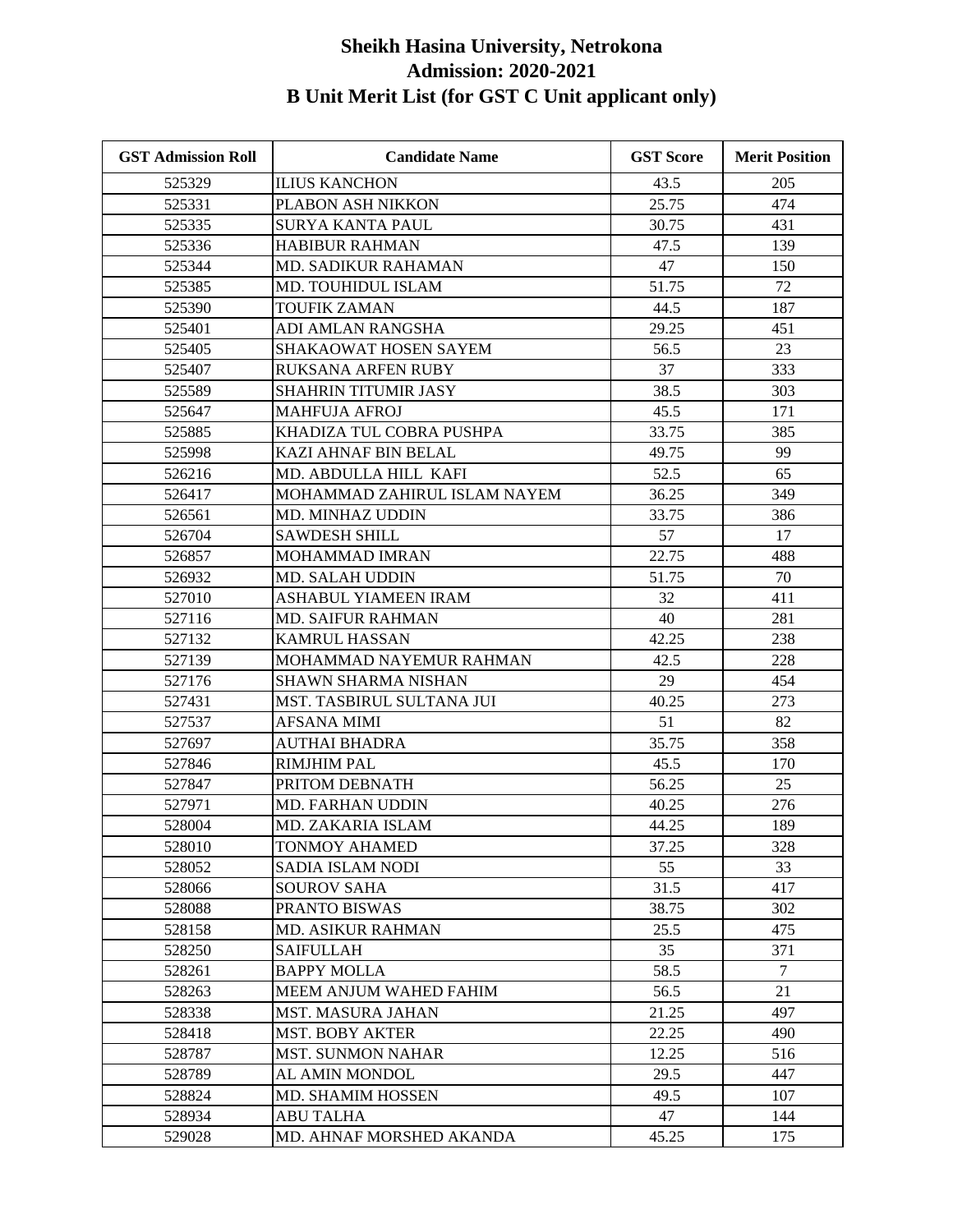# Sheikh Hasina University, Netrokona
## Admission: 2020-2021
## B Unit Merit List (for GST C Unit applicant only)

| GST Admission Roll | Candidate Name | GST Score | Merit Position |
|---|---|---|---|
| 525329 | ILIUS KANCHON | 43.5 | 205 |
| 525331 | PLABON ASH NIKKON | 25.75 | 474 |
| 525335 | SURYA KANTA PAUL | 30.75 | 431 |
| 525336 | HABIBUR RAHMAN | 47.5 | 139 |
| 525344 | MD. SADIKUR RAHAMAN | 47 | 150 |
| 525385 | MD. TOUHIDUL ISLAM | 51.75 | 72 |
| 525390 | TOUFIK ZAMAN | 44.5 | 187 |
| 525401 | ADI AMLAN RANGSHA | 29.25 | 451 |
| 525405 | SHAKAOWAT HOSEN SAYEM | 56.5 | 23 |
| 525407 | RUKSANA ARFEN RUBY | 37 | 333 |
| 525589 | SHAHRIN TITUMIR JASY | 38.5 | 303 |
| 525647 | MAHFUJA AFROJ | 45.5 | 171 |
| 525885 | KHADIZA TUL COBRA PUSHPA | 33.75 | 385 |
| 525998 | KAZI AHNAF BIN BELAL | 49.75 | 99 |
| 526216 | MD. ABDULLA HILL KAFI | 52.5 | 65 |
| 526417 | MOHAMMAD ZAHIRUL ISLAM NAYEM | 36.25 | 349 |
| 526561 | MD. MINHAZ UDDIN | 33.75 | 386 |
| 526704 | SAWDESH SHILL | 57 | 17 |
| 526857 | MOHAMMAD IMRAN | 22.75 | 488 |
| 526932 | MD. SALAH UDDIN | 51.75 | 70 |
| 527010 | ASHABUL YIAMEEN IRAM | 32 | 411 |
| 527116 | MD. SAIFUR RAHMAN | 40 | 281 |
| 527132 | KAMRUL HASSAN | 42.25 | 238 |
| 527139 | MOHAMMAD NAYEMUR RAHMAN | 42.5 | 228 |
| 527176 | SHAWN SHARMA NISHAN | 29 | 454 |
| 527431 | MST. TASBIRUL SULTANA JUI | 40.25 | 273 |
| 527537 | AFSANA MIMI | 51 | 82 |
| 527697 | AUTHAI BHADRA | 35.75 | 358 |
| 527846 | RIMJHIM PAL | 45.5 | 170 |
| 527847 | PRITOM DEBNATH | 56.25 | 25 |
| 527971 | MD. FARHAN UDDIN | 40.25 | 276 |
| 528004 | MD. ZAKARIA ISLAM | 44.25 | 189 |
| 528010 | TONMOY AHAMED | 37.25 | 328 |
| 528052 | SADIA ISLAM NODI | 55 | 33 |
| 528066 | SOUROV SAHA | 31.5 | 417 |
| 528088 | PRANTO BISWAS | 38.75 | 302 |
| 528158 | MD. ASIKUR RAHMAN | 25.5 | 475 |
| 528250 | SAIFULLAH | 35 | 371 |
| 528261 | BAPPY MOLLA | 58.5 | 7 |
| 528263 | MEEM ANJUM WAHED FAHIM | 56.5 | 21 |
| 528338 | MST. MASURA JAHAN | 21.25 | 497 |
| 528418 | MST. BOBY AKTER | 22.25 | 490 |
| 528787 | MST. SUNMON NAHAR | 12.25 | 516 |
| 528789 | AL AMIN MONDOL | 29.5 | 447 |
| 528824 | MD. SHAMIM HOSSEN | 49.5 | 107 |
| 528934 | ABU TALHA | 47 | 144 |
| 529028 | MD. AHNAF MORSHED AKANDA | 45.25 | 175 |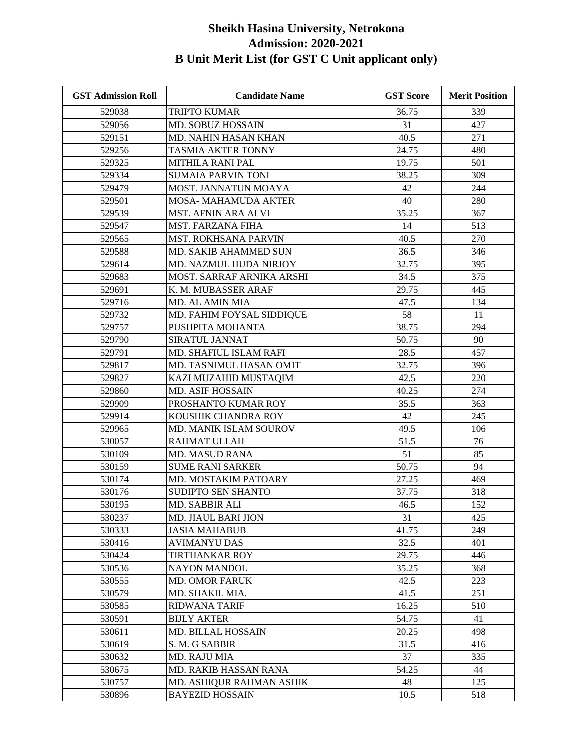# Sheikh Hasina University, Netrokona
## Admission: 2020-2021
## B Unit Merit List (for GST C Unit applicant only)

| GST Admission Roll | Candidate Name | GST Score | Merit Position |
|---|---|---|---|
| 529038 | TRIPTO KUMAR | 36.75 | 339 |
| 529056 | MD. SOBUZ HOSSAIN | 31 | 427 |
| 529151 | MD. NAHIN HASAN KHAN | 40.5 | 271 |
| 529256 | TASMIA AKTER TONNY | 24.75 | 480 |
| 529325 | MITHILA RANI PAL | 19.75 | 501 |
| 529334 | SUMAIA PARVIN TONI | 38.25 | 309 |
| 529479 | MOST. JANNATUN MOAYA | 42 | 244 |
| 529501 | MOSA- MAHAMUDA AKTER | 40 | 280 |
| 529539 | MST. AFNIN ARA ALVI | 35.25 | 367 |
| 529547 | MST. FARZANA FIHA | 14 | 513 |
| 529565 | MST. ROKHSANA PARVIN | 40.5 | 270 |
| 529588 | MD. SAKIB AHAMMED SUN | 36.5 | 346 |
| 529614 | MD. NAZMUL HUDA NIRJOY | 32.75 | 395 |
| 529683 | MOST. SARRAF ARNIKA ARSHI | 34.5 | 375 |
| 529691 | K. M. MUBASSER ARAF | 29.75 | 445 |
| 529716 | MD. AL AMIN MIA | 47.5 | 134 |
| 529732 | MD. FAHIM FOYSAL SIDDIQUE | 58 | 11 |
| 529757 | PUSHPITA MOHANTA | 38.75 | 294 |
| 529790 | SIRATUL JANNAT | 50.75 | 90 |
| 529791 | MD. SHAFIUL ISLAM RAFI | 28.5 | 457 |
| 529817 | MD. TASNIMUL HASAN OMIT | 32.75 | 396 |
| 529827 | KAZI MUZAHID MUSTAQIM | 42.5 | 220 |
| 529860 | MD. ASIF HOSSAIN | 40.25 | 274 |
| 529909 | PROSHANTO KUMAR ROY | 35.5 | 363 |
| 529914 | KOUSHIK CHANDRA ROY | 42 | 245 |
| 529965 | MD. MANIK ISLAM SOUROV | 49.5 | 106 |
| 530057 | RAHMAT ULLAH | 51.5 | 76 |
| 530109 | MD. MASUD RANA | 51 | 85 |
| 530159 | SUME RANI SARKER | 50.75 | 94 |
| 530174 | MD. MOSTAKIM PATOARY | 27.25 | 469 |
| 530176 | SUDIPTO SEN SHANTO | 37.75 | 318 |
| 530195 | MD. SABBIR ALI | 46.5 | 152 |
| 530237 | MD. JIAUL BARI JION | 31 | 425 |
| 530333 | JASIA MAHABUB | 41.75 | 249 |
| 530416 | AVIMANYU DAS | 32.5 | 401 |
| 530424 | TIRTHANKAR ROY | 29.75 | 446 |
| 530536 | NAYON MANDOL | 35.25 | 368 |
| 530555 | MD. OMOR FARUK | 42.5 | 223 |
| 530579 | MD. SHAKIL MIA. | 41.5 | 251 |
| 530585 | RIDWANA TARIF | 16.25 | 510 |
| 530591 | BIJLY AKTER | 54.75 | 41 |
| 530611 | MD. BILLAL HOSSAIN | 20.25 | 498 |
| 530619 | S. M. G SABBIR | 31.5 | 416 |
| 530632 | MD. RAJU MIA | 37 | 335 |
| 530675 | MD. RAKIB HASSAN RANA | 54.25 | 44 |
| 530757 | MD. ASHIQUR RAHMAN ASHIK | 48 | 125 |
| 530896 | BAYEZID HOSSAIN | 10.5 | 518 |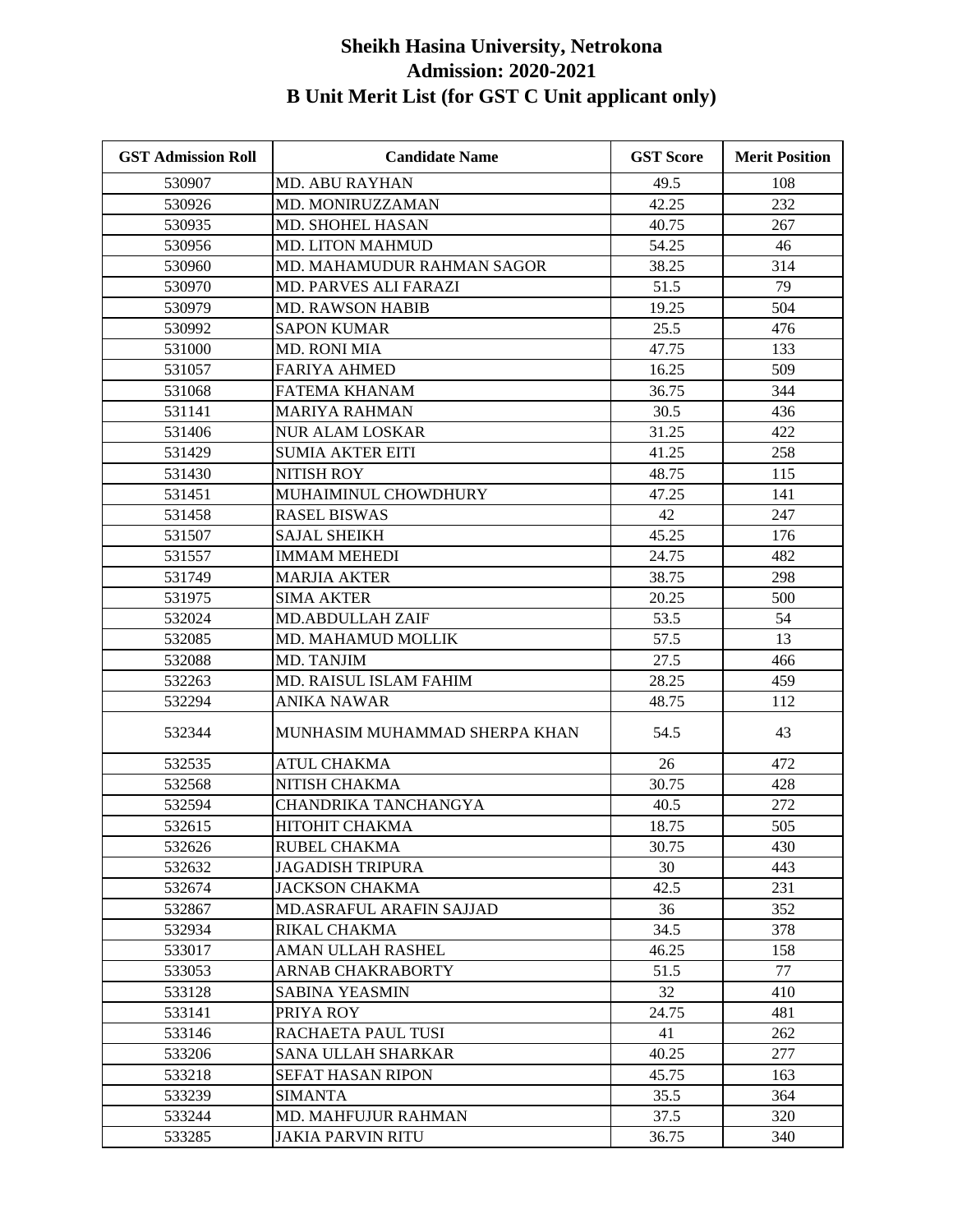# Sheikh Hasina University, Netrokona
## Admission: 2020-2021
## B Unit Merit List (for GST C Unit applicant only)

| GST Admission Roll | Candidate Name | GST Score | Merit Position |
|---|---|---|---|
| 530907 | MD. ABU RAYHAN | 49.5 | 108 |
| 530926 | MD. MONIRUZZAMAN | 42.25 | 232 |
| 530935 | MD. SHOHEL HASAN | 40.75 | 267 |
| 530956 | MD. LITON MAHMUD | 54.25 | 46 |
| 530960 | MD. MAHAMUDUR RAHMAN SAGOR | 38.25 | 314 |
| 530970 | MD. PARVES ALI FARAZI | 51.5 | 79 |
| 530979 | MD. RAWSON HABIB | 19.25 | 504 |
| 530992 | SAPON KUMAR | 25.5 | 476 |
| 531000 | MD. RONI MIA | 47.75 | 133 |
| 531057 | FARIYA AHMED | 16.25 | 509 |
| 531068 | FATEMA KHANAM | 36.75 | 344 |
| 531141 | MARIYA RAHMAN | 30.5 | 436 |
| 531406 | NUR ALAM LOSKAR | 31.25 | 422 |
| 531429 | SUMIA AKTER EITI | 41.25 | 258 |
| 531430 | NITISH ROY | 48.75 | 115 |
| 531451 | MUHAIMINUL CHOWDHURY | 47.25 | 141 |
| 531458 | RASEL BISWAS | 42 | 247 |
| 531507 | SAJAL SHEIKH | 45.25 | 176 |
| 531557 | IMMAM MEHEDI | 24.75 | 482 |
| 531749 | MARJIA AKTER | 38.75 | 298 |
| 531975 | SIMA AKTER | 20.25 | 500 |
| 532024 | MD.ABDULLAH ZAIF | 53.5 | 54 |
| 532085 | MD. MAHAMUD MOLLIK | 57.5 | 13 |
| 532088 | MD. TANJIM | 27.5 | 466 |
| 532263 | MD. RAISUL ISLAM FAHIM | 28.25 | 459 |
| 532294 | ANIKA NAWAR | 48.75 | 112 |
| 532344 | MUNHASIM MUHAMMAD SHERPA KHAN | 54.5 | 43 |
| 532535 | ATUL CHAKMA | 26 | 472 |
| 532568 | NITISH CHAKMA | 30.75 | 428 |
| 532594 | CHANDRIKA TANCHANGYA | 40.5 | 272 |
| 532615 | HITOHIT CHAKMA | 18.75 | 505 |
| 532626 | RUBEL CHAKMA | 30.75 | 430 |
| 532632 | JAGADISH TRIPURA | 30 | 443 |
| 532674 | JACKSON CHAKMA | 42.5 | 231 |
| 532867 | MD.ASRAFUL ARAFIN SAJJAD | 36 | 352 |
| 532934 | RIKAL CHAKMA | 34.5 | 378 |
| 533017 | AMAN ULLAH RASHEL | 46.25 | 158 |
| 533053 | ARNAB CHAKRABORTY | 51.5 | 77 |
| 533128 | SABINA YEASMIN | 32 | 410 |
| 533141 | PRIYA ROY | 24.75 | 481 |
| 533146 | RACHAETA PAUL TUSI | 41 | 262 |
| 533206 | SANA ULLAH SHARKAR | 40.25 | 277 |
| 533218 | SEFAT HASAN RIPON | 45.75 | 163 |
| 533239 | SIMANTA | 35.5 | 364 |
| 533244 | MD. MAHFUJUR RAHMAN | 37.5 | 320 |
| 533285 | JAKIA PARVIN RITU | 36.75 | 340 |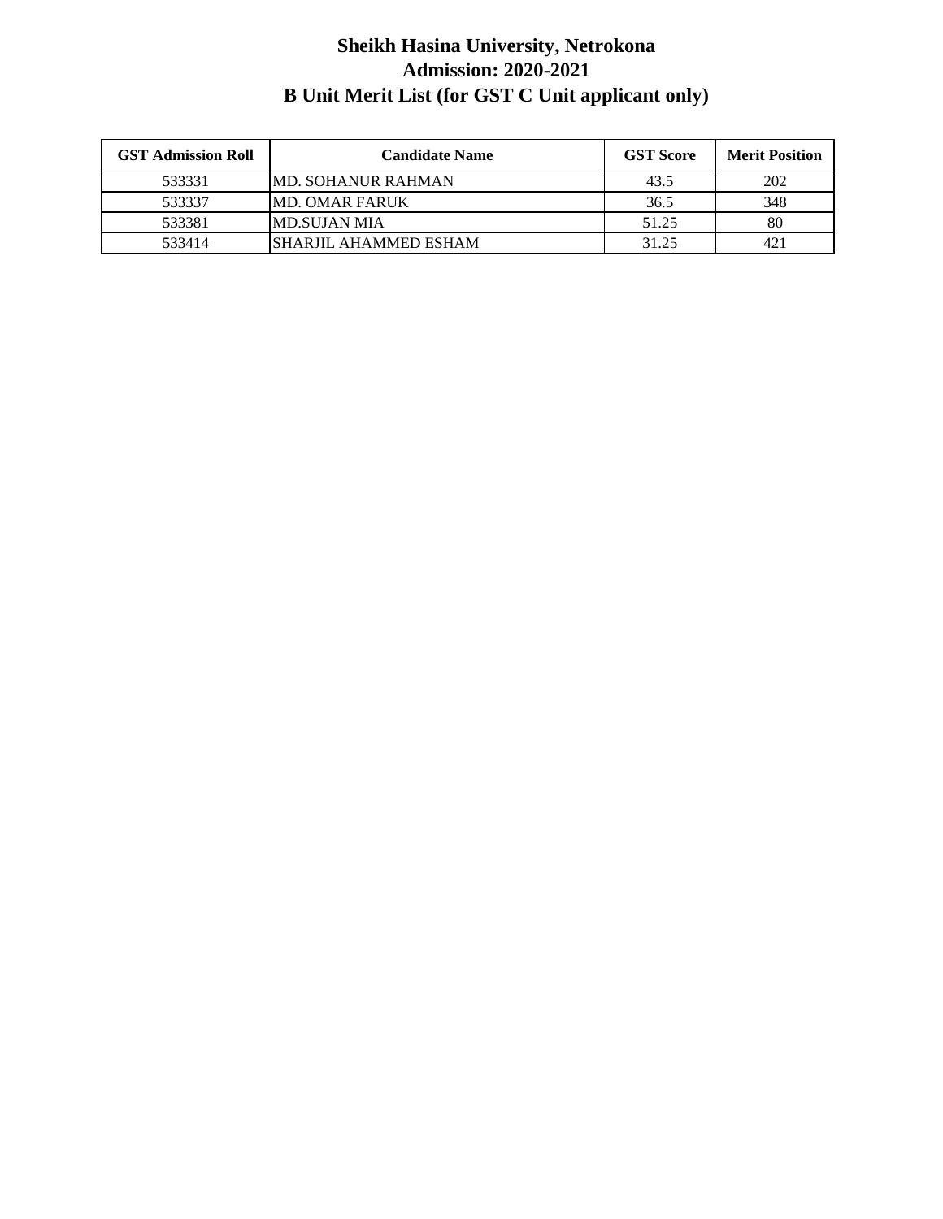# Sheikh Hasina University, Netrokona

## Admission: 2020-2021

## B Unit Merit List (for GST C Unit applicant only)

| GST Admission Roll | Candidate Name | GST Score | Merit Position |
|---|---|---|---|
| 533331 | MD. SOHANUR RAHMAN | 43.5 | 202 |
| 533337 | MD. OMAR FARUK | 36.5 | 348 |
| 533381 | MD.SUJAN MIA | 51.25 | 80 |
| 533414 | SHARJIL AHAMMED ESHAM | 31.25 | 421 |